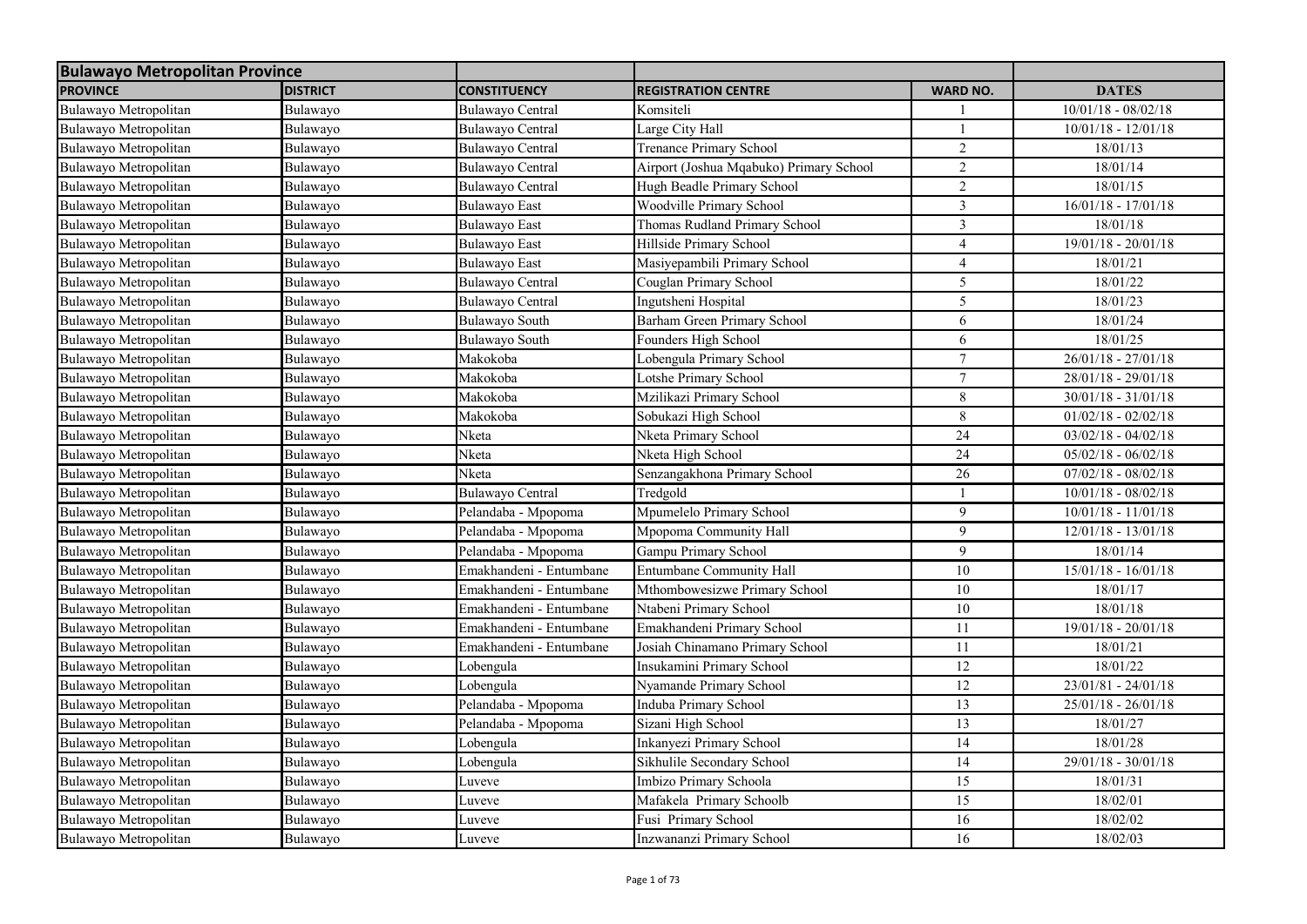| Bulawayo Metropolitan Province | | | | | |
|---|---|---|---|---|---|
| **PROVINCE** | **DISTRICT** | **CONSTITUENCY** | **REGISTRATION CENTRE** | **WARD NO.** | **DATES** |
| Bulawayo Metropolitan | Bulawayo | Bulawayo Central | Komsiteli | 1 | 10/01/18 - 08/02/18 |
| Bulawayo Metropolitan | Bulawayo | Bulawayo Central | Large City Hall | 1 | 10/01/18 - 12/01/18 |
| Bulawayo Metropolitan | Bulawayo | Bulawayo Central | Trenance Primary School | 2 | 18/01/13 |
| Bulawayo Metropolitan | Bulawayo | Bulawayo Central | Airport (Joshua Mqabuko) Primary School | 2 | 18/01/14 |
| Bulawayo Metropolitan | Bulawayo | Bulawayo Central | Hugh Beadle Primary School | 2 | 18/01/15 |
| Bulawayo Metropolitan | Bulawayo | Bulawayo East | Woodville Primary School | 3 | 16/01/18 - 17/01/18 |
| Bulawayo Metropolitan | Bulawayo | Bulawayo East | Thomas Rudland Primary School | 3 | 18/01/18 |
| Bulawayo Metropolitan | Bulawayo | Bulawayo East | Hillside Primary School | 4 | 19/01/18 - 20/01/18 |
| Bulawayo Metropolitan | Bulawayo | Bulawayo East | Masiyepambili Primary School | 4 | 18/01/21 |
| Bulawayo Metropolitan | Bulawayo | Bulawayo Central | Couglan Primary School | 5 | 18/01/22 |
| Bulawayo Metropolitan | Bulawayo | Bulawayo Central | Ingutsheni Hospital | 5 | 18/01/23 |
| Bulawayo Metropolitan | Bulawayo | Bulawayo South | Barham Green Primary School | 6 | 18/01/24 |
| Bulawayo Metropolitan | Bulawayo | Bulawayo South | Founders High School | 6 | 18/01/25 |
| Bulawayo Metropolitan | Bulawayo | Makokoba | Lobengula Primary School | 7 | 26/01/18 - 27/01/18 |
| Bulawayo Metropolitan | Bulawayo | Makokoba | Lotshe Primary School | 7 | 28/01/18 - 29/01/18 |
| Bulawayo Metropolitan | Bulawayo | Makokoba | Mzilikazi Primary School | 8 | 30/01/18 - 31/01/18 |
| Bulawayo Metropolitan | Bulawayo | Makokoba | Sobukazi High School | 8 | 01/02/18 - 02/02/18 |
| Bulawayo Metropolitan | Bulawayo | Nketa | Nketa Primary School | 24 | 03/02/18 - 04/02/18 |
| Bulawayo Metropolitan | Bulawayo | Nketa | Nketa High School | 24 | 05/02/18 - 06/02/18 |
| Bulawayo Metropolitan | Bulawayo | Nketa | Senzangakhona Primary School | 26 | 07/02/18 - 08/02/18 |
| Bulawayo Metropolitan | Bulawayo | Bulawayo Central | Tredgold | 1 | 10/01/18 - 08/02/18 |
| Bulawayo Metropolitan | Bulawayo | Pelandaba - Mpopoma | Mpumelelo Primary School | 9 | 10/01/18 - 11/01/18 |
| Bulawayo Metropolitan | Bulawayo | Pelandaba - Mpopoma | Mpopoma Community Hall | 9 | 12/01/18 - 13/01/18 |
| Bulawayo Metropolitan | Bulawayo | Pelandaba - Mpopoma | Gampu Primary School | 9 | 18/01/14 |
| Bulawayo Metropolitan | Bulawayo | Emakhandeni - Entumbane | Entumbane Community Hall | 10 | 15/01/18 - 16/01/18 |
| Bulawayo Metropolitan | Bulawayo | Emakhandeni - Entumbane | Mthombowesizwe Primary School | 10 | 18/01/17 |
| Bulawayo Metropolitan | Bulawayo | Emakhandeni - Entumbane | Ntabeni Primary School | 10 | 18/01/18 |
| Bulawayo Metropolitan | Bulawayo | Emakhandeni - Entumbane | Emakhandeni Primary School | 11 | 19/01/18 - 20/01/18 |
| Bulawayo Metropolitan | Bulawayo | Emakhandeni - Entumbane | Josiah Chinamano Primary School | 11 | 18/01/21 |
| Bulawayo Metropolitan | Bulawayo | Lobengula | Insukamini Primary School | 12 | 18/01/22 |
| Bulawayo Metropolitan | Bulawayo | Lobengula | Nyamande Primary School | 12 | 23/01/81 - 24/01/18 |
| Bulawayo Metropolitan | Bulawayo | Pelandaba - Mpopoma | Induba Primary School | 13 | 25/01/18 - 26/01/18 |
| Bulawayo Metropolitan | Bulawayo | Pelandaba - Mpopoma | Sizani High School | 13 | 18/01/27 |
| Bulawayo Metropolitan | Bulawayo | Lobengula | Inkanyezi Primary School | 14 | 18/01/28 |
| Bulawayo Metropolitan | Bulawayo | Lobengula | Sikhulile Secondary School | 14 | 29/01/18 - 30/01/18 |
| Bulawayo Metropolitan | Bulawayo | Luveve | Imbizo Primary Schoola | 15 | 18/01/31 |
| Bulawayo Metropolitan | Bulawayo | Luveve | Mafakela Primary Schoolb | 15 | 18/02/01 |
| Bulawayo Metropolitan | Bulawayo | Luveve | Fusi Primary School | 16 | 18/02/02 |
| Bulawayo Metropolitan | Bulawayo | Luveve | Inzwananzi Primary School | 16 | 18/02/03 |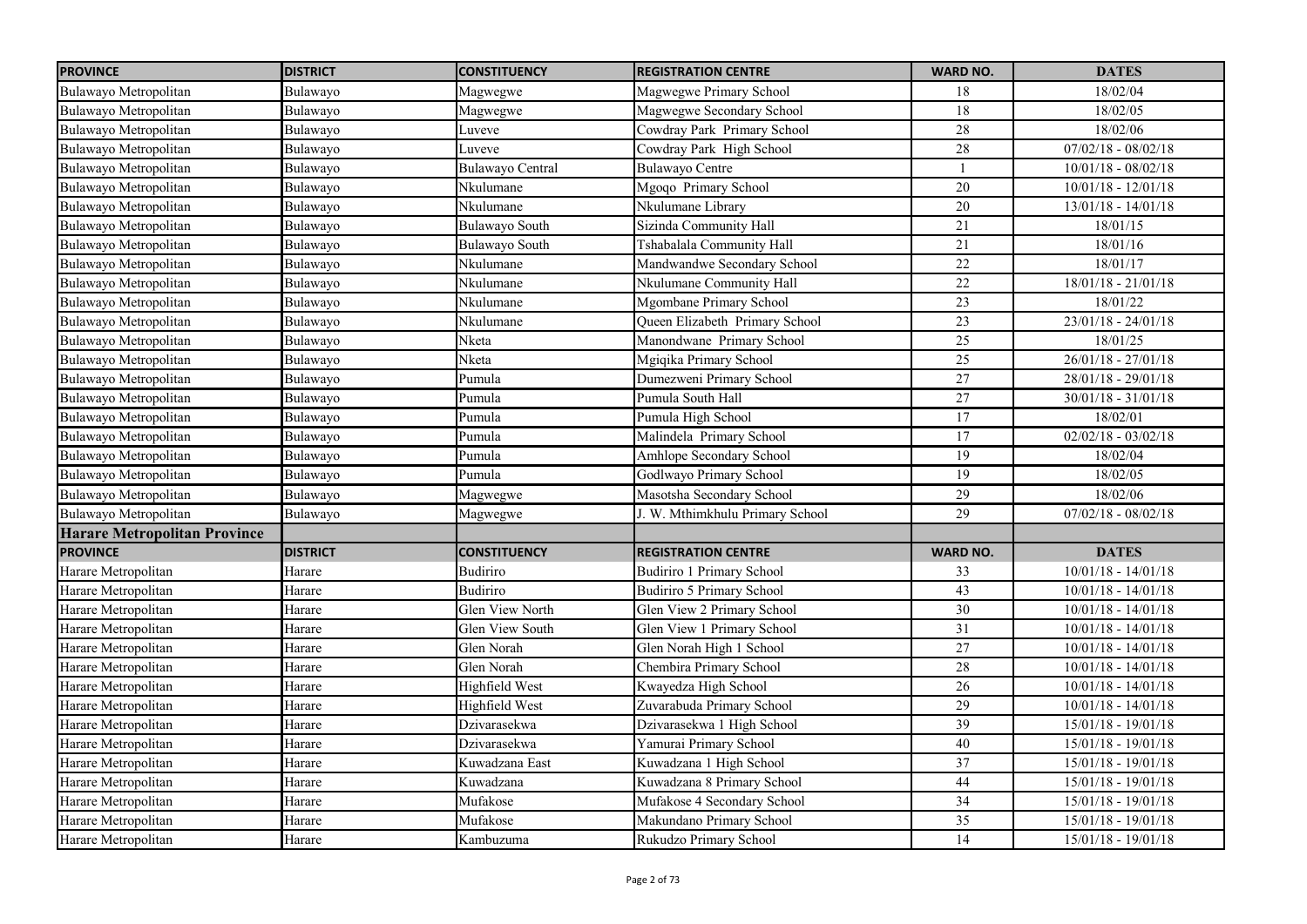| PROVINCE | DISTRICT | CONSTITUENCY | REGISTRATION CENTRE | WARD NO. | DATES |
|---|---|---|---|---|---|
| Bulawayo Metropolitan | Bulawayo | Magwegwe | Magwegwe Primary School | 18 | 18/02/04 |
| Bulawayo Metropolitan | Bulawayo | Magwegwe | Magwegwe Secondary School | 18 | 18/02/05 |
| Bulawayo Metropolitan | Bulawayo | Luveve | Cowdray Park Primary School | 28 | 18/02/06 |
| Bulawayo Metropolitan | Bulawayo | Luveve | Cowdray Park High School | 28 | 07/02/18 - 08/02/18 |
| Bulawayo Metropolitan | Bulawayo | Bulawayo Central | Bulawayo Centre | 1 | 10/01/18 - 08/02/18 |
| Bulawayo Metropolitan | Bulawayo | Nkulumane | Mgoqo Primary School | 20 | 10/01/18 - 12/01/18 |
| Bulawayo Metropolitan | Bulawayo | Nkulumane | Nkulumane Library | 20 | 13/01/18 - 14/01/18 |
| Bulawayo Metropolitan | Bulawayo | Bulawayo South | Sizinda Community Hall | 21 | 18/01/15 |
| Bulawayo Metropolitan | Bulawayo | Bulawayo South | Tshabalala Community Hall | 21 | 18/01/16 |
| Bulawayo Metropolitan | Bulawayo | Nkulumane | Mandwandwe Secondary School | 22 | 18/01/17 |
| Bulawayo Metropolitan | Bulawayo | Nkulumane | Nkulumane Community Hall | 22 | 18/01/18 - 21/01/18 |
| Bulawayo Metropolitan | Bulawayo | Nkulumane | Mgombane Primary School | 23 | 18/01/22 |
| Bulawayo Metropolitan | Bulawayo | Nkulumane | Queen Elizabeth Primary School | 23 | 23/01/18 - 24/01/18 |
| Bulawayo Metropolitan | Bulawayo | Nketa | Manondwane Primary School | 25 | 18/01/25 |
| Bulawayo Metropolitan | Bulawayo | Nketa | Mgiqika Primary School | 25 | 26/01/18 - 27/01/18 |
| Bulawayo Metropolitan | Bulawayo | Pumula | Dumezweni Primary School | 27 | 28/01/18 - 29/01/18 |
| Bulawayo Metropolitan | Bulawayo | Pumula | Pumula South Hall | 27 | 30/01/18 - 31/01/18 |
| Bulawayo Metropolitan | Bulawayo | Pumula | Pumula High School | 17 | 18/02/01 |
| Bulawayo Metropolitan | Bulawayo | Pumula | Malindela Primary School | 17 | 02/02/18 - 03/02/18 |
| Bulawayo Metropolitan | Bulawayo | Pumula | Amhlope Secondary School | 19 | 18/02/04 |
| Bulawayo Metropolitan | Bulawayo | Pumula | Godlwayo Primary School | 19 | 18/02/05 |
| Bulawayo Metropolitan | Bulawayo | Magwegwe | Masotsha Secondary School | 29 | 18/02/06 |
| Bulawayo Metropolitan | Bulawayo | Magwegwe | J. W. Mthimkhulu Primary School | 29 | 07/02/18 - 08/02/18 |
| **Harare Metropolitan Province** | | | | | |
| **PROVINCE** | **DISTRICT** | **CONSTITUENCY** | **REGISTRATION CENTRE** | **WARD NO.** | **DATES** |
| Harare Metropolitan | Harare | Budiriro | Budiriro 1 Primary School | 33 | 10/01/18 - 14/01/18 |
| Harare Metropolitan | Harare | Budiriro | Budiriro 5 Primary School | 43 | 10/01/18 - 14/01/18 |
| Harare Metropolitan | Harare | Glen View North | Glen View 2 Primary School | 30 | 10/01/18 - 14/01/18 |
| Harare Metropolitan | Harare | Glen View South | Glen View 1 Primary School | 31 | 10/01/18 - 14/01/18 |
| Harare Metropolitan | Harare | Glen Norah | Glen Norah High 1 School | 27 | 10/01/18 - 14/01/18 |
| Harare Metropolitan | Harare | Glen Norah | Chembira Primary School | 28 | 10/01/18 - 14/01/18 |
| Harare Metropolitan | Harare | Highfield West | Kwayedza High School | 26 | 10/01/18 - 14/01/18 |
| Harare Metropolitan | Harare | Highfield West | Zuvarabuda Primary School | 29 | 10/01/18 - 14/01/18 |
| Harare Metropolitan | Harare | Dzivarasekwa | Dzivarasekwa 1 High School | 39 | 15/01/18 - 19/01/18 |
| Harare Metropolitan | Harare | Dzivarasekwa | Yamurai Primary School | 40 | 15/01/18 - 19/01/18 |
| Harare Metropolitan | Harare | Kuwadzana East | Kuwadzana 1 High School | 37 | 15/01/18 - 19/01/18 |
| Harare Metropolitan | Harare | Kuwadzana | Kuwadzana 8 Primary School | 44 | 15/01/18 - 19/01/18 |
| Harare Metropolitan | Harare | Mufakose | Mufakose 4 Secondary School | 34 | 15/01/18 - 19/01/18 |
| Harare Metropolitan | Harare | Mufakose | Makundano Primary School | 35 | 15/01/18 - 19/01/18 |
| Harare Metropolitan | Harare | Kambuzuma | Rukudzo Primary School | 14 | 15/01/18 - 19/01/18 |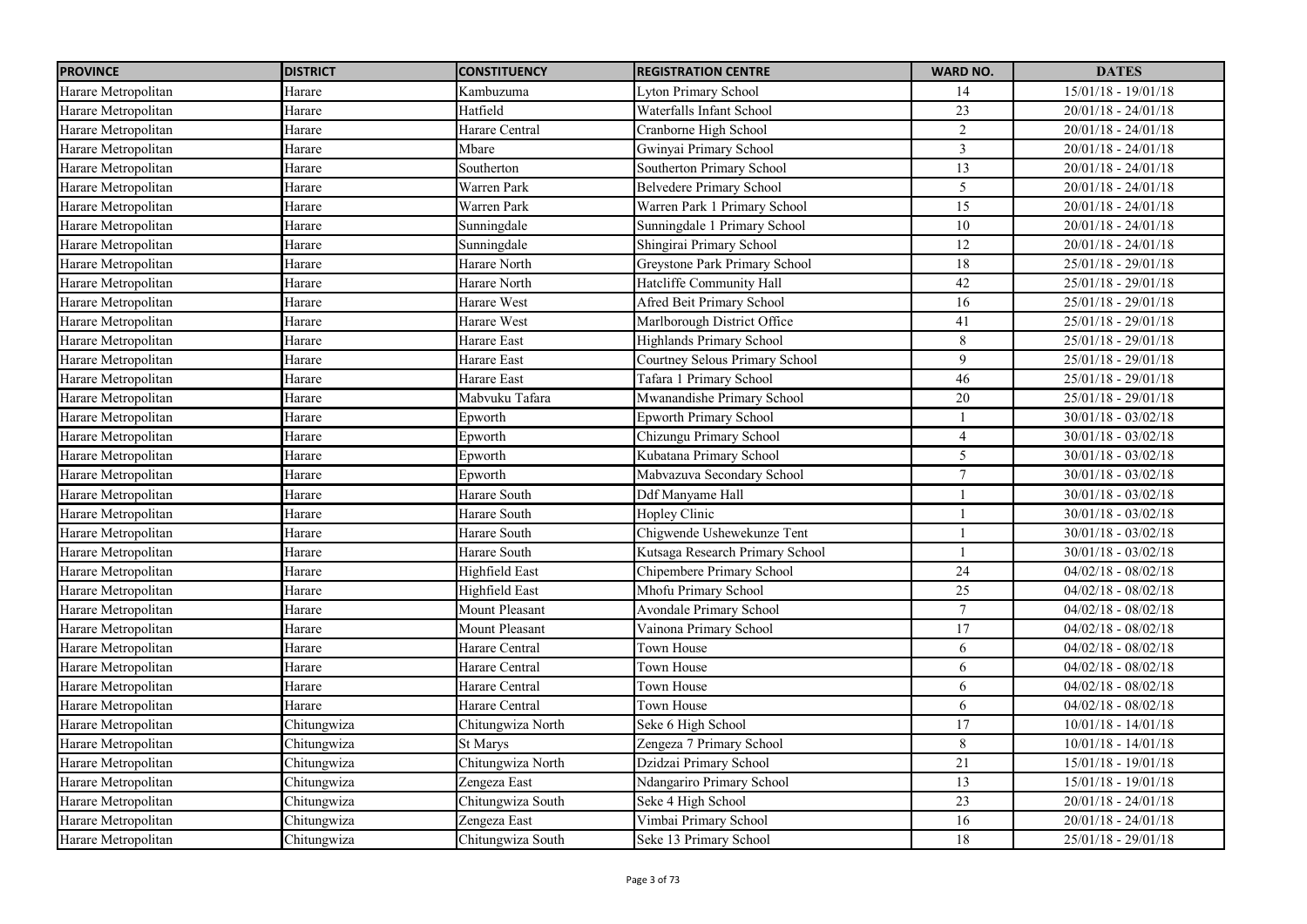| PROVINCE | DISTRICT | CONSTITUENCY | REGISTRATION CENTRE | WARD NO. | DATES |
|---|---|---|---|---|---|
| Harare Metropolitan | Harare | Kambuzuma | Lyton Primary School | 14 | 15/01/18 - 19/01/18 |
| Harare Metropolitan | Harare | Hatfield | Waterfalls Infant School | 23 | 20/01/18 - 24/01/18 |
| Harare Metropolitan | Harare | Harare Central | Cranborne High School | 2 | 20/01/18 - 24/01/18 |
| Harare Metropolitan | Harare | Mbare | Gwinyai Primary School | 3 | 20/01/18 - 24/01/18 |
| Harare Metropolitan | Harare | Southerton | Southerton Primary School | 13 | 20/01/18 - 24/01/18 |
| Harare Metropolitan | Harare | Warren Park | Belvedere Primary School | 5 | 20/01/18 - 24/01/18 |
| Harare Metropolitan | Harare | Warren Park | Warren Park 1 Primary School | 15 | 20/01/18 - 24/01/18 |
| Harare Metropolitan | Harare | Sunningdale | Sunningdale 1 Primary School | 10 | 20/01/18 - 24/01/18 |
| Harare Metropolitan | Harare | Sunningdale | Shingirai Primary School | 12 | 20/01/18 - 24/01/18 |
| Harare Metropolitan | Harare | Harare North | Greystone Park Primary School | 18 | 25/01/18 - 29/01/18 |
| Harare Metropolitan | Harare | Harare North | Hatcliffe Community Hall | 42 | 25/01/18 - 29/01/18 |
| Harare Metropolitan | Harare | Harare West | Afred Beit Primary School | 16 | 25/01/18 - 29/01/18 |
| Harare Metropolitan | Harare | Harare West | Marlborough District Office | 41 | 25/01/18 - 29/01/18 |
| Harare Metropolitan | Harare | Harare East | Highlands Primary School | 8 | 25/01/18 - 29/01/18 |
| Harare Metropolitan | Harare | Harare East | Courtney Selous Primary School | 9 | 25/01/18 - 29/01/18 |
| Harare Metropolitan | Harare | Harare East | Tafara 1 Primary School | 46 | 25/01/18 - 29/01/18 |
| Harare Metropolitan | Harare | Mabvuku Tafara | Mwanandishe Primary School | 20 | 25/01/18 - 29/01/18 |
| Harare Metropolitan | Harare | Epworth | Epworth Primary School | 1 | 30/01/18 - 03/02/18 |
| Harare Metropolitan | Harare | Epworth | Chizungu Primary School | 4 | 30/01/18 - 03/02/18 |
| Harare Metropolitan | Harare | Epworth | Kubatana Primary School | 5 | 30/01/18 - 03/02/18 |
| Harare Metropolitan | Harare | Epworth | Mabvazuva Secondary School | 7 | 30/01/18 - 03/02/18 |
| Harare Metropolitan | Harare | Harare South | Ddf Manyame Hall | 1 | 30/01/18 - 03/02/18 |
| Harare Metropolitan | Harare | Harare South | Hopley Clinic | 1 | 30/01/18 - 03/02/18 |
| Harare Metropolitan | Harare | Harare South | Chigwende Ushewekunze Tent | 1 | 30/01/18 - 03/02/18 |
| Harare Metropolitan | Harare | Harare South | Kutsaga Research Primary School | 1 | 30/01/18 - 03/02/18 |
| Harare Metropolitan | Harare | Highfield East | Chipembere Primary School | 24 | 04/02/18 - 08/02/18 |
| Harare Metropolitan | Harare | Highfield East | Mhofu Primary School | 25 | 04/02/18 - 08/02/18 |
| Harare Metropolitan | Harare | Mount Pleasant | Avondale Primary School | 7 | 04/02/18 - 08/02/18 |
| Harare Metropolitan | Harare | Mount Pleasant | Vainona Primary School | 17 | 04/02/18 - 08/02/18 |
| Harare Metropolitan | Harare | Harare Central | Town House | 6 | 04/02/18 - 08/02/18 |
| Harare Metropolitan | Harare | Harare Central | Town House | 6 | 04/02/18 - 08/02/18 |
| Harare Metropolitan | Harare | Harare Central | Town House | 6 | 04/02/18 - 08/02/18 |
| Harare Metropolitan | Harare | Harare Central | Town House | 6 | 04/02/18 - 08/02/18 |
| Harare Metropolitan | Chitungwiza | Chitungwiza North | Seke 6 High School | 17 | 10/01/18 - 14/01/18 |
| Harare Metropolitan | Chitungwiza | St Marys | Zengeza 7 Primary School | 8 | 10/01/18 - 14/01/18 |
| Harare Metropolitan | Chitungwiza | Chitungwiza North | Dzidzai Primary School | 21 | 15/01/18 - 19/01/18 |
| Harare Metropolitan | Chitungwiza | Zengeza East | Ndangariro Primary School | 13 | 15/01/18 - 19/01/18 |
| Harare Metropolitan | Chitungwiza | Chitungwiza South | Seke 4 High School | 23 | 20/01/18 - 24/01/18 |
| Harare Metropolitan | Chitungwiza | Zengeza East | Vimbai Primary School | 16 | 20/01/18 - 24/01/18 |
| Harare Metropolitan | Chitungwiza | Chitungwiza South | Seke 13 Primary School | 18 | 25/01/18 - 29/01/18 |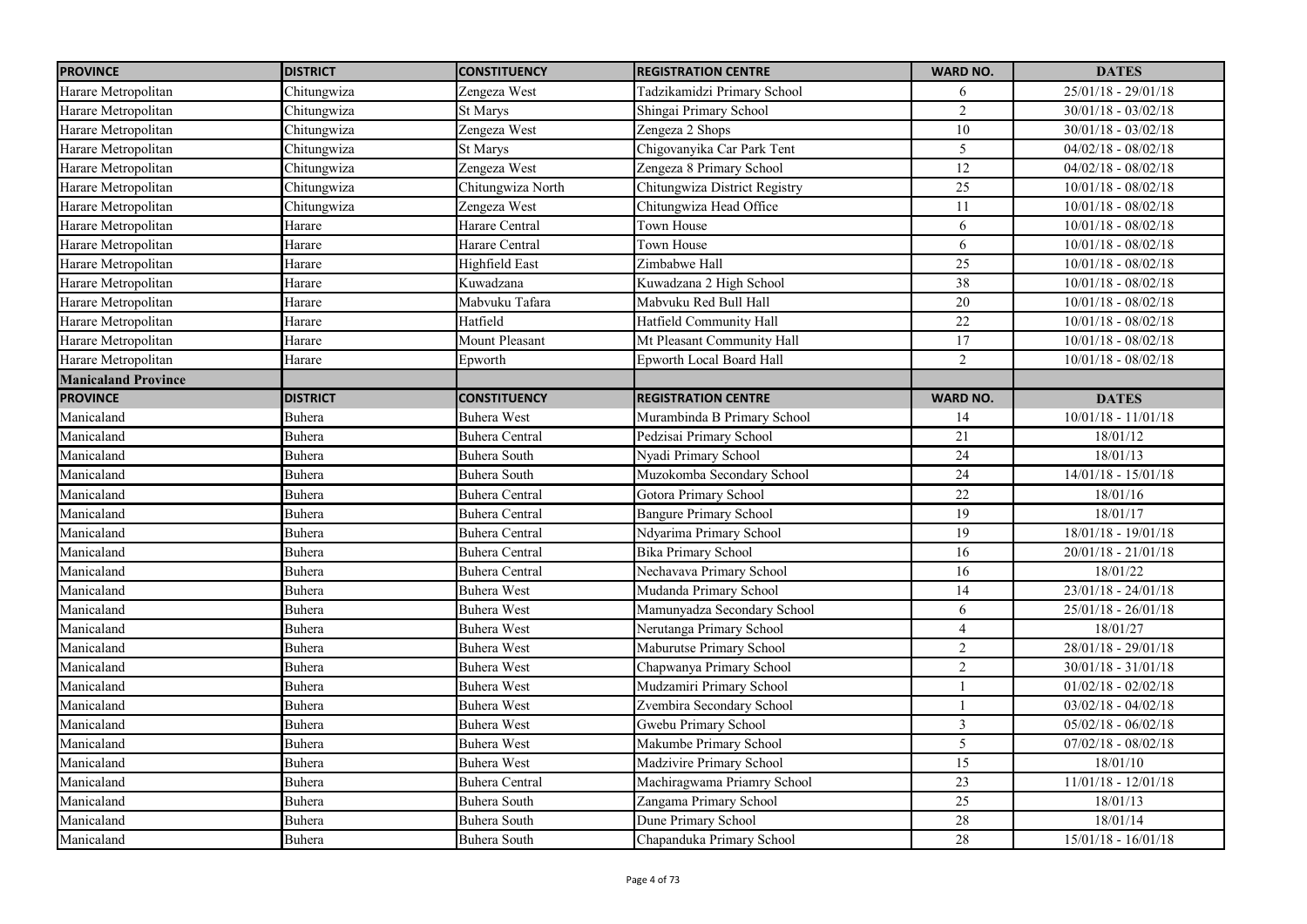| PROVINCE | DISTRICT | CONSTITUENCY | REGISTRATION CENTRE | WARD NO. | DATES |
|---|---|---|---|---|---|
| Harare Metropolitan | Chitungwiza | Zengeza West | Tadzikamidzi Primary School | 6 | 25/01/18 - 29/01/18 |
| Harare Metropolitan | Chitungwiza | St Marys | Shingai Primary School | 2 | 30/01/18 - 03/02/18 |
| Harare Metropolitan | Chitungwiza | Zengeza West | Zengeza 2 Shops | 10 | 30/01/18 - 03/02/18 |
| Harare Metropolitan | Chitungwiza | St Marys | Chigovanyika Car Park Tent | 5 | 04/02/18 - 08/02/18 |
| Harare Metropolitan | Chitungwiza | Zengeza West | Zengeza 8 Primary School | 12 | 04/02/18 - 08/02/18 |
| Harare Metropolitan | Chitungwiza | Chitungwiza North | Chitungwiza District Registry | 25 | 10/01/18 - 08/02/18 |
| Harare Metropolitan | Chitungwiza | Zengeza West | Chitungwiza Head Office | 11 | 10/01/18 - 08/02/18 |
| Harare Metropolitan | Harare | Harare Central | Town House | 6 | 10/01/18 - 08/02/18 |
| Harare Metropolitan | Harare | Harare Central | Town House | 6 | 10/01/18 - 08/02/18 |
| Harare Metropolitan | Harare | Highfield East | Zimbabwe Hall | 25 | 10/01/18 - 08/02/18 |
| Harare Metropolitan | Harare | Kuwadzana | Kuwadzana 2 High School | 38 | 10/01/18 - 08/02/18 |
| Harare Metropolitan | Harare | Mabvuku Tafara | Mabvuku Red Bull Hall | 20 | 10/01/18 - 08/02/18 |
| Harare Metropolitan | Harare | Hatfield | Hatfield Community Hall | 22 | 10/01/18 - 08/02/18 |
| Harare Metropolitan | Harare | Mount Pleasant | Mt Pleasant Community Hall | 17 | 10/01/18 - 08/02/18 |
| Harare Metropolitan | Harare | Epworth | Epworth Local Board Hall | 2 | 10/01/18 - 08/02/18 |
| **Manicaland Province** | | | | | |
| **PROVINCE** | **DISTRICT** | **CONSTITUENCY** | **REGISTRATION CENTRE** | **WARD NO.** | **DATES** |
| Manicaland | Buhera | Buhera West | Murambinda B Primary School | 14 | 10/01/18 - 11/01/18 |
| Manicaland | Buhera | Buhera Central | Pedzisai Primary School | 21 | 18/01/12 |
| Manicaland | Buhera | Buhera South | Nyadi Primary School | 24 | 18/01/13 |
| Manicaland | Buhera | Buhera South | Muzokomba Secondary School | 24 | 14/01/18 - 15/01/18 |
| Manicaland | Buhera | Buhera Central | Gotora Primary School | 22 | 18/01/16 |
| Manicaland | Buhera | Buhera Central | Bangure Primary School | 19 | 18/01/17 |
| Manicaland | Buhera | Buhera Central | Ndyarima Primary School | 19 | 18/01/18 - 19/01/18 |
| Manicaland | Buhera | Buhera Central | Bika Primary School | 16 | 20/01/18 - 21/01/18 |
| Manicaland | Buhera | Buhera Central | Nechavava Primary School | 16 | 18/01/22 |
| Manicaland | Buhera | Buhera West | Mudanda Primary School | 14 | 23/01/18 - 24/01/18 |
| Manicaland | Buhera | Buhera West | Mamunyadza Secondary School | 6 | 25/01/18 - 26/01/18 |
| Manicaland | Buhera | Buhera West | Nerutanga Primary School | 4 | 18/01/27 |
| Manicaland | Buhera | Buhera West | Maburutse Primary School | 2 | 28/01/18 - 29/01/18 |
| Manicaland | Buhera | Buhera West | Chapwanya Primary School | 2 | 30/01/18 - 31/01/18 |
| Manicaland | Buhera | Buhera West | Mudzamiri Primary School | 1 | 01/02/18 - 02/02/18 |
| Manicaland | Buhera | Buhera West | Zvembira Secondary School | 1 | 03/02/18 - 04/02/18 |
| Manicaland | Buhera | Buhera West | Gwebu Primary School | 3 | 05/02/18 - 06/02/18 |
| Manicaland | Buhera | Buhera West | Makumbe Primary School | 5 | 07/02/18 - 08/02/18 |
| Manicaland | Buhera | Buhera West | Madzivire Primary School | 15 | 18/01/10 |
| Manicaland | Buhera | Buhera Central | Machiragwama Priamry School | 23 | 11/01/18 - 12/01/18 |
| Manicaland | Buhera | Buhera South | Zangama Primary School | 25 | 18/01/13 |
| Manicaland | Buhera | Buhera South | Dune Primary School | 28 | 18/01/14 |
| Manicaland | Buhera | Buhera South | Chapanduka Primary School | 28 | 15/01/18 - 16/01/18 |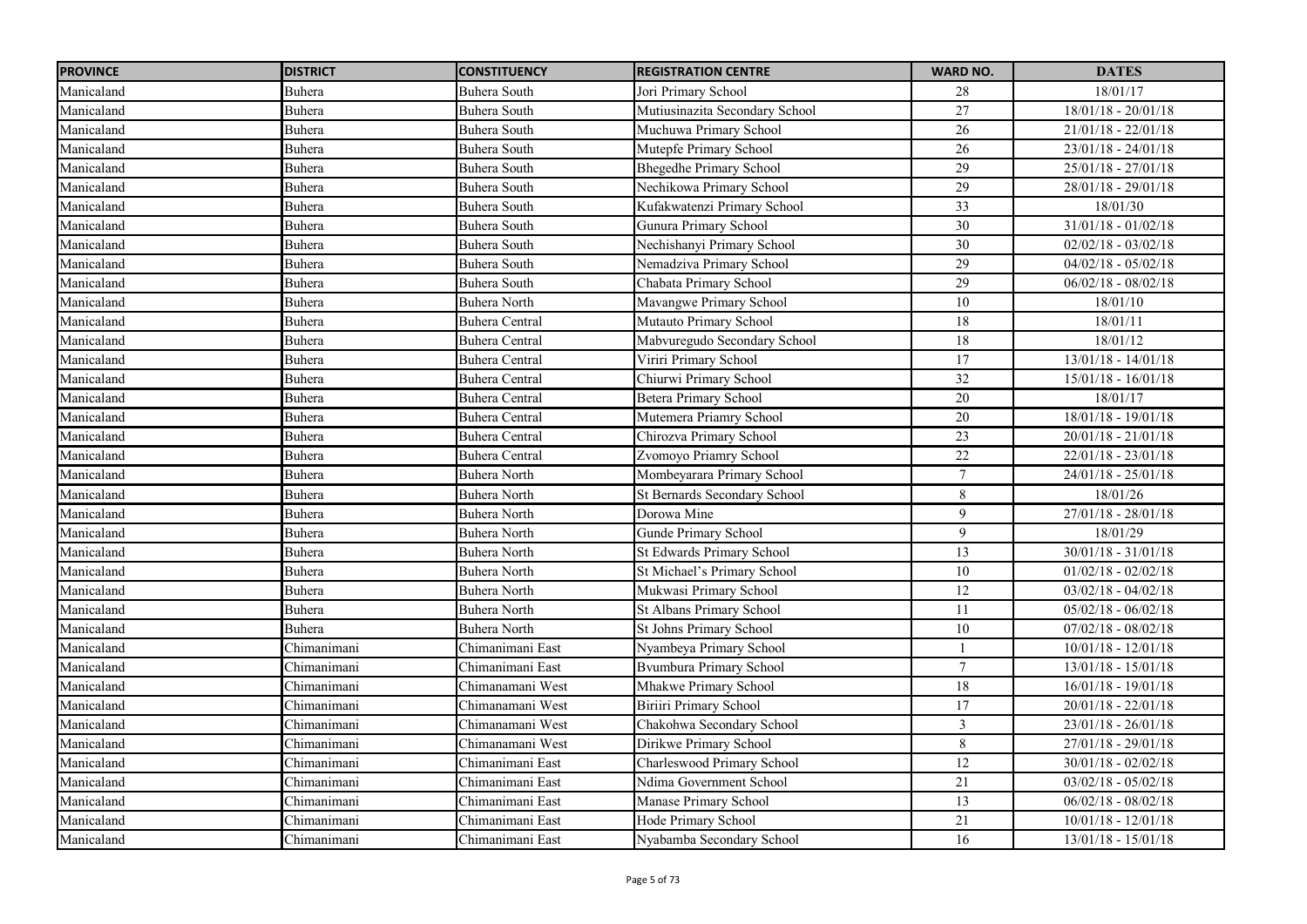| PROVINCE | DISTRICT | CONSTITUENCY | REGISTRATION CENTRE | WARD NO. | DATES |
|---|---|---|---|---|---|
| Manicaland | Buhera | Buhera South | Jori Primary School | 28 | 18/01/17 |
| Manicaland | Buhera | Buhera South | Mutiusinazita Secondary School | 27 | 18/01/18 - 20/01/18 |
| Manicaland | Buhera | Buhera South | Muchuwa Primary School | 26 | 21/01/18 - 22/01/18 |
| Manicaland | Buhera | Buhera South | Mutepfe Primary School | 26 | 23/01/18 - 24/01/18 |
| Manicaland | Buhera | Buhera South | Bhegedhe Primary School | 29 | 25/01/18 - 27/01/18 |
| Manicaland | Buhera | Buhera South | Nechikowa Primary School | 29 | 28/01/18 - 29/01/18 |
| Manicaland | Buhera | Buhera South | Kufakwatenzi Primary School | 33 | 18/01/30 |
| Manicaland | Buhera | Buhera South | Gunura Primary School | 30 | 31/01/18 - 01/02/18 |
| Manicaland | Buhera | Buhera South | Nechishanyi Primary School | 30 | 02/02/18 - 03/02/18 |
| Manicaland | Buhera | Buhera South | Nemadziva Primary School | 29 | 04/02/18 - 05/02/18 |
| Manicaland | Buhera | Buhera South | Chabata Primary School | 29 | 06/02/18 - 08/02/18 |
| Manicaland | Buhera | Buhera North | Mavangwe Primary School | 10 | 18/01/10 |
| Manicaland | Buhera | Buhera Central | Mutauto Primary School | 18 | 18/01/11 |
| Manicaland | Buhera | Buhera Central | Mabvuregudo Secondary School | 18 | 18/01/12 |
| Manicaland | Buhera | Buhera Central | Viriri Primary School | 17 | 13/01/18 - 14/01/18 |
| Manicaland | Buhera | Buhera Central | Chiurwi Primary School | 32 | 15/01/18 - 16/01/18 |
| Manicaland | Buhera | Buhera Central | Betera Primary School | 20 | 18/01/17 |
| Manicaland | Buhera | Buhera Central | Mutemera Priamry School | 20 | 18/01/18 - 19/01/18 |
| Manicaland | Buhera | Buhera Central | Chirozva Primary School | 23 | 20/01/18 - 21/01/18 |
| Manicaland | Buhera | Buhera Central | Zvomoyo Priamry School | 22 | 22/01/18 - 23/01/18 |
| Manicaland | Buhera | Buhera North | Mombeyarara Primary School | 7 | 24/01/18 - 25/01/18 |
| Manicaland | Buhera | Buhera North | St Bernards Secondary School | 8 | 18/01/26 |
| Manicaland | Buhera | Buhera North | Dorowa Mine | 9 | 27/01/18 - 28/01/18 |
| Manicaland | Buhera | Buhera North | Gunde Primary School | 9 | 18/01/29 |
| Manicaland | Buhera | Buhera North | St Edwards Primary School | 13 | 30/01/18 - 31/01/18 |
| Manicaland | Buhera | Buhera North | St Michael's Primary School | 10 | 01/02/18 - 02/02/18 |
| Manicaland | Buhera | Buhera North | Mukwasi Primary School | 12 | 03/02/18 - 04/02/18 |
| Manicaland | Buhera | Buhera North | St Albans Primary School | 11 | 05/02/18 - 06/02/18 |
| Manicaland | Buhera | Buhera North | St Johns Primary School | 10 | 07/02/18 - 08/02/18 |
| Manicaland | Chimanimani | Chimanimani East | Nyambeya Primary School | 1 | 10/01/18 - 12/01/18 |
| Manicaland | Chimanimani | Chimanimani East | Bvumbura Primary School | 7 | 13/01/18 - 15/01/18 |
| Manicaland | Chimanimani | Chimanamani West | Mhakwe Primary School | 18 | 16/01/18 - 19/01/18 |
| Manicaland | Chimanimani | Chimanamani West | Biriiri Primary School | 17 | 20/01/18 - 22/01/18 |
| Manicaland | Chimanimani | Chimanamani West | Chakohwa Secondary School | 3 | 23/01/18 - 26/01/18 |
| Manicaland | Chimanimani | Chimanamani West | Dirikwe Primary School | 8 | 27/01/18 - 29/01/18 |
| Manicaland | Chimanimani | Chimanimani East | Charleswood Primary School | 12 | 30/01/18 - 02/02/18 |
| Manicaland | Chimanimani | Chimanimani East | Ndima Government School | 21 | 03/02/18 - 05/02/18 |
| Manicaland | Chimanimani | Chimanimani East | Manase Primary School | 13 | 06/02/18 - 08/02/18 |
| Manicaland | Chimanimani | Chimanimani East | Hode Primary School | 21 | 10/01/18 - 12/01/18 |
| Manicaland | Chimanimani | Chimanimani East | Nyabamba Secondary School | 16 | 13/01/18 - 15/01/18 |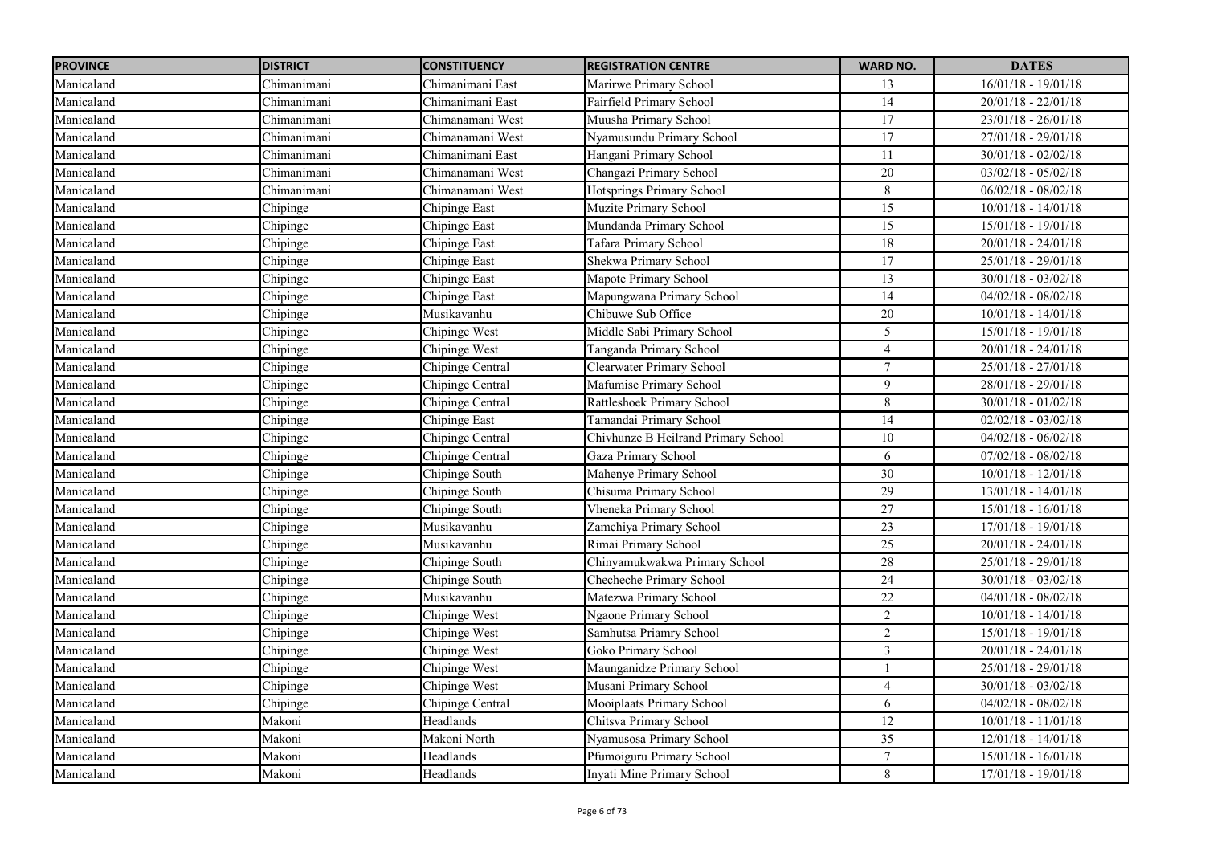| PROVINCE | DISTRICT | CONSTITUENCY | REGISTRATION CENTRE | WARD NO. | DATES |
| --- | --- | --- | --- | --- | --- |
| Manicaland | Chimanimani | Chimanimani East | Marirwe Primary School | 13 | 16/01/18 - 19/01/18 |
| Manicaland | Chimanimani | Chimanimani East | Fairfield Primary School | 14 | 20/01/18 - 22/01/18 |
| Manicaland | Chimanimani | Chimanamani West | Muusha Primary School | 17 | 23/01/18 - 26/01/18 |
| Manicaland | Chimanimani | Chimanamani West | Nyamusundu Primary School | 17 | 27/01/18 - 29/01/18 |
| Manicaland | Chimanimani | Chimanimani East | Hangani Primary School | 11 | 30/01/18 - 02/02/18 |
| Manicaland | Chimanimani | Chimanamani West | Changazi Primary School | 20 | 03/02/18 - 05/02/18 |
| Manicaland | Chimanimani | Chimanamani West | Hotsprings Primary School | 8 | 06/02/18 - 08/02/18 |
| Manicaland | Chipinge | Chipinge East | Muzite Primary School | 15 | 10/01/18 - 14/01/18 |
| Manicaland | Chipinge | Chipinge East | Mundanda Primary School | 15 | 15/01/18 - 19/01/18 |
| Manicaland | Chipinge | Chipinge East | Tafara Primary School | 18 | 20/01/18 - 24/01/18 |
| Manicaland | Chipinge | Chipinge East | Shekwa Primary School | 17 | 25/01/18 - 29/01/18 |
| Manicaland | Chipinge | Chipinge East | Mapote Primary School | 13 | 30/01/18 - 03/02/18 |
| Manicaland | Chipinge | Chipinge East | Mapungwana Primary School | 14 | 04/02/18 - 08/02/18 |
| Manicaland | Chipinge | Musikavanhu | Chibuwe Sub Office | 20 | 10/01/18 - 14/01/18 |
| Manicaland | Chipinge | Chipinge West | Middle Sabi Primary School | 5 | 15/01/18 - 19/01/18 |
| Manicaland | Chipinge | Chipinge West | Tanganda Primary School | 4 | 20/01/18 - 24/01/18 |
| Manicaland | Chipinge | Chipinge Central | Clearwater Primary School | 7 | 25/01/18 - 27/01/18 |
| Manicaland | Chipinge | Chipinge Central | Mafumise Primary School | 9 | 28/01/18 - 29/01/18 |
| Manicaland | Chipinge | Chipinge Central | Rattleshoek Primary School | 8 | 30/01/18 - 01/02/18 |
| Manicaland | Chipinge | Chipinge East | Tamandai Primary School | 14 | 02/02/18 - 03/02/18 |
| Manicaland | Chipinge | Chipinge Central | Chivhunze B Heilrand Primary School | 10 | 04/02/18 - 06/02/18 |
| Manicaland | Chipinge | Chipinge Central | Gaza Primary School | 6 | 07/02/18 - 08/02/18 |
| Manicaland | Chipinge | Chipinge South | Mahenye Primary School | 30 | 10/01/18 - 12/01/18 |
| Manicaland | Chipinge | Chipinge South | Chisuma Primary School | 29 | 13/01/18 - 14/01/18 |
| Manicaland | Chipinge | Chipinge South | Vheneka Primary School | 27 | 15/01/18 - 16/01/18 |
| Manicaland | Chipinge | Musikavanhu | Zamchiya Primary School | 23 | 17/01/18 - 19/01/18 |
| Manicaland | Chipinge | Musikavanhu | Rimai Primary School | 25 | 20/01/18 - 24/01/18 |
| Manicaland | Chipinge | Chipinge South | Chinyamukwakwa Primary School | 28 | 25/01/18 - 29/01/18 |
| Manicaland | Chipinge | Chipinge South | Checheche Primary School | 24 | 30/01/18 - 03/02/18 |
| Manicaland | Chipinge | Musikavanhu | Matezwa Primary School | 22 | 04/01/18 - 08/02/18 |
| Manicaland | Chipinge | Chipinge West | Ngaone Primary School | 2 | 10/01/18 - 14/01/18 |
| Manicaland | Chipinge | Chipinge West | Samhutsa Priamry School | 2 | 15/01/18 - 19/01/18 |
| Manicaland | Chipinge | Chipinge West | Goko Primary School | 3 | 20/01/18 - 24/01/18 |
| Manicaland | Chipinge | Chipinge West | Maunganidze Primary School | 1 | 25/01/18 - 29/01/18 |
| Manicaland | Chipinge | Chipinge West | Musani Primary School | 4 | 30/01/18 - 03/02/18 |
| Manicaland | Chipinge | Chipinge Central | Mooiplaats Primary School | 6 | 04/02/18 - 08/02/18 |
| Manicaland | Makoni | Headlands | Chitsva Primary School | 12 | 10/01/18 - 11/01/18 |
| Manicaland | Makoni | Makoni North | Nyamusosa Primary School | 35 | 12/01/18 - 14/01/18 |
| Manicaland | Makoni | Headlands | Pfumoiguru Primary School | 7 | 15/01/18 - 16/01/18 |
| Manicaland | Makoni | Headlands | Inyati Mine Primary School | 8 | 17/01/18 - 19/01/18 |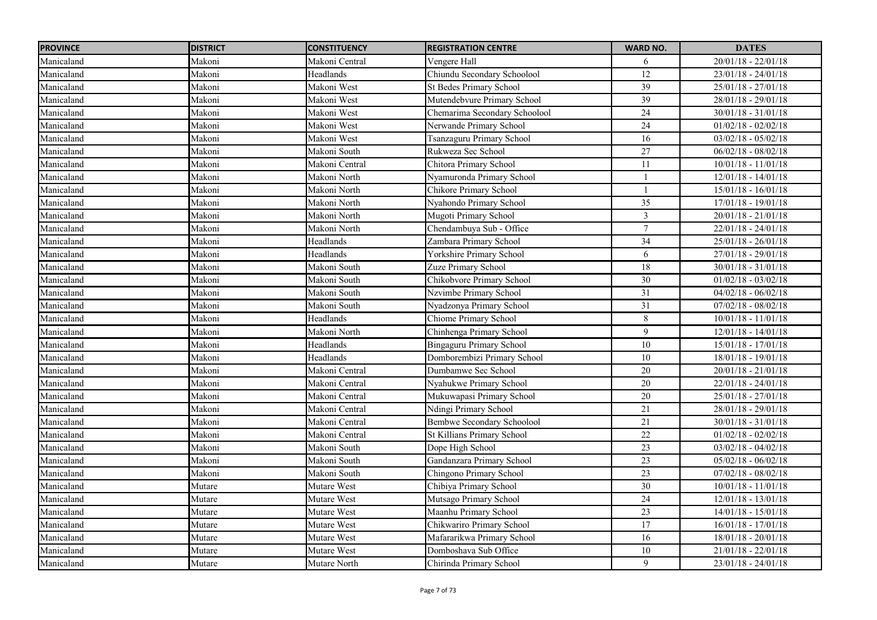| PROVINCE | DISTRICT | CONSTITUENCY | REGISTRATION CENTRE | WARD NO. | DATES |
| --- | --- | --- | --- | --- | --- |
| Manicaland | Makoni | Makoni Central | Vengere Hall | 6 | 20/01/18 - 22/01/18 |
| Manicaland | Makoni | Headlands | Chiundu Secondary Schoolool | 12 | 23/01/18 - 24/01/18 |
| Manicaland | Makoni | Makoni West | St Bedes Primary School | 39 | 25/01/18 - 27/01/18 |
| Manicaland | Makoni | Makoni West | Mutendebvure Primary School | 39 | 28/01/18 - 29/01/18 |
| Manicaland | Makoni | Makoni West | Chemarima Secondary Schoolool | 24 | 30/01/18 - 31/01/18 |
| Manicaland | Makoni | Makoni West | Nerwande Primary School | 24 | 01/02/18 - 02/02/18 |
| Manicaland | Makoni | Makoni West | Tsanzaguru Primary School | 16 | 03/02/18 - 05/02/18 |
| Manicaland | Makoni | Makoni South | Rukweza Sec School | 27 | 06/02/18 - 08/02/18 |
| Manicaland | Makoni | Makoni Central | Chitora Primary School | 11 | 10/01/18 - 11/01/18 |
| Manicaland | Makoni | Makoni North | Nyamuronda Primary School | 1 | 12/01/18 - 14/01/18 |
| Manicaland | Makoni | Makoni North | Chikore Primary School | 1 | 15/01/18 - 16/01/18 |
| Manicaland | Makoni | Makoni North | Nyahondo Primary School | 35 | 17/01/18 - 19/01/18 |
| Manicaland | Makoni | Makoni North | Mugoti Primary School | 3 | 20/01/18 - 21/01/18 |
| Manicaland | Makoni | Makoni North | Chendambuya Sub - Office | 7 | 22/01/18 - 24/01/18 |
| Manicaland | Makoni | Headlands | Zambara Primary School | 34 | 25/01/18 - 26/01/18 |
| Manicaland | Makoni | Headlands | Yorkshire Primary School | 6 | 27/01/18 - 29/01/18 |
| Manicaland | Makoni | Makoni South | Zuze Primary School | 18 | 30/01/18 - 31/01/18 |
| Manicaland | Makoni | Makoni South | Chikobvore Primary School | 30 | 01/02/18 - 03/02/18 |
| Manicaland | Makoni | Makoni South | Nzvimbe Primary School | 31 | 04/02/18 - 06/02/18 |
| Manicaland | Makoni | Makoni South | Nyadzonya Primary School | 31 | 07/02/18 - 08/02/18 |
| Manicaland | Makoni | Headlands | Chiome Primary School | 8 | 10/01/18 - 11/01/18 |
| Manicaland | Makoni | Makoni North | Chinhenga Primary School | 9 | 12/01/18 - 14/01/18 |
| Manicaland | Makoni | Headlands | Bingaguru Primary School | 10 | 15/01/18 - 17/01/18 |
| Manicaland | Makoni | Headlands | Domborembizi Primary School | 10 | 18/01/18 - 19/01/18 |
| Manicaland | Makoni | Makoni Central | Dumbamwe Sec School | 20 | 20/01/18 - 21/01/18 |
| Manicaland | Makoni | Makoni Central | Nyahukwe Primary School | 20 | 22/01/18 - 24/01/18 |
| Manicaland | Makoni | Makoni Central | Mukuwapasi Primary School | 20 | 25/01/18 - 27/01/18 |
| Manicaland | Makoni | Makoni Central | Ndingi Primary School | 21 | 28/01/18 - 29/01/18 |
| Manicaland | Makoni | Makoni Central | Bembwe Secondary Schoolool | 21 | 30/01/18 - 31/01/18 |
| Manicaland | Makoni | Makoni Central | St Killians Primary School | 22 | 01/02/18 - 02/02/18 |
| Manicaland | Makoni | Makoni South | Dope High School | 23 | 03/02/18 - 04/02/18 |
| Manicaland | Makoni | Makoni South | Gandanzara Primary School | 23 | 05/02/18 - 06/02/18 |
| Manicaland | Makoni | Makoni South | Chingono Primary School | 23 | 07/02/18 - 08/02/18 |
| Manicaland | Mutare | Mutare West | Chibiya Primary School | 30 | 10/01/18 - 11/01/18 |
| Manicaland | Mutare | Mutare West | Mutsago Primary School | 24 | 12/01/18 - 13/01/18 |
| Manicaland | Mutare | Mutare West | Maanhu Primary School | 23 | 14/01/18 - 15/01/18 |
| Manicaland | Mutare | Mutare West | Chikwariro Primary School | 17 | 16/01/18 - 17/01/18 |
| Manicaland | Mutare | Mutare West | Mafararikwa Primary School | 16 | 18/01/18 - 20/01/18 |
| Manicaland | Mutare | Mutare West | Domboshava Sub Office | 10 | 21/01/18 - 22/01/18 |
| Manicaland | Mutare | Mutare North | Chirinda Primary School | 9 | 23/01/18 - 24/01/18 |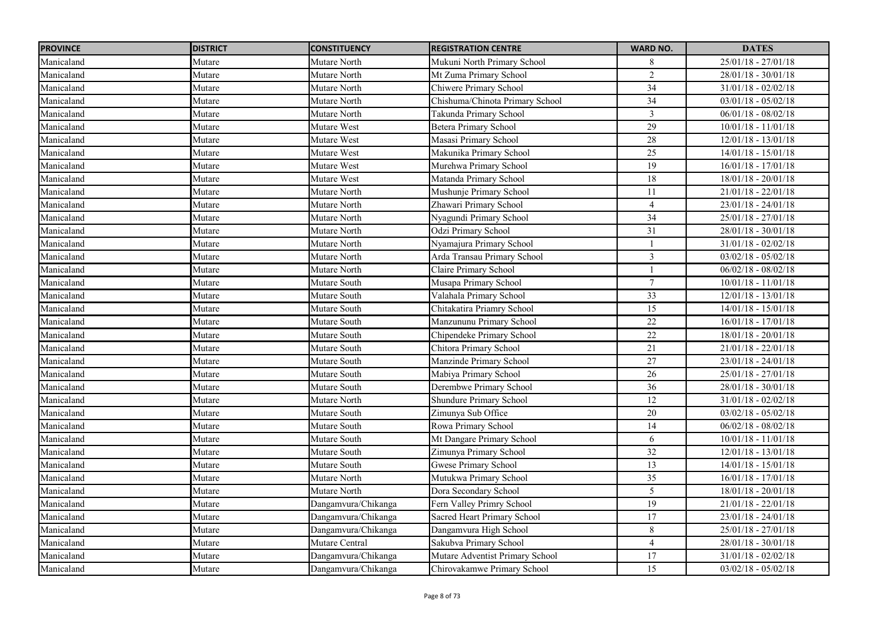| PROVINCE | DISTRICT | CONSTITUENCY | REGISTRATION CENTRE | WARD NO. | DATES |
|---|---|---|---|---|---|
| Manicaland | Mutare | Mutare North | Mukuni North Primary School | 8 | 25/01/18 - 27/01/18 |
| Manicaland | Mutare | Mutare North | Mt Zuma Primary School | 2 | 28/01/18 - 30/01/18 |
| Manicaland | Mutare | Mutare North | Chiwere Primary School | 34 | 31/01/18 - 02/02/18 |
| Manicaland | Mutare | Mutare North | Chishuma/Chinota Primary School | 34 | 03/01/18 - 05/02/18 |
| Manicaland | Mutare | Mutare North | Takunda Primary School | 3 | 06/01/18 - 08/02/18 |
| Manicaland | Mutare | Mutare West | Betera Primary School | 29 | 10/01/18 - 11/01/18 |
| Manicaland | Mutare | Mutare West | Masasi Primary School | 28 | 12/01/18 - 13/01/18 |
| Manicaland | Mutare | Mutare West | Makunika Primary School | 25 | 14/01/18 - 15/01/18 |
| Manicaland | Mutare | Mutare West | Murehwa Primary School | 19 | 16/01/18 - 17/01/18 |
| Manicaland | Mutare | Mutare West | Matanda Primary School | 18 | 18/01/18 - 20/01/18 |
| Manicaland | Mutare | Mutare North | Mushunje Primary School | 11 | 21/01/18 - 22/01/18 |
| Manicaland | Mutare | Mutare North | Zhawari Primary School | 4 | 23/01/18 - 24/01/18 |
| Manicaland | Mutare | Mutare North | Nyagundi Primary School | 34 | 25/01/18 - 27/01/18 |
| Manicaland | Mutare | Mutare North | Odzi Primary School | 31 | 28/01/18 - 30/01/18 |
| Manicaland | Mutare | Mutare North | Nyamajura Primary School | 1 | 31/01/18 - 02/02/18 |
| Manicaland | Mutare | Mutare North | Arda Transau Primary School | 3 | 03/02/18 - 05/02/18 |
| Manicaland | Mutare | Mutare North | Claire Primary School | 1 | 06/02/18 - 08/02/18 |
| Manicaland | Mutare | Mutare South | Musapa Primary School | 7 | 10/01/18 - 11/01/18 |
| Manicaland | Mutare | Mutare South | Valahala Primary School | 33 | 12/01/18 - 13/01/18 |
| Manicaland | Mutare | Mutare South | Chitakatira Priamry School | 15 | 14/01/18 - 15/01/18 |
| Manicaland | Mutare | Mutare South | Manzununu Primary School | 22 | 16/01/18 - 17/01/18 |
| Manicaland | Mutare | Mutare South | Chipendeke Primary School | 22 | 18/01/18 - 20/01/18 |
| Manicaland | Mutare | Mutare South | Chitora Primary School | 21 | 21/01/18 - 22/01/18 |
| Manicaland | Mutare | Mutare South | Manzinde Primary School | 27 | 23/01/18 - 24/01/18 |
| Manicaland | Mutare | Mutare South | Mabiya Primary School | 26 | 25/01/18 - 27/01/18 |
| Manicaland | Mutare | Mutare South | Derembwe Primary School | 36 | 28/01/18 - 30/01/18 |
| Manicaland | Mutare | Mutare North | Shundure Primary School | 12 | 31/01/18 - 02/02/18 |
| Manicaland | Mutare | Mutare South | Zimunya Sub Office | 20 | 03/02/18 - 05/02/18 |
| Manicaland | Mutare | Mutare South | Rowa Primary School | 14 | 06/02/18 - 08/02/18 |
| Manicaland | Mutare | Mutare South | Mt Dangare Primary School | 6 | 10/01/18 - 11/01/18 |
| Manicaland | Mutare | Mutare South | Zimunya Primary School | 32 | 12/01/18 - 13/01/18 |
| Manicaland | Mutare | Mutare South | Gwese Primary School | 13 | 14/01/18 - 15/01/18 |
| Manicaland | Mutare | Mutare North | Mutukwa Primary School | 35 | 16/01/18 - 17/01/18 |
| Manicaland | Mutare | Mutare North | Dora Secondary School | 5 | 18/01/18 - 20/01/18 |
| Manicaland | Mutare | Dangamvura/Chikanga | Fern Valley Primry School | 19 | 21/01/18 - 22/01/18 |
| Manicaland | Mutare | Dangamvura/Chikanga | Sacred Heart Primary School | 17 | 23/01/18 - 24/01/18 |
| Manicaland | Mutare | Dangamvura/Chikanga | Dangamvura High School | 8 | 25/01/18 - 27/01/18 |
| Manicaland | Mutare | Mutare Central | Sakubva Primary School | 4 | 28/01/18 - 30/01/18 |
| Manicaland | Mutare | Dangamvura/Chikanga | Mutare Adventist Primary School | 17 | 31/01/18 - 02/02/18 |
| Manicaland | Mutare | Dangamvura/Chikanga | Chirovakamwe Primary School | 15 | 03/02/18 - 05/02/18 |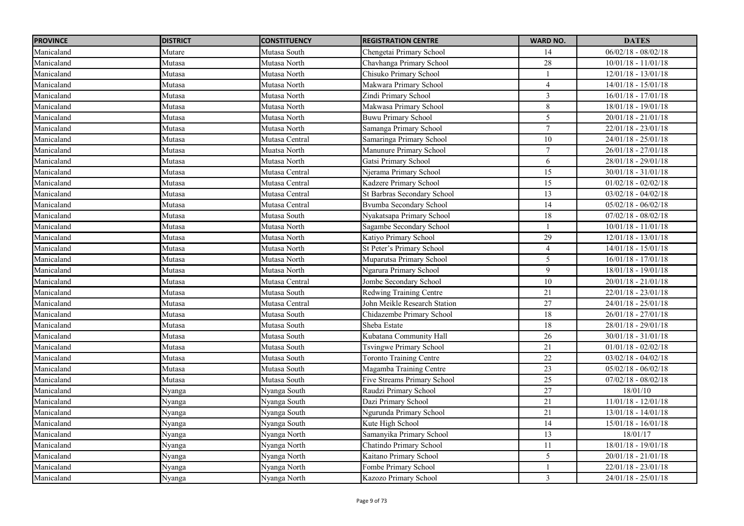| PROVINCE | DISTRICT | CONSTITUENCY | REGISTRATION CENTRE | WARD NO. | DATES |
|---|---|---|---|---|---|
| Manicaland | Mutare | Mutasa South | Chengetai Primary School | 14 | 06/02/18 - 08/02/18 |
| Manicaland | Mutasa | Mutasa North | Chavhanga Primary School | 28 | 10/01/18 - 11/01/18 |
| Manicaland | Mutasa | Mutasa North | Chisuko Primary School | 1 | 12/01/18 - 13/01/18 |
| Manicaland | Mutasa | Mutasa North | Makwara Primary School | 4 | 14/01/18 - 15/01/18 |
| Manicaland | Mutasa | Mutasa North | Zindi Primary School | 3 | 16/01/18 - 17/01/18 |
| Manicaland | Mutasa | Mutasa North | Makwasa Primary School | 8 | 18/01/18 - 19/01/18 |
| Manicaland | Mutasa | Mutasa North | Buwu Primary School | 5 | 20/01/18 - 21/01/18 |
| Manicaland | Mutasa | Mutasa North | Samanga Primary School | 7 | 22/01/18 - 23/01/18 |
| Manicaland | Mutasa | Mutasa Central | Samaringa Primary School | 10 | 24/01/18 - 25/01/18 |
| Manicaland | Mutasa | Muatsa North | Manunure Primary School | 7 | 26/01/18 - 27/01/18 |
| Manicaland | Mutasa | Mutasa North | Gatsi Primary School | 6 | 28/01/18 - 29/01/18 |
| Manicaland | Mutasa | Mutasa Central | Njerama Primary School | 15 | 30/01/18 - 31/01/18 |
| Manicaland | Mutasa | Mutasa Central | Kadzere Primary School | 15 | 01/02/18 - 02/02/18 |
| Manicaland | Mutasa | Mutasa Central | St Barbras Secondary School | 13 | 03/02/18 - 04/02/18 |
| Manicaland | Mutasa | Mutasa Central | Bvumba Secondary School | 14 | 05/02/18 - 06/02/18 |
| Manicaland | Mutasa | Mutasa South | Nyakatsapa Primary School | 18 | 07/02/18 - 08/02/18 |
| Manicaland | Mutasa | Mutasa North | Sagambe Secondary School | 1 | 10/01/18 - 11/01/18 |
| Manicaland | Mutasa | Mutasa North | Katiyo Primary School | 29 | 12/01/18 - 13/01/18 |
| Manicaland | Mutasa | Mutasa North | St Peter's Primary School | 4 | 14/01/18 - 15/01/18 |
| Manicaland | Mutasa | Mutasa North | Muparutsa Primary School | 5 | 16/01/18 - 17/01/18 |
| Manicaland | Mutasa | Mutasa North | Ngarura Primary School | 9 | 18/01/18 - 19/01/18 |
| Manicaland | Mutasa | Mutasa Central | Jombe Secondary School | 10 | 20/01/18 - 21/01/18 |
| Manicaland | Mutasa | Mutasa South | Redwing Training Centre | 21 | 22/01/18 - 23/01/18 |
| Manicaland | Mutasa | Mutasa Central | John Meikle Research Station | 27 | 24/01/18 - 25/01/18 |
| Manicaland | Mutasa | Mutasa South | Chidazembe Primary School | 18 | 26/01/18 - 27/01/18 |
| Manicaland | Mutasa | Mutasa South | Sheba Estate | 18 | 28/01/18 - 29/01/18 |
| Manicaland | Mutasa | Mutasa South | Kubatana Community Hall | 26 | 30/01/18 - 31/01/18 |
| Manicaland | Mutasa | Mutasa South | Tsvingwe Primary School | 21 | 01/01/18 - 02/02/18 |
| Manicaland | Mutasa | Mutasa South | Toronto Training Centre | 22 | 03/02/18 - 04/02/18 |
| Manicaland | Mutasa | Mutasa South | Magamba Training Centre | 23 | 05/02/18 - 06/02/18 |
| Manicaland | Mutasa | Mutasa South | Five Streams Primary School | 25 | 07/02/18 - 08/02/18 |
| Manicaland | Nyanga | Nyanga South | Raudzi Primary School | 27 | 18/01/10 |
| Manicaland | Nyanga | Nyanga South | Dazi Primary School | 21 | 11/01/18 - 12/01/18 |
| Manicaland | Nyanga | Nyanga South | Ngurunda Primary School | 21 | 13/01/18 - 14/01/18 |
| Manicaland | Nyanga | Nyanga South | Kute High School | 14 | 15/01/18 - 16/01/18 |
| Manicaland | Nyanga | Nyanga North | Samanyika Primary School | 13 | 18/01/17 |
| Manicaland | Nyanga | Nyanga North | Chatindo Primary School | 11 | 18/01/18 - 19/01/18 |
| Manicaland | Nyanga | Nyanga North | Kaitano Primary School | 5 | 20/01/18 - 21/01/18 |
| Manicaland | Nyanga | Nyanga North | Fombe Primary School | 1 | 22/01/18 - 23/01/18 |
| Manicaland | Nyanga | Nyanga North | Kazozo Primary School | 3 | 24/01/18 - 25/01/18 |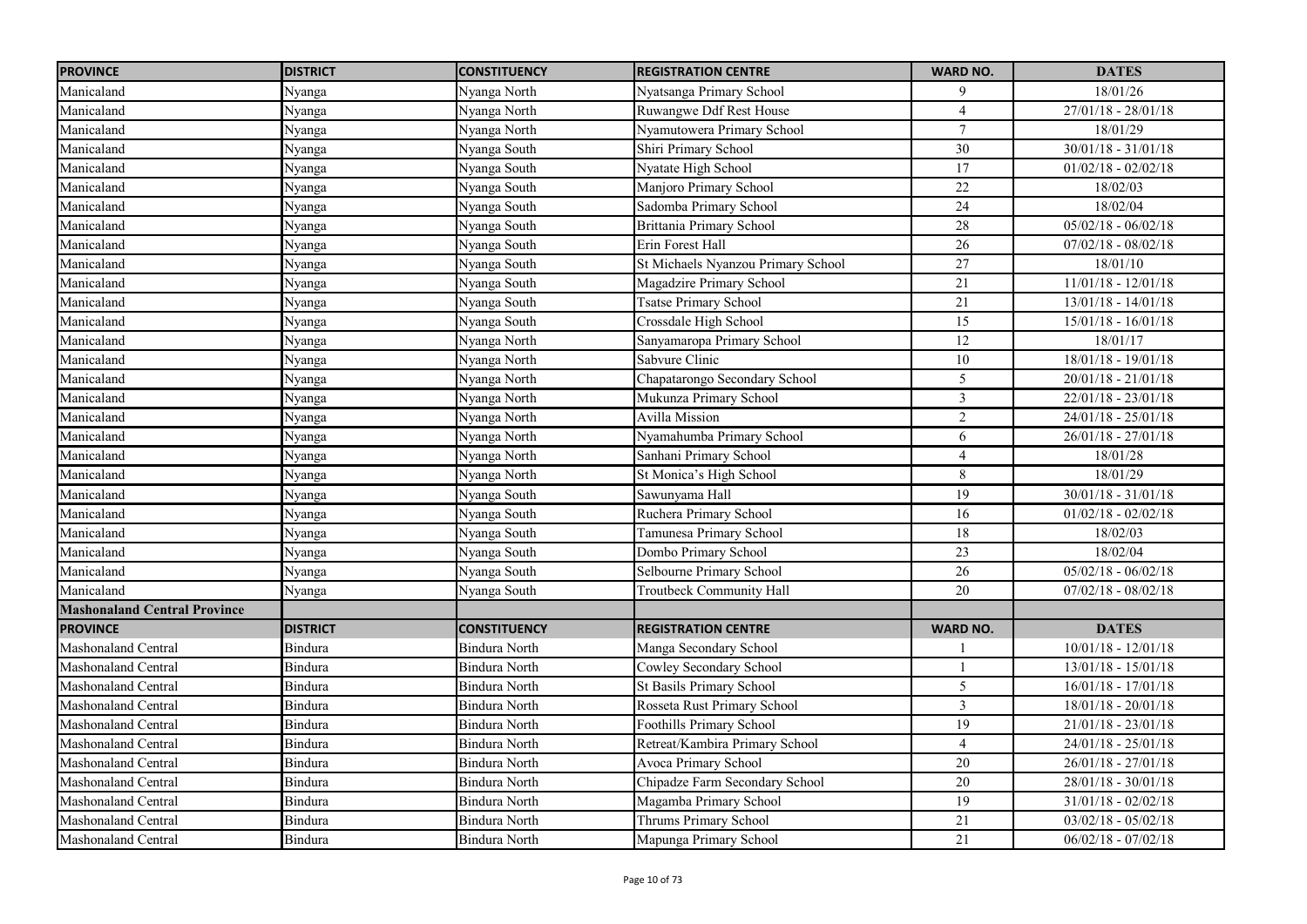| PROVINCE | DISTRICT | CONSTITUENCY | REGISTRATION CENTRE | WARD NO. | DATES |
|---|---|---|---|---|---|
| Manicaland | Nyanga | Nyanga North | Nyatsanga Primary School | 9 | 18/01/26 |
| Manicaland | Nyanga | Nyanga North | Ruwangwe Ddf Rest House | 4 | 27/01/18 - 28/01/18 |
| Manicaland | Nyanga | Nyanga North | Nyamutowera Primary School | 7 | 18/01/29 |
| Manicaland | Nyanga | Nyanga South | Shiri Primary School | 30 | 30/01/18 - 31/01/18 |
| Manicaland | Nyanga | Nyanga South | Nyatate High School | 17 | 01/02/18 - 02/02/18 |
| Manicaland | Nyanga | Nyanga South | Manjoro Primary School | 22 | 18/02/03 |
| Manicaland | Nyanga | Nyanga South | Sadomba Primary School | 24 | 18/02/04 |
| Manicaland | Nyanga | Nyanga South | Brittania Primary School | 28 | 05/02/18 - 06/02/18 |
| Manicaland | Nyanga | Nyanga South | Erin Forest Hall | 26 | 07/02/18 - 08/02/18 |
| Manicaland | Nyanga | Nyanga South | St Michaels Nyanzou Primary School | 27 | 18/01/10 |
| Manicaland | Nyanga | Nyanga South | Magadzire Primary School | 21 | 11/01/18 - 12/01/18 |
| Manicaland | Nyanga | Nyanga South | Tsatse Primary School | 21 | 13/01/18 - 14/01/18 |
| Manicaland | Nyanga | Nyanga South | Crossdale High School | 15 | 15/01/18 - 16/01/18 |
| Manicaland | Nyanga | Nyanga North | Sanyamaropa Primary School | 12 | 18/01/17 |
| Manicaland | Nyanga | Nyanga North | Sabvure Clinic | 10 | 18/01/18 - 19/01/18 |
| Manicaland | Nyanga | Nyanga North | Chapatarongo Secondary School | 5 | 20/01/18 - 21/01/18 |
| Manicaland | Nyanga | Nyanga North | Mukunza Primary School | 3 | 22/01/18 - 23/01/18 |
| Manicaland | Nyanga | Nyanga North | Avilla Mission | 2 | 24/01/18 - 25/01/18 |
| Manicaland | Nyanga | Nyanga North | Nyamahumba Primary School | 6 | 26/01/18 - 27/01/18 |
| Manicaland | Nyanga | Nyanga North | Sanhani Primary School | 4 | 18/01/28 |
| Manicaland | Nyanga | Nyanga North | St Monica's High School | 8 | 18/01/29 |
| Manicaland | Nyanga | Nyanga South | Sawunyama Hall | 19 | 30/01/18 - 31/01/18 |
| Manicaland | Nyanga | Nyanga South | Ruchera Primary School | 16 | 01/02/18 - 02/02/18 |
| Manicaland | Nyanga | Nyanga South | Tamunesa Primary School | 18 | 18/02/03 |
| Manicaland | Nyanga | Nyanga South | Dombo Primary School | 23 | 18/02/04 |
| Manicaland | Nyanga | Nyanga South | Selbourne Primary School | 26 | 05/02/18 - 06/02/18 |
| Manicaland | Nyanga | Nyanga South | Troutbeck Community Hall | 20 | 07/02/18 - 08/02/18 |
| **Mashonaland Central Province** | | | | | |
| **PROVINCE** | **DISTRICT** | **CONSTITUENCY** | **REGISTRATION CENTRE** | **WARD NO.** | **DATES** |
| Mashonaland Central | Bindura | Bindura North | Manga Secondary School | 1 | 10/01/18 - 12/01/18 |
| Mashonaland Central | Bindura | Bindura North | Cowley Secondary School | 1 | 13/01/18 - 15/01/18 |
| Mashonaland Central | Bindura | Bindura North | St Basils Primary School | 5 | 16/01/18 - 17/01/18 |
| Mashonaland Central | Bindura | Bindura North | Rosseta Rust Primary School | 3 | 18/01/18 - 20/01/18 |
| Mashonaland Central | Bindura | Bindura North | Foothills Primary School | 19 | 21/01/18 - 23/01/18 |
| Mashonaland Central | Bindura | Bindura North | Retreat/Kambira Primary School | 4 | 24/01/18 - 25/01/18 |
| Mashonaland Central | Bindura | Bindura North | Avoca Primary School | 20 | 26/01/18 - 27/01/18 |
| Mashonaland Central | Bindura | Bindura North | Chipadze Farm Secondary School | 20 | 28/01/18 - 30/01/18 |
| Mashonaland Central | Bindura | Bindura North | Magamba Primary School | 19 | 31/01/18 - 02/02/18 |
| Mashonaland Central | Bindura | Bindura North | Thrums Primary School | 21 | 03/02/18 - 05/02/18 |
| Mashonaland Central | Bindura | Bindura North | Mapunga Primary School | 21 | 06/02/18 - 07/02/18 |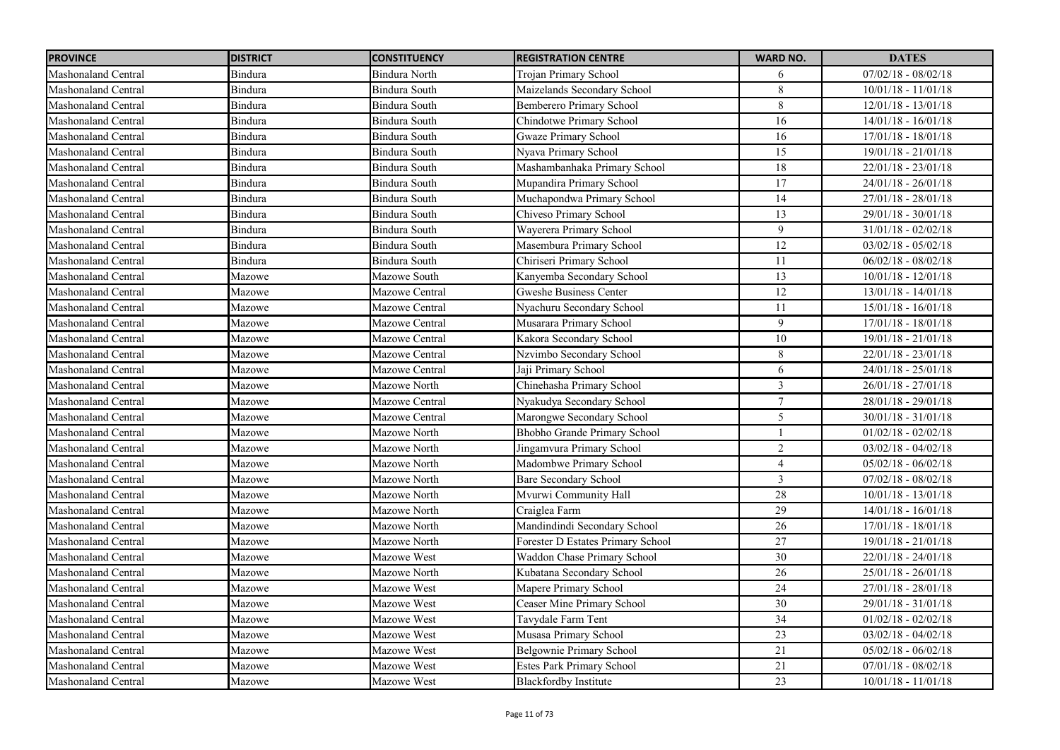| PROVINCE | DISTRICT | CONSTITUENCY | REGISTRATION CENTRE | WARD NO. | DATES |
|---|---|---|---|---|---|
| Mashonaland Central | Bindura | Bindura North | Trojan Primary School | 6 | 07/02/18 - 08/02/18 |
| Mashonaland Central | Bindura | Bindura South | Maizelands Secondary School | 8 | 10/01/18 - 11/01/18 |
| Mashonaland Central | Bindura | Bindura South | Bemberero Primary School | 8 | 12/01/18 - 13/01/18 |
| Mashonaland Central | Bindura | Bindura South | Chindotwe Primary School | 16 | 14/01/18 - 16/01/18 |
| Mashonaland Central | Bindura | Bindura South | Gwaze Primary School | 16 | 17/01/18 - 18/01/18 |
| Mashonaland Central | Bindura | Bindura South | Nyava Primary School | 15 | 19/01/18 - 21/01/18 |
| Mashonaland Central | Bindura | Bindura South | Mashambanhaka Primary School | 18 | 22/01/18 - 23/01/18 |
| Mashonaland Central | Bindura | Bindura South | Mupandira Primary School | 17 | 24/01/18 - 26/01/18 |
| Mashonaland Central | Bindura | Bindura South | Muchapondwa Primary School | 14 | 27/01/18 - 28/01/18 |
| Mashonaland Central | Bindura | Bindura South | Chiveso Primary School | 13 | 29/01/18 - 30/01/18 |
| Mashonaland Central | Bindura | Bindura South | Wayerera Primary School | 9 | 31/01/18 - 02/02/18 |
| Mashonaland Central | Bindura | Bindura South | Masembura Primary School | 12 | 03/02/18 - 05/02/18 |
| Mashonaland Central | Bindura | Bindura South | Chiriseri Primary School | 11 | 06/02/18 - 08/02/18 |
| Mashonaland Central | Mazowe | Mazowe South | Kanyemba Secondary School | 13 | 10/01/18 - 12/01/18 |
| Mashonaland Central | Mazowe | Mazowe Central | Gweshe Business Center | 12 | 13/01/18 - 14/01/18 |
| Mashonaland Central | Mazowe | Mazowe Central | Nyachuru Secondary School | 11 | 15/01/18 - 16/01/18 |
| Mashonaland Central | Mazowe | Mazowe Central | Musarara Primary School | 9 | 17/01/18 - 18/01/18 |
| Mashonaland Central | Mazowe | Mazowe Central | Kakora Secondary School | 10 | 19/01/18 - 21/01/18 |
| Mashonaland Central | Mazowe | Mazowe Central | Nzvimbo Secondary School | 8 | 22/01/18 - 23/01/18 |
| Mashonaland Central | Mazowe | Mazowe Central | Jaji Primary School | 6 | 24/01/18 - 25/01/18 |
| Mashonaland Central | Mazowe | Mazowe North | Chinehasha Primary School | 3 | 26/01/18 - 27/01/18 |
| Mashonaland Central | Mazowe | Mazowe Central | Nyakudya Secondary School | 7 | 28/01/18 - 29/01/18 |
| Mashonaland Central | Mazowe | Mazowe Central | Marongwe Secondary School | 5 | 30/01/18 - 31/01/18 |
| Mashonaland Central | Mazowe | Mazowe North | Bhobho Grande Primary School | 1 | 01/02/18 - 02/02/18 |
| Mashonaland Central | Mazowe | Mazowe North | Jingamvura Primary School | 2 | 03/02/18 - 04/02/18 |
| Mashonaland Central | Mazowe | Mazowe North | Madombwe Primary School | 4 | 05/02/18 - 06/02/18 |
| Mashonaland Central | Mazowe | Mazowe North | Bare Secondary School | 3 | 07/02/18 - 08/02/18 |
| Mashonaland Central | Mazowe | Mazowe North | Mvurwi Community Hall | 28 | 10/01/18 - 13/01/18 |
| Mashonaland Central | Mazowe | Mazowe North | Craiglea Farm | 29 | 14/01/18 - 16/01/18 |
| Mashonaland Central | Mazowe | Mazowe North | Mandindindi Secondary School | 26 | 17/01/18 - 18/01/18 |
| Mashonaland Central | Mazowe | Mazowe North | Forester D Estates Primary School | 27 | 19/01/18 - 21/01/18 |
| Mashonaland Central | Mazowe | Mazowe West | Waddon Chase Primary School | 30 | 22/01/18 - 24/01/18 |
| Mashonaland Central | Mazowe | Mazowe North | Kubatana Secondary School | 26 | 25/01/18 - 26/01/18 |
| Mashonaland Central | Mazowe | Mazowe West | Mapere Primary School | 24 | 27/01/18 - 28/01/18 |
| Mashonaland Central | Mazowe | Mazowe West | Ceaser Mine Primary School | 30 | 29/01/18 - 31/01/18 |
| Mashonaland Central | Mazowe | Mazowe West | Tavydale Farm Tent | 34 | 01/02/18 - 02/02/18 |
| Mashonaland Central | Mazowe | Mazowe West | Musasa Primary School | 23 | 03/02/18 - 04/02/18 |
| Mashonaland Central | Mazowe | Mazowe West | Belgownie Primary School | 21 | 05/02/18 - 06/02/18 |
| Mashonaland Central | Mazowe | Mazowe West | Estes Park Primary School | 21 | 07/01/18 - 08/02/18 |
| Mashonaland Central | Mazowe | Mazowe West | Blackfordby Institute | 23 | 10/01/18 - 11/01/18 |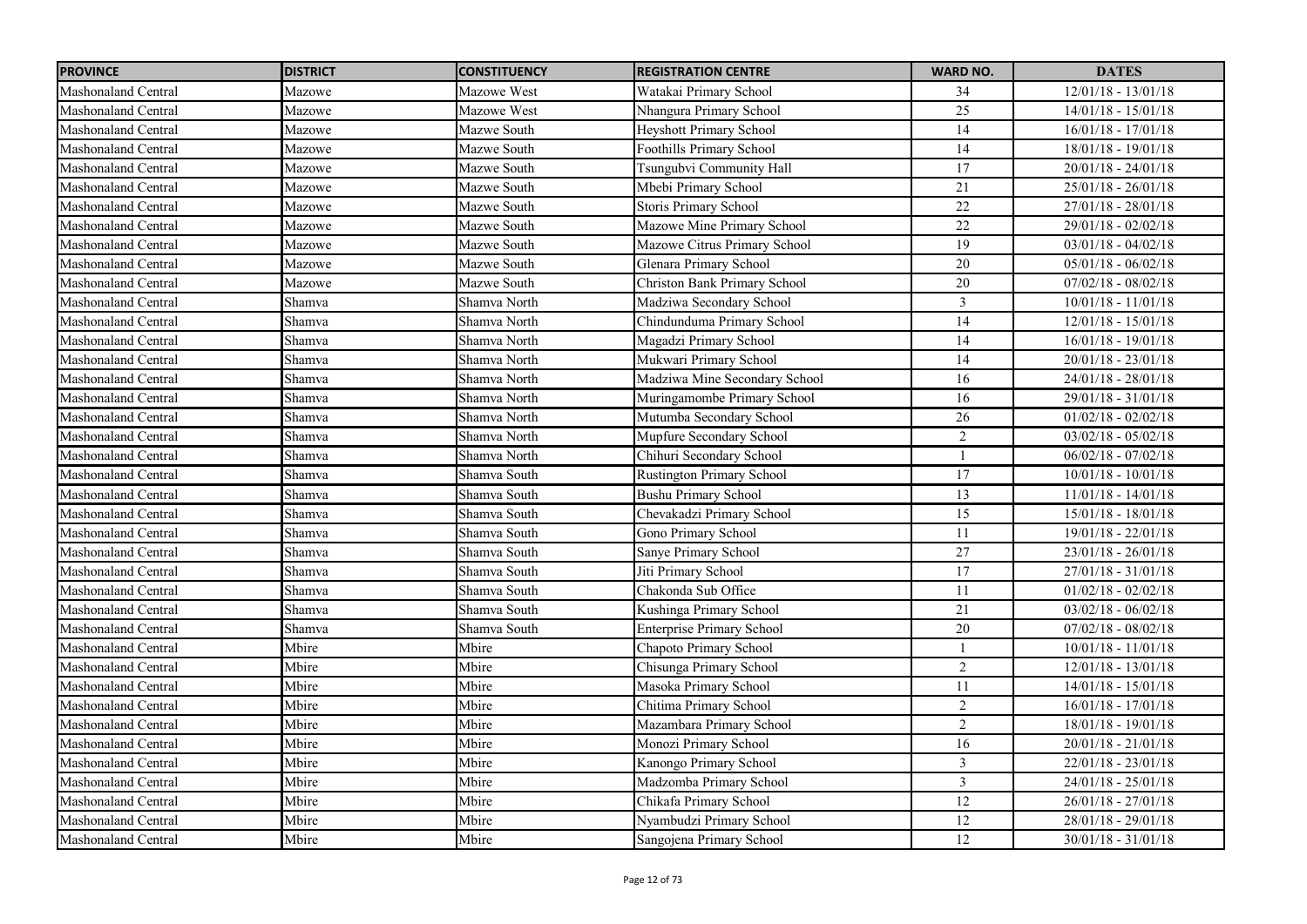| PROVINCE | DISTRICT | CONSTITUENCY | REGISTRATION CENTRE | WARD NO. | DATES |
|---|---|---|---|---|---|
| Mashonaland Central | Mazowe | Mazowe West | Watakai Primary School | 34 | 12/01/18 - 13/01/18 |
| Mashonaland Central | Mazowe | Mazowe West | Nhangura Primary School | 25 | 14/01/18 - 15/01/18 |
| Mashonaland Central | Mazowe | Mazwe South | Heyshott Primary School | 14 | 16/01/18 - 17/01/18 |
| Mashonaland Central | Mazowe | Mazwe South | Foothills Primary School | 14 | 18/01/18 - 19/01/18 |
| Mashonaland Central | Mazowe | Mazwe South | Tsungubvi Community Hall | 17 | 20/01/18 - 24/01/18 |
| Mashonaland Central | Mazowe | Mazwe South | Mbebi Primary School | 21 | 25/01/18 - 26/01/18 |
| Mashonaland Central | Mazowe | Mazwe South | Storis Primary School | 22 | 27/01/18 - 28/01/18 |
| Mashonaland Central | Mazowe | Mazwe South | Mazowe Mine Primary School | 22 | 29/01/18 - 02/02/18 |
| Mashonaland Central | Mazowe | Mazwe South | Mazowe Citrus Primary School | 19 | 03/01/18 - 04/02/18 |
| Mashonaland Central | Mazowe | Mazwe South | Glenara Primary School | 20 | 05/01/18 - 06/02/18 |
| Mashonaland Central | Mazowe | Mazwe South | Christon Bank Primary School | 20 | 07/02/18 - 08/02/18 |
| Mashonaland Central | Shamva | Shamva North | Madziwa Secondary School | 3 | 10/01/18 - 11/01/18 |
| Mashonaland Central | Shamva | Shamva North | Chindunduma Primary School | 14 | 12/01/18 - 15/01/18 |
| Mashonaland Central | Shamva | Shamva North | Magadzi Primary School | 14 | 16/01/18 - 19/01/18 |
| Mashonaland Central | Shamva | Shamva North | Mukwari Primary School | 14 | 20/01/18 - 23/01/18 |
| Mashonaland Central | Shamva | Shamva North | Madziwa Mine Secondary School | 16 | 24/01/18 - 28/01/18 |
| Mashonaland Central | Shamva | Shamva North | Muringamombe Primary School | 16 | 29/01/18 - 31/01/18 |
| Mashonaland Central | Shamva | Shamva North | Mutumba Secondary School | 26 | 01/02/18 - 02/02/18 |
| Mashonaland Central | Shamva | Shamva North | Mupfure Secondary School | 2 | 03/02/18 - 05/02/18 |
| Mashonaland Central | Shamva | Shamva North | Chihuri Secondary School | 1 | 06/02/18 - 07/02/18 |
| Mashonaland Central | Shamva | Shamva South | Rustington Primary School | 17 | 10/01/18 - 10/01/18 |
| Mashonaland Central | Shamva | Shamva South | Bushu Primary School | 13 | 11/01/18 - 14/01/18 |
| Mashonaland Central | Shamva | Shamva South | Chevakadzi Primary School | 15 | 15/01/18 - 18/01/18 |
| Mashonaland Central | Shamva | Shamva South | Gono Primary School | 11 | 19/01/18 - 22/01/18 |
| Mashonaland Central | Shamva | Shamva South | Sanye Primary School | 27 | 23/01/18 - 26/01/18 |
| Mashonaland Central | Shamva | Shamva South | Jiti Primary School | 17 | 27/01/18 - 31/01/18 |
| Mashonaland Central | Shamva | Shamva South | Chakonda Sub Office | 11 | 01/02/18 - 02/02/18 |
| Mashonaland Central | Shamva | Shamva South | Kushinga Primary School | 21 | 03/02/18 - 06/02/18 |
| Mashonaland Central | Shamva | Shamva South | Enterprise Primary School | 20 | 07/02/18 - 08/02/18 |
| Mashonaland Central | Mbire | Mbire | Chapoto Primary School | 1 | 10/01/18 - 11/01/18 |
| Mashonaland Central | Mbire | Mbire | Chisunga Primary School | 2 | 12/01/18 - 13/01/18 |
| Mashonaland Central | Mbire | Mbire | Masoka Primary School | 11 | 14/01/18 - 15/01/18 |
| Mashonaland Central | Mbire | Mbire | Chitima Primary School | 2 | 16/01/18 - 17/01/18 |
| Mashonaland Central | Mbire | Mbire | Mazambara Primary School | 2 | 18/01/18 - 19/01/18 |
| Mashonaland Central | Mbire | Mbire | Monozi Primary School | 16 | 20/01/18 - 21/01/18 |
| Mashonaland Central | Mbire | Mbire | Kanongo Primary School | 3 | 22/01/18 - 23/01/18 |
| Mashonaland Central | Mbire | Mbire | Madzomba Primary School | 3 | 24/01/18 - 25/01/18 |
| Mashonaland Central | Mbire | Mbire | Chikafa Primary School | 12 | 26/01/18 - 27/01/18 |
| Mashonaland Central | Mbire | Mbire | Nyambudzi Primary School | 12 | 28/01/18 - 29/01/18 |
| Mashonaland Central | Mbire | Mbire | Sangojena Primary School | 12 | 30/01/18 - 31/01/18 |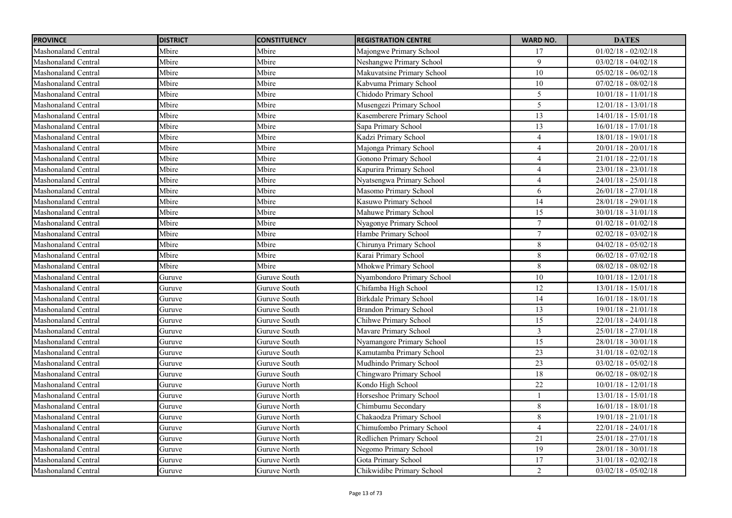| PROVINCE | DISTRICT | CONSTITUENCY | REGISTRATION CENTRE | WARD NO. | DATES |
|---|---|---|---|---|---|
| Mashonaland Central | Mbire | Mbire | Majongwe Primary School | 17 | 01/02/18 - 02/02/18 |
| Mashonaland Central | Mbire | Mbire | Neshangwe Primary School | 9 | 03/02/18 - 04/02/18 |
| Mashonaland Central | Mbire | Mbire | Makuvatsine Primary School | 10 | 05/02/18 - 06/02/18 |
| Mashonaland Central | Mbire | Mbire | Kabvuma Primary School | 10 | 07/02/18 - 08/02/18 |
| Mashonaland Central | Mbire | Mbire | Chidodo Primary School | 5 | 10/01/18 - 11/01/18 |
| Mashonaland Central | Mbire | Mbire | Musengezi Primary School | 5 | 12/01/18 - 13/01/18 |
| Mashonaland Central | Mbire | Mbire | Kasemberere Primary School | 13 | 14/01/18 - 15/01/18 |
| Mashonaland Central | Mbire | Mbire | Sapa Primary School | 13 | 16/01/18 - 17/01/18 |
| Mashonaland Central | Mbire | Mbire | Kadzi Primary School | 4 | 18/01/18 - 19/01/18 |
| Mashonaland Central | Mbire | Mbire | Majonga Primary School | 4 | 20/01/18 - 20/01/18 |
| Mashonaland Central | Mbire | Mbire | Gonono Primary School | 4 | 21/01/18 - 22/01/18 |
| Mashonaland Central | Mbire | Mbire | Kapurira Primary School | 4 | 23/01/18 - 23/01/18 |
| Mashonaland Central | Mbire | Mbire | Nyatsengwa Primary School | 4 | 24/01/18 - 25/01/18 |
| Mashonaland Central | Mbire | Mbire | Masomo Primary School | 6 | 26/01/18 - 27/01/18 |
| Mashonaland Central | Mbire | Mbire | Kasuwo Primary School | 14 | 28/01/18 - 29/01/18 |
| Mashonaland Central | Mbire | Mbire | Mahuwe Primary School | 15 | 30/01/18 - 31/01/18 |
| Mashonaland Central | Mbire | Mbire | Nyagonye Primary School | 7 | 01/02/18 - 01/02/18 |
| Mashonaland Central | Mbire | Mbire | Hambe Primary School | 7 | 02/02/18 - 03/02/18 |
| Mashonaland Central | Mbire | Mbire | Chirunya Primary School | 8 | 04/02/18 - 05/02/18 |
| Mashonaland Central | Mbire | Mbire | Karai Primary School | 8 | 06/02/18 - 07/02/18 |
| Mashonaland Central | Mbire | Mbire | Mhokwe Primary School | 8 | 08/02/18 - 08/02/18 |
| Mashonaland Central | Guruve | Guruve South | Nyambondoro Primary School | 10 | 10/01/18 - 12/01/18 |
| Mashonaland Central | Guruve | Guruve South | Chifamba High School | 12 | 13/01/18 - 15/01/18 |
| Mashonaland Central | Guruve | Guruve South | Birkdale Primary School | 14 | 16/01/18 - 18/01/18 |
| Mashonaland Central | Guruve | Guruve South | Brandon Primary School | 13 | 19/01/18 - 21/01/18 |
| Mashonaland Central | Guruve | Guruve South | Chihwe Primary School | 15 | 22/01/18 - 24/01/18 |
| Mashonaland Central | Guruve | Guruve South | Mavare Primary School | 3 | 25/01/18 - 27/01/18 |
| Mashonaland Central | Guruve | Guruve South | Nyamangore Primary School | 15 | 28/01/18 - 30/01/18 |
| Mashonaland Central | Guruve | Guruve South | Kamutamba Primary School | 23 | 31/01/18 - 02/02/18 |
| Mashonaland Central | Guruve | Guruve South | Mudhindo Primary School | 23 | 03/02/18 - 05/02/18 |
| Mashonaland Central | Guruve | Guruve South | Chingwaro Primary School | 18 | 06/02/18 - 08/02/18 |
| Mashonaland Central | Guruve | Guruve North | Kondo High School | 22 | 10/01/18 - 12/01/18 |
| Mashonaland Central | Guruve | Guruve North | Horseshoe Primary School | 1 | 13/01/18 - 15/01/18 |
| Mashonaland Central | Guruve | Guruve North | Chimbumu Secondary | 8 | 16/01/18 - 18/01/18 |
| Mashonaland Central | Guruve | Guruve North | Chakaodza Primary School | 8 | 19/01/18 - 21/01/18 |
| Mashonaland Central | Guruve | Guruve North | Chimufombo Primary School | 4 | 22/01/18 - 24/01/18 |
| Mashonaland Central | Guruve | Guruve North | Redlichen Primary School | 21 | 25/01/18 - 27/01/18 |
| Mashonaland Central | Guruve | Guruve North | Negomo Primary School | 19 | 28/01/18 - 30/01/18 |
| Mashonaland Central | Guruve | Guruve North | Gota Primary School | 17 | 31/01/18 - 02/02/18 |
| Mashonaland Central | Guruve | Guruve North | Chikwidibe Primary School | 2 | 03/02/18 - 05/02/18 |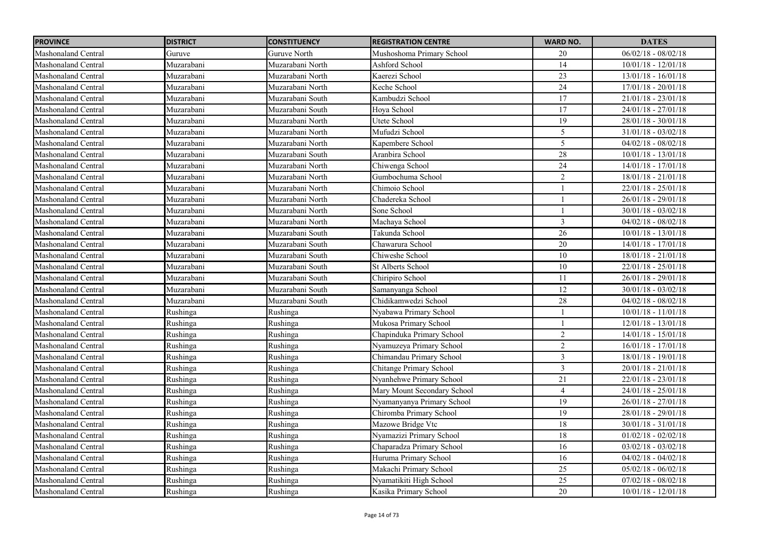| PROVINCE | DISTRICT | CONSTITUENCY | REGISTRATION CENTRE | WARD NO. | DATES |
|---|---|---|---|---|---|
| Mashonaland Central | Guruve | Guruve North | Mushoshoma Primary School | 20 | 06/02/18 - 08/02/18 |
| Mashonaland Central | Muzarabani | Muzarabani North | Ashford School | 14 | 10/01/18 - 12/01/18 |
| Mashonaland Central | Muzarabani | Muzarabani North | Kaerezi School | 23 | 13/01/18 - 16/01/18 |
| Mashonaland Central | Muzarabani | Muzarabani North | Keche School | 24 | 17/01/18 - 20/01/18 |
| Mashonaland Central | Muzarabani | Muzarabani South | Kambudzi School | 17 | 21/01/18 - 23/01/18 |
| Mashonaland Central | Muzarabani | Muzarabani South | Hoya School | 17 | 24/01/18 - 27/01/18 |
| Mashonaland Central | Muzarabani | Muzarabani North | Utete School | 19 | 28/01/18 - 30/01/18 |
| Mashonaland Central | Muzarabani | Muzarabani North | Mufudzi School | 5 | 31/01/18 - 03/02/18 |
| Mashonaland Central | Muzarabani | Muzarabani North | Kapembere School | 5 | 04/02/18 - 08/02/18 |
| Mashonaland Central | Muzarabani | Muzarabani South | Aranbira School | 28 | 10/01/18 - 13/01/18 |
| Mashonaland Central | Muzarabani | Muzarabani North | Chiwenga School | 24 | 14/01/18 - 17/01/18 |
| Mashonaland Central | Muzarabani | Muzarabani North | Gumbochuma School | 2 | 18/01/18 - 21/01/18 |
| Mashonaland Central | Muzarabani | Muzarabani North | Chimoio School | 1 | 22/01/18 - 25/01/18 |
| Mashonaland Central | Muzarabani | Muzarabani North | Chadereka School | 1 | 26/01/18 - 29/01/18 |
| Mashonaland Central | Muzarabani | Muzarabani North | Sone School | 1 | 30/01/18 - 03/02/18 |
| Mashonaland Central | Muzarabani | Muzarabani North | Machaya School | 3 | 04/02/18 - 08/02/18 |
| Mashonaland Central | Muzarabani | Muzarabani South | Takunda School | 26 | 10/01/18 - 13/01/18 |
| Mashonaland Central | Muzarabani | Muzarabani South | Chawarura School | 20 | 14/01/18 - 17/01/18 |
| Mashonaland Central | Muzarabani | Muzarabani South | Chiweshe School | 10 | 18/01/18 - 21/01/18 |
| Mashonaland Central | Muzarabani | Muzarabani South | St Alberts School | 10 | 22/01/18 - 25/01/18 |
| Mashonaland Central | Muzarabani | Muzarabani South | Chiripiro School | 11 | 26/01/18 - 29/01/18 |
| Mashonaland Central | Muzarabani | Muzarabani South | Samanyanga School | 12 | 30/01/18 - 03/02/18 |
| Mashonaland Central | Muzarabani | Muzarabani South | Chidikamwedzi School | 28 | 04/02/18 - 08/02/18 |
| Mashonaland Central | Rushinga | Rushinga | Nyabawa Primary School | 1 | 10/01/18 - 11/01/18 |
| Mashonaland Central | Rushinga | Rushinga | Mukosa Primary School | 1 | 12/01/18 - 13/01/18 |
| Mashonaland Central | Rushinga | Rushinga | Chapinduka Primary School | 2 | 14/01/18 - 15/01/18 |
| Mashonaland Central | Rushinga | Rushinga | Nyamuzeya Primary School | 2 | 16/01/18 - 17/01/18 |
| Mashonaland Central | Rushinga | Rushinga | Chimandau Primary School | 3 | 18/01/18 - 19/01/18 |
| Mashonaland Central | Rushinga | Rushinga | Chitange Primary School | 3 | 20/01/18 - 21/01/18 |
| Mashonaland Central | Rushinga | Rushinga | Nyanhehwe Primary School | 21 | 22/01/18 - 23/01/18 |
| Mashonaland Central | Rushinga | Rushinga | Mary Mount Secondary School | 4 | 24/01/18 - 25/01/18 |
| Mashonaland Central | Rushinga | Rushinga | Nyamanyanya Primary School | 19 | 26/01/18 - 27/01/18 |
| Mashonaland Central | Rushinga | Rushinga | Chiromba Primary School | 19 | 28/01/18 - 29/01/18 |
| Mashonaland Central | Rushinga | Rushinga | Mazowe Bridge Vtc | 18 | 30/01/18 - 31/01/18 |
| Mashonaland Central | Rushinga | Rushinga | Nyamazizi Primary School | 18 | 01/02/18 - 02/02/18 |
| Mashonaland Central | Rushinga | Rushinga | Chaparadza Primary School | 16 | 03/02/18 - 03/02/18 |
| Mashonaland Central | Rushinga | Rushinga | Huruma Primary School | 16 | 04/02/18 - 04/02/18 |
| Mashonaland Central | Rushinga | Rushinga | Makachi Primary School | 25 | 05/02/18 - 06/02/18 |
| Mashonaland Central | Rushinga | Rushinga | Nyamatikiti High School | 25 | 07/02/18 - 08/02/18 |
| Mashonaland Central | Rushinga | Rushinga | Kasika Primary School | 20 | 10/01/18 - 12/01/18 |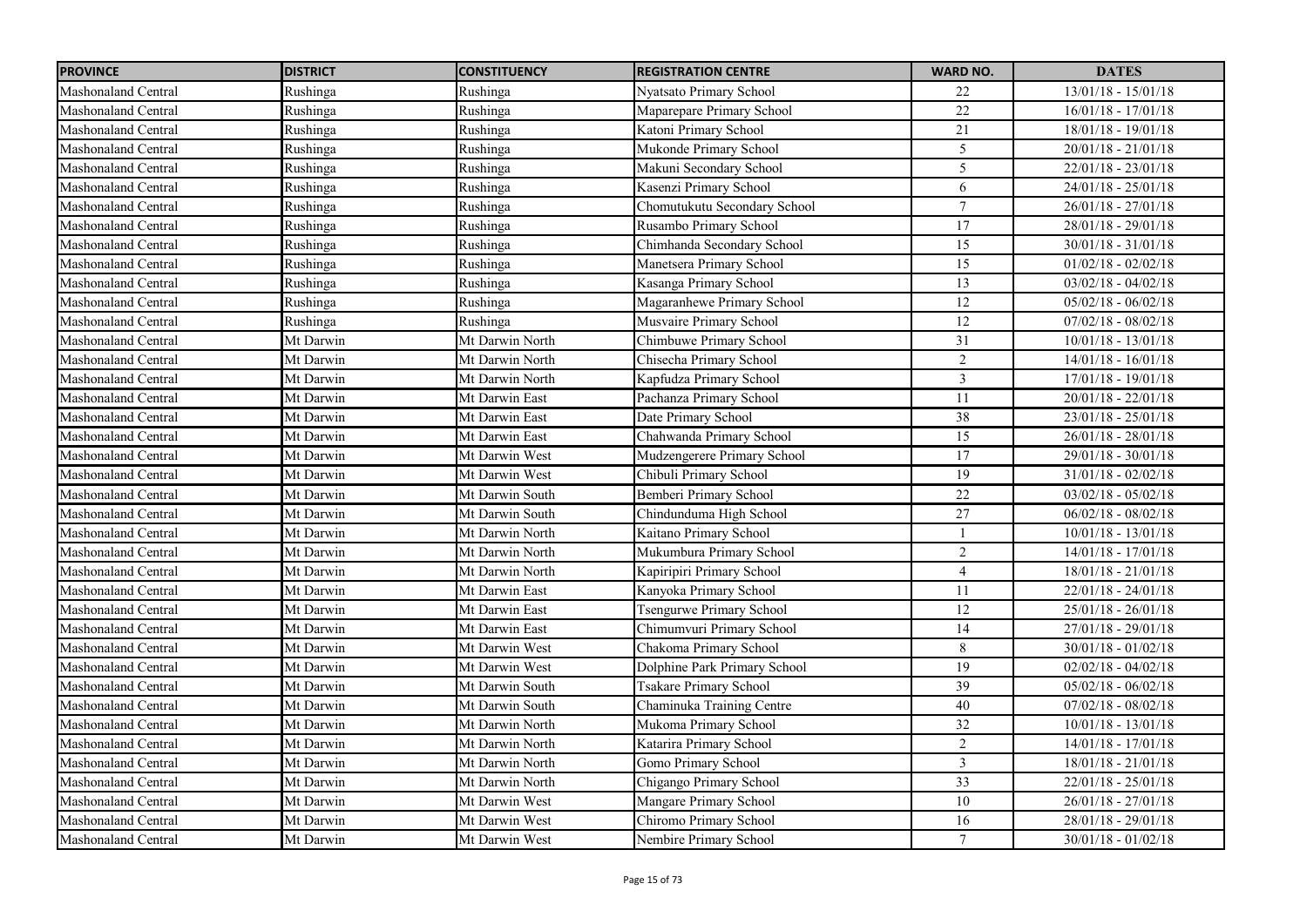| PROVINCE | DISTRICT | CONSTITUENCY | REGISTRATION CENTRE | WARD NO. | DATES |
| --- | --- | --- | --- | --- | --- |
| Mashonaland Central | Rushinga | Rushinga | Nyatsato Primary School | 22 | 13/01/18 - 15/01/18 |
| Mashonaland Central | Rushinga | Rushinga | Maparepare Primary School | 22 | 16/01/18 - 17/01/18 |
| Mashonaland Central | Rushinga | Rushinga | Katoni Primary School | 21 | 18/01/18 - 19/01/18 |
| Mashonaland Central | Rushinga | Rushinga | Mukonde Primary School | 5 | 20/01/18 - 21/01/18 |
| Mashonaland Central | Rushinga | Rushinga | Makuni Secondary School | 5 | 22/01/18 - 23/01/18 |
| Mashonaland Central | Rushinga | Rushinga | Kasenzi Primary School | 6 | 24/01/18 - 25/01/18 |
| Mashonaland Central | Rushinga | Rushinga | Chomutukutu Secondary School | 7 | 26/01/18 - 27/01/18 |
| Mashonaland Central | Rushinga | Rushinga | Rusambo Primary School | 17 | 28/01/18 - 29/01/18 |
| Mashonaland Central | Rushinga | Rushinga | Chimhanda Secondary School | 15 | 30/01/18 - 31/01/18 |
| Mashonaland Central | Rushinga | Rushinga | Manetsera Primary School | 15 | 01/02/18 - 02/02/18 |
| Mashonaland Central | Rushinga | Rushinga | Kasanga Primary School | 13 | 03/02/18 - 04/02/18 |
| Mashonaland Central | Rushinga | Rushinga | Magaranhewe Primary School | 12 | 05/02/18 - 06/02/18 |
| Mashonaland Central | Rushinga | Rushinga | Musvaire Primary School | 12 | 07/02/18 - 08/02/18 |
| Mashonaland Central | Mt Darwin | Mt Darwin North | Chimbuwe Primary School | 31 | 10/01/18 - 13/01/18 |
| Mashonaland Central | Mt Darwin | Mt Darwin North | Chisecha Primary School | 2 | 14/01/18 - 16/01/18 |
| Mashonaland Central | Mt Darwin | Mt Darwin North | Kapfudza Primary School | 3 | 17/01/18 - 19/01/18 |
| Mashonaland Central | Mt Darwin | Mt Darwin East | Pachanza Primary School | 11 | 20/01/18 - 22/01/18 |
| Mashonaland Central | Mt Darwin | Mt Darwin East | Date Primary School | 38 | 23/01/18 - 25/01/18 |
| Mashonaland Central | Mt Darwin | Mt Darwin East | Chahwanda Primary School | 15 | 26/01/18 - 28/01/18 |
| Mashonaland Central | Mt Darwin | Mt Darwin West | Mudzengerere Primary School | 17 | 29/01/18 - 30/01/18 |
| Mashonaland Central | Mt Darwin | Mt Darwin West | Chibuli Primary School | 19 | 31/01/18 - 02/02/18 |
| Mashonaland Central | Mt Darwin | Mt Darwin South | Bemberi Primary School | 22 | 03/02/18 - 05/02/18 |
| Mashonaland Central | Mt Darwin | Mt Darwin South | Chindunduma High School | 27 | 06/02/18 - 08/02/18 |
| Mashonaland Central | Mt Darwin | Mt Darwin North | Kaitano Primary School | 1 | 10/01/18 - 13/01/18 |
| Mashonaland Central | Mt Darwin | Mt Darwin North | Mukumbura Primary School | 2 | 14/01/18 - 17/01/18 |
| Mashonaland Central | Mt Darwin | Mt Darwin North | Kapiripiri Primary School | 4 | 18/01/18 - 21/01/18 |
| Mashonaland Central | Mt Darwin | Mt Darwin East | Kanyoka Primary School | 11 | 22/01/18 - 24/01/18 |
| Mashonaland Central | Mt Darwin | Mt Darwin East | Tsengurwe Primary School | 12 | 25/01/18 - 26/01/18 |
| Mashonaland Central | Mt Darwin | Mt Darwin East | Chimumvuri Primary School | 14 | 27/01/18 - 29/01/18 |
| Mashonaland Central | Mt Darwin | Mt Darwin West | Chakoma Primary School | 8 | 30/01/18 - 01/02/18 |
| Mashonaland Central | Mt Darwin | Mt Darwin West | Dolphine Park Primary School | 19 | 02/02/18 - 04/02/18 |
| Mashonaland Central | Mt Darwin | Mt Darwin South | Tsakare Primary School | 39 | 05/02/18 - 06/02/18 |
| Mashonaland Central | Mt Darwin | Mt Darwin South | Chaminuka Training Centre | 40 | 07/02/18 - 08/02/18 |
| Mashonaland Central | Mt Darwin | Mt Darwin North | Mukoma Primary School | 32 | 10/01/18 - 13/01/18 |
| Mashonaland Central | Mt Darwin | Mt Darwin North | Katarira Primary School | 2 | 14/01/18 - 17/01/18 |
| Mashonaland Central | Mt Darwin | Mt Darwin North | Gomo Primary School | 3 | 18/01/18 - 21/01/18 |
| Mashonaland Central | Mt Darwin | Mt Darwin North | Chigango Primary School | 33 | 22/01/18 - 25/01/18 |
| Mashonaland Central | Mt Darwin | Mt Darwin West | Mangare Primary School | 10 | 26/01/18 - 27/01/18 |
| Mashonaland Central | Mt Darwin | Mt Darwin West | Chiromo Primary School | 16 | 28/01/18 - 29/01/18 |
| Mashonaland Central | Mt Darwin | Mt Darwin West | Nembire Primary School | 7 | 30/01/18 - 01/02/18 |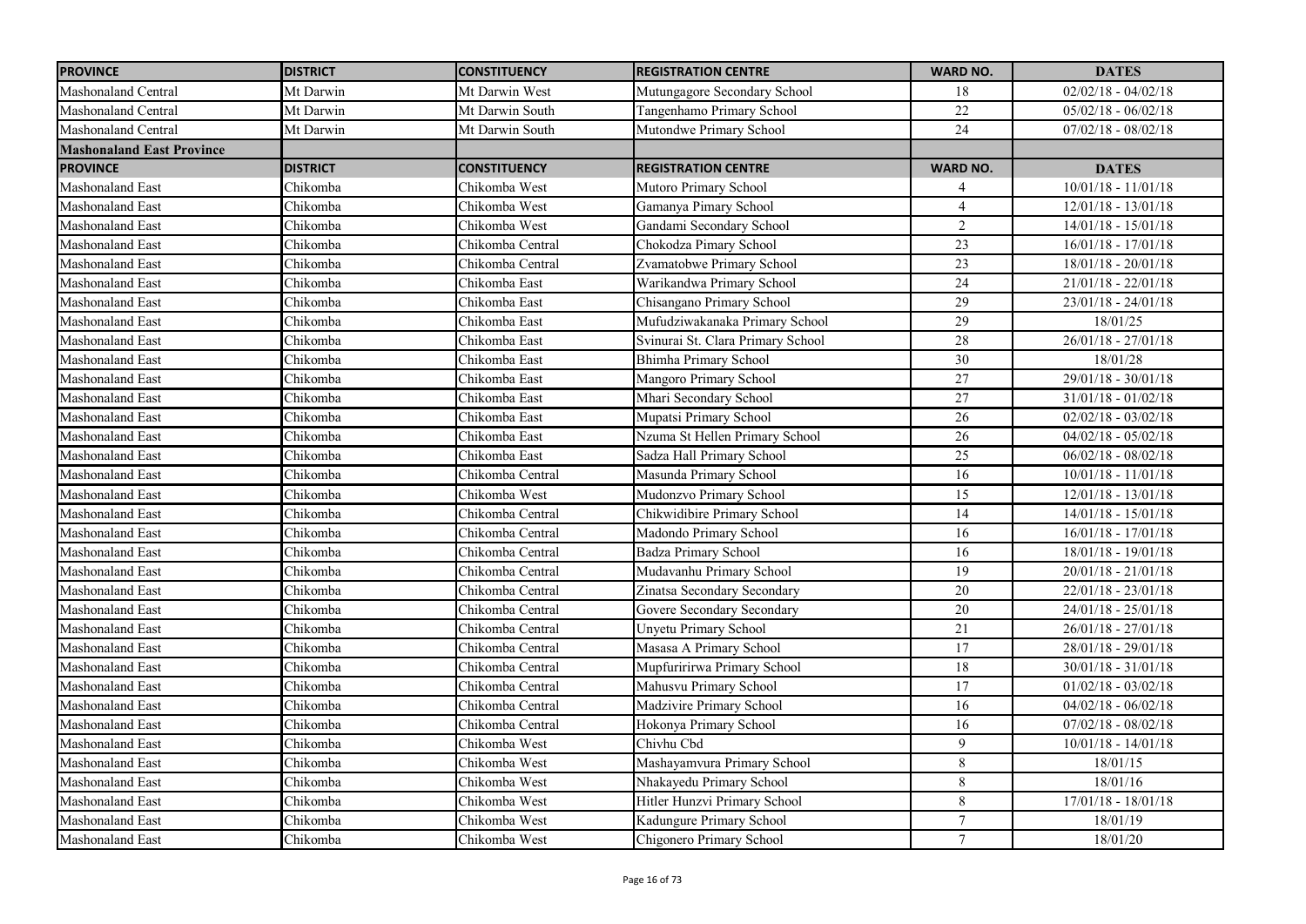| PROVINCE | DISTRICT | CONSTITUENCY | REGISTRATION CENTRE | WARD NO. | DATES |
|---|---|---|---|---|---|
| Mashonaland Central | Mt Darwin | Mt Darwin West | Mutungagore Secondary School | 18 | 02/02/18 - 04/02/18 |
| Mashonaland Central | Mt Darwin | Mt Darwin South | Tangenhamo Primary School | 22 | 05/02/18 - 06/02/18 |
| Mashonaland Central | Mt Darwin | Mt Darwin South | Mutondwe Primary School | 24 | 07/02/18 - 08/02/18 |
| **Mashonaland East Province** | | | | | |
| **PROVINCE** | **DISTRICT** | **CONSTITUENCY** | **REGISTRATION CENTRE** | **WARD NO.** | **DATES** |
| Mashonaland East | Chikomba | Chikomba West | Mutoro Primary School | 4 | 10/01/18 - 11/01/18 |
| Mashonaland East | Chikomba | Chikomba West | Gamanya Pimary School | 4 | 12/01/18 - 13/01/18 |
| Mashonaland East | Chikomba | Chikomba West | Gandami Secondary School | 2 | 14/01/18 - 15/01/18 |
| Mashonaland East | Chikomba | Chikomba Central | Chokodza Pimary School | 23 | 16/01/18 - 17/01/18 |
| Mashonaland East | Chikomba | Chikomba Central | Zvamatobwe Primary School | 23 | 18/01/18 - 20/01/18 |
| Mashonaland East | Chikomba | Chikomba East | Warikandwa Primary School | 24 | 21/01/18 - 22/01/18 |
| Mashonaland East | Chikomba | Chikomba East | Chisangano Primary School | 29 | 23/01/18 - 24/01/18 |
| Mashonaland East | Chikomba | Chikomba East | Mufudziwakanaka Primary School | 29 | 18/01/25 |
| Mashonaland East | Chikomba | Chikomba East | Svinurai St. Clara Primary School | 28 | 26/01/18 - 27/01/18 |
| Mashonaland East | Chikomba | Chikomba East | Bhimha Primary School | 30 | 18/01/28 |
| Mashonaland East | Chikomba | Chikomba East | Mangoro Primary School | 27 | 29/01/18 - 30/01/18 |
| Mashonaland East | Chikomba | Chikomba East | Mhari Secondary School | 27 | 31/01/18 - 01/02/18 |
| Mashonaland East | Chikomba | Chikomba East | Mupatsi Primary School | 26 | 02/02/18 - 03/02/18 |
| Mashonaland East | Chikomba | Chikomba East | Nzuma St Hellen Primary School | 26 | 04/02/18 - 05/02/18 |
| Mashonaland East | Chikomba | Chikomba East | Sadza Hall Primary School | 25 | 06/02/18 - 08/02/18 |
| Mashonaland East | Chikomba | Chikomba Central | Masunda Primary School | 16 | 10/01/18 - 11/01/18 |
| Mashonaland East | Chikomba | Chikomba West | Mudonzvo Primary School | 15 | 12/01/18 - 13/01/18 |
| Mashonaland East | Chikomba | Chikomba Central | Chikwidibire Primary School | 14 | 14/01/18 - 15/01/18 |
| Mashonaland East | Chikomba | Chikomba Central | Madondo Primary School | 16 | 16/01/18 - 17/01/18 |
| Mashonaland East | Chikomba | Chikomba Central | Badza Primary School | 16 | 18/01/18 - 19/01/18 |
| Mashonaland East | Chikomba | Chikomba Central | Mudavanhu Primary School | 19 | 20/01/18 - 21/01/18 |
| Mashonaland East | Chikomba | Chikomba Central | Zinatsa Secondary Secondary | 20 | 22/01/18 - 23/01/18 |
| Mashonaland East | Chikomba | Chikomba Central | Govere Secondary Secondary | 20 | 24/01/18 - 25/01/18 |
| Mashonaland East | Chikomba | Chikomba Central | Unyetu Primary School | 21 | 26/01/18 - 27/01/18 |
| Mashonaland East | Chikomba | Chikomba Central | Masasa A Primary School | 17 | 28/01/18 - 29/01/18 |
| Mashonaland East | Chikomba | Chikomba Central | Mupfuririrwa Primary School | 18 | 30/01/18 - 31/01/18 |
| Mashonaland East | Chikomba | Chikomba Central | Mahusvu Primary School | 17 | 01/02/18 - 03/02/18 |
| Mashonaland East | Chikomba | Chikomba Central | Madzivire Primary School | 16 | 04/02/18 - 06/02/18 |
| Mashonaland East | Chikomba | Chikomba Central | Hokonya Primary School | 16 | 07/02/18 - 08/02/18 |
| Mashonaland East | Chikomba | Chikomba West | Chivhu Cbd | 9 | 10/01/18 - 14/01/18 |
| Mashonaland East | Chikomba | Chikomba West | Mashayamvura Primary School | 8 | 18/01/15 |
| Mashonaland East | Chikomba | Chikomba West | Nhakayedu Primary School | 8 | 18/01/16 |
| Mashonaland East | Chikomba | Chikomba West | Hitler Hunzvi Primary School | 8 | 17/01/18 - 18/01/18 |
| Mashonaland East | Chikomba | Chikomba West | Kadungure Primary School | 7 | 18/01/19 |
| Mashonaland East | Chikomba | Chikomba West | Chigonero Primary School | 7 | 18/01/20 |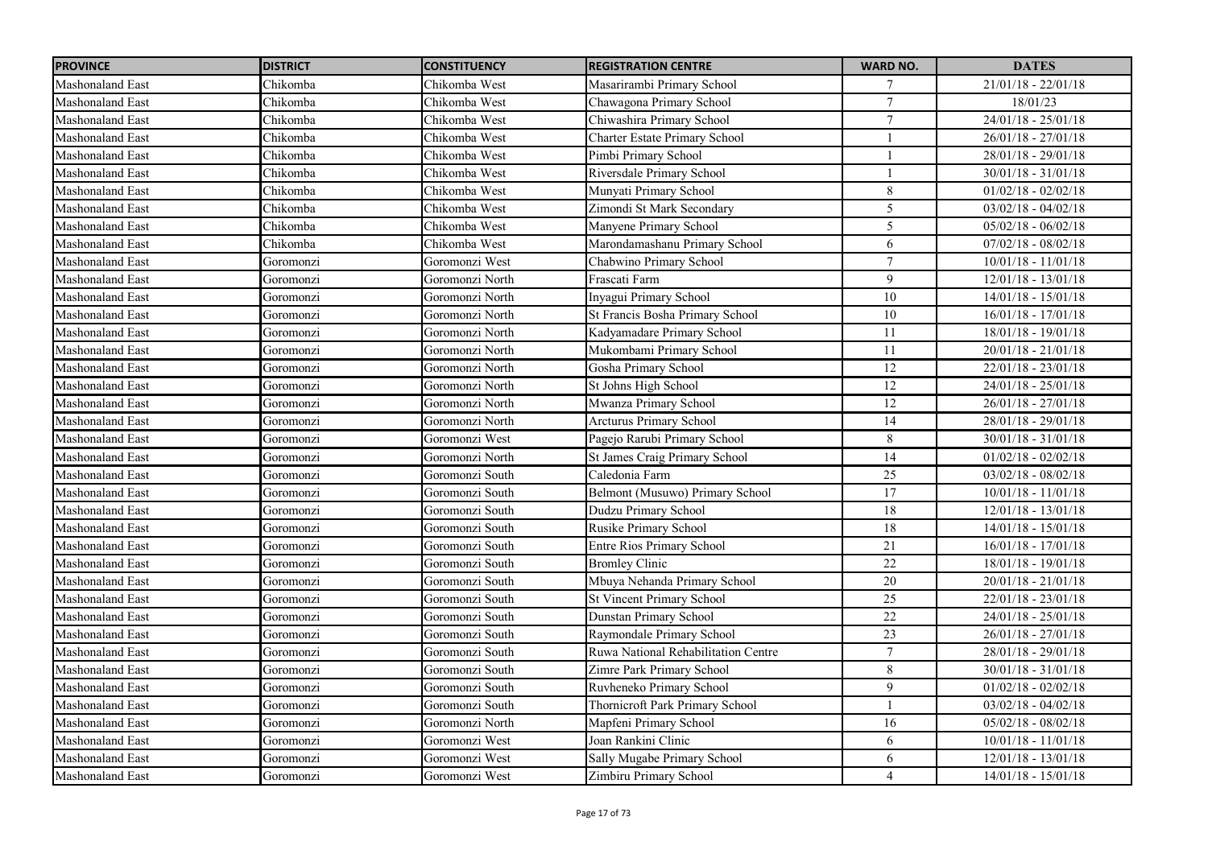| PROVINCE | DISTRICT | CONSTITUENCY | REGISTRATION CENTRE | WARD NO. | DATES |
|---|---|---|---|---|---|
| Mashonaland East | Chikomba | Chikomba West | Masarirambi Primary School | 7 | 21/01/18 - 22/01/18 |
| Mashonaland East | Chikomba | Chikomba West | Chawagona Primary School | 7 | 18/01/23 |
| Mashonaland East | Chikomba | Chikomba West | Chiwashira Primary School | 7 | 24/01/18 - 25/01/18 |
| Mashonaland East | Chikomba | Chikomba West | Charter Estate Primary School | 1 | 26/01/18 - 27/01/18 |
| Mashonaland East | Chikomba | Chikomba West | Pimbi Primary School | 1 | 28/01/18 - 29/01/18 |
| Mashonaland East | Chikomba | Chikomba West | Riversdale Primary School | 1 | 30/01/18 - 31/01/18 |
| Mashonaland East | Chikomba | Chikomba West | Munyati Primary School | 8 | 01/02/18 - 02/02/18 |
| Mashonaland East | Chikomba | Chikomba West | Zimondi St Mark Secondary | 5 | 03/02/18 - 04/02/18 |
| Mashonaland East | Chikomba | Chikomba West | Manyene Primary School | 5 | 05/02/18 - 06/02/18 |
| Mashonaland East | Chikomba | Chikomba West | Marondamashanu Primary School | 6 | 07/02/18 - 08/02/18 |
| Mashonaland East | Goromonzi | Goromonzi West | Chabwino Primary School | 7 | 10/01/18 - 11/01/18 |
| Mashonaland East | Goromonzi | Goromonzi North | Frascati Farm | 9 | 12/01/18 - 13/01/18 |
| Mashonaland East | Goromonzi | Goromonzi North | Inyagui Primary School | 10 | 14/01/18 - 15/01/18 |
| Mashonaland East | Goromonzi | Goromonzi North | St Francis Bosha Primary School | 10 | 16/01/18 - 17/01/18 |
| Mashonaland East | Goromonzi | Goromonzi North | Kadyamadare Primary School | 11 | 18/01/18 - 19/01/18 |
| Mashonaland East | Goromonzi | Goromonzi North | Mukombami Primary School | 11 | 20/01/18 - 21/01/18 |
| Mashonaland East | Goromonzi | Goromonzi North | Gosha Primary School | 12 | 22/01/18 - 23/01/18 |
| Mashonaland East | Goromonzi | Goromonzi North | St Johns High School | 12 | 24/01/18 - 25/01/18 |
| Mashonaland East | Goromonzi | Goromonzi North | Mwanza Primary School | 12 | 26/01/18 - 27/01/18 |
| Mashonaland East | Goromonzi | Goromonzi North | Arcturus Primary School | 14 | 28/01/18 - 29/01/18 |
| Mashonaland East | Goromonzi | Goromonzi West | Pagejo Rarubi Primary School | 8 | 30/01/18 - 31/01/18 |
| Mashonaland East | Goromonzi | Goromonzi North | St James Craig Primary School | 14 | 01/02/18 - 02/02/18 |
| Mashonaland East | Goromonzi | Goromonzi South | Caledonia Farm | 25 | 03/02/18 - 08/02/18 |
| Mashonaland East | Goromonzi | Goromonzi South | Belmont (Musuwo) Primary School | 17 | 10/01/18 - 11/01/18 |
| Mashonaland East | Goromonzi | Goromonzi South | Dudzu Primary School | 18 | 12/01/18 - 13/01/18 |
| Mashonaland East | Goromonzi | Goromonzi South | Rusike Primary School | 18 | 14/01/18 - 15/01/18 |
| Mashonaland East | Goromonzi | Goromonzi South | Entre Rios Primary School | 21 | 16/01/18 - 17/01/18 |
| Mashonaland East | Goromonzi | Goromonzi South | Bromley Clinic | 22 | 18/01/18 - 19/01/18 |
| Mashonaland East | Goromonzi | Goromonzi South | Mbuya Nehanda Primary School | 20 | 20/01/18 - 21/01/18 |
| Mashonaland East | Goromonzi | Goromonzi South | St Vincent Primary School | 25 | 22/01/18 - 23/01/18 |
| Mashonaland East | Goromonzi | Goromonzi South | Dunstan Primary School | 22 | 24/01/18 - 25/01/18 |
| Mashonaland East | Goromonzi | Goromonzi South | Raymondale Primary School | 23 | 26/01/18 - 27/01/18 |
| Mashonaland East | Goromonzi | Goromonzi South | Ruwa National Rehabilitation Centre | 7 | 28/01/18 - 29/01/18 |
| Mashonaland East | Goromonzi | Goromonzi South | Zimre Park Primary School | 8 | 30/01/18 - 31/01/18 |
| Mashonaland East | Goromonzi | Goromonzi South | Ruvheneko Primary School | 9 | 01/02/18 - 02/02/18 |
| Mashonaland East | Goromonzi | Goromonzi South | Thornicroft Park Primary School | 1 | 03/02/18 - 04/02/18 |
| Mashonaland East | Goromonzi | Goromonzi North | Mapfeni Primary School | 16 | 05/02/18 - 08/02/18 |
| Mashonaland East | Goromonzi | Goromonzi West | Joan Rankini Clinic | 6 | 10/01/18 - 11/01/18 |
| Mashonaland East | Goromonzi | Goromonzi West | Sally Mugabe Primary School | 6 | 12/01/18 - 13/01/18 |
| Mashonaland East | Goromonzi | Goromonzi West | Zimbiru Primary School | 4 | 14/01/18 - 15/01/18 |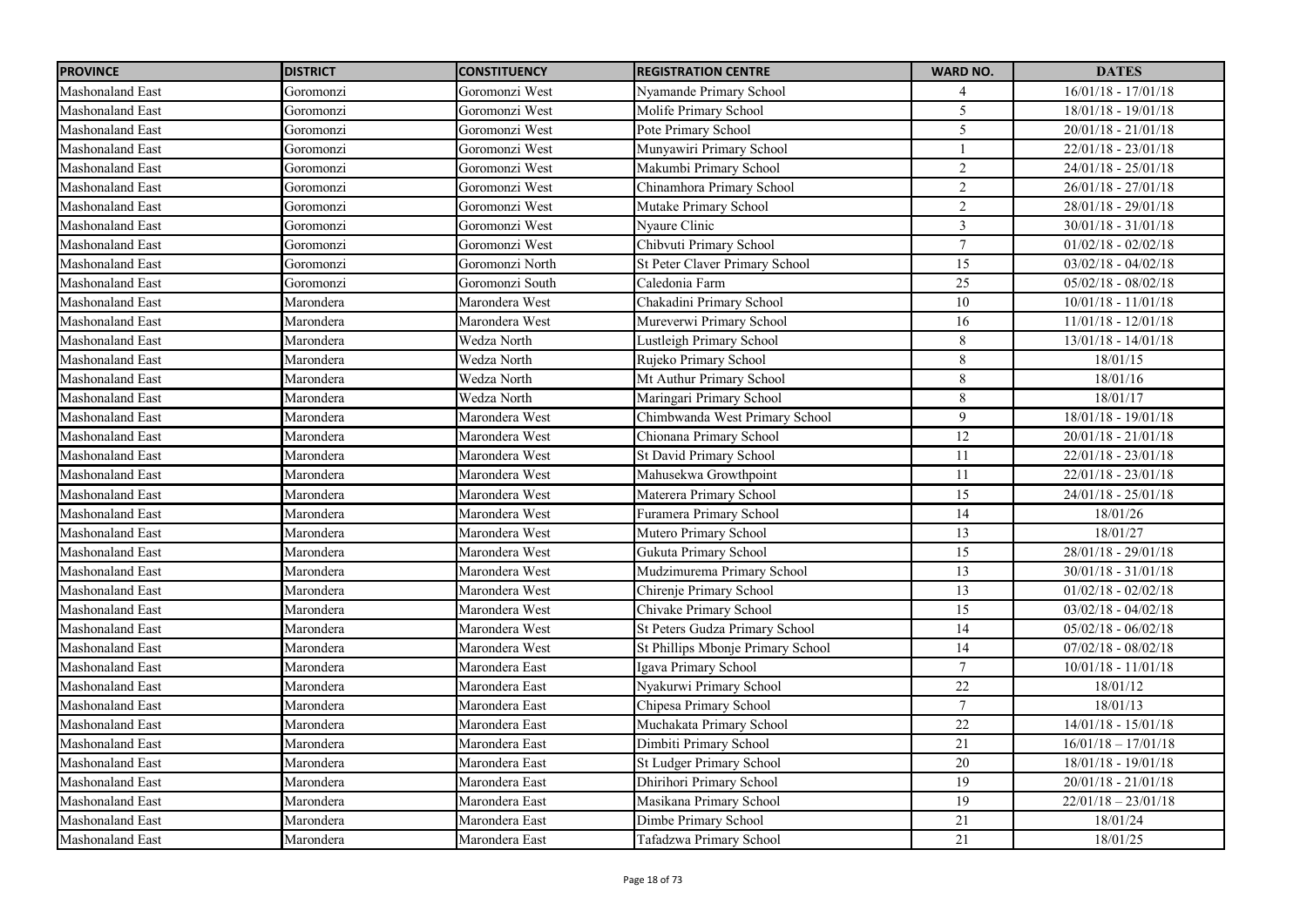| PROVINCE | DISTRICT | CONSTITUENCY | REGISTRATION CENTRE | WARD NO. | DATES |
| --- | --- | --- | --- | --- | --- |
| Mashonaland East | Goromonzi | Goromonzi West | Nyamande Primary School | 4 | 16/01/18 - 17/01/18 |
| Mashonaland East | Goromonzi | Goromonzi West | Molife Primary School | 5 | 18/01/18 - 19/01/18 |
| Mashonaland East | Goromonzi | Goromonzi West | Pote Primary School | 5 | 20/01/18 - 21/01/18 |
| Mashonaland East | Goromonzi | Goromonzi West | Munyawiri Primary School | 1 | 22/01/18 - 23/01/18 |
| Mashonaland East | Goromonzi | Goromonzi West | Makumbi Primary School | 2 | 24/01/18 - 25/01/18 |
| Mashonaland East | Goromonzi | Goromonzi West | Chinamhora Primary School | 2 | 26/01/18 - 27/01/18 |
| Mashonaland East | Goromonzi | Goromonzi West | Mutake Primary School | 2 | 28/01/18 - 29/01/18 |
| Mashonaland East | Goromonzi | Goromonzi West | Nyaure Clinic | 3 | 30/01/18 - 31/01/18 |
| Mashonaland East | Goromonzi | Goromonzi West | Chibvuti Primary School | 7 | 01/02/18 - 02/02/18 |
| Mashonaland East | Goromonzi | Goromonzi North | St Peter Claver Primary School | 15 | 03/02/18 - 04/02/18 |
| Mashonaland East | Goromonzi | Goromonzi South | Caledonia Farm | 25 | 05/02/18 - 08/02/18 |
| Mashonaland East | Marondera | Marondera West | Chakadini Primary School | 10 | 10/01/18 - 11/01/18 |
| Mashonaland East | Marondera | Marondera West | Mureverwi Primary School | 16 | 11/01/18 - 12/01/18 |
| Mashonaland East | Marondera | Wedza North | Lustleigh Primary School | 8 | 13/01/18 - 14/01/18 |
| Mashonaland East | Marondera | Wedza North | Rujeko Primary School | 8 | 18/01/15 |
| Mashonaland East | Marondera | Wedza North | Mt Authur Primary School | 8 | 18/01/16 |
| Mashonaland East | Marondera | Wedza North | Maringari Primary School | 8 | 18/01/17 |
| Mashonaland East | Marondera | Marondera West | Chimbwanda West Primary School | 9 | 18/01/18 - 19/01/18 |
| Mashonaland East | Marondera | Marondera West | Chionana Primary School | 12 | 20/01/18 - 21/01/18 |
| Mashonaland East | Marondera | Marondera West | St David Primary School | 11 | 22/01/18 - 23/01/18 |
| Mashonaland East | Marondera | Marondera West | Mahusekwa Growthpoint | 11 | 22/01/18 - 23/01/18 |
| Mashonaland East | Marondera | Marondera West | Materera Primary School | 15 | 24/01/18 - 25/01/18 |
| Mashonaland East | Marondera | Marondera West | Furamera Primary School | 14 | 18/01/26 |
| Mashonaland East | Marondera | Marondera West | Mutero Primary School | 13 | 18/01/27 |
| Mashonaland East | Marondera | Marondera West | Gukuta Primary School | 15 | 28/01/18 - 29/01/18 |
| Mashonaland East | Marondera | Marondera West | Mudzimurema Primary School | 13 | 30/01/18 - 31/01/18 |
| Mashonaland East | Marondera | Marondera West | Chirenje Primary School | 13 | 01/02/18 - 02/02/18 |
| Mashonaland East | Marondera | Marondera West | Chivake Primary School | 15 | 03/02/18 - 04/02/18 |
| Mashonaland East | Marondera | Marondera West | St Peters Gudza Primary School | 14 | 05/02/18 - 06/02/18 |
| Mashonaland East | Marondera | Marondera West | St Phillips Mbonje Primary School | 14 | 07/02/18 - 08/02/18 |
| Mashonaland East | Marondera | Marondera East | Igava Primary School | 7 | 10/01/18 - 11/01/18 |
| Mashonaland East | Marondera | Marondera East | Nyakurwi Primary School | 22 | 18/01/12 |
| Mashonaland East | Marondera | Marondera East | Chipesa Primary School | 7 | 18/01/13 |
| Mashonaland East | Marondera | Marondera East | Muchakata Primary School | 22 | 14/01/18 - 15/01/18 |
| Mashonaland East | Marondera | Marondera East | Dimbiti Primary School | 21 | 16/01/18 – 17/01/18 |
| Mashonaland East | Marondera | Marondera East | St Ludger Primary School | 20 | 18/01/18 - 19/01/18 |
| Mashonaland East | Marondera | Marondera East | Dhirihori Primary School | 19 | 20/01/18 - 21/01/18 |
| Mashonaland East | Marondera | Marondera East | Masikana Primary School | 19 | 22/01/18 – 23/01/18 |
| Mashonaland East | Marondera | Marondera East | Dimbe Primary School | 21 | 18/01/24 |
| Mashonaland East | Marondera | Marondera East | Tafadzwa Primary School | 21 | 18/01/25 |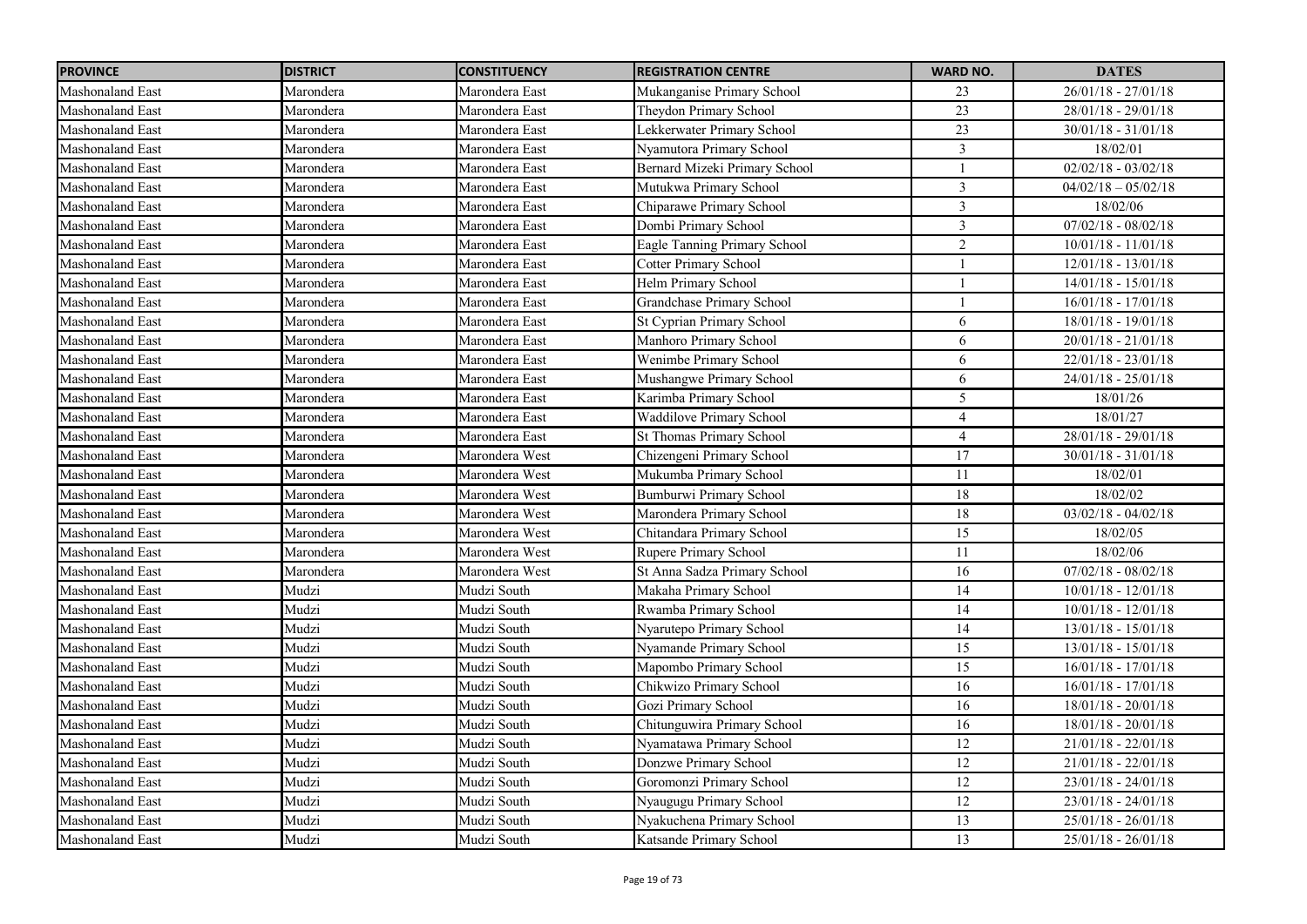| PROVINCE | DISTRICT | CONSTITUENCY | REGISTRATION CENTRE | WARD NO. | DATES |
|---|---|---|---|---|---|
| Mashonaland East | Marondera | Marondera East | Mukanganise Primary School | 23 | 26/01/18 - 27/01/18 |
| Mashonaland East | Marondera | Marondera East | Theydon Primary School | 23 | 28/01/18 - 29/01/18 |
| Mashonaland East | Marondera | Marondera East | Lekkerwater Primary School | 23 | 30/01/18 - 31/01/18 |
| Mashonaland East | Marondera | Marondera East | Nyamutora Primary School | 3 | 18/02/01 |
| Mashonaland East | Marondera | Marondera East | Bernard Mizeki Primary School | 1 | 02/02/18 - 03/02/18 |
| Mashonaland East | Marondera | Marondera East | Mutukwa Primary School | 3 | 04/02/18 – 05/02/18 |
| Mashonaland East | Marondera | Marondera East | Chiparawe Primary School | 3 | 18/02/06 |
| Mashonaland East | Marondera | Marondera East | Dombi Primary School | 3 | 07/02/18 - 08/02/18 |
| Mashonaland East | Marondera | Marondera East | Eagle Tanning Primary School | 2 | 10/01/18 - 11/01/18 |
| Mashonaland East | Marondera | Marondera East | Cotter Primary School | 1 | 12/01/18 - 13/01/18 |
| Mashonaland East | Marondera | Marondera East | Helm Primary School | 1 | 14/01/18 - 15/01/18 |
| Mashonaland East | Marondera | Marondera East | Grandchase Primary School | 1 | 16/01/18 - 17/01/18 |
| Mashonaland East | Marondera | Marondera East | St Cyprian Primary School | 6 | 18/01/18 - 19/01/18 |
| Mashonaland East | Marondera | Marondera East | Manhoro Primary School | 6 | 20/01/18 - 21/01/18 |
| Mashonaland East | Marondera | Marondera East | Wenimbe Primary School | 6 | 22/01/18 - 23/01/18 |
| Mashonaland East | Marondera | Marondera East | Mushangwe Primary School | 6 | 24/01/18 - 25/01/18 |
| Mashonaland East | Marondera | Marondera East | Karimba Primary School | 5 | 18/01/26 |
| Mashonaland East | Marondera | Marondera East | Waddilove Primary School | 4 | 18/01/27 |
| Mashonaland East | Marondera | Marondera East | St Thomas Primary School | 4 | 28/01/18 - 29/01/18 |
| Mashonaland East | Marondera | Marondera West | Chizengeni Primary School | 17 | 30/01/18 - 31/01/18 |
| Mashonaland East | Marondera | Marondera West | Mukumba Primary School | 11 | 18/02/01 |
| Mashonaland East | Marondera | Marondera West | Bumburwi Primary School | 18 | 18/02/02 |
| Mashonaland East | Marondera | Marondera West | Marondera Primary School | 18 | 03/02/18 - 04/02/18 |
| Mashonaland East | Marondera | Marondera West | Chitandara Primary School | 15 | 18/02/05 |
| Mashonaland East | Marondera | Marondera West | Rupere Primary School | 11 | 18/02/06 |
| Mashonaland East | Marondera | Marondera West | St Anna Sadza Primary School | 16 | 07/02/18 - 08/02/18 |
| Mashonaland East | Mudzi | Mudzi South | Makaha Primary School | 14 | 10/01/18 - 12/01/18 |
| Mashonaland East | Mudzi | Mudzi South | Rwamba Primary School | 14 | 10/01/18 - 12/01/18 |
| Mashonaland East | Mudzi | Mudzi South | Nyarutepo Primary School | 14 | 13/01/18 - 15/01/18 |
| Mashonaland East | Mudzi | Mudzi South | Nyamande Primary School | 15 | 13/01/18 - 15/01/18 |
| Mashonaland East | Mudzi | Mudzi South | Mapombo Primary School | 15 | 16/01/18 - 17/01/18 |
| Mashonaland East | Mudzi | Mudzi South | Chikwizo Primary School | 16 | 16/01/18 - 17/01/18 |
| Mashonaland East | Mudzi | Mudzi South | Gozi Primary School | 16 | 18/01/18 - 20/01/18 |
| Mashonaland East | Mudzi | Mudzi South | Chitunguwira Primary School | 16 | 18/01/18 - 20/01/18 |
| Mashonaland East | Mudzi | Mudzi South | Nyamatawa Primary School | 12 | 21/01/18 - 22/01/18 |
| Mashonaland East | Mudzi | Mudzi South | Donzwe Primary School | 12 | 21/01/18 - 22/01/18 |
| Mashonaland East | Mudzi | Mudzi South | Goromonzi Primary School | 12 | 23/01/18 - 24/01/18 |
| Mashonaland East | Mudzi | Mudzi South | Nyaugugu Primary School | 12 | 23/01/18 - 24/01/18 |
| Mashonaland East | Mudzi | Mudzi South | Nyakuchena Primary School | 13 | 25/01/18 - 26/01/18 |
| Mashonaland East | Mudzi | Mudzi South | Katsande Primary School | 13 | 25/01/18 - 26/01/18 |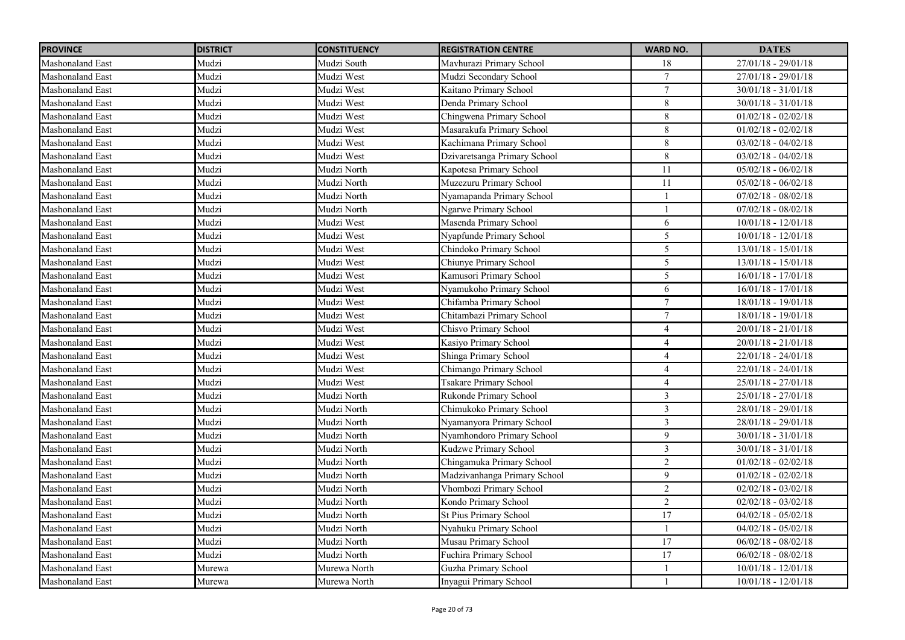| PROVINCE | DISTRICT | CONSTITUENCY | REGISTRATION CENTRE | WARD NO. | DATES |
|---|---|---|---|---|---|
| Mashonaland East | Mudzi | Mudzi South | Mavhurazi Primary School | 18 | 27/01/18 - 29/01/18 |
| Mashonaland East | Mudzi | Mudzi West | Mudzi Secondary School | 7 | 27/01/18 - 29/01/18 |
| Mashonaland East | Mudzi | Mudzi West | Kaitano Primary School | 7 | 30/01/18 - 31/01/18 |
| Mashonaland East | Mudzi | Mudzi West | Denda Primary School | 8 | 30/01/18 - 31/01/18 |
| Mashonaland East | Mudzi | Mudzi West | Chingwena Primary School | 8 | 01/02/18 - 02/02/18 |
| Mashonaland East | Mudzi | Mudzi West | Masarakufa Primary School | 8 | 01/02/18 - 02/02/18 |
| Mashonaland East | Mudzi | Mudzi West | Kachimana Primary School | 8 | 03/02/18 - 04/02/18 |
| Mashonaland East | Mudzi | Mudzi West | Dzivaretsanga Primary School | 8 | 03/02/18 - 04/02/18 |
| Mashonaland East | Mudzi | Mudzi North | Kapotesa Primary School | 11 | 05/02/18 - 06/02/18 |
| Mashonaland East | Mudzi | Mudzi North | Muzezuru Primary School | 11 | 05/02/18 - 06/02/18 |
| Mashonaland East | Mudzi | Mudzi North | Nyamapanda Primary School | 1 | 07/02/18 - 08/02/18 |
| Mashonaland East | Mudzi | Mudzi North | Ngarwe Primary School | 1 | 07/02/18 - 08/02/18 |
| Mashonaland East | Mudzi | Mudzi West | Masenda Primary School | 6 | 10/01/18 - 12/01/18 |
| Mashonaland East | Mudzi | Mudzi West | Nyapfunde Primary School | 5 | 10/01/18 - 12/01/18 |
| Mashonaland East | Mudzi | Mudzi West | Chindoko Primary School | 5 | 13/01/18 - 15/01/18 |
| Mashonaland East | Mudzi | Mudzi West | Chiunye Primary School | 5 | 13/01/18 - 15/01/18 |
| Mashonaland East | Mudzi | Mudzi West | Kamusori Primary School | 5 | 16/01/18 - 17/01/18 |
| Mashonaland East | Mudzi | Mudzi West | Nyamukoho Primary School | 6 | 16/01/18 - 17/01/18 |
| Mashonaland East | Mudzi | Mudzi West | Chifamba Primary School | 7 | 18/01/18 - 19/01/18 |
| Mashonaland East | Mudzi | Mudzi West | Chitambazi Primary School | 7 | 18/01/18 - 19/01/18 |
| Mashonaland East | Mudzi | Mudzi West | Chisvo Primary School | 4 | 20/01/18 - 21/01/18 |
| Mashonaland East | Mudzi | Mudzi West | Kasiyo Primary School | 4 | 20/01/18 - 21/01/18 |
| Mashonaland East | Mudzi | Mudzi West | Shinga Primary School | 4 | 22/01/18 - 24/01/18 |
| Mashonaland East | Mudzi | Mudzi West | Chimango Primary School | 4 | 22/01/18 - 24/01/18 |
| Mashonaland East | Mudzi | Mudzi West | Tsakare Primary School | 4 | 25/01/18 - 27/01/18 |
| Mashonaland East | Mudzi | Mudzi North | Rukonde Primary School | 3 | 25/01/18 - 27/01/18 |
| Mashonaland East | Mudzi | Mudzi North | Chimukoko Primary School | 3 | 28/01/18 - 29/01/18 |
| Mashonaland East | Mudzi | Mudzi North | Nyamanyora Primary School | 3 | 28/01/18 - 29/01/18 |
| Mashonaland East | Mudzi | Mudzi North | Nyamhondoro Primary School | 9 | 30/01/18 - 31/01/18 |
| Mashonaland East | Mudzi | Mudzi North | Kudzwe Primary School | 3 | 30/01/18 - 31/01/18 |
| Mashonaland East | Mudzi | Mudzi North | Chingamuka Primary School | 2 | 01/02/18 - 02/02/18 |
| Mashonaland East | Mudzi | Mudzi North | Madzivanhanga Primary School | 9 | 01/02/18 - 02/02/18 |
| Mashonaland East | Mudzi | Mudzi North | Vhombozi Primary School | 2 | 02/02/18 - 03/02/18 |
| Mashonaland East | Mudzi | Mudzi North | Kondo Primary School | 2 | 02/02/18 - 03/02/18 |
| Mashonaland East | Mudzi | Mudzi North | St Pius Primary School | 17 | 04/02/18 - 05/02/18 |
| Mashonaland East | Mudzi | Mudzi North | Nyahuku Primary School | 1 | 04/02/18 - 05/02/18 |
| Mashonaland East | Mudzi | Mudzi North | Musau Primary School | 17 | 06/02/18 - 08/02/18 |
| Mashonaland East | Mudzi | Mudzi North | Fuchira Primary School | 17 | 06/02/18 - 08/02/18 |
| Mashonaland East | Murewa | Murewa North | Guzha Primary School | 1 | 10/01/18 - 12/01/18 |
| Mashonaland East | Murewa | Murewa North | Inyagui Primary School | 1 | 10/01/18 - 12/01/18 |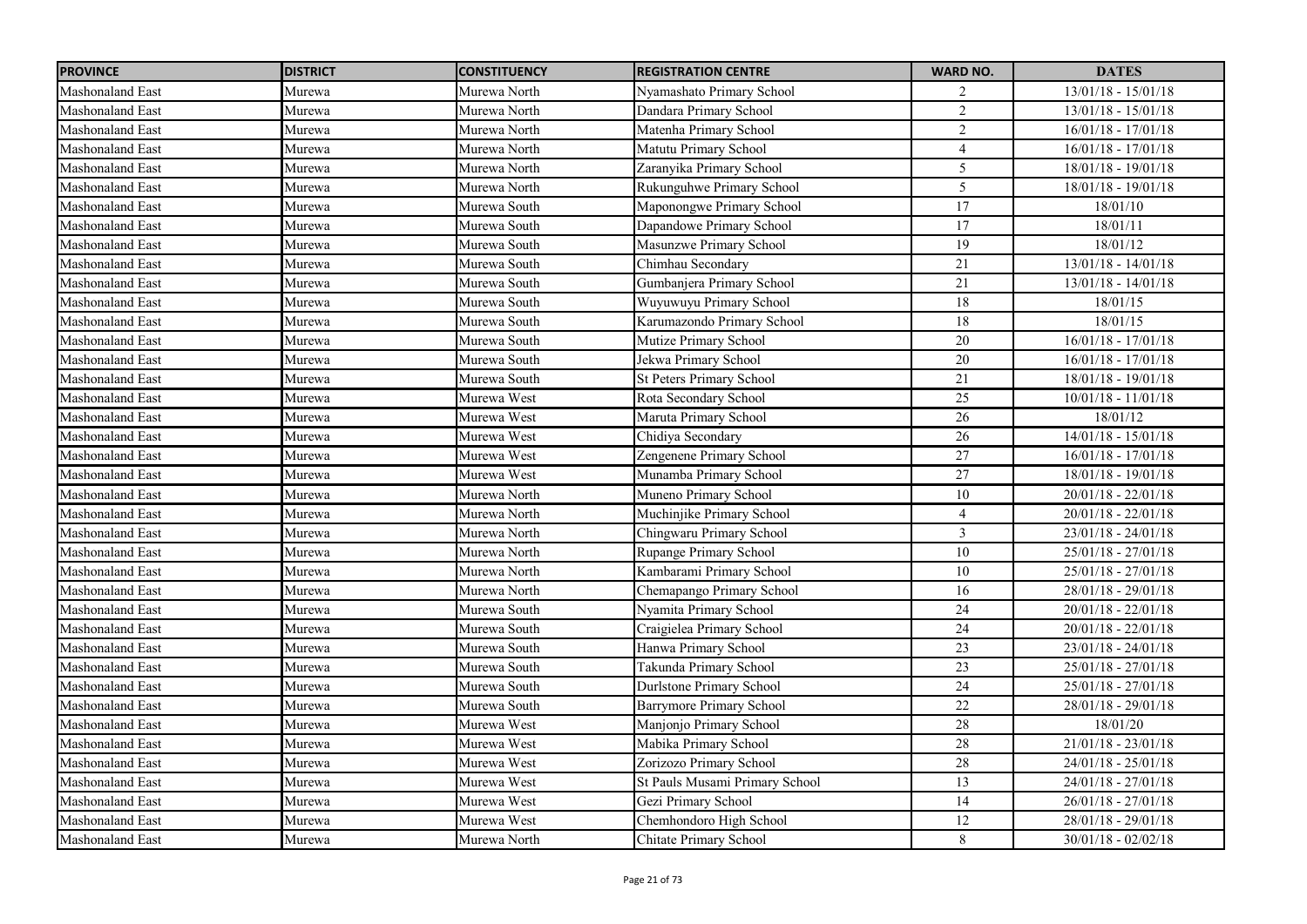| PROVINCE | DISTRICT | CONSTITUENCY | REGISTRATION CENTRE | WARD NO. | DATES |
|---|---|---|---|---|---|
| Mashonaland East | Murewa | Murewa North | Nyamashato Primary School | 2 | 13/01/18 - 15/01/18 |
| Mashonaland East | Murewa | Murewa North | Dandara Primary School | 2 | 13/01/18 - 15/01/18 |
| Mashonaland East | Murewa | Murewa North | Matenha Primary School | 2 | 16/01/18 - 17/01/18 |
| Mashonaland East | Murewa | Murewa North | Matutu Primary School | 4 | 16/01/18 - 17/01/18 |
| Mashonaland East | Murewa | Murewa North | Zaranyika Primary School | 5 | 18/01/18 - 19/01/18 |
| Mashonaland East | Murewa | Murewa North | Rukunguhwe Primary School | 5 | 18/01/18 - 19/01/18 |
| Mashonaland East | Murewa | Murewa South | Maponongwe Primary School | 17 | 18/01/10 |
| Mashonaland East | Murewa | Murewa South | Dapandowe Primary School | 17 | 18/01/11 |
| Mashonaland East | Murewa | Murewa South | Masunzwe Primary School | 19 | 18/01/12 |
| Mashonaland East | Murewa | Murewa South | Chimhau Secondary | 21 | 13/01/18 - 14/01/18 |
| Mashonaland East | Murewa | Murewa South | Gumbanjera Primary School | 21 | 13/01/18 - 14/01/18 |
| Mashonaland East | Murewa | Murewa South | Wuyuwuyu Primary School | 18 | 18/01/15 |
| Mashonaland East | Murewa | Murewa South | Karumazondo Primary School | 18 | 18/01/15 |
| Mashonaland East | Murewa | Murewa South | Mutize Primary School | 20 | 16/01/18 - 17/01/18 |
| Mashonaland East | Murewa | Murewa South | Jekwa Primary School | 20 | 16/01/18 - 17/01/18 |
| Mashonaland East | Murewa | Murewa South | St Peters Primary School | 21 | 18/01/18 - 19/01/18 |
| Mashonaland East | Murewa | Murewa West | Rota Secondary School | 25 | 10/01/18 - 11/01/18 |
| Mashonaland East | Murewa | Murewa West | Maruta Primary School | 26 | 18/01/12 |
| Mashonaland East | Murewa | Murewa West | Chidiya Secondary | 26 | 14/01/18 - 15/01/18 |
| Mashonaland East | Murewa | Murewa West | Zengenene Primary School | 27 | 16/01/18 - 17/01/18 |
| Mashonaland East | Murewa | Murewa West | Munamba Primary School | 27 | 18/01/18 - 19/01/18 |
| Mashonaland East | Murewa | Murewa North | Muneno Primary School | 10 | 20/01/18 - 22/01/18 |
| Mashonaland East | Murewa | Murewa North | Muchinjike Primary School | 4 | 20/01/18 - 22/01/18 |
| Mashonaland East | Murewa | Murewa North | Chingwaru Primary School | 3 | 23/01/18 - 24/01/18 |
| Mashonaland East | Murewa | Murewa North | Rupange Primary School | 10 | 25/01/18 - 27/01/18 |
| Mashonaland East | Murewa | Murewa North | Kambarami Primary School | 10 | 25/01/18 - 27/01/18 |
| Mashonaland East | Murewa | Murewa North | Chemapango Primary School | 16 | 28/01/18 - 29/01/18 |
| Mashonaland East | Murewa | Murewa South | Nyamita Primary School | 24 | 20/01/18 - 22/01/18 |
| Mashonaland East | Murewa | Murewa South | Craigielea Primary School | 24 | 20/01/18 - 22/01/18 |
| Mashonaland East | Murewa | Murewa South | Hanwa Primary School | 23 | 23/01/18 - 24/01/18 |
| Mashonaland East | Murewa | Murewa South | Takunda Primary School | 23 | 25/01/18 - 27/01/18 |
| Mashonaland East | Murewa | Murewa South | Durlstone Primary School | 24 | 25/01/18 - 27/01/18 |
| Mashonaland East | Murewa | Murewa South | Barrymore Primary School | 22 | 28/01/18 - 29/01/18 |
| Mashonaland East | Murewa | Murewa West | Manjonjo Primary School | 28 | 18/01/20 |
| Mashonaland East | Murewa | Murewa West | Mabika Primary School | 28 | 21/01/18 - 23/01/18 |
| Mashonaland East | Murewa | Murewa West | Zorizozo Primary School | 28 | 24/01/18 - 25/01/18 |
| Mashonaland East | Murewa | Murewa West | St Pauls Musami Primary School | 13 | 24/01/18 - 27/01/18 |
| Mashonaland East | Murewa | Murewa West | Gezi Primary School | 14 | 26/01/18 - 27/01/18 |
| Mashonaland East | Murewa | Murewa West | Chemhondoro High School | 12 | 28/01/18 - 29/01/18 |
| Mashonaland East | Murewa | Murewa North | Chitate Primary School | 8 | 30/01/18 - 02/02/18 |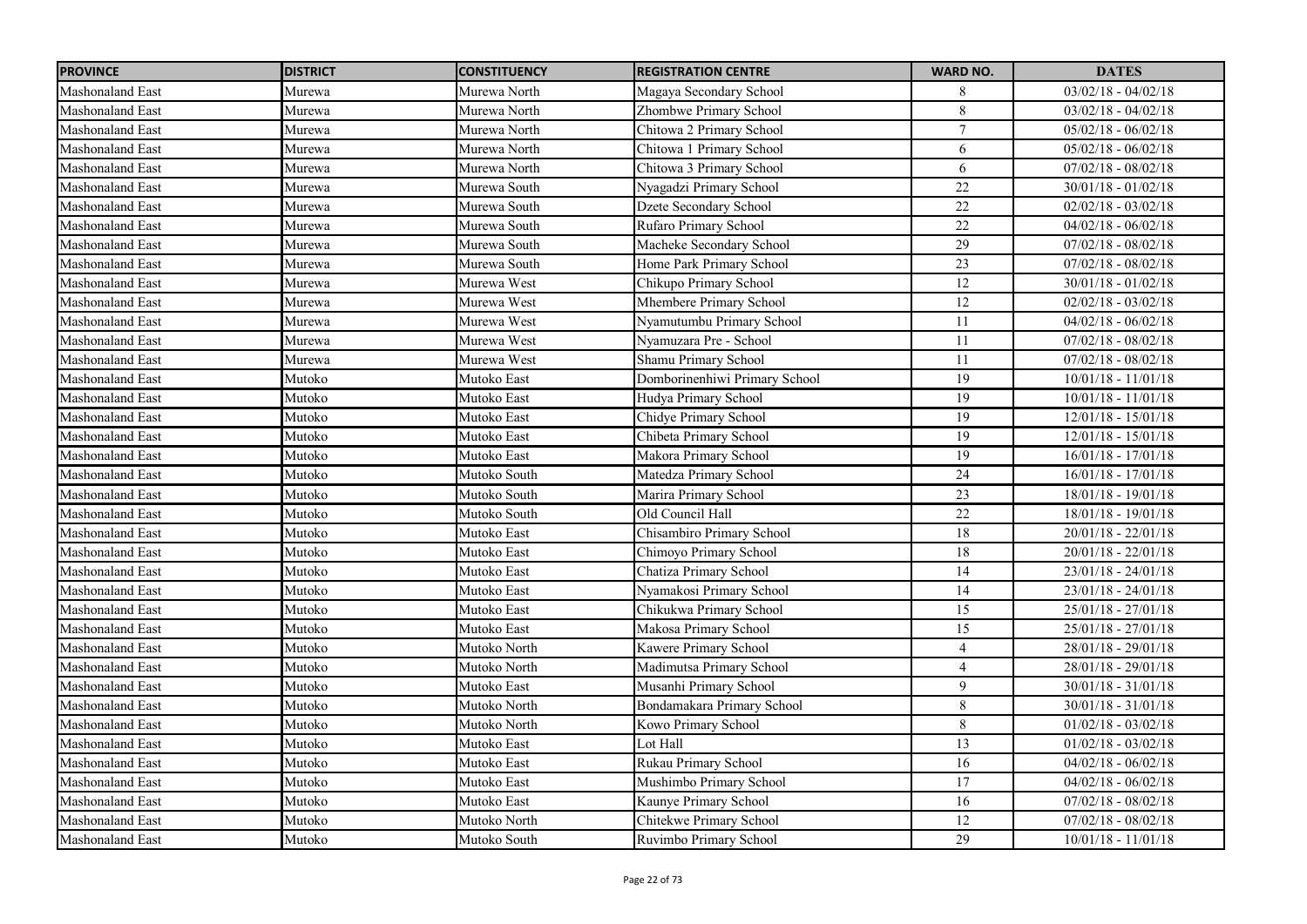| PROVINCE | DISTRICT | CONSTITUENCY | REGISTRATION CENTRE | WARD NO. | DATES |
|---|---|---|---|---|---|
| Mashonaland East | Murewa | Murewa North | Magaya Secondary School | 8 | 03/02/18 - 04/02/18 |
| Mashonaland East | Murewa | Murewa North | Zhombwe Primary School | 8 | 03/02/18 - 04/02/18 |
| Mashonaland East | Murewa | Murewa North | Chitowa 2 Primary School | 7 | 05/02/18 - 06/02/18 |
| Mashonaland East | Murewa | Murewa North | Chitowa 1 Primary School | 6 | 05/02/18 - 06/02/18 |
| Mashonaland East | Murewa | Murewa North | Chitowa 3 Primary School | 6 | 07/02/18 - 08/02/18 |
| Mashonaland East | Murewa | Murewa South | Nyagadzi Primary School | 22 | 30/01/18 - 01/02/18 |
| Mashonaland East | Murewa | Murewa South | Dzete Secondary School | 22 | 02/02/18 - 03/02/18 |
| Mashonaland East | Murewa | Murewa South | Rufaro Primary School | 22 | 04/02/18 - 06/02/18 |
| Mashonaland East | Murewa | Murewa South | Macheke Secondary School | 29 | 07/02/18 - 08/02/18 |
| Mashonaland East | Murewa | Murewa South | Home Park Primary School | 23 | 07/02/18 - 08/02/18 |
| Mashonaland East | Murewa | Murewa West | Chikupo Primary School | 12 | 30/01/18 - 01/02/18 |
| Mashonaland East | Murewa | Murewa West | Mhembere Primary School | 12 | 02/02/18 - 03/02/18 |
| Mashonaland East | Murewa | Murewa West | Nyamutumbu Primary School | 11 | 04/02/18 - 06/02/18 |
| Mashonaland East | Murewa | Murewa West | Nyamuzara Pre - School | 11 | 07/02/18 - 08/02/18 |
| Mashonaland East | Murewa | Murewa West | Shamu Primary School | 11 | 07/02/18 - 08/02/18 |
| Mashonaland East | Mutoko | Mutoko East | Domborinenhiwi Primary School | 19 | 10/01/18 - 11/01/18 |
| Mashonaland East | Mutoko | Mutoko East | Hudya Primary School | 19 | 10/01/18 - 11/01/18 |
| Mashonaland East | Mutoko | Mutoko East | Chidye Primary School | 19 | 12/01/18 - 15/01/18 |
| Mashonaland East | Mutoko | Mutoko East | Chibeta Primary School | 19 | 12/01/18 - 15/01/18 |
| Mashonaland East | Mutoko | Mutoko East | Makora Primary School | 19 | 16/01/18 - 17/01/18 |
| Mashonaland East | Mutoko | Mutoko South | Matedza Primary School | 24 | 16/01/18 - 17/01/18 |
| Mashonaland East | Mutoko | Mutoko South | Marira Primary School | 23 | 18/01/18 - 19/01/18 |
| Mashonaland East | Mutoko | Mutoko South | Old Council Hall | 22 | 18/01/18 - 19/01/18 |
| Mashonaland East | Mutoko | Mutoko East | Chisambiro Primary School | 18 | 20/01/18 - 22/01/18 |
| Mashonaland East | Mutoko | Mutoko East | Chimoyo Primary School | 18 | 20/01/18 - 22/01/18 |
| Mashonaland East | Mutoko | Mutoko East | Chatiza Primary School | 14 | 23/01/18 - 24/01/18 |
| Mashonaland East | Mutoko | Mutoko East | Nyamakosi Primary School | 14 | 23/01/18 - 24/01/18 |
| Mashonaland East | Mutoko | Mutoko East | Chikukwa Primary School | 15 | 25/01/18 - 27/01/18 |
| Mashonaland East | Mutoko | Mutoko East | Makosa Primary School | 15 | 25/01/18 - 27/01/18 |
| Mashonaland East | Mutoko | Mutoko North | Kawere Primary School | 4 | 28/01/18 - 29/01/18 |
| Mashonaland East | Mutoko | Mutoko North | Madimutsa Primary School | 4 | 28/01/18 - 29/01/18 |
| Mashonaland East | Mutoko | Mutoko East | Musanhi Primary School | 9 | 30/01/18 - 31/01/18 |
| Mashonaland East | Mutoko | Mutoko North | Bondamakara Primary School | 8 | 30/01/18 - 31/01/18 |
| Mashonaland East | Mutoko | Mutoko North | Kowo Primary School | 8 | 01/02/18 - 03/02/18 |
| Mashonaland East | Mutoko | Mutoko East | Lot Hall | 13 | 01/02/18 - 03/02/18 |
| Mashonaland East | Mutoko | Mutoko East | Rukau Primary School | 16 | 04/02/18 - 06/02/18 |
| Mashonaland East | Mutoko | Mutoko East | Mushimbo Primary School | 17 | 04/02/18 - 06/02/18 |
| Mashonaland East | Mutoko | Mutoko East | Kaunye Primary School | 16 | 07/02/18 - 08/02/18 |
| Mashonaland East | Mutoko | Mutoko North | Chitekwe Primary School | 12 | 07/02/18 - 08/02/18 |
| Mashonaland East | Mutoko | Mutoko South | Ruvimbo Primary School | 29 | 10/01/18 - 11/01/18 |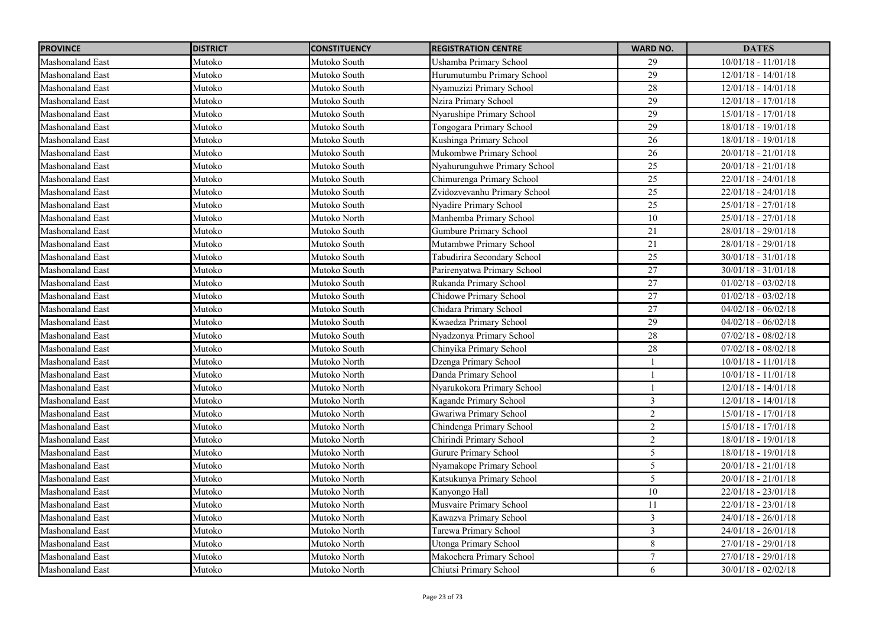| PROVINCE | DISTRICT | CONSTITUENCY | REGISTRATION CENTRE | WARD NO. | DATES |
|---|---|---|---|---|---|
| Mashonaland East | Mutoko | Mutoko South | Ushamba Primary School | 29 | 10/01/18 - 11/01/18 |
| Mashonaland East | Mutoko | Mutoko South | Hurumutumbu Primary School | 29 | 12/01/18 - 14/01/18 |
| Mashonaland East | Mutoko | Mutoko South | Nyamuzizi Primary School | 28 | 12/01/18 - 14/01/18 |
| Mashonaland East | Mutoko | Mutoko South | Nzira Primary School | 29 | 12/01/18 - 17/01/18 |
| Mashonaland East | Mutoko | Mutoko South | Nyarushipe Primary School | 29 | 15/01/18 - 17/01/18 |
| Mashonaland East | Mutoko | Mutoko South | Tongogara Primary School | 29 | 18/01/18 - 19/01/18 |
| Mashonaland East | Mutoko | Mutoko South | Kushinga Primary School | 26 | 18/01/18 - 19/01/18 |
| Mashonaland East | Mutoko | Mutoko South | Mukombwe Primary School | 26 | 20/01/18 - 21/01/18 |
| Mashonaland East | Mutoko | Mutoko South | Nyahurunguhwe Primary School | 25 | 20/01/18 - 21/01/18 |
| Mashonaland East | Mutoko | Mutoko South | Chimurenga Primary School | 25 | 22/01/18 - 24/01/18 |
| Mashonaland East | Mutoko | Mutoko South | Zvidozvevanhu Primary School | 25 | 22/01/18 - 24/01/18 |
| Mashonaland East | Mutoko | Mutoko South | Nyadire Primary School | 25 | 25/01/18 - 27/01/18 |
| Mashonaland East | Mutoko | Mutoko North | Manhemba Primary School | 10 | 25/01/18 - 27/01/18 |
| Mashonaland East | Mutoko | Mutoko South | Gumbure Primary School | 21 | 28/01/18 - 29/01/18 |
| Mashonaland East | Mutoko | Mutoko South | Mutambwe Primary School | 21 | 28/01/18 - 29/01/18 |
| Mashonaland East | Mutoko | Mutoko South | Tabudirira Secondary School | 25 | 30/01/18 - 31/01/18 |
| Mashonaland East | Mutoko | Mutoko South | Parirenyatwa Primary School | 27 | 30/01/18 - 31/01/18 |
| Mashonaland East | Mutoko | Mutoko South | Rukanda Primary School | 27 | 01/02/18 - 03/02/18 |
| Mashonaland East | Mutoko | Mutoko South | Chidowe Primary School | 27 | 01/02/18 - 03/02/18 |
| Mashonaland East | Mutoko | Mutoko South | Chidara Primary School | 27 | 04/02/18 - 06/02/18 |
| Mashonaland East | Mutoko | Mutoko South | Kwaedza Primary School | 29 | 04/02/18 - 06/02/18 |
| Mashonaland East | Mutoko | Mutoko South | Nyadzonya Primary School | 28 | 07/02/18 - 08/02/18 |
| Mashonaland East | Mutoko | Mutoko South | Chinyika Primary School | 28 | 07/02/18 - 08/02/18 |
| Mashonaland East | Mutoko | Mutoko North | Dzenga Primary School | 1 | 10/01/18 - 11/01/18 |
| Mashonaland East | Mutoko | Mutoko North | Danda Primary School | 1 | 10/01/18 - 11/01/18 |
| Mashonaland East | Mutoko | Mutoko North | Nyarukokora Primary School | 1 | 12/01/18 - 14/01/18 |
| Mashonaland East | Mutoko | Mutoko North | Kagande Primary School | 3 | 12/01/18 - 14/01/18 |
| Mashonaland East | Mutoko | Mutoko North | Gwariwa Primary School | 2 | 15/01/18 - 17/01/18 |
| Mashonaland East | Mutoko | Mutoko North | Chindenga Primary School | 2 | 15/01/18 - 17/01/18 |
| Mashonaland East | Mutoko | Mutoko North | Chirindi Primary School | 2 | 18/01/18 - 19/01/18 |
| Mashonaland East | Mutoko | Mutoko North | Gurure Primary School | 5 | 18/01/18 - 19/01/18 |
| Mashonaland East | Mutoko | Mutoko North | Nyamakope Primary School | 5 | 20/01/18 - 21/01/18 |
| Mashonaland East | Mutoko | Mutoko North | Katsukunya Primary School | 5 | 20/01/18 - 21/01/18 |
| Mashonaland East | Mutoko | Mutoko North | Kanyongo Hall | 10 | 22/01/18 - 23/01/18 |
| Mashonaland East | Mutoko | Mutoko North | Musvaire Primary School | 11 | 22/01/18 - 23/01/18 |
| Mashonaland East | Mutoko | Mutoko North | Kawazva Primary School | 3 | 24/01/18 - 26/01/18 |
| Mashonaland East | Mutoko | Mutoko North | Tarewa Primary School | 3 | 24/01/18 - 26/01/18 |
| Mashonaland East | Mutoko | Mutoko North | Utonga Primary School | 8 | 27/01/18 - 29/01/18 |
| Mashonaland East | Mutoko | Mutoko North | Makochera Primary School | 7 | 27/01/18 - 29/01/18 |
| Mashonaland East | Mutoko | Mutoko North | Chiutsi Primary School | 6 | 30/01/18 - 02/02/18 |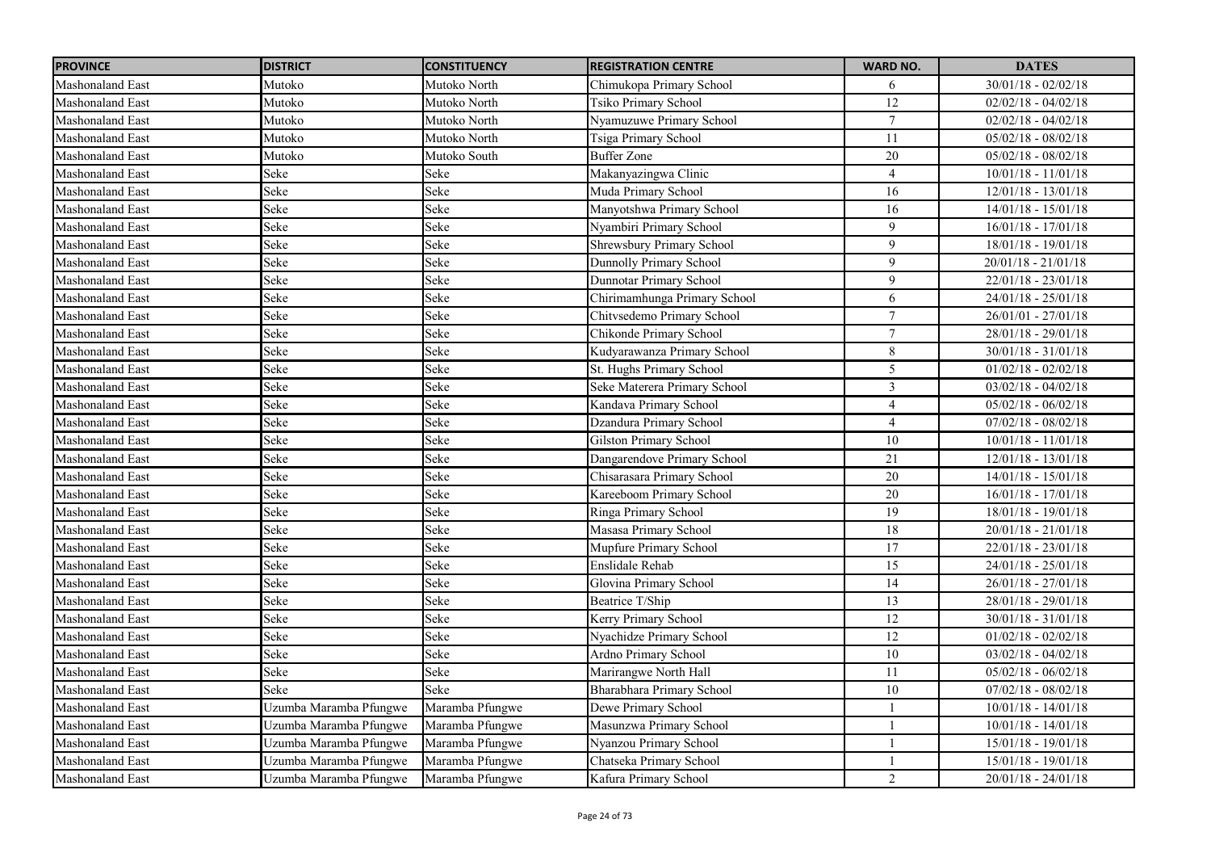| PROVINCE | DISTRICT | CONSTITUENCY | REGISTRATION CENTRE | WARD NO. | DATES |
|---|---|---|---|---|---|
| Mashonaland East | Mutoko | Mutoko North | Chimukopa Primary School | 6 | 30/01/18 - 02/02/18 |
| Mashonaland East | Mutoko | Mutoko North | Tsiko Primary School | 12 | 02/02/18 - 04/02/18 |
| Mashonaland East | Mutoko | Mutoko North | Nyamuzuwe Primary School | 7 | 02/02/18 - 04/02/18 |
| Mashonaland East | Mutoko | Mutoko North | Tsiga Primary School | 11 | 05/02/18 - 08/02/18 |
| Mashonaland East | Mutoko | Mutoko South | Buffer Zone | 20 | 05/02/18 - 08/02/18 |
| Mashonaland East | Seke | Seke | Makanyazingwa Clinic | 4 | 10/01/18 - 11/01/18 |
| Mashonaland East | Seke | Seke | Muda Primary School | 16 | 12/01/18 - 13/01/18 |
| Mashonaland East | Seke | Seke | Manyotshwa Primary School | 16 | 14/01/18 - 15/01/18 |
| Mashonaland East | Seke | Seke | Nyambiri Primary School | 9 | 16/01/18 - 17/01/18 |
| Mashonaland East | Seke | Seke | Shrewsbury Primary School | 9 | 18/01/18 - 19/01/18 |
| Mashonaland East | Seke | Seke | Dunnolly Primary School | 9 | 20/01/18 - 21/01/18 |
| Mashonaland East | Seke | Seke | Dunnotar Primary School | 9 | 22/01/18 - 23/01/18 |
| Mashonaland East | Seke | Seke | Chirimamhunga Primary School | 6 | 24/01/18 - 25/01/18 |
| Mashonaland East | Seke | Seke | Chitvsedemo Primary School | 7 | 26/01/01 - 27/01/18 |
| Mashonaland East | Seke | Seke | Chikonde Primary School | 7 | 28/01/18 - 29/01/18 |
| Mashonaland East | Seke | Seke | Kudyarawanza Primary School | 8 | 30/01/18 - 31/01/18 |
| Mashonaland East | Seke | Seke | St. Hughs Primary School | 5 | 01/02/18 - 02/02/18 |
| Mashonaland East | Seke | Seke | Seke Materera Primary School | 3 | 03/02/18 - 04/02/18 |
| Mashonaland East | Seke | Seke | Kandava Primary School | 4 | 05/02/18 - 06/02/18 |
| Mashonaland East | Seke | Seke | Dzandura Primary School | 4 | 07/02/18 - 08/02/18 |
| Mashonaland East | Seke | Seke | Gilston Primary School | 10 | 10/01/18 - 11/01/18 |
| Mashonaland East | Seke | Seke | Dangarendove Primary School | 21 | 12/01/18 - 13/01/18 |
| Mashonaland East | Seke | Seke | Chisarasara Primary School | 20 | 14/01/18 - 15/01/18 |
| Mashonaland East | Seke | Seke | Kareeboom Primary School | 20 | 16/01/18 - 17/01/18 |
| Mashonaland East | Seke | Seke | Ringa Primary School | 19 | 18/01/18 - 19/01/18 |
| Mashonaland East | Seke | Seke | Masasa Primary School | 18 | 20/01/18 - 21/01/18 |
| Mashonaland East | Seke | Seke | Mupfure Primary School | 17 | 22/01/18 - 23/01/18 |
| Mashonaland East | Seke | Seke | Enslidale Rehab | 15 | 24/01/18 - 25/01/18 |
| Mashonaland East | Seke | Seke | Glovina Primary School | 14 | 26/01/18 - 27/01/18 |
| Mashonaland East | Seke | Seke | Beatrice T/Ship | 13 | 28/01/18 - 29/01/18 |
| Mashonaland East | Seke | Seke | Kerry Primary School | 12 | 30/01/18 - 31/01/18 |
| Mashonaland East | Seke | Seke | Nyachidze Primary School | 12 | 01/02/18 - 02/02/18 |
| Mashonaland East | Seke | Seke | Ardno Primary School | 10 | 03/02/18 - 04/02/18 |
| Mashonaland East | Seke | Seke | Marirangwe North Hall | 11 | 05/02/18 - 06/02/18 |
| Mashonaland East | Seke | Seke | Bharabhara Primary School | 10 | 07/02/18 - 08/02/18 |
| Mashonaland East | Uzumba Maramba Pfungwe | Maramba Pfungwe | Dewe Primary School | 1 | 10/01/18 - 14/01/18 |
| Mashonaland East | Uzumba Maramba Pfungwe | Maramba Pfungwe | Masunzwa Primary School | 1 | 10/01/18 - 14/01/18 |
| Mashonaland East | Uzumba Maramba Pfungwe | Maramba Pfungwe | Nyanzou Primary School | 1 | 15/01/18 - 19/01/18 |
| Mashonaland East | Uzumba Maramba Pfungwe | Maramba Pfungwe | Chatseka Primary School | 1 | 15/01/18 - 19/01/18 |
| Mashonaland East | Uzumba Maramba Pfungwe | Maramba Pfungwe | Kafura Primary School | 2 | 20/01/18 - 24/01/18 |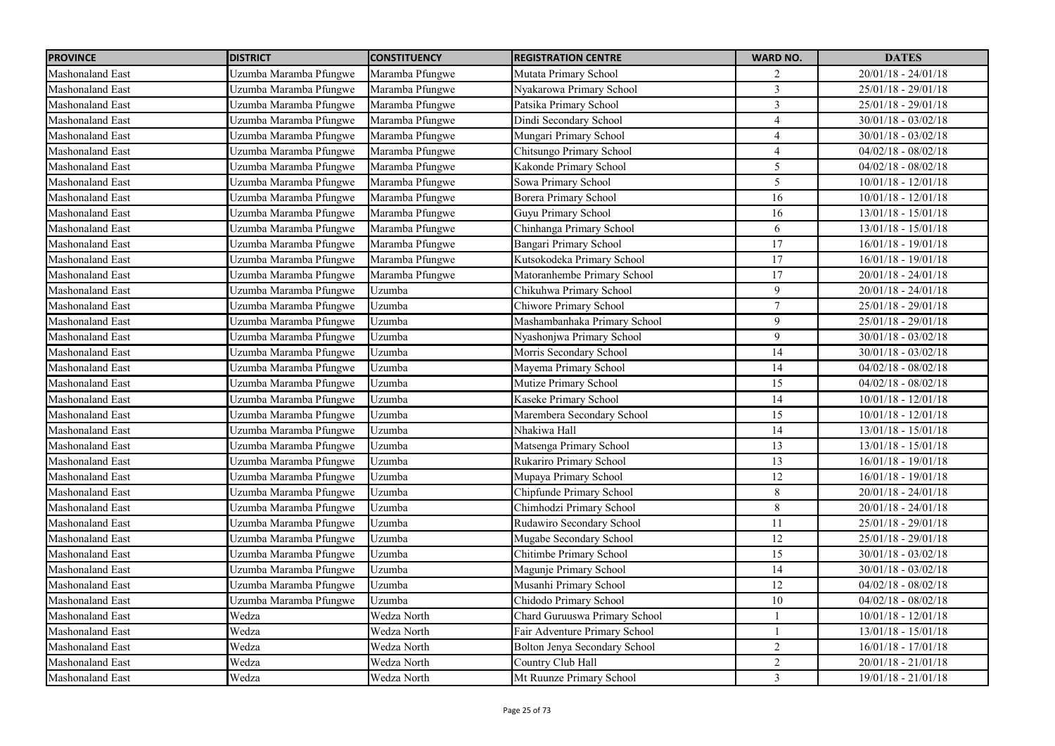| PROVINCE | DISTRICT | CONSTITUENCY | REGISTRATION CENTRE | WARD NO. | DATES |
|---|---|---|---|---|---|
| Mashonaland East | Uzumba Maramba Pfungwe | Maramba Pfungwe | Mutata Primary School | 2 | 20/01/18 - 24/01/18 |
| Mashonaland East | Uzumba Maramba Pfungwe | Maramba Pfungwe | Nyakarowa Primary School | 3 | 25/01/18 - 29/01/18 |
| Mashonaland East | Uzumba Maramba Pfungwe | Maramba Pfungwe | Patsika Primary School | 3 | 25/01/18 - 29/01/18 |
| Mashonaland East | Uzumba Maramba Pfungwe | Maramba Pfungwe | Dindi Secondary School | 4 | 30/01/18 - 03/02/18 |
| Mashonaland East | Uzumba Maramba Pfungwe | Maramba Pfungwe | Mungari Primary School | 4 | 30/01/18 - 03/02/18 |
| Mashonaland East | Uzumba Maramba Pfungwe | Maramba Pfungwe | Chitsungo Primary School | 4 | 04/02/18 - 08/02/18 |
| Mashonaland East | Uzumba Maramba Pfungwe | Maramba Pfungwe | Kakonde Primary School | 5 | 04/02/18 - 08/02/18 |
| Mashonaland East | Uzumba Maramba Pfungwe | Maramba Pfungwe | Sowa Primary School | 5 | 10/01/18 - 12/01/18 |
| Mashonaland East | Uzumba Maramba Pfungwe | Maramba Pfungwe | Borera Primary School | 16 | 10/01/18 - 12/01/18 |
| Mashonaland East | Uzumba Maramba Pfungwe | Maramba Pfungwe | Guyu Primary School | 16 | 13/01/18 - 15/01/18 |
| Mashonaland East | Uzumba Maramba Pfungwe | Maramba Pfungwe | Chinhanga Primary School | 6 | 13/01/18 - 15/01/18 |
| Mashonaland East | Uzumba Maramba Pfungwe | Maramba Pfungwe | Bangari Primary School | 17 | 16/01/18 - 19/01/18 |
| Mashonaland East | Uzumba Maramba Pfungwe | Maramba Pfungwe | Kutsokodeka Primary School | 17 | 16/01/18 - 19/01/18 |
| Mashonaland East | Uzumba Maramba Pfungwe | Maramba Pfungwe | Matoranhembe Primary School | 17 | 20/01/18 - 24/01/18 |
| Mashonaland East | Uzumba Maramba Pfungwe | Uzumba | Chikuhwa Primary School | 9 | 20/01/18 - 24/01/18 |
| Mashonaland East | Uzumba Maramba Pfungwe | Uzumba | Chiwore Primary School | 7 | 25/01/18 - 29/01/18 |
| Mashonaland East | Uzumba Maramba Pfungwe | Uzumba | Mashambanhaka Primary School | 9 | 25/01/18 - 29/01/18 |
| Mashonaland East | Uzumba Maramba Pfungwe | Uzumba | Nyashonjwa Primary School | 9 | 30/01/18 - 03/02/18 |
| Mashonaland East | Uzumba Maramba Pfungwe | Uzumba | Morris Secondary School | 14 | 30/01/18 - 03/02/18 |
| Mashonaland East | Uzumba Maramba Pfungwe | Uzumba | Mayema Primary School | 14 | 04/02/18 - 08/02/18 |
| Mashonaland East | Uzumba Maramba Pfungwe | Uzumba | Mutize Primary School | 15 | 04/02/18 - 08/02/18 |
| Mashonaland East | Uzumba Maramba Pfungwe | Uzumba | Kaseke Primary School | 14 | 10/01/18 - 12/01/18 |
| Mashonaland East | Uzumba Maramba Pfungwe | Uzumba | Marembera Secondary School | 15 | 10/01/18 - 12/01/18 |
| Mashonaland East | Uzumba Maramba Pfungwe | Uzumba | Nhakiwa Hall | 14 | 13/01/18 - 15/01/18 |
| Mashonaland East | Uzumba Maramba Pfungwe | Uzumba | Matsenga Primary School | 13 | 13/01/18 - 15/01/18 |
| Mashonaland East | Uzumba Maramba Pfungwe | Uzumba | Rukariro Primary School | 13 | 16/01/18 - 19/01/18 |
| Mashonaland East | Uzumba Maramba Pfungwe | Uzumba | Mupaya Primary School | 12 | 16/01/18 - 19/01/18 |
| Mashonaland East | Uzumba Maramba Pfungwe | Uzumba | Chipfunde Primary School | 8 | 20/01/18 - 24/01/18 |
| Mashonaland East | Uzumba Maramba Pfungwe | Uzumba | Chimhodzi Primary School | 8 | 20/01/18 - 24/01/18 |
| Mashonaland East | Uzumba Maramba Pfungwe | Uzumba | Rudawiro Secondary School | 11 | 25/01/18 - 29/01/18 |
| Mashonaland East | Uzumba Maramba Pfungwe | Uzumba | Mugabe Secondary School | 12 | 25/01/18 - 29/01/18 |
| Mashonaland East | Uzumba Maramba Pfungwe | Uzumba | Chitimbe Primary School | 15 | 30/01/18 - 03/02/18 |
| Mashonaland East | Uzumba Maramba Pfungwe | Uzumba | Magunje Primary School | 14 | 30/01/18 - 03/02/18 |
| Mashonaland East | Uzumba Maramba Pfungwe | Uzumba | Musanhi Primary School | 12 | 04/02/18 - 08/02/18 |
| Mashonaland East | Uzumba Maramba Pfungwe | Uzumba | Chidodo Primary School | 10 | 04/02/18 - 08/02/18 |
| Mashonaland East | Wedza | Wedza North | Chard Guruuswa Primary School | 1 | 10/01/18 - 12/01/18 |
| Mashonaland East | Wedza | Wedza North | Fair Adventure Primary School | 1 | 13/01/18 - 15/01/18 |
| Mashonaland East | Wedza | Wedza North | Bolton Jenya Secondary School | 2 | 16/01/18 - 17/01/18 |
| Mashonaland East | Wedza | Wedza North | Country Club Hall | 2 | 20/01/18 - 21/01/18 |
| Mashonaland East | Wedza | Wedza North | Mt Ruunze Primary School | 3 | 19/01/18 - 21/01/18 |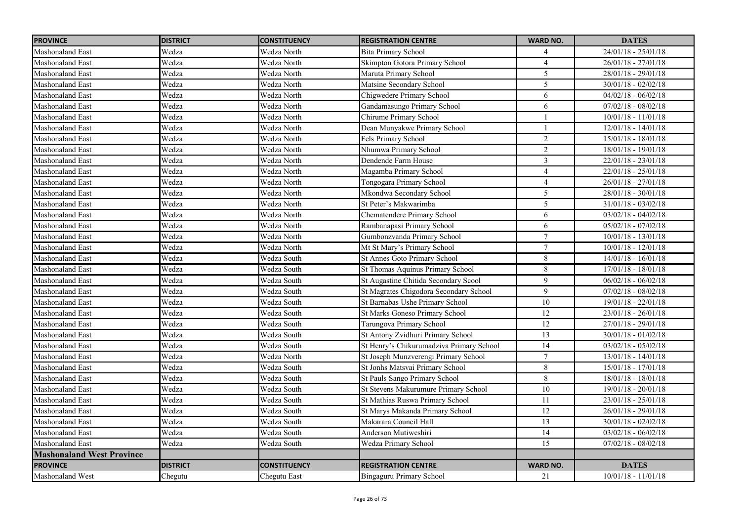| PROVINCE | DISTRICT | CONSTITUENCY | REGISTRATION CENTRE | WARD NO. | DATES |
| --- | --- | --- | --- | --- | --- |
| Mashonaland East | Wedza | Wedza North | Bita Primary School | 4 | 24/01/18 - 25/01/18 |
| Mashonaland East | Wedza | Wedza North | Skimpton Gotora Primary School | 4 | 26/01/18 - 27/01/18 |
| Mashonaland East | Wedza | Wedza North | Maruta Primary School | 5 | 28/01/18 - 29/01/18 |
| Mashonaland East | Wedza | Wedza North | Matsine Secondary School | 5 | 30/01/18 - 02/02/18 |
| Mashonaland East | Wedza | Wedza North | Chigwedere Primary School | 6 | 04/02/18 - 06/02/18 |
| Mashonaland East | Wedza | Wedza North | Gandamasungo Primary School | 6 | 07/02/18 - 08/02/18 |
| Mashonaland East | Wedza | Wedza North | Chirume Primary School | 1 | 10/01/18 - 11/01/18 |
| Mashonaland East | Wedza | Wedza North | Dean Munyakwe Primary School | 1 | 12/01/18 - 14/01/18 |
| Mashonaland East | Wedza | Wedza North | Fels Primary School | 2 | 15/01/18 - 18/01/18 |
| Mashonaland East | Wedza | Wedza North | Nhumwa Primary School | 2 | 18/01/18 - 19/01/18 |
| Mashonaland East | Wedza | Wedza North | Dendende Farm House | 3 | 22/01/18 - 23/01/18 |
| Mashonaland East | Wedza | Wedza North | Magamba Primary School | 4 | 22/01/18 - 25/01/18 |
| Mashonaland East | Wedza | Wedza North | Tongogara Primary School | 4 | 26/01/18 - 27/01/18 |
| Mashonaland East | Wedza | Wedza North | Mkondwa Secondary School | 5 | 28/01/18 - 30/01/18 |
| Mashonaland East | Wedza | Wedza North | St Peter's Makwarimba | 5 | 31/01/18 - 03/02/18 |
| Mashonaland East | Wedza | Wedza North | Chematendere Primary School | 6 | 03/02/18 - 04/02/18 |
| Mashonaland East | Wedza | Wedza North | Rambanapasi Primary School | 6 | 05/02/18 - 07/02/18 |
| Mashonaland East | Wedza | Wedza North | Gumbonzvanda Primary School | 7 | 10/01/18 - 13/01/18 |
| Mashonaland East | Wedza | Wedza North | Mt St Mary's Primary School | 7 | 10/01/18 - 12/01/18 |
| Mashonaland East | Wedza | Wedza South | St Annes Goto Primary School | 8 | 14/01/18 - 16/01/18 |
| Mashonaland East | Wedza | Wedza South | St Thomas Aquinus Primary School | 8 | 17/01/18 - 18/01/18 |
| Mashonaland East | Wedza | Wedza South | St Augastine Chitida Secondary Scool | 9 | 06/02/18 - 06/02/18 |
| Mashonaland East | Wedza | Wedza South | St Magrates Chigodora Secondary School | 9 | 07/02/18 - 08/02/18 |
| Mashonaland East | Wedza | Wedza South | St Barnabas Ushe Primary School | 10 | 19/01/18 - 22/01/18 |
| Mashonaland East | Wedza | Wedza South | St Marks Goneso Primary School | 12 | 23/01/18 - 26/01/18 |
| Mashonaland East | Wedza | Wedza South | Tarungova Primary School | 12 | 27/01/18 - 29/01/18 |
| Mashonaland East | Wedza | Wedza South | St Antony Zvidhuri Primary School | 13 | 30/01/18 - 01/02/18 |
| Mashonaland East | Wedza | Wedza South | St Henry's Chikurumadziva Primary School | 14 | 03/02/18 - 05/02/18 |
| Mashonaland East | Wedza | Wedza North | St Joseph Munzverengi Primary School | 7 | 13/01/18 - 14/01/18 |
| Mashonaland East | Wedza | Wedza South | St Jonhs Matsvai Primary School | 8 | 15/01/18 - 17/01/18 |
| Mashonaland East | Wedza | Wedza South | St Pauls Sango Primary School | 8 | 18/01/18 - 18/01/18 |
| Mashonaland East | Wedza | Wedza South | St Stevens Makurumure Primary School | 10 | 19/01/18 - 20/01/18 |
| Mashonaland East | Wedza | Wedza South | St Mathias Ruswa Primary School | 11 | 23/01/18 - 25/01/18 |
| Mashonaland East | Wedza | Wedza South | St Marys Makanda Primary School | 12 | 26/01/18 - 29/01/18 |
| Mashonaland East | Wedza | Wedza South | Makarara Council Hall | 13 | 30/01/18 - 02/02/18 |
| Mashonaland East | Wedza | Wedza South | Anderson Mutiweshiri | 14 | 03/02/18 - 06/02/18 |
| Mashonaland East | Wedza | Wedza South | Wedza Primary School | 15 | 07/02/18 - 08/02/18 |
| **Mashonaland West Province** | | | | | |
| **PROVINCE** | **DISTRICT** | **CONSTITUENCY** | **REGISTRATION CENTRE** | **WARD NO.** | **DATES** |
| Mashonaland West | Chegutu | Chegutu East | Bingaguru Primary School | 21 | 10/01/18 - 11/01/18 |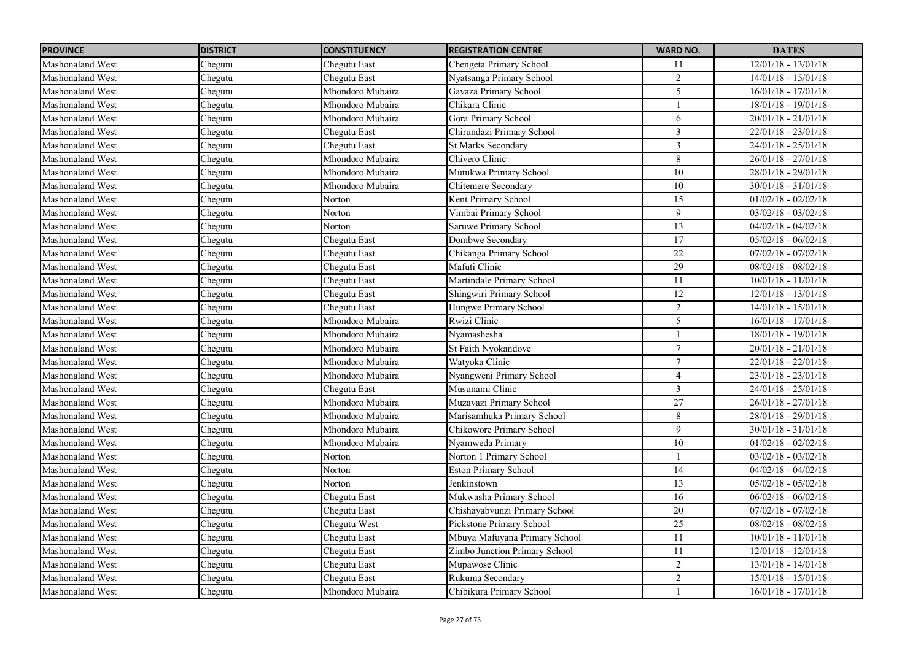| PROVINCE | DISTRICT | CONSTITUENCY | REGISTRATION CENTRE | WARD NO. | DATES |
|---|---|---|---|---|---|
| Mashonaland West | Chegutu | Chegutu East | Chengeta Primary School | 11 | 12/01/18 - 13/01/18 |
| Mashonaland West | Chegutu | Chegutu East | Nyatsanga Primary School | 2 | 14/01/18 - 15/01/18 |
| Mashonaland West | Chegutu | Mhondoro Mubaira | Gavaza Primary School | 5 | 16/01/18 - 17/01/18 |
| Mashonaland West | Chegutu | Mhondoro Mubaira | Chikara Clinic | 1 | 18/01/18 - 19/01/18 |
| Mashonaland West | Chegutu | Mhondoro Mubaira | Gora Primary School | 6 | 20/01/18 - 21/01/18 |
| Mashonaland West | Chegutu | Chegutu East | Chirundazi Primary School | 3 | 22/01/18 - 23/01/18 |
| Mashonaland West | Chegutu | Chegutu East | St Marks Secondary | 3 | 24/01/18 - 25/01/18 |
| Mashonaland West | Chegutu | Mhondoro Mubaira | Chivero Clinic | 8 | 26/01/18 - 27/01/18 |
| Mashonaland West | Chegutu | Mhondoro Mubaira | Mutukwa Primary School | 10 | 28/01/18 - 29/01/18 |
| Mashonaland West | Chegutu | Mhondoro Mubaira | Chitemere Secondary | 10 | 30/01/18 - 31/01/18 |
| Mashonaland West | Chegutu | Norton | Kent Primary School | 15 | 01/02/18 - 02/02/18 |
| Mashonaland West | Chegutu | Norton | Vimbai Primary School | 9 | 03/02/18 - 03/02/18 |
| Mashonaland West | Chegutu | Norton | Saruwe Primary School | 13 | 04/02/18 - 04/02/18 |
| Mashonaland West | Chegutu | Chegutu East | Dombwe Secondary | 17 | 05/02/18 - 06/02/18 |
| Mashonaland West | Chegutu | Chegutu East | Chikanga Primary School | 22 | 07/02/18 - 07/02/18 |
| Mashonaland West | Chegutu | Chegutu East | Mafuti Clinic | 29 | 08/02/18 - 08/02/18 |
| Mashonaland West | Chegutu | Chegutu East | Martindale Primary School | 11 | 10/01/18 - 11/01/18 |
| Mashonaland West | Chegutu | Chegutu East | Shingwiri Primary School | 12 | 12/01/18 - 13/01/18 |
| Mashonaland West | Chegutu | Chegutu East | Hungwe Primary School | 2 | 14/01/18 - 15/01/18 |
| Mashonaland West | Chegutu | Mhondoro Mubaira | Rwizi Clinic | 5 | 16/01/18 - 17/01/18 |
| Mashonaland West | Chegutu | Mhondoro Mubaira | Nyamashesha | 1 | 18/01/18 - 19/01/18 |
| Mashonaland West | Chegutu | Mhondoro Mubaira | St Faith Nyokandove | 7 | 20/01/18 - 21/01/18 |
| Mashonaland West | Chegutu | Mhondoro Mubaira | Watyoka Clinic | 7 | 22/01/18 - 22/01/18 |
| Mashonaland West | Chegutu | Mhondoro Mubaira | Nyangweni Primary School | 4 | 23/01/18 - 23/01/18 |
| Mashonaland West | Chegutu | Chegutu East | Musunami Clinic | 3 | 24/01/18 - 25/01/18 |
| Mashonaland West | Chegutu | Mhondoro Mubaira | Muzavazi Primary School | 27 | 26/01/18 - 27/01/18 |
| Mashonaland West | Chegutu | Mhondoro Mubaira | Marisamhuka Primary School | 8 | 28/01/18 - 29/01/18 |
| Mashonaland West | Chegutu | Mhondoro Mubaira | Chikowore Primary School | 9 | 30/01/18 - 31/01/18 |
| Mashonaland West | Chegutu | Mhondoro Mubaira | Nyamweda Primary | 10 | 01/02/18 - 02/02/18 |
| Mashonaland West | Chegutu | Norton | Norton 1 Primary School | 1 | 03/02/18 - 03/02/18 |
| Mashonaland West | Chegutu | Norton | Eston Primary School | 14 | 04/02/18 - 04/02/18 |
| Mashonaland West | Chegutu | Norton | Jenkinstown | 13 | 05/02/18 - 05/02/18 |
| Mashonaland West | Chegutu | Chegutu East | Mukwasha Primary School | 16 | 06/02/18 - 06/02/18 |
| Mashonaland West | Chegutu | Chegutu East | Chishayabvunzi Primary School | 20 | 07/02/18 - 07/02/18 |
| Mashonaland West | Chegutu | Chegutu West | Pickstone Primary School | 25 | 08/02/18 - 08/02/18 |
| Mashonaland West | Chegutu | Chegutu East | Mbuya Mafuyana Primary School | 11 | 10/01/18 - 11/01/18 |
| Mashonaland West | Chegutu | Chegutu East | Zimbo Junction Primary School | 11 | 12/01/18 - 12/01/18 |
| Mashonaland West | Chegutu | Chegutu East | Mupawose Clinic | 2 | 13/01/18 - 14/01/18 |
| Mashonaland West | Chegutu | Chegutu East | Rukuma Secondary | 2 | 15/01/18 - 15/01/18 |
| Mashonaland West | Chegutu | Mhondoro Mubaira | Chibikura Primary School | 1 | 16/01/18 - 17/01/18 |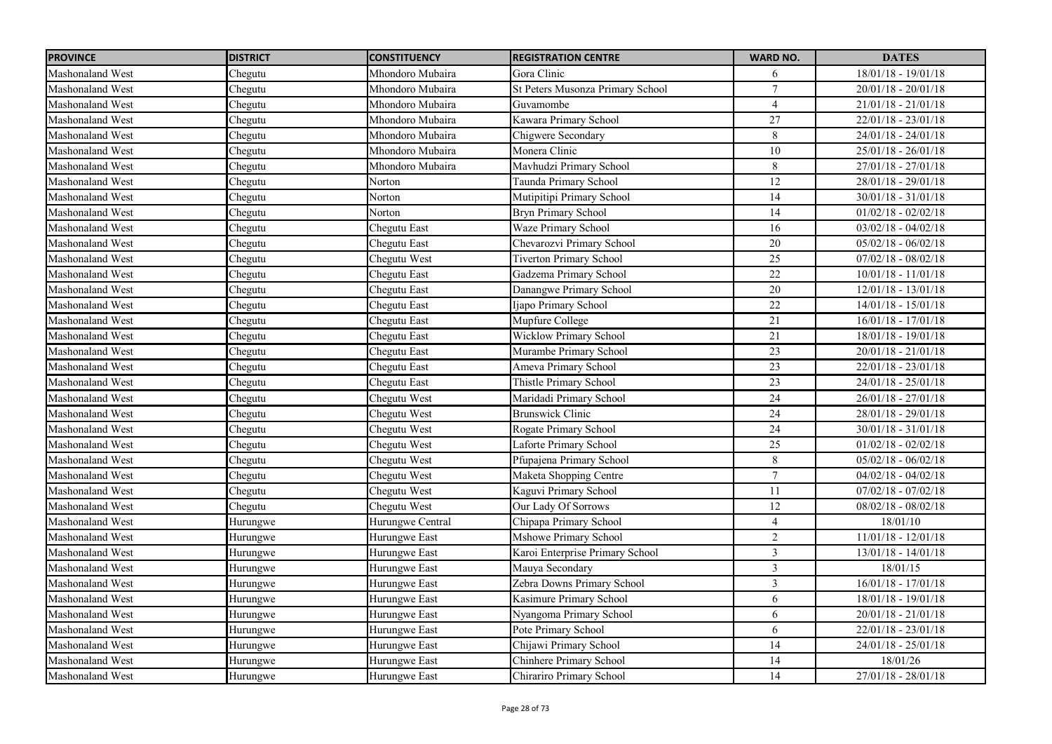| PROVINCE | DISTRICT | CONSTITUENCY | REGISTRATION CENTRE | WARD NO. | DATES |
|---|---|---|---|---|---|
| Mashonaland West | Chegutu | Mhondoro Mubaira | Gora Clinic | 6 | 18/01/18 - 19/01/18 |
| Mashonaland West | Chegutu | Mhondoro Mubaira | St Peters Musonza Primary School | 7 | 20/01/18 - 20/01/18 |
| Mashonaland West | Chegutu | Mhondoro Mubaira | Guvamombe | 4 | 21/01/18 - 21/01/18 |
| Mashonaland West | Chegutu | Mhondoro Mubaira | Kawara Primary School | 27 | 22/01/18 - 23/01/18 |
| Mashonaland West | Chegutu | Mhondoro Mubaira | Chigwere Secondary | 8 | 24/01/18 - 24/01/18 |
| Mashonaland West | Chegutu | Mhondoro Mubaira | Monera Clinic | 10 | 25/01/18 - 26/01/18 |
| Mashonaland West | Chegutu | Mhondoro Mubaira | Mavhudzi Primary School | 8 | 27/01/18 - 27/01/18 |
| Mashonaland West | Chegutu | Norton | Taunda Primary School | 12 | 28/01/18 - 29/01/18 |
| Mashonaland West | Chegutu | Norton | Mutipitipi Primary School | 14 | 30/01/18 - 31/01/18 |
| Mashonaland West | Chegutu | Norton | Bryn Primary School | 14 | 01/02/18 - 02/02/18 |
| Mashonaland West | Chegutu | Chegutu East | Waze Primary School | 16 | 03/02/18 - 04/02/18 |
| Mashonaland West | Chegutu | Chegutu East | Chevarozvi Primary School | 20 | 05/02/18 - 06/02/18 |
| Mashonaland West | Chegutu | Chegutu West | Tiverton Primary School | 25 | 07/02/18 - 08/02/18 |
| Mashonaland West | Chegutu | Chegutu East | Gadzema Primary School | 22 | 10/01/18 - 11/01/18 |
| Mashonaland West | Chegutu | Chegutu East | Danangwe Primary School | 20 | 12/01/18 - 13/01/18 |
| Mashonaland West | Chegutu | Chegutu East | Ijapo Primary School | 22 | 14/01/18 - 15/01/18 |
| Mashonaland West | Chegutu | Chegutu East | Mupfure College | 21 | 16/01/18 - 17/01/18 |
| Mashonaland West | Chegutu | Chegutu East | Wicklow Primary School | 21 | 18/01/18 - 19/01/18 |
| Mashonaland West | Chegutu | Chegutu East | Murambe Primary School | 23 | 20/01/18 - 21/01/18 |
| Mashonaland West | Chegutu | Chegutu East | Ameva Primary School | 23 | 22/01/18 - 23/01/18 |
| Mashonaland West | Chegutu | Chegutu East | Thistle Primary School | 23 | 24/01/18 - 25/01/18 |
| Mashonaland West | Chegutu | Chegutu West | Maridadi Primary School | 24 | 26/01/18 - 27/01/18 |
| Mashonaland West | Chegutu | Chegutu West | Brunswick Clinic | 24 | 28/01/18 - 29/01/18 |
| Mashonaland West | Chegutu | Chegutu West | Rogate Primary School | 24 | 30/01/18 - 31/01/18 |
| Mashonaland West | Chegutu | Chegutu West | Laforte Primary School | 25 | 01/02/18 - 02/02/18 |
| Mashonaland West | Chegutu | Chegutu West | Pfupajena Primary School | 8 | 05/02/18 - 06/02/18 |
| Mashonaland West | Chegutu | Chegutu West | Maketa Shopping Centre | 7 | 04/02/18 - 04/02/18 |
| Mashonaland West | Chegutu | Chegutu West | Kaguvi Primary School | 11 | 07/02/18 - 07/02/18 |
| Mashonaland West | Chegutu | Chegutu West | Our Lady Of Sorrows | 12 | 08/02/18 - 08/02/18 |
| Mashonaland West | Hurungwe | Hurungwe Central | Chipapa Primary School | 4 | 18/01/10 |
| Mashonaland West | Hurungwe | Hurungwe East | Mshowe Primary School | 2 | 11/01/18 - 12/01/18 |
| Mashonaland West | Hurungwe | Hurungwe East | Karoi Enterprise Primary School | 3 | 13/01/18 - 14/01/18 |
| Mashonaland West | Hurungwe | Hurungwe East | Mauya Secondary | 3 | 18/01/15 |
| Mashonaland West | Hurungwe | Hurungwe East | Zebra Downs Primary School | 3 | 16/01/18 - 17/01/18 |
| Mashonaland West | Hurungwe | Hurungwe East | Kasimure Primary School | 6 | 18/01/18 - 19/01/18 |
| Mashonaland West | Hurungwe | Hurungwe East | Nyangoma Primary School | 6 | 20/01/18 - 21/01/18 |
| Mashonaland West | Hurungwe | Hurungwe East | Pote Primary School | 6 | 22/01/18 - 23/01/18 |
| Mashonaland West | Hurungwe | Hurungwe East | Chijawi Primary School | 14 | 24/01/18 - 25/01/18 |
| Mashonaland West | Hurungwe | Hurungwe East | Chinhere Primary School | 14 | 18/01/26 |
| Mashonaland West | Hurungwe | Hurungwe East | Chirariro Primary School | 14 | 27/01/18 - 28/01/18 |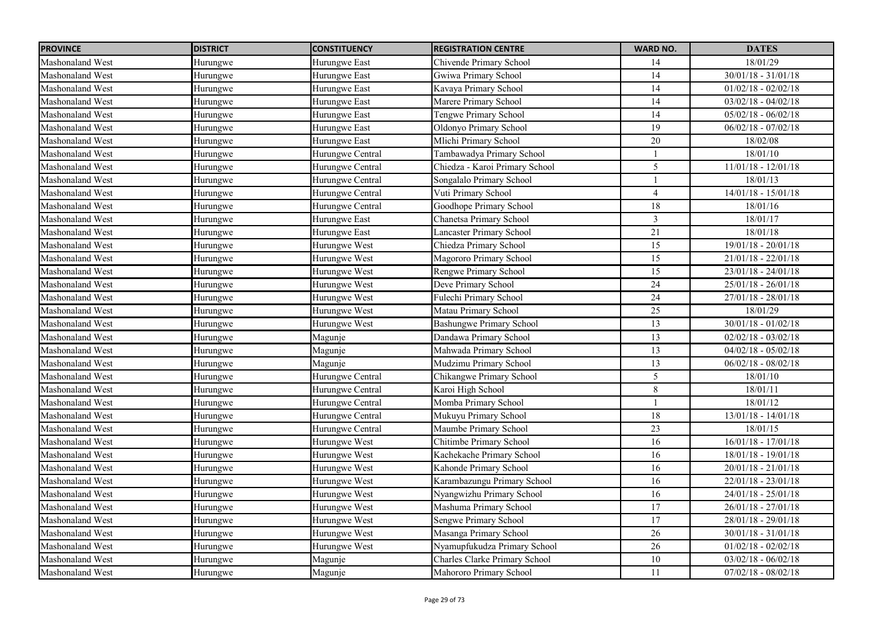| PROVINCE | DISTRICT | CONSTITUENCY | REGISTRATION CENTRE | WARD NO. | DATES |
|---|---|---|---|---|---|
| Mashonaland West | Hurungwe | Hurungwe East | Chivende Primary School | 14 | 18/01/29 |
| Mashonaland West | Hurungwe | Hurungwe East | Gwiwa Primary School | 14 | 30/01/18 - 31/01/18 |
| Mashonaland West | Hurungwe | Hurungwe East | Kavaya Primary School | 14 | 01/02/18 - 02/02/18 |
| Mashonaland West | Hurungwe | Hurungwe East | Marere Primary School | 14 | 03/02/18 - 04/02/18 |
| Mashonaland West | Hurungwe | Hurungwe East | Tengwe Primary School | 14 | 05/02/18 - 06/02/18 |
| Mashonaland West | Hurungwe | Hurungwe East | Oldonyo Primary School | 19 | 06/02/18 - 07/02/18 |
| Mashonaland West | Hurungwe | Hurungwe East | Mlichi Primary School | 20 | 18/02/08 |
| Mashonaland West | Hurungwe | Hurungwe Central | Tambawadya Primary School | 1 | 18/01/10 |
| Mashonaland West | Hurungwe | Hurungwe Central | Chiedza - Karoi Primary School | 5 | 11/01/18 - 12/01/18 |
| Mashonaland West | Hurungwe | Hurungwe Central | Songalalo Primary School | 1 | 18/01/13 |
| Mashonaland West | Hurungwe | Hurungwe Central | Vuti Primary School | 4 | 14/01/18 - 15/01/18 |
| Mashonaland West | Hurungwe | Hurungwe Central | Goodhope Primary School | 18 | 18/01/16 |
| Mashonaland West | Hurungwe | Hurungwe East | Chanetsa Primary School | 3 | 18/01/17 |
| Mashonaland West | Hurungwe | Hurungwe East | Lancaster Primary School | 21 | 18/01/18 |
| Mashonaland West | Hurungwe | Hurungwe West | Chiedza Primary School | 15 | 19/01/18 - 20/01/18 |
| Mashonaland West | Hurungwe | Hurungwe West | Magororo Primary School | 15 | 21/01/18 - 22/01/18 |
| Mashonaland West | Hurungwe | Hurungwe West | Rengwe Primary School | 15 | 23/01/18 - 24/01/18 |
| Mashonaland West | Hurungwe | Hurungwe West | Deve Primary School | 24 | 25/01/18 - 26/01/18 |
| Mashonaland West | Hurungwe | Hurungwe West | Fulechi Primary School | 24 | 27/01/18 - 28/01/18 |
| Mashonaland West | Hurungwe | Hurungwe West | Matau Primary School | 25 | 18/01/29 |
| Mashonaland West | Hurungwe | Hurungwe West | Bashungwe Primary School | 13 | 30/01/18 - 01/02/18 |
| Mashonaland West | Hurungwe | Magunje | Dandawa Primary School | 13 | 02/02/18 - 03/02/18 |
| Mashonaland West | Hurungwe | Magunje | Mahwada Primary School | 13 | 04/02/18 - 05/02/18 |
| Mashonaland West | Hurungwe | Magunje | Mudzimu Primary School | 13 | 06/02/18 - 08/02/18 |
| Mashonaland West | Hurungwe | Hurungwe Central | Chikangwe Primary School | 5 | 18/01/10 |
| Mashonaland West | Hurungwe | Hurungwe Central | Karoi High School | 8 | 18/01/11 |
| Mashonaland West | Hurungwe | Hurungwe Central | Momba Primary School | 1 | 18/01/12 |
| Mashonaland West | Hurungwe | Hurungwe Central | Mukuyu Primary School | 18 | 13/01/18 - 14/01/18 |
| Mashonaland West | Hurungwe | Hurungwe Central | Maumbe Primary School | 23 | 18/01/15 |
| Mashonaland West | Hurungwe | Hurungwe West | Chitimbe Primary School | 16 | 16/01/18 - 17/01/18 |
| Mashonaland West | Hurungwe | Hurungwe West | Kachekache Primary School | 16 | 18/01/18 - 19/01/18 |
| Mashonaland West | Hurungwe | Hurungwe West | Kahonde Primary School | 16 | 20/01/18 - 21/01/18 |
| Mashonaland West | Hurungwe | Hurungwe West | Karambazungu Primary School | 16 | 22/01/18 - 23/01/18 |
| Mashonaland West | Hurungwe | Hurungwe West | Nyangwizhu Primary School | 16 | 24/01/18 - 25/01/18 |
| Mashonaland West | Hurungwe | Hurungwe West | Mashuma Primary School | 17 | 26/01/18 - 27/01/18 |
| Mashonaland West | Hurungwe | Hurungwe West | Sengwe Primary School | 17 | 28/01/18 - 29/01/18 |
| Mashonaland West | Hurungwe | Hurungwe West | Masanga Primary School | 26 | 30/01/18 - 31/01/18 |
| Mashonaland West | Hurungwe | Hurungwe West | Nyamupfukudza Primary School | 26 | 01/02/18 - 02/02/18 |
| Mashonaland West | Hurungwe | Magunje | Charles Clarke Primary School | 10 | 03/02/18 - 06/02/18 |
| Mashonaland West | Hurungwe | Magunje | Mahororo Primary School | 11 | 07/02/18 - 08/02/18 |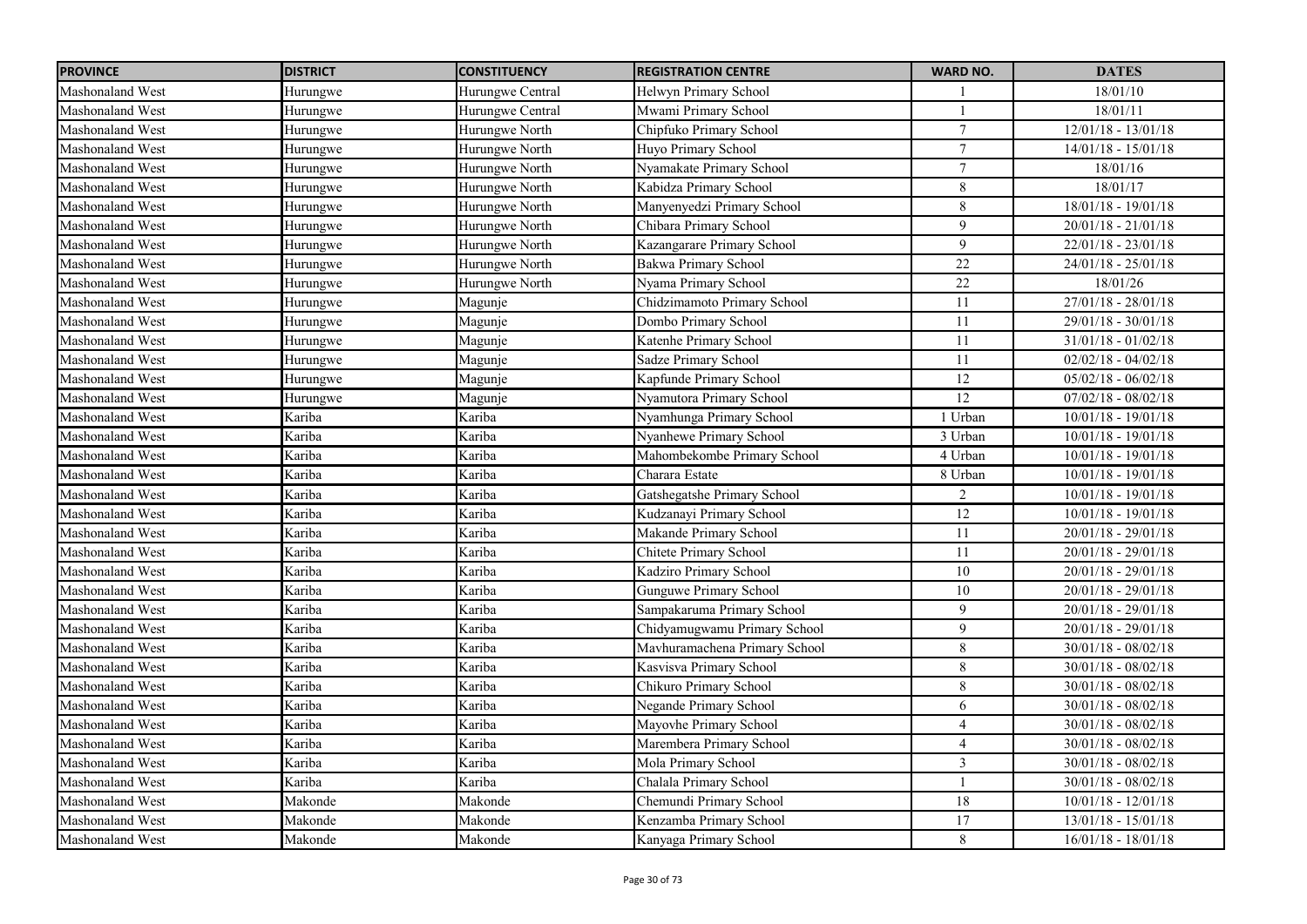| PROVINCE | DISTRICT | CONSTITUENCY | REGISTRATION CENTRE | WARD NO. | DATES |
|---|---|---|---|---|---|
| Mashonaland West | Hurungwe | Hurungwe Central | Helwyn Primary School | 1 | 18/01/10 |
| Mashonaland West | Hurungwe | Hurungwe Central | Mwami Primary School | 1 | 18/01/11 |
| Mashonaland West | Hurungwe | Hurungwe North | Chipfuko Primary School | 7 | 12/01/18 - 13/01/18 |
| Mashonaland West | Hurungwe | Hurungwe North | Huyo Primary School | 7 | 14/01/18 - 15/01/18 |
| Mashonaland West | Hurungwe | Hurungwe North | Nyamakate Primary School | 7 | 18/01/16 |
| Mashonaland West | Hurungwe | Hurungwe North | Kabidza Primary School | 8 | 18/01/17 |
| Mashonaland West | Hurungwe | Hurungwe North | Manyenyedzi Primary School | 8 | 18/01/18 - 19/01/18 |
| Mashonaland West | Hurungwe | Hurungwe North | Chibara Primary School | 9 | 20/01/18 - 21/01/18 |
| Mashonaland West | Hurungwe | Hurungwe North | Kazangarare Primary School | 9 | 22/01/18 - 23/01/18 |
| Mashonaland West | Hurungwe | Hurungwe North | Bakwa Primary School | 22 | 24/01/18 - 25/01/18 |
| Mashonaland West | Hurungwe | Hurungwe North | Nyama Primary School | 22 | 18/01/26 |
| Mashonaland West | Hurungwe | Magunje | Chidzimamoto Primary School | 11 | 27/01/18 - 28/01/18 |
| Mashonaland West | Hurungwe | Magunje | Dombo Primary School | 11 | 29/01/18 - 30/01/18 |
| Mashonaland West | Hurungwe | Magunje | Katenhe Primary School | 11 | 31/01/18 - 01/02/18 |
| Mashonaland West | Hurungwe | Magunje | Sadze Primary School | 11 | 02/02/18 - 04/02/18 |
| Mashonaland West | Hurungwe | Magunje | Kapfunde Primary School | 12 | 05/02/18 - 06/02/18 |
| Mashonaland West | Hurungwe | Magunje | Nyamutora Primary School | 12 | 07/02/18 - 08/02/18 |
| Mashonaland West | Kariba | Kariba | Nyamhunga Primary School | 1 Urban | 10/01/18 - 19/01/18 |
| Mashonaland West | Kariba | Kariba | Nyanhewe Primary School | 3 Urban | 10/01/18 - 19/01/18 |
| Mashonaland West | Kariba | Kariba | Mahombekombe Primary School | 4 Urban | 10/01/18 - 19/01/18 |
| Mashonaland West | Kariba | Kariba | Charara Estate | 8 Urban | 10/01/18 - 19/01/18 |
| Mashonaland West | Kariba | Kariba | Gatshegatshe Primary School | 2 | 10/01/18 - 19/01/18 |
| Mashonaland West | Kariba | Kariba | Kudzanayi Primary School | 12 | 10/01/18 - 19/01/18 |
| Mashonaland West | Kariba | Kariba | Makande Primary School | 11 | 20/01/18 - 29/01/18 |
| Mashonaland West | Kariba | Kariba | Chitete Primary School | 11 | 20/01/18 - 29/01/18 |
| Mashonaland West | Kariba | Kariba | Kadziro Primary School | 10 | 20/01/18 - 29/01/18 |
| Mashonaland West | Kariba | Kariba | Gunguwe Primary School | 10 | 20/01/18 - 29/01/18 |
| Mashonaland West | Kariba | Kariba | Sampakaruma Primary School | 9 | 20/01/18 - 29/01/18 |
| Mashonaland West | Kariba | Kariba | Chidyamugwamu Primary School | 9 | 20/01/18 - 29/01/18 |
| Mashonaland West | Kariba | Kariba | Mavhuramachena Primary School | 8 | 30/01/18 - 08/02/18 |
| Mashonaland West | Kariba | Kariba | Kasvisva Primary School | 8 | 30/01/18 - 08/02/18 |
| Mashonaland West | Kariba | Kariba | Chikuro Primary School | 8 | 30/01/18 - 08/02/18 |
| Mashonaland West | Kariba | Kariba | Negande Primary School | 6 | 30/01/18 - 08/02/18 |
| Mashonaland West | Kariba | Kariba | Mayovhe Primary School | 4 | 30/01/18 - 08/02/18 |
| Mashonaland West | Kariba | Kariba | Marembera Primary School | 4 | 30/01/18 - 08/02/18 |
| Mashonaland West | Kariba | Kariba | Mola Primary School | 3 | 30/01/18 - 08/02/18 |
| Mashonaland West | Kariba | Kariba | Chalala Primary School | 1 | 30/01/18 - 08/02/18 |
| Mashonaland West | Makonde | Makonde | Chemundi Primary School | 18 | 10/01/18 - 12/01/18 |
| Mashonaland West | Makonde | Makonde | Kenzamba Primary School | 17 | 13/01/18 - 15/01/18 |
| Mashonaland West | Makonde | Makonde | Kanyaga Primary School | 8 | 16/01/18 - 18/01/18 |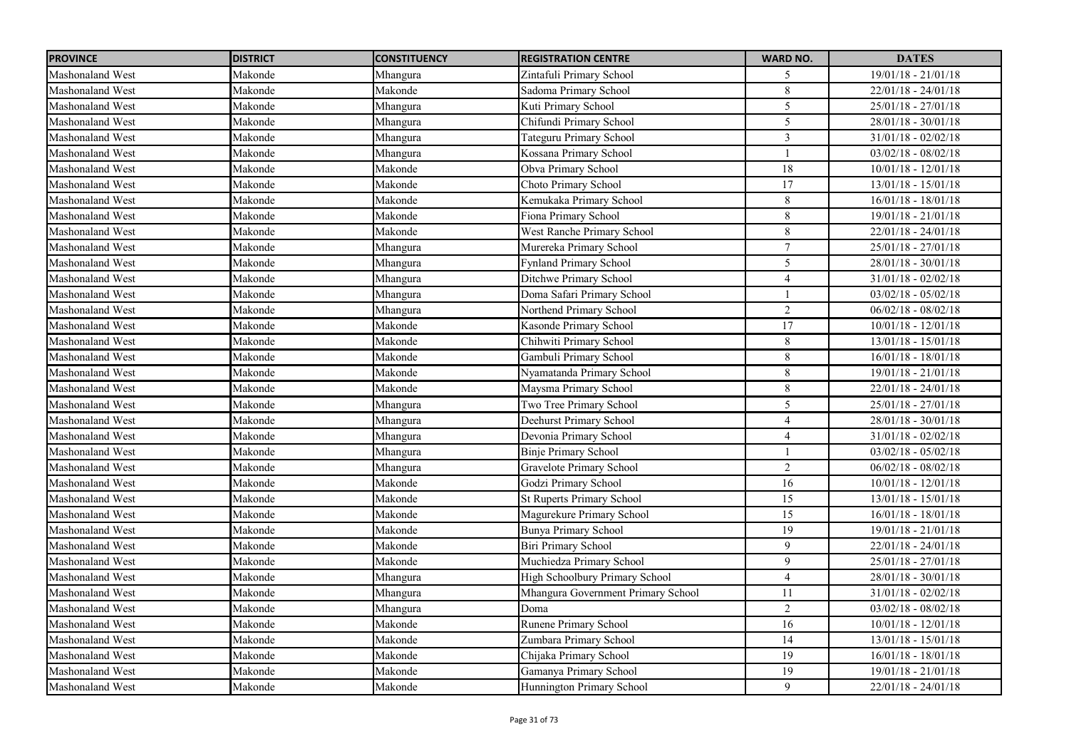| PROVINCE | DISTRICT | CONSTITUENCY | REGISTRATION CENTRE | WARD NO. | DATES |
|---|---|---|---|---|---|
| Mashonaland West | Makonde | Mhangura | Zintafuli Primary School | 5 | 19/01/18 - 21/01/18 |
| Mashonaland West | Makonde | Makonde | Sadoma Primary School | 8 | 22/01/18 - 24/01/18 |
| Mashonaland West | Makonde | Mhangura | Kuti Primary School | 5 | 25/01/18 - 27/01/18 |
| Mashonaland West | Makonde | Mhangura | Chifundi Primary School | 5 | 28/01/18 - 30/01/18 |
| Mashonaland West | Makonde | Mhangura | Tateguru Primary School | 3 | 31/01/18 - 02/02/18 |
| Mashonaland West | Makonde | Mhangura | Kossana Primary School | 1 | 03/02/18 - 08/02/18 |
| Mashonaland West | Makonde | Makonde | Obva Primary School | 18 | 10/01/18 - 12/01/18 |
| Mashonaland West | Makonde | Makonde | Choto Primary School | 17 | 13/01/18 - 15/01/18 |
| Mashonaland West | Makonde | Makonde | Kemukaka Primary School | 8 | 16/01/18 - 18/01/18 |
| Mashonaland West | Makonde | Makonde | Fiona Primary School | 8 | 19/01/18 - 21/01/18 |
| Mashonaland West | Makonde | Makonde | West Ranche Primary School | 8 | 22/01/18 - 24/01/18 |
| Mashonaland West | Makonde | Mhangura | Murereka Primary School | 7 | 25/01/18 - 27/01/18 |
| Mashonaland West | Makonde | Mhangura | Fynland Primary School | 5 | 28/01/18 - 30/01/18 |
| Mashonaland West | Makonde | Mhangura | Ditchwe Primary School | 4 | 31/01/18 - 02/02/18 |
| Mashonaland West | Makonde | Mhangura | Doma Safari Primary School | 1 | 03/02/18 - 05/02/18 |
| Mashonaland West | Makonde | Mhangura | Northend Primary School | 2 | 06/02/18 - 08/02/18 |
| Mashonaland West | Makonde | Makonde | Kasonde Primary School | 17 | 10/01/18 - 12/01/18 |
| Mashonaland West | Makonde | Makonde | Chihwiti Primary School | 8 | 13/01/18 - 15/01/18 |
| Mashonaland West | Makonde | Makonde | Gambuli Primary School | 8 | 16/01/18 - 18/01/18 |
| Mashonaland West | Makonde | Makonde | Nyamatanda Primary School | 8 | 19/01/18 - 21/01/18 |
| Mashonaland West | Makonde | Makonde | Maysma Primary School | 8 | 22/01/18 - 24/01/18 |
| Mashonaland West | Makonde | Mhangura | Two Tree Primary School | 5 | 25/01/18 - 27/01/18 |
| Mashonaland West | Makonde | Mhangura | Deehurst Primary School | 4 | 28/01/18 - 30/01/18 |
| Mashonaland West | Makonde | Mhangura | Devonia Primary School | 4 | 31/01/18 - 02/02/18 |
| Mashonaland West | Makonde | Mhangura | Binje Primary School | 1 | 03/02/18 - 05/02/18 |
| Mashonaland West | Makonde | Mhangura | Gravelote Primary School | 2 | 06/02/18 - 08/02/18 |
| Mashonaland West | Makonde | Makonde | Godzi Primary School | 16 | 10/01/18 - 12/01/18 |
| Mashonaland West | Makonde | Makonde | St Ruperts Primary School | 15 | 13/01/18 - 15/01/18 |
| Mashonaland West | Makonde | Makonde | Magurekure Primary School | 15 | 16/01/18 - 18/01/18 |
| Mashonaland West | Makonde | Makonde | Bunya Primary School | 19 | 19/01/18 - 21/01/18 |
| Mashonaland West | Makonde | Makonde | Biri Primary School | 9 | 22/01/18 - 24/01/18 |
| Mashonaland West | Makonde | Makonde | Muchiedza Primary School | 9 | 25/01/18 - 27/01/18 |
| Mashonaland West | Makonde | Mhangura | High Schoolbury Primary School | 4 | 28/01/18 - 30/01/18 |
| Mashonaland West | Makonde | Mhangura | Mhangura Government Primary School | 11 | 31/01/18 - 02/02/18 |
| Mashonaland West | Makonde | Mhangura | Doma | 2 | 03/02/18 - 08/02/18 |
| Mashonaland West | Makonde | Makonde | Runene Primary School | 16 | 10/01/18 - 12/01/18 |
| Mashonaland West | Makonde | Makonde | Zumbara Primary School | 14 | 13/01/18 - 15/01/18 |
| Mashonaland West | Makonde | Makonde | Chijaka Primary School | 19 | 16/01/18 - 18/01/18 |
| Mashonaland West | Makonde | Makonde | Gamanya Primary School | 19 | 19/01/18 - 21/01/18 |
| Mashonaland West | Makonde | Makonde | Hunnington Primary School | 9 | 22/01/18 - 24/01/18 |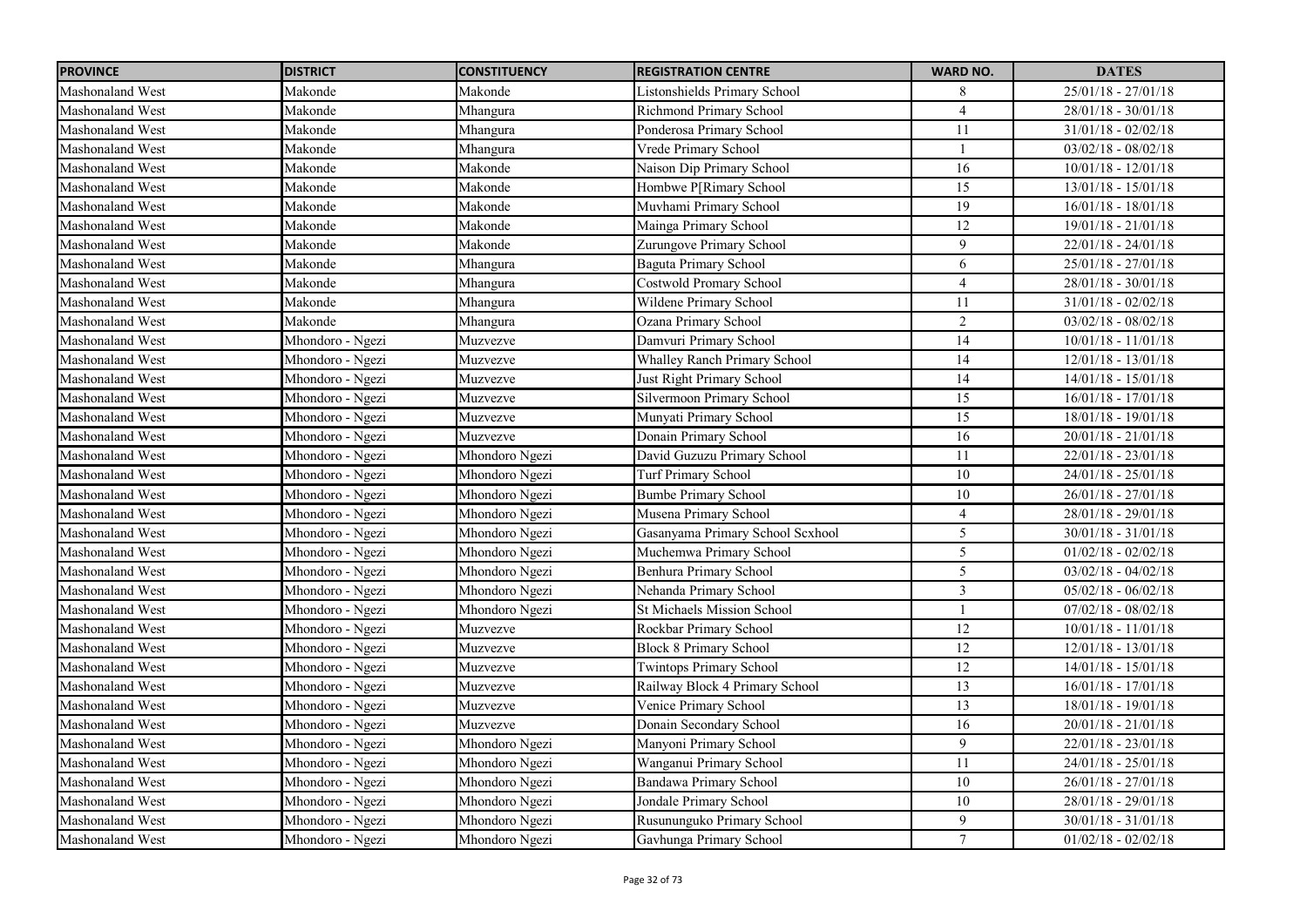| PROVINCE | DISTRICT | CONSTITUENCY | REGISTRATION CENTRE | WARD NO. | DATES |
|---|---|---|---|---|---|
| Mashonaland West | Makonde | Makonde | Listonshields Primary School | 8 | 25/01/18 - 27/01/18 |
| Mashonaland West | Makonde | Mhangura | Richmond Primary School | 4 | 28/01/18 - 30/01/18 |
| Mashonaland West | Makonde | Mhangura | Ponderosa Primary School | 11 | 31/01/18 - 02/02/18 |
| Mashonaland West | Makonde | Mhangura | Vrede Primary School | 1 | 03/02/18 - 08/02/18 |
| Mashonaland West | Makonde | Makonde | Naison Dip Primary School | 16 | 10/01/18 - 12/01/18 |
| Mashonaland West | Makonde | Makonde | Hombwe P[Rimary School | 15 | 13/01/18 - 15/01/18 |
| Mashonaland West | Makonde | Makonde | Muvhami Primary School | 19 | 16/01/18 - 18/01/18 |
| Mashonaland West | Makonde | Makonde | Mainga Primary School | 12 | 19/01/18 - 21/01/18 |
| Mashonaland West | Makonde | Makonde | Zurungove Primary School | 9 | 22/01/18 - 24/01/18 |
| Mashonaland West | Makonde | Mhangura | Baguta Primary School | 6 | 25/01/18 - 27/01/18 |
| Mashonaland West | Makonde | Mhangura | Costwold Promary School | 4 | 28/01/18 - 30/01/18 |
| Mashonaland West | Makonde | Mhangura | Wildene Primary School | 11 | 31/01/18 - 02/02/18 |
| Mashonaland West | Makonde | Mhangura | Ozana Primary School | 2 | 03/02/18 - 08/02/18 |
| Mashonaland West | Mhondoro - Ngezi | Muzvezve | Damvuri Primary School | 14 | 10/01/18 - 11/01/18 |
| Mashonaland West | Mhondoro - Ngezi | Muzvezve | Whalley Ranch Primary School | 14 | 12/01/18 - 13/01/18 |
| Mashonaland West | Mhondoro - Ngezi | Muzvezve | Just Right Primary School | 14 | 14/01/18 - 15/01/18 |
| Mashonaland West | Mhondoro - Ngezi | Muzvezve | Silvermoon Primary School | 15 | 16/01/18 - 17/01/18 |
| Mashonaland West | Mhondoro - Ngezi | Muzvezve | Munyati Primary School | 15 | 18/01/18 - 19/01/18 |
| Mashonaland West | Mhondoro - Ngezi | Muzvezve | Donain Primary School | 16 | 20/01/18 - 21/01/18 |
| Mashonaland West | Mhondoro - Ngezi | Mhondoro Ngezi | David Guzuzu Primary School | 11 | 22/01/18 - 23/01/18 |
| Mashonaland West | Mhondoro - Ngezi | Mhondoro Ngezi | Turf Primary School | 10 | 24/01/18 - 25/01/18 |
| Mashonaland West | Mhondoro - Ngezi | Mhondoro Ngezi | Bumbe Primary School | 10 | 26/01/18 - 27/01/18 |
| Mashonaland West | Mhondoro - Ngezi | Mhondoro Ngezi | Musena Primary School | 4 | 28/01/18 - 29/01/18 |
| Mashonaland West | Mhondoro - Ngezi | Mhondoro Ngezi | Gasanyama Primary School Scxhool | 5 | 30/01/18 - 31/01/18 |
| Mashonaland West | Mhondoro - Ngezi | Mhondoro Ngezi | Muchemwa Primary School | 5 | 01/02/18 - 02/02/18 |
| Mashonaland West | Mhondoro - Ngezi | Mhondoro Ngezi | Benhura Primary School | 5 | 03/02/18 - 04/02/18 |
| Mashonaland West | Mhondoro - Ngezi | Mhondoro Ngezi | Nehanda Primary School | 3 | 05/02/18 - 06/02/18 |
| Mashonaland West | Mhondoro - Ngezi | Mhondoro Ngezi | St Michaels Mission School | 1 | 07/02/18 - 08/02/18 |
| Mashonaland West | Mhondoro - Ngezi | Muzvezve | Rockbar Primary School | 12 | 10/01/18 - 11/01/18 |
| Mashonaland West | Mhondoro - Ngezi | Muzvezve | Block 8 Primary School | 12 | 12/01/18 - 13/01/18 |
| Mashonaland West | Mhondoro - Ngezi | Muzvezve | Twintops Primary School | 12 | 14/01/18 - 15/01/18 |
| Mashonaland West | Mhondoro - Ngezi | Muzvezve | Railway Block 4 Primary School | 13 | 16/01/18 - 17/01/18 |
| Mashonaland West | Mhondoro - Ngezi | Muzvezve | Venice Primary School | 13 | 18/01/18 - 19/01/18 |
| Mashonaland West | Mhondoro - Ngezi | Muzvezve | Donain Secondary School | 16 | 20/01/18 - 21/01/18 |
| Mashonaland West | Mhondoro - Ngezi | Mhondoro Ngezi | Manyoni Primary School | 9 | 22/01/18 - 23/01/18 |
| Mashonaland West | Mhondoro - Ngezi | Mhondoro Ngezi | Wanganui Primary School | 11 | 24/01/18 - 25/01/18 |
| Mashonaland West | Mhondoro - Ngezi | Mhondoro Ngezi | Bandawa Primary School | 10 | 26/01/18 - 27/01/18 |
| Mashonaland West | Mhondoro - Ngezi | Mhondoro Ngezi | Jondale Primary School | 10 | 28/01/18 - 29/01/18 |
| Mashonaland West | Mhondoro - Ngezi | Mhondoro Ngezi | Rusununguko Primary School | 9 | 30/01/18 - 31/01/18 |
| Mashonaland West | Mhondoro - Ngezi | Mhondoro Ngezi | Gavhunga Primary School | 7 | 01/02/18 - 02/02/18 |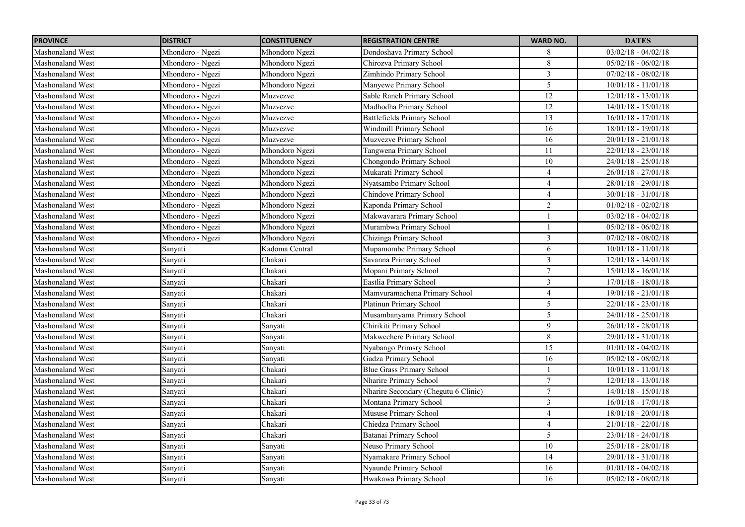| PROVINCE | DISTRICT | CONSTITUENCY | REGISTRATION CENTRE | WARD NO. | DATES |
|---|---|---|---|---|---|
| Mashonaland West | Mhondoro - Ngezi | Mhondoro Ngezi | Dondoshava Primary School | 8 | 03/02/18 - 04/02/18 |
| Mashonaland West | Mhondoro - Ngezi | Mhondoro Ngezi | Chirozva Primary School | 8 | 05/02/18 - 06/02/18 |
| Mashonaland West | Mhondoro - Ngezi | Mhondoro Ngezi | Zimhindo Primary School | 3 | 07/02/18 - 08/02/18 |
| Mashonaland West | Mhondoro - Ngezi | Mhondoro Ngezi | Manyewe Primary School | 5 | 10/01/18 - 11/01/18 |
| Mashonaland West | Mhondoro - Ngezi | Muzvezve | Sable Ranch Primary School | 12 | 12/01/18 - 13/01/18 |
| Mashonaland West | Mhondoro - Ngezi | Muzvezve | Madhodha Primary School | 12 | 14/01/18 - 15/01/18 |
| Mashonaland West | Mhondoro - Ngezi | Muzvezve | Battlefields Primary School | 13 | 16/01/18 - 17/01/18 |
| Mashonaland West | Mhondoro - Ngezi | Muzvezve | Windmill Primary School | 16 | 18/01/18 - 19/01/18 |
| Mashonaland West | Mhondoro - Ngezi | Muzvezve | Muzvezve Primary School | 16 | 20/01/18 - 21/01/18 |
| Mashonaland West | Mhondoro - Ngezi | Mhondoro Ngezi | Tangwena Primary School | 11 | 22/01/18 - 23/01/18 |
| Mashonaland West | Mhondoro - Ngezi | Mhondoro Ngezi | Chongondo Primary School | 10 | 24/01/18 - 25/01/18 |
| Mashonaland West | Mhondoro - Ngezi | Mhondoro Ngezi | Mukarati Primary School | 4 | 26/01/18 - 27/01/18 |
| Mashonaland West | Mhondoro - Ngezi | Mhondoro Ngezi | Nyatsambo Primary School | 4 | 28/01/18 - 29/01/18 |
| Mashonaland West | Mhondoro - Ngezi | Mhondoro Ngezi | Chindove Primary School | 4 | 30/01/18 - 31/01/18 |
| Mashonaland West | Mhondoro - Ngezi | Mhondoro Ngezi | Kaponda Primary School | 2 | 01/02/18 - 02/02/18 |
| Mashonaland West | Mhondoro - Ngezi | Mhondoro Ngezi | Makwavarara Primary School | 1 | 03/02/18 - 04/02/18 |
| Mashonaland West | Mhondoro - Ngezi | Mhondoro Ngezi | Murambwa Primary School | 1 | 05/02/18 - 06/02/18 |
| Mashonaland West | Mhondoro - Ngezi | Mhondoro Ngezi | Chizinga Primary School | 3 | 07/02/18 - 08/02/18 |
| Mashonaland West | Sanyati | Kadoma Central | Mupamombe Primary School | 6 | 10/01/18 - 11/01/18 |
| Mashonaland West | Sanyati | Chakari | Savanna Primary School | 3 | 12/01/18 - 14/01/18 |
| Mashonaland West | Sanyati | Chakari | Mopani Primary School | 7 | 15/01/18 - 16/01/18 |
| Mashonaland West | Sanyati | Chakari | Eastlia Primary School | 3 | 17/01/18 - 18/01/18 |
| Mashonaland West | Sanyati | Chakari | Mamvuramachena Primary School | 4 | 19/01/18 - 21/01/18 |
| Mashonaland West | Sanyati | Chakari | Platinun Primary School | 5 | 22/01/18 - 23/01/18 |
| Mashonaland West | Sanyati | Chakari | Musambanyama Primary School | 5 | 24/01/18 - 25/01/18 |
| Mashonaland West | Sanyati | Sanyati | Chirikiti Primary School | 9 | 26/01/18 - 28/01/18 |
| Mashonaland West | Sanyati | Sanyati | Makwechere Primary School | 8 | 29/01/18 - 31/01/18 |
| Mashonaland West | Sanyati | Sanyati | Nyabango Primsry School | 15 | 01/01/18 - 04/02/18 |
| Mashonaland West | Sanyati | Sanyati | Gadza Primary School | 16 | 05/02/18 - 08/02/18 |
| Mashonaland West | Sanyati | Chakari | Blue Grass Primary School | 1 | 10/01/18 - 11/01/18 |
| Mashonaland West | Sanyati | Chakari | Nharire Primary School | 7 | 12/01/18 - 13/01/18 |
| Mashonaland West | Sanyati | Chakari | Nharire Secondary (Chegutu 6 Clinic) | 7 | 14/01/18 - 15/01/18 |
| Mashonaland West | Sanyati | Chakari | Montana Primary School | 3 | 16/01/18 - 17/01/18 |
| Mashonaland West | Sanyati | Chakari | Mususe Primary School | 4 | 18/01/18 - 20/01/18 |
| Mashonaland West | Sanyati | Chakari | Chiedza Primary School | 4 | 21/01/18 - 22/01/18 |
| Mashonaland West | Sanyati | Chakari | Batanai Primary School | 5 | 23/01/18 - 24/01/18 |
| Mashonaland West | Sanyati | Sanyati | Neuso Primary School | 10 | 25/01/18 - 28/01/18 |
| Mashonaland West | Sanyati | Sanyati | Nyamakare Primary School | 14 | 29/01/18 - 31/01/18 |
| Mashonaland West | Sanyati | Sanyati | Nyaunde Primary School | 16 | 01/01/18 - 04/02/18 |
| Mashonaland West | Sanyati | Sanyati | Hwakawa Primary School | 16 | 05/02/18 - 08/02/18 |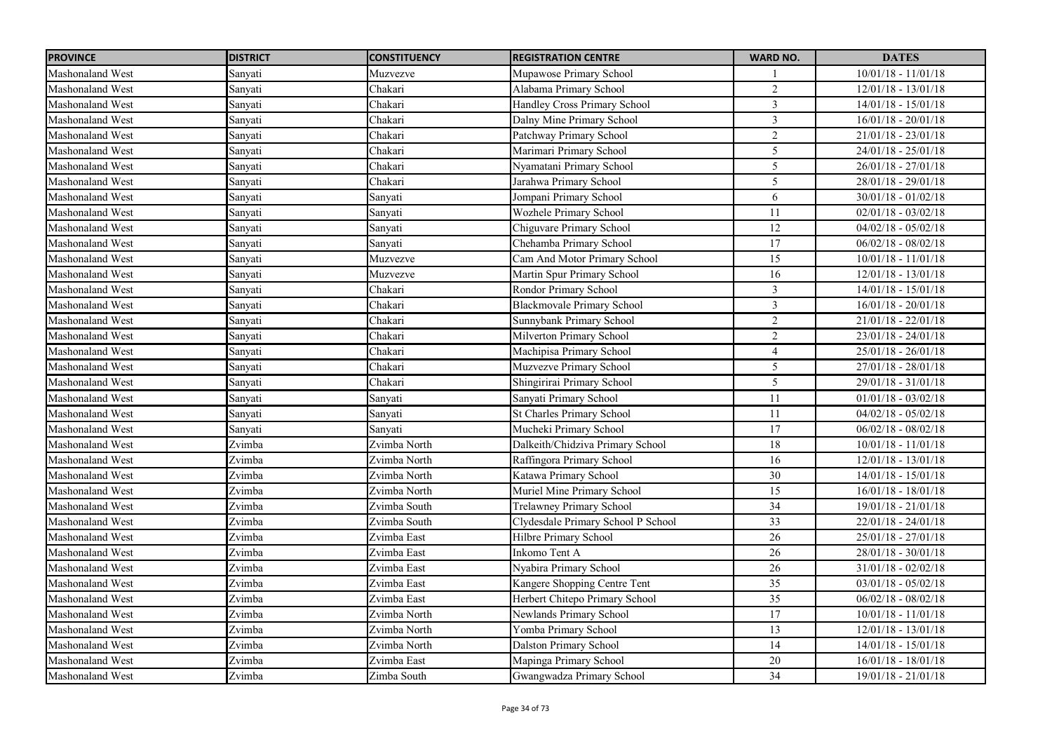| PROVINCE | DISTRICT | CONSTITUENCY | REGISTRATION CENTRE | WARD NO. | DATES |
|---|---|---|---|---|---|
| Mashonaland West | Sanyati | Muzvezve | Mupawose Primary School | 1 | 10/01/18 - 11/01/18 |
| Mashonaland West | Sanyati | Chakari | Alabama Primary School | 2 | 12/01/18 - 13/01/18 |
| Mashonaland West | Sanyati | Chakari | Handley Cross Primary School | 3 | 14/01/18 - 15/01/18 |
| Mashonaland West | Sanyati | Chakari | Dalny Mine Primary School | 3 | 16/01/18 - 20/01/18 |
| Mashonaland West | Sanyati | Chakari | Patchway Primary School | 2 | 21/01/18 - 23/01/18 |
| Mashonaland West | Sanyati | Chakari | Marimari Primary School | 5 | 24/01/18 - 25/01/18 |
| Mashonaland West | Sanyati | Chakari | Nyamatani Primary School | 5 | 26/01/18 - 27/01/18 |
| Mashonaland West | Sanyati | Chakari | Jarahwa Primary School | 5 | 28/01/18 - 29/01/18 |
| Mashonaland West | Sanyati | Sanyati | Jompani Primary School | 6 | 30/01/18 - 01/02/18 |
| Mashonaland West | Sanyati | Sanyati | Wozhele Primary School | 11 | 02/01/18 - 03/02/18 |
| Mashonaland West | Sanyati | Sanyati | Chiguvare Primary School | 12 | 04/02/18 - 05/02/18 |
| Mashonaland West | Sanyati | Sanyati | Chehamba Primary School | 17 | 06/02/18 - 08/02/18 |
| Mashonaland West | Sanyati | Muzvezve | Cam And Motor Primary School | 15 | 10/01/18 - 11/01/18 |
| Mashonaland West | Sanyati | Muzvezve | Martin Spur Primary School | 16 | 12/01/18 - 13/01/18 |
| Mashonaland West | Sanyati | Chakari | Rondor Primary School | 3 | 14/01/18 - 15/01/18 |
| Mashonaland West | Sanyati | Chakari | Blackmovale Primary School | 3 | 16/01/18 - 20/01/18 |
| Mashonaland West | Sanyati | Chakari | Sunnybank Primary School | 2 | 21/01/18 - 22/01/18 |
| Mashonaland West | Sanyati | Chakari | Milverton Primary School | 2 | 23/01/18 - 24/01/18 |
| Mashonaland West | Sanyati | Chakari | Machipisa Primary School | 4 | 25/01/18 - 26/01/18 |
| Mashonaland West | Sanyati | Chakari | Muzvezve Primary School | 5 | 27/01/18 - 28/01/18 |
| Mashonaland West | Sanyati | Chakari | Shingirirai Primary School | 5 | 29/01/18 - 31/01/18 |
| Mashonaland West | Sanyati | Sanyati | Sanyati Primary School | 11 | 01/01/18 - 03/02/18 |
| Mashonaland West | Sanyati | Sanyati | St Charles Primary School | 11 | 04/02/18 - 05/02/18 |
| Mashonaland West | Sanyati | Sanyati | Mucheki Primary School | 17 | 06/02/18 - 08/02/18 |
| Mashonaland West | Zvimba | Zvimba North | Dalkeith/Chidziva Primary School | 18 | 10/01/18 - 11/01/18 |
| Mashonaland West | Zvimba | Zvimba North | Raffingora Primary School | 16 | 12/01/18 - 13/01/18 |
| Mashonaland West | Zvimba | Zvimba North | Katawa Primary School | 30 | 14/01/18 - 15/01/18 |
| Mashonaland West | Zvimba | Zvimba North | Muriel Mine Primary School | 15 | 16/01/18 - 18/01/18 |
| Mashonaland West | Zvimba | Zvimba South | Trelawney Primary School | 34 | 19/01/18 - 21/01/18 |
| Mashonaland West | Zvimba | Zvimba South | Clydesdale Primary School P School | 33 | 22/01/18 - 24/01/18 |
| Mashonaland West | Zvimba | Zvimba East | Hilbre Primary School | 26 | 25/01/18 - 27/01/18 |
| Mashonaland West | Zvimba | Zvimba East | Inkomo Tent A | 26 | 28/01/18 - 30/01/18 |
| Mashonaland West | Zvimba | Zvimba East | Nyabira Primary School | 26 | 31/01/18 - 02/02/18 |
| Mashonaland West | Zvimba | Zvimba East | Kangere Shopping Centre Tent | 35 | 03/01/18 - 05/02/18 |
| Mashonaland West | Zvimba | Zvimba East | Herbert Chitepo Primary School | 35 | 06/02/18 - 08/02/18 |
| Mashonaland West | Zvimba | Zvimba North | Newlands Primary School | 17 | 10/01/18 - 11/01/18 |
| Mashonaland West | Zvimba | Zvimba North | Yomba Primary School | 13 | 12/01/18 - 13/01/18 |
| Mashonaland West | Zvimba | Zvimba North | Dalston Primary School | 14 | 14/01/18 - 15/01/18 |
| Mashonaland West | Zvimba | Zvimba East | Mapinga Primary School | 20 | 16/01/18 - 18/01/18 |
| Mashonaland West | Zvimba | Zimba South | Gwangwadza Primary School | 34 | 19/01/18 - 21/01/18 |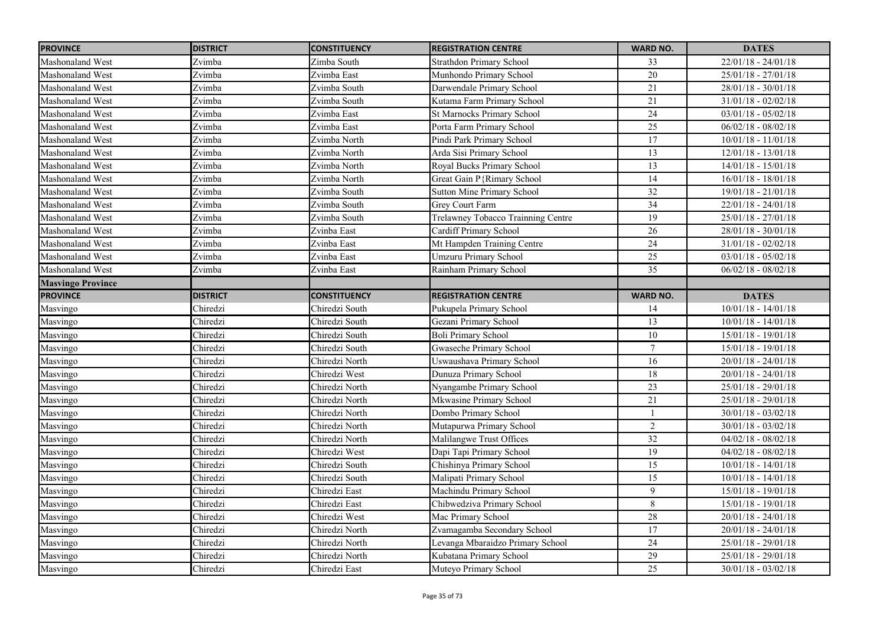| PROVINCE | DISTRICT | CONSTITUENCY | REGISTRATION CENTRE | WARD NO. | DATES |
|---|---|---|---|---|---|
| Mashonaland West | Zvimba | Zimba South | Strathdon Primary School | 33 | 22/01/18 - 24/01/18 |
| Mashonaland West | Zvimba | Zvimba East | Munhondo Primary School | 20 | 25/01/18 - 27/01/18 |
| Mashonaland West | Zvimba | Zvimba South | Darwendale Primary School | 21 | 28/01/18 - 30/01/18 |
| Mashonaland West | Zvimba | Zvimba South | Kutama Farm Primary School | 21 | 31/01/18 - 02/02/18 |
| Mashonaland West | Zvimba | Zvimba East | St Marnocks Primary School | 24 | 03/01/18 - 05/02/18 |
| Mashonaland West | Zvimba | Zvimba East | Porta Farm Primary School | 25 | 06/02/18 - 08/02/18 |
| Mashonaland West | Zvimba | Zvimba North | Pindi Park Primary School | 17 | 10/01/18 - 11/01/18 |
| Mashonaland West | Zvimba | Zvimba North | Arda Sisi Primary School | 13 | 12/01/18 - 13/01/18 |
| Mashonaland West | Zvimba | Zvimba North | Royal Bucks Primary School | 13 | 14/01/18 - 15/01/18 |
| Mashonaland West | Zvimba | Zvimba North | Great Gain P{Rimary School | 14 | 16/01/18 - 18/01/18 |
| Mashonaland West | Zvimba | Zvimba South | Sutton Mine Primary School | 32 | 19/01/18 - 21/01/18 |
| Mashonaland West | Zvimba | Zvimba South | Grey Court Farm | 34 | 22/01/18 - 24/01/18 |
| Mashonaland West | Zvimba | Zvimba South | Trelawney Tobacco Trainning Centre | 19 | 25/01/18 - 27/01/18 |
| Mashonaland West | Zvimba | Zvinba East | Cardiff Primary School | 26 | 28/01/18 - 30/01/18 |
| Mashonaland West | Zvimba | Zvinba East | Mt Hampden Training Centre | 24 | 31/01/18 - 02/02/18 |
| Mashonaland West | Zvimba | Zvinba East | Umzuru Primary School | 25 | 03/01/18 - 05/02/18 |
| Mashonaland West | Zvimba | Zvinba East | Rainham Primary School | 35 | 06/02/18 - 08/02/18 |
| **Masvingo Province** | | | | | |
| **PROVINCE** | **DISTRICT** | **CONSTITUENCY** | **REGISTRATION CENTRE** | **WARD NO.** | **DATES** |
| Masvingo | Chiredzi | Chiredzi South | Pukupela Primary School | 14 | 10/01/18 - 14/01/18 |
| Masvingo | Chiredzi | Chiredzi South | Gezani Primary School | 13 | 10/01/18 - 14/01/18 |
| Masvingo | Chiredzi | Chiredzi South | Boli Primary School | 10 | 15/01/18 - 19/01/18 |
| Masvingo | Chiredzi | Chiredzi South | Gwaseche Primary School | 7 | 15/01/18 - 19/01/18 |
| Masvingo | Chiredzi | Chiredzi North | Uswaushava Primary School | 16 | 20/01/18 - 24/01/18 |
| Masvingo | Chiredzi | Chiredzi West | Dunuza Primary School | 18 | 20/01/18 - 24/01/18 |
| Masvingo | Chiredzi | Chiredzi North | Nyangambe Primary School | 23 | 25/01/18 - 29/01/18 |
| Masvingo | Chiredzi | Chiredzi North | Mkwasine Primary School | 21 | 25/01/18 - 29/01/18 |
| Masvingo | Chiredzi | Chiredzi North | Dombo Primary School | 1 | 30/01/18 - 03/02/18 |
| Masvingo | Chiredzi | Chiredzi North | Mutapurwa Primary School | 2 | 30/01/18 - 03/02/18 |
| Masvingo | Chiredzi | Chiredzi North | Malilangwe Trust Offices | 32 | 04/02/18 - 08/02/18 |
| Masvingo | Chiredzi | Chiredzi West | Dapi Tapi Primary School | 19 | 04/02/18 - 08/02/18 |
| Masvingo | Chiredzi | Chiredzi South | Chishinya Primary School | 15 | 10/01/18 - 14/01/18 |
| Masvingo | Chiredzi | Chiredzi South | Malipati Primary School | 15 | 10/01/18 - 14/01/18 |
| Masvingo | Chiredzi | Chiredzi East | Machindu Primary School | 9 | 15/01/18 - 19/01/18 |
| Masvingo | Chiredzi | Chiredzi East | Chibwedziva Primary School | 8 | 15/01/18 - 19/01/18 |
| Masvingo | Chiredzi | Chiredzi West | Mac Primary School | 28 | 20/01/18 - 24/01/18 |
| Masvingo | Chiredzi | Chiredzi North | Zvamagamba Secondary School | 17 | 20/01/18 - 24/01/18 |
| Masvingo | Chiredzi | Chiredzi North | Levanga Mbaraidzo Primary School | 24 | 25/01/18 - 29/01/18 |
| Masvingo | Chiredzi | Chiredzi North | Kubatana Primary School | 29 | 25/01/18 - 29/01/18 |
| Masvingo | Chiredzi | Chiredzi East | Muteyo Primary School | 25 | 30/01/18 - 03/02/18 |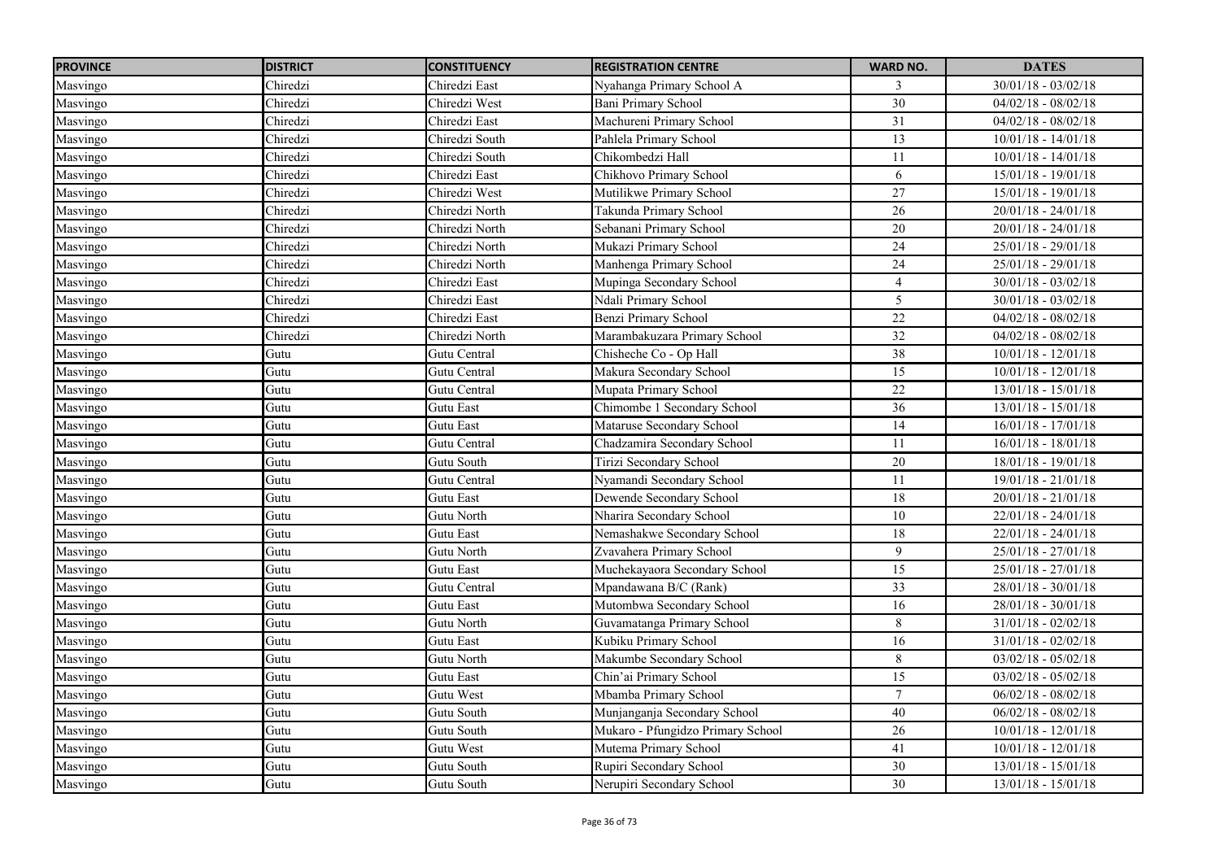| PROVINCE | DISTRICT | CONSTITUENCY | REGISTRATION CENTRE | WARD NO. | DATES |
|---|---|---|---|---|---|
| Masvingo | Chiredzi | Chiredzi East | Nyahanga Primary School A | 3 | 30/01/18 - 03/02/18 |
| Masvingo | Chiredzi | Chiredzi West | Bani Primary School | 30 | 04/02/18 - 08/02/18 |
| Masvingo | Chiredzi | Chiredzi East | Machureni Primary School | 31 | 04/02/18 - 08/02/18 |
| Masvingo | Chiredzi | Chiredzi South | Pahlela Primary School | 13 | 10/01/18 - 14/01/18 |
| Masvingo | Chiredzi | Chiredzi South | Chikombedzi Hall | 11 | 10/01/18 - 14/01/18 |
| Masvingo | Chiredzi | Chiredzi East | Chikhovo Primary School | 6 | 15/01/18 - 19/01/18 |
| Masvingo | Chiredzi | Chiredzi West | Mutilikwe Primary School | 27 | 15/01/18 - 19/01/18 |
| Masvingo | Chiredzi | Chiredzi North | Takunda Primary School | 26 | 20/01/18 - 24/01/18 |
| Masvingo | Chiredzi | Chiredzi North | Sebanani Primary School | 20 | 20/01/18 - 24/01/18 |
| Masvingo | Chiredzi | Chiredzi North | Mukazi Primary School | 24 | 25/01/18 - 29/01/18 |
| Masvingo | Chiredzi | Chiredzi North | Manhenga Primary School | 24 | 25/01/18 - 29/01/18 |
| Masvingo | Chiredzi | Chiredzi East | Mupinga Secondary School | 4 | 30/01/18 - 03/02/18 |
| Masvingo | Chiredzi | Chiredzi East | Ndali Primary School | 5 | 30/01/18 - 03/02/18 |
| Masvingo | Chiredzi | Chiredzi East | Benzi Primary School | 22 | 04/02/18 - 08/02/18 |
| Masvingo | Chiredzi | Chiredzi North | Marambakuzara Primary School | 32 | 04/02/18 - 08/02/18 |
| Masvingo | Gutu | Gutu Central | Chisheche Co - Op Hall | 38 | 10/01/18 - 12/01/18 |
| Masvingo | Gutu | Gutu Central | Makura Secondary School | 15 | 10/01/18 - 12/01/18 |
| Masvingo | Gutu | Gutu Central | Mupata Primary School | 22 | 13/01/18 - 15/01/18 |
| Masvingo | Gutu | Gutu East | Chimombe 1 Secondary School | 36 | 13/01/18 - 15/01/18 |
| Masvingo | Gutu | Gutu East | Mataruse Secondary School | 14 | 16/01/18 - 17/01/18 |
| Masvingo | Gutu | Gutu Central | Chadzamira Secondary School | 11 | 16/01/18 - 18/01/18 |
| Masvingo | Gutu | Gutu South | Tirizi Secondary School | 20 | 18/01/18 - 19/01/18 |
| Masvingo | Gutu | Gutu Central | Nyamandi Secondary School | 11 | 19/01/18 - 21/01/18 |
| Masvingo | Gutu | Gutu East | Dewende Secondary School | 18 | 20/01/18 - 21/01/18 |
| Masvingo | Gutu | Gutu North | Nharira Secondary School | 10 | 22/01/18 - 24/01/18 |
| Masvingo | Gutu | Gutu East | Nemashakwe Secondary School | 18 | 22/01/18 - 24/01/18 |
| Masvingo | Gutu | Gutu North | Zvavahera Primary School | 9 | 25/01/18 - 27/01/18 |
| Masvingo | Gutu | Gutu East | Muchekayaora Secondary School | 15 | 25/01/18 - 27/01/18 |
| Masvingo | Gutu | Gutu Central | Mpandawana B/C (Rank) | 33 | 28/01/18 - 30/01/18 |
| Masvingo | Gutu | Gutu East | Mutombwa Secondary School | 16 | 28/01/18 - 30/01/18 |
| Masvingo | Gutu | Gutu North | Guvamatanga Primary School | 8 | 31/01/18 - 02/02/18 |
| Masvingo | Gutu | Gutu East | Kubiku Primary School | 16 | 31/01/18 - 02/02/18 |
| Masvingo | Gutu | Gutu North | Makumbe Secondary School | 8 | 03/02/18 - 05/02/18 |
| Masvingo | Gutu | Gutu East | Chin'ai Primary School | 15 | 03/02/18 - 05/02/18 |
| Masvingo | Gutu | Gutu West | Mbamba Primary School | 7 | 06/02/18 - 08/02/18 |
| Masvingo | Gutu | Gutu South | Munjanganja Secondary School | 40 | 06/02/18 - 08/02/18 |
| Masvingo | Gutu | Gutu South | Mukaro - Pfungidzo Primary School | 26 | 10/01/18 - 12/01/18 |
| Masvingo | Gutu | Gutu West | Mutema Primary School | 41 | 10/01/18 - 12/01/18 |
| Masvingo | Gutu | Gutu South | Rupiri Secondary School | 30 | 13/01/18 - 15/01/18 |
| Masvingo | Gutu | Gutu South | Nerupiri Secondary School | 30 | 13/01/18 - 15/01/18 |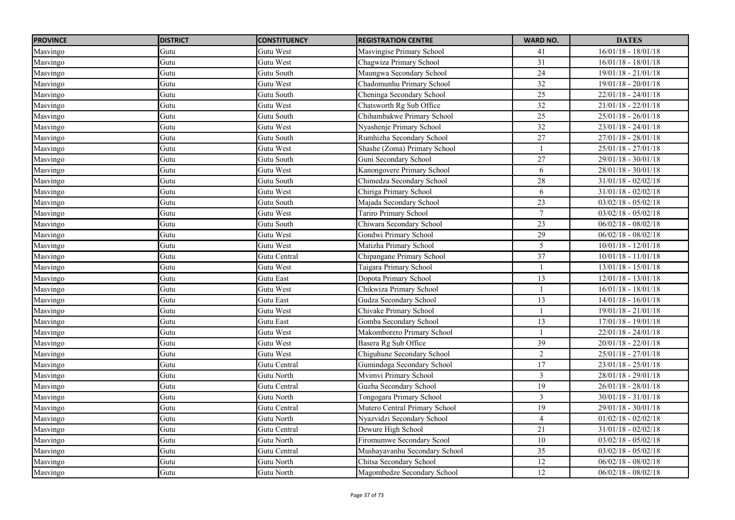| PROVINCE | DISTRICT | CONSTITUENCY | REGISTRATION CENTRE | WARD NO. | DATES |
| --- | --- | --- | --- | --- | --- |
| Masvingo | Gutu | Gutu West | Masvingise Primary School | 41 | 16/01/18 - 18/01/18 |
| Masvingo | Gutu | Gutu West | Chagwiza Primary School | 31 | 16/01/18 - 18/01/18 |
| Masvingo | Gutu | Gutu South | Maungwa Secondary School | 24 | 19/01/18 - 21/01/18 |
| Masvingo | Gutu | Gutu West | Chadomunhu Primary School | 32 | 19/01/18 - 20/01/18 |
| Masvingo | Gutu | Gutu South | Cheninga Secondary School | 25 | 22/01/18 - 24/01/18 |
| Masvingo | Gutu | Gutu West | Chatsworth Rg Sub Office | 32 | 21/01/18 - 22/01/18 |
| Masvingo | Gutu | Gutu South | Chihambakwe Primary School | 25 | 25/01/18 - 26/01/18 |
| Masvingo | Gutu | Gutu West | Nyashenje Primary School | 32 | 23/01/18 - 24/01/18 |
| Masvingo | Gutu | Gutu South | Rumhizha Secondary School | 27 | 27/01/18 - 28/01/18 |
| Masvingo | Gutu | Gutu West | Shashe (Zoma) Primary School | 1 | 25/01/18 - 27/01/18 |
| Masvingo | Gutu | Gutu South | Guni Secondary School | 27 | 29/01/18 - 30/01/18 |
| Masvingo | Gutu | Gutu West | Kanongovere Primary School | 6 | 28/01/18 - 30/01/18 |
| Masvingo | Gutu | Gutu South | Chimedza Secondary School | 28 | 31/01/18 - 02/02/18 |
| Masvingo | Gutu | Gutu West | Chiriga Primary School | 6 | 31/01/18 - 02/02/18 |
| Masvingo | Gutu | Gutu South | Majada Secondary School | 23 | 03/02/18 - 05/02/18 |
| Masvingo | Gutu | Gutu West | Tariro Primary School | 7 | 03/02/18 - 05/02/18 |
| Masvingo | Gutu | Gutu South | Chiwara Secondary School | 23 | 06/02/18 - 08/02/18 |
| Masvingo | Gutu | Gutu West | Gondwi Primary School | 29 | 06/02/18 - 08/02/18 |
| Masvingo | Gutu | Gutu West | Matizha Primary School | 5 | 10/01/18 - 12/01/18 |
| Masvingo | Gutu | Gutu Central | Chipangane Primary School | 37 | 10/01/18 - 11/01/18 |
| Masvingo | Gutu | Gutu West | Taigara Primary School | 1 | 13/01/18 - 15/01/18 |
| Masvingo | Gutu | Gutu East | Dopota Primary School | 13 | 12/01/18 - 13/01/18 |
| Masvingo | Gutu | Gutu West | Chikwiza Primary School | 1 | 16/01/18 - 18/01/18 |
| Masvingo | Gutu | Gutu East | Gudza Secondary School | 13 | 14/01/18 - 16/01/18 |
| Masvingo | Gutu | Gutu West | Chivake Primary School | 1 | 19/01/18 - 21/01/18 |
| Masvingo | Gutu | Gutu East | Gomba Secondary School | 13 | 17/01/18 - 19/01/18 |
| Masvingo | Gutu | Gutu West | Makomborero Primary School | 1 | 22/01/18 - 24/01/18 |
| Masvingo | Gutu | Gutu West | Basera Rg Sub Office | 39 | 20/01/18 - 22/01/18 |
| Masvingo | Gutu | Gutu West | Chiguhune Secondary School | 2 | 25/01/18 - 27/01/18 |
| Masvingo | Gutu | Gutu Central | Gumindoga Secondary School | 17 | 23/01/18 - 25/01/18 |
| Masvingo | Gutu | Gutu North | Mvimvi Primary School | 3 | 28/01/18 - 29/01/18 |
| Masvingo | Gutu | Gutu Central | Guzha Secondary School | 19 | 26/01/18 - 28/01/18 |
| Masvingo | Gutu | Gutu North | Tongogara Primary School | 3 | 30/01/18 - 31/01/18 |
| Masvingo | Gutu | Gutu Central | Mutero Central Primary School | 19 | 29/01/18 - 30/01/18 |
| Masvingo | Gutu | Gutu North | Nyazvidzi Secondary School | 4 | 01/02/18 - 02/02/18 |
| Masvingo | Gutu | Gutu Central | Dewure High School | 21 | 31/01/18 - 02/02/18 |
| Masvingo | Gutu | Gutu North | Firomumwe Secondary Scool | 10 | 03/02/18 - 05/02/18 |
| Masvingo | Gutu | Gutu Central | Mushayavanhu Secondary School | 35 | 03/02/18 - 05/02/18 |
| Masvingo | Gutu | Gutu North | Chitsa Secondary School | 12 | 06/02/18 - 08/02/18 |
| Masvingo | Gutu | Gutu North | Magombedze Secondary School | 12 | 06/02/18 - 08/02/18 |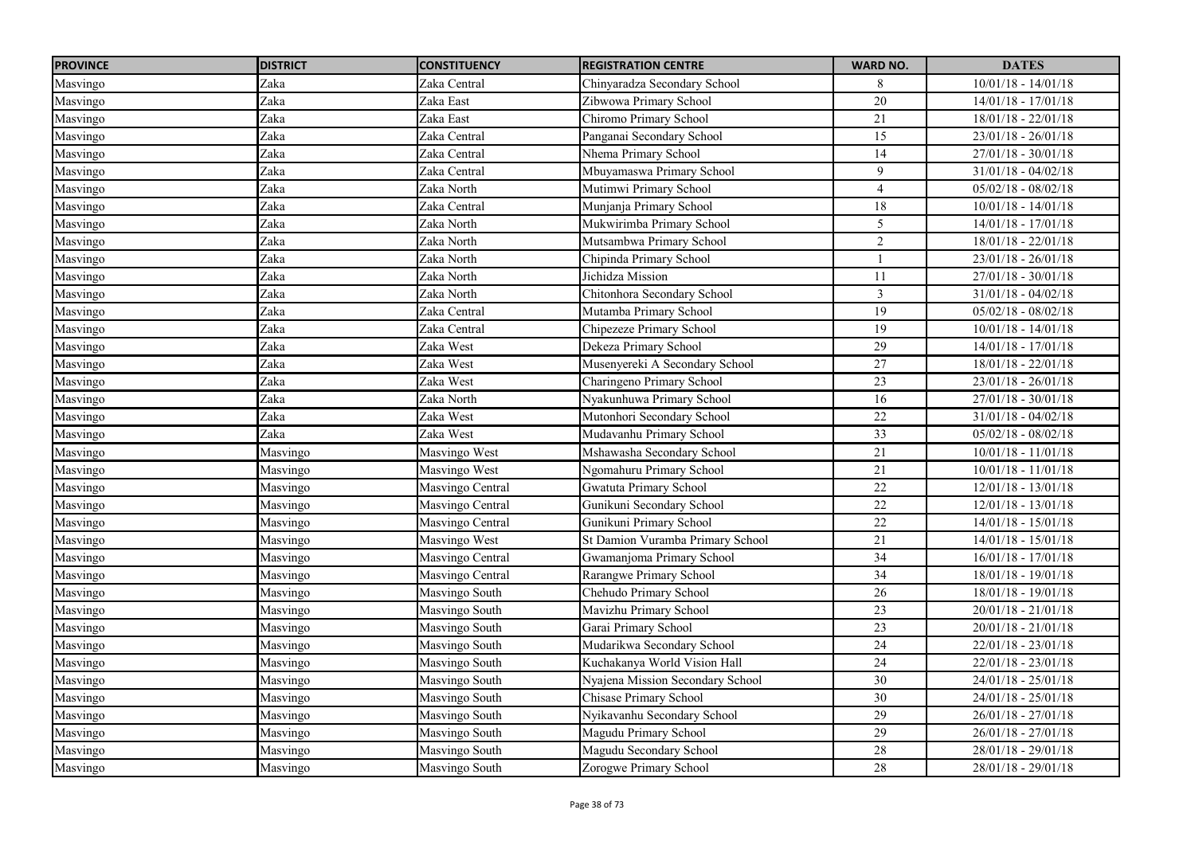| PROVINCE | DISTRICT | CONSTITUENCY | REGISTRATION CENTRE | WARD NO. | DATES |
|---|---|---|---|---|---|
| Masvingo | Zaka | Zaka Central | Chinyaradza Secondary School | 8 | 10/01/18 - 14/01/18 |
| Masvingo | Zaka | Zaka East | Zibwowa Primary School | 20 | 14/01/18 - 17/01/18 |
| Masvingo | Zaka | Zaka East | Chiromo Primary School | 21 | 18/01/18 - 22/01/18 |
| Masvingo | Zaka | Zaka Central | Panganai Secondary School | 15 | 23/01/18 - 26/01/18 |
| Masvingo | Zaka | Zaka Central | Nhema Primary School | 14 | 27/01/18 - 30/01/18 |
| Masvingo | Zaka | Zaka Central | Mbuyamaswa Primary School | 9 | 31/01/18 - 04/02/18 |
| Masvingo | Zaka | Zaka North | Mutimwi Primary School | 4 | 05/02/18 - 08/02/18 |
| Masvingo | Zaka | Zaka Central | Munjanja Primary School | 18 | 10/01/18 - 14/01/18 |
| Masvingo | Zaka | Zaka North | Mukwirimba Primary School | 5 | 14/01/18 - 17/01/18 |
| Masvingo | Zaka | Zaka North | Mutsambwa Primary School | 2 | 18/01/18 - 22/01/18 |
| Masvingo | Zaka | Zaka North | Chipinda Primary School | 1 | 23/01/18 - 26/01/18 |
| Masvingo | Zaka | Zaka North | Jichidza Mission | 11 | 27/01/18 - 30/01/18 |
| Masvingo | Zaka | Zaka North | Chitonhora Secondary School | 3 | 31/01/18 - 04/02/18 |
| Masvingo | Zaka | Zaka Central | Mutamba Primary School | 19 | 05/02/18 - 08/02/18 |
| Masvingo | Zaka | Zaka Central | Chipezeze Primary School | 19 | 10/01/18 - 14/01/18 |
| Masvingo | Zaka | Zaka West | Dekeza Primary School | 29 | 14/01/18 - 17/01/18 |
| Masvingo | Zaka | Zaka West | Musenyereki A Secondary School | 27 | 18/01/18 - 22/01/18 |
| Masvingo | Zaka | Zaka West | Charingeno Primary School | 23 | 23/01/18 - 26/01/18 |
| Masvingo | Zaka | Zaka North | Nyakunhuwa Primary School | 16 | 27/01/18 - 30/01/18 |
| Masvingo | Zaka | Zaka West | Mutonhori Secondary School | 22 | 31/01/18 - 04/02/18 |
| Masvingo | Zaka | Zaka West | Mudavanhu Primary School | 33 | 05/02/18 - 08/02/18 |
| Masvingo | Masvingo | Masvingo West | Mshawasha Secondary School | 21 | 10/01/18 - 11/01/18 |
| Masvingo | Masvingo | Masvingo West | Ngomahuru Primary School | 21 | 10/01/18 - 11/01/18 |
| Masvingo | Masvingo | Masvingo Central | Gwatuta Primary School | 22 | 12/01/18 - 13/01/18 |
| Masvingo | Masvingo | Masvingo Central | Gunikuni Secondary School | 22 | 12/01/18 - 13/01/18 |
| Masvingo | Masvingo | Masvingo Central | Gunikuni Primary School | 22 | 14/01/18 - 15/01/18 |
| Masvingo | Masvingo | Masvingo West | St Damion Vuramba Primary School | 21 | 14/01/18 - 15/01/18 |
| Masvingo | Masvingo | Masvingo Central | Gwamanjoma Primary School | 34 | 16/01/18 - 17/01/18 |
| Masvingo | Masvingo | Masvingo Central | Rarangwe Primary School | 34 | 18/01/18 - 19/01/18 |
| Masvingo | Masvingo | Masvingo South | Chehudo Primary School | 26 | 18/01/18 - 19/01/18 |
| Masvingo | Masvingo | Masvingo South | Mavizhu Primary School | 23 | 20/01/18 - 21/01/18 |
| Masvingo | Masvingo | Masvingo South | Garai Primary School | 23 | 20/01/18 - 21/01/18 |
| Masvingo | Masvingo | Masvingo South | Mudarikwa Secondary School | 24 | 22/01/18 - 23/01/18 |
| Masvingo | Masvingo | Masvingo South | Kuchakanya World Vision Hall | 24 | 22/01/18 - 23/01/18 |
| Masvingo | Masvingo | Masvingo South | Nyajena Mission Secondary School | 30 | 24/01/18 - 25/01/18 |
| Masvingo | Masvingo | Masvingo South | Chisase Primary School | 30 | 24/01/18 - 25/01/18 |
| Masvingo | Masvingo | Masvingo South | Nyikavanhu Secondary School | 29 | 26/01/18 - 27/01/18 |
| Masvingo | Masvingo | Masvingo South | Magudu Primary School | 29 | 26/01/18 - 27/01/18 |
| Masvingo | Masvingo | Masvingo South | Magudu Secondary School | 28 | 28/01/18 - 29/01/18 |
| Masvingo | Masvingo | Masvingo South | Zorogwe Primary School | 28 | 28/01/18 - 29/01/18 |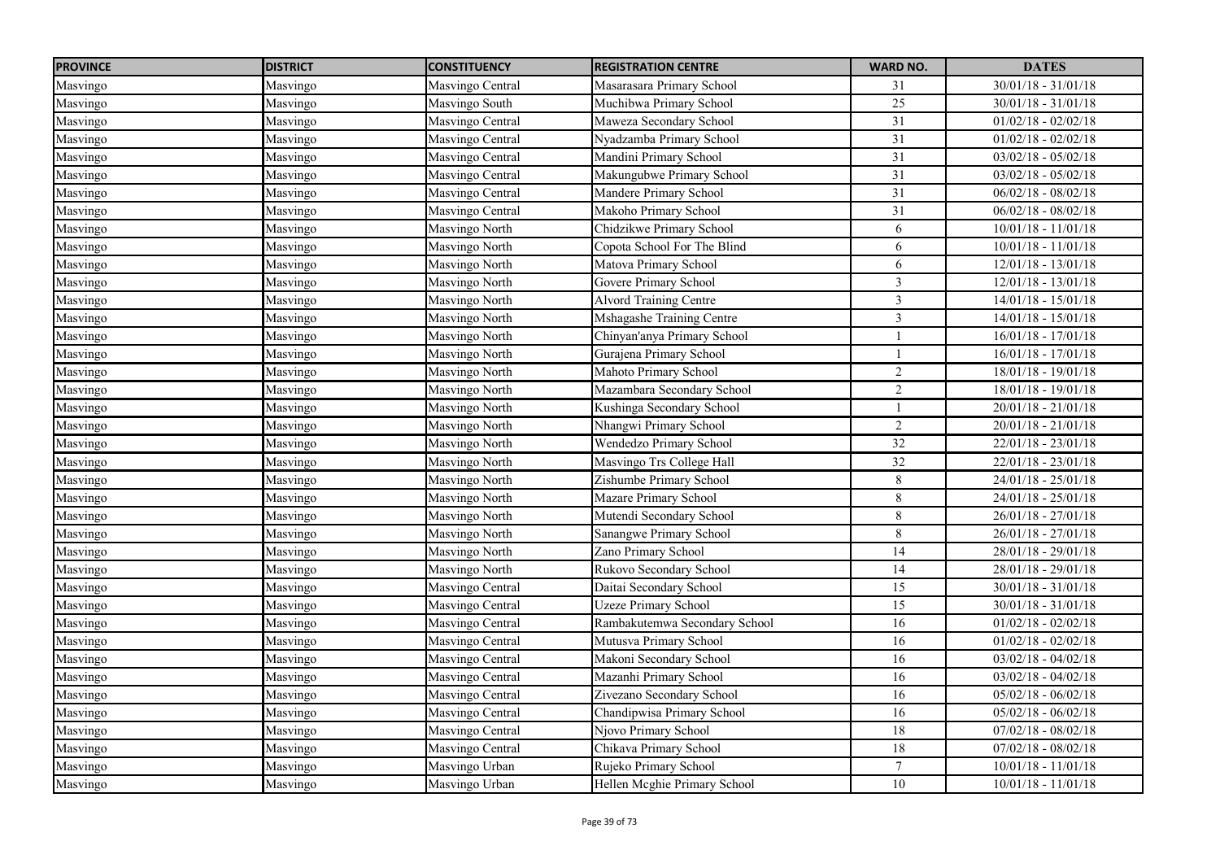| PROVINCE | DISTRICT | CONSTITUENCY | REGISTRATION CENTRE | WARD NO. | DATES |
|---|---|---|---|---|---|
| Masvingo | Masvingo | Masvingo Central | Masarasara Primary School | 31 | 30/01/18 - 31/01/18 |
| Masvingo | Masvingo | Masvingo South | Muchibwa Primary School | 25 | 30/01/18 - 31/01/18 |
| Masvingo | Masvingo | Masvingo Central | Maweza Secondary School | 31 | 01/02/18 - 02/02/18 |
| Masvingo | Masvingo | Masvingo Central | Nyadzamba Primary School | 31 | 01/02/18 - 02/02/18 |
| Masvingo | Masvingo | Masvingo Central | Mandini Primary School | 31 | 03/02/18 - 05/02/18 |
| Masvingo | Masvingo | Masvingo Central | Makungubwe Primary School | 31 | 03/02/18 - 05/02/18 |
| Masvingo | Masvingo | Masvingo Central | Mandere Primary School | 31 | 06/02/18 - 08/02/18 |
| Masvingo | Masvingo | Masvingo Central | Makoho Primary School | 31 | 06/02/18 - 08/02/18 |
| Masvingo | Masvingo | Masvingo North | Chidzikwe Primary School | 6 | 10/01/18 - 11/01/18 |
| Masvingo | Masvingo | Masvingo North | Copota School For The Blind | 6 | 10/01/18 - 11/01/18 |
| Masvingo | Masvingo | Masvingo North | Matova Primary School | 6 | 12/01/18 - 13/01/18 |
| Masvingo | Masvingo | Masvingo North | Govere Primary School | 3 | 12/01/18 - 13/01/18 |
| Masvingo | Masvingo | Masvingo North | Alvord Training Centre | 3 | 14/01/18 - 15/01/18 |
| Masvingo | Masvingo | Masvingo North | Mshagashe Training Centre | 3 | 14/01/18 - 15/01/18 |
| Masvingo | Masvingo | Masvingo North | Chinyan'anya Primary School | 1 | 16/01/18 - 17/01/18 |
| Masvingo | Masvingo | Masvingo North | Gurajena Primary School | 1 | 16/01/18 - 17/01/18 |
| Masvingo | Masvingo | Masvingo North | Mahoto Primary School | 2 | 18/01/18 - 19/01/18 |
| Masvingo | Masvingo | Masvingo North | Mazambara Secondary School | 2 | 18/01/18 - 19/01/18 |
| Masvingo | Masvingo | Masvingo North | Kushinga Secondary School | 1 | 20/01/18 - 21/01/18 |
| Masvingo | Masvingo | Masvingo North | Nhangwi Primary School | 2 | 20/01/18 - 21/01/18 |
| Masvingo | Masvingo | Masvingo North | Wendedzo Primary School | 32 | 22/01/18 - 23/01/18 |
| Masvingo | Masvingo | Masvingo North | Masvingo Trs College Hall | 32 | 22/01/18 - 23/01/18 |
| Masvingo | Masvingo | Masvingo North | Zishumbe Primary School | 8 | 24/01/18 - 25/01/18 |
| Masvingo | Masvingo | Masvingo North | Mazare Primary School | 8 | 24/01/18 - 25/01/18 |
| Masvingo | Masvingo | Masvingo North | Mutendi Secondary School | 8 | 26/01/18 - 27/01/18 |
| Masvingo | Masvingo | Masvingo North | Sanangwe Primary School | 8 | 26/01/18 - 27/01/18 |
| Masvingo | Masvingo | Masvingo North | Zano Primary School | 14 | 28/01/18 - 29/01/18 |
| Masvingo | Masvingo | Masvingo North | Rukovo Secondary School | 14 | 28/01/18 - 29/01/18 |
| Masvingo | Masvingo | Masvingo Central | Daitai Secondary School | 15 | 30/01/18 - 31/01/18 |
| Masvingo | Masvingo | Masvingo Central | Uzeze Primary School | 15 | 30/01/18 - 31/01/18 |
| Masvingo | Masvingo | Masvingo Central | Rambakutemwa Secondary School | 16 | 01/02/18 - 02/02/18 |
| Masvingo | Masvingo | Masvingo Central | Mutusva Primary School | 16 | 01/02/18 - 02/02/18 |
| Masvingo | Masvingo | Masvingo Central | Makoni Secondary School | 16 | 03/02/18 - 04/02/18 |
| Masvingo | Masvingo | Masvingo Central | Mazanhi Primary School | 16 | 03/02/18 - 04/02/18 |
| Masvingo | Masvingo | Masvingo Central | Zivezano Secondary School | 16 | 05/02/18 - 06/02/18 |
| Masvingo | Masvingo | Masvingo Central | Chandipwisa Primary School | 16 | 05/02/18 - 06/02/18 |
| Masvingo | Masvingo | Masvingo Central | Njovo Primary School | 18 | 07/02/18 - 08/02/18 |
| Masvingo | Masvingo | Masvingo Central | Chikava Primary School | 18 | 07/02/18 - 08/02/18 |
| Masvingo | Masvingo | Masvingo Urban | Rujeko Primary School | 7 | 10/01/18 - 11/01/18 |
| Masvingo | Masvingo | Masvingo Urban | Hellen Mcghie Primary School | 10 | 10/01/18 - 11/01/18 |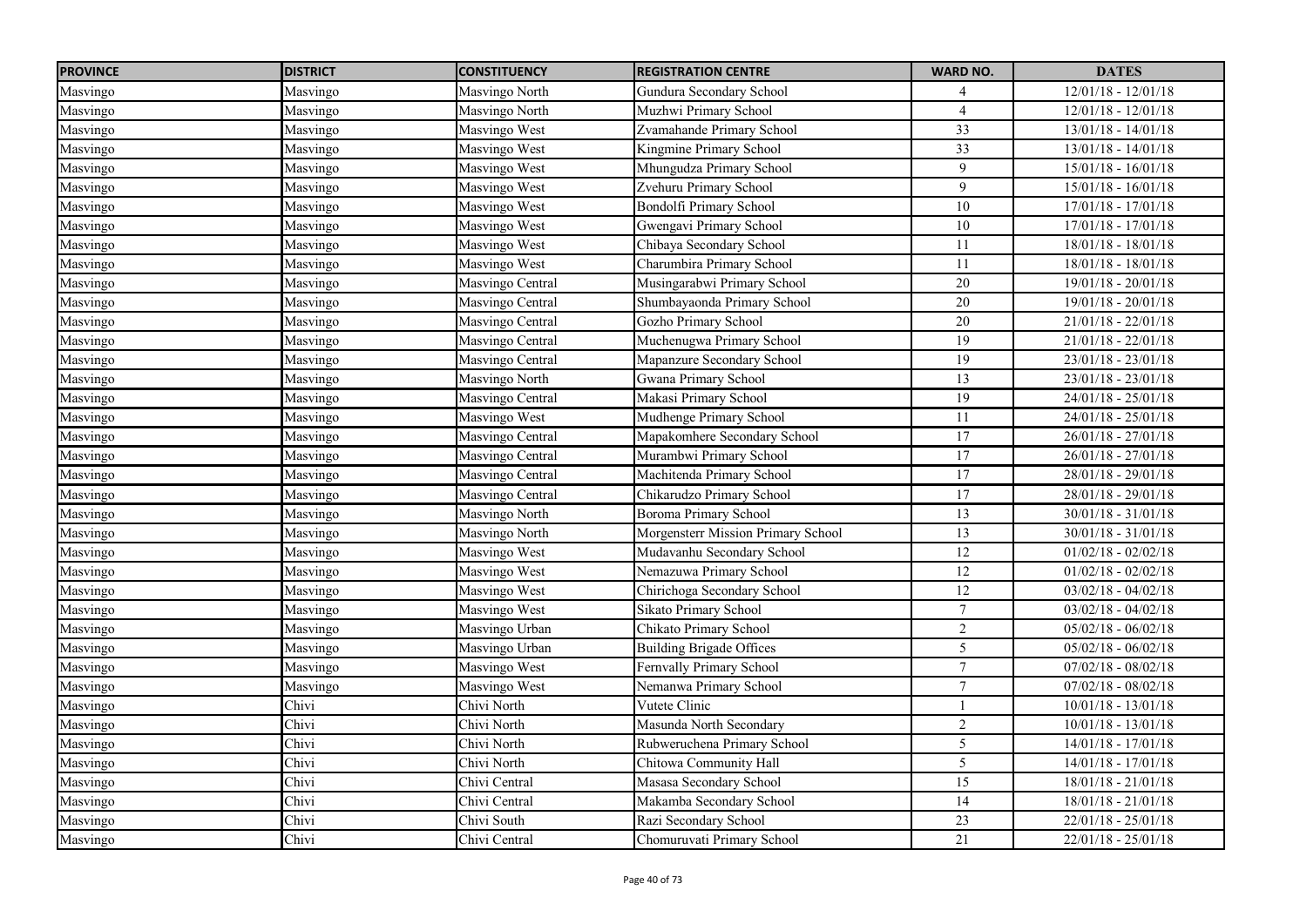| PROVINCE | DISTRICT | CONSTITUENCY | REGISTRATION CENTRE | WARD NO. | DATES |
|---|---|---|---|---|---|
| Masvingo | Masvingo | Masvingo North | Gundura Secondary School | 4 | 12/01/18 - 12/01/18 |
| Masvingo | Masvingo | Masvingo North | Muzhwi Primary School | 4 | 12/01/18 - 12/01/18 |
| Masvingo | Masvingo | Masvingo West | Zvamahande Primary School | 33 | 13/01/18 - 14/01/18 |
| Masvingo | Masvingo | Masvingo West | Kingmine Primary School | 33 | 13/01/18 - 14/01/18 |
| Masvingo | Masvingo | Masvingo West | Mhungudza Primary School | 9 | 15/01/18 - 16/01/18 |
| Masvingo | Masvingo | Masvingo West | Zvehuru Primary School | 9 | 15/01/18 - 16/01/18 |
| Masvingo | Masvingo | Masvingo West | Bondolfi Primary School | 10 | 17/01/18 - 17/01/18 |
| Masvingo | Masvingo | Masvingo West | Gwengavi Primary School | 10 | 17/01/18 - 17/01/18 |
| Masvingo | Masvingo | Masvingo West | Chibaya Secondary School | 11 | 18/01/18 - 18/01/18 |
| Masvingo | Masvingo | Masvingo West | Charumbira Primary School | 11 | 18/01/18 - 18/01/18 |
| Masvingo | Masvingo | Masvingo Central | Musingarabwi Primary School | 20 | 19/01/18 - 20/01/18 |
| Masvingo | Masvingo | Masvingo Central | Shumbayaonda Primary School | 20 | 19/01/18 - 20/01/18 |
| Masvingo | Masvingo | Masvingo Central | Gozho Primary School | 20 | 21/01/18 - 22/01/18 |
| Masvingo | Masvingo | Masvingo Central | Muchenugwa Primary School | 19 | 21/01/18 - 22/01/18 |
| Masvingo | Masvingo | Masvingo Central | Mapanzure Secondary School | 19 | 23/01/18 - 23/01/18 |
| Masvingo | Masvingo | Masvingo North | Gwana Primary School | 13 | 23/01/18 - 23/01/18 |
| Masvingo | Masvingo | Masvingo Central | Makasi Primary School | 19 | 24/01/18 - 25/01/18 |
| Masvingo | Masvingo | Masvingo West | Mudhenge Primary School | 11 | 24/01/18 - 25/01/18 |
| Masvingo | Masvingo | Masvingo Central | Mapakomhere Secondary School | 17 | 26/01/18 - 27/01/18 |
| Masvingo | Masvingo | Masvingo Central | Murambwi Primary School | 17 | 26/01/18 - 27/01/18 |
| Masvingo | Masvingo | Masvingo Central | Machitenda Primary School | 17 | 28/01/18 - 29/01/18 |
| Masvingo | Masvingo | Masvingo Central | Chikarudzo Primary School | 17 | 28/01/18 - 29/01/18 |
| Masvingo | Masvingo | Masvingo North | Boroma Primary School | 13 | 30/01/18 - 31/01/18 |
| Masvingo | Masvingo | Masvingo North | Morgensterr Mission Primary School | 13 | 30/01/18 - 31/01/18 |
| Masvingo | Masvingo | Masvingo West | Mudavanhu Secondary School | 12 | 01/02/18 - 02/02/18 |
| Masvingo | Masvingo | Masvingo West | Nemazuwa Primary School | 12 | 01/02/18 - 02/02/18 |
| Masvingo | Masvingo | Masvingo West | Chirichoga Secondary School | 12 | 03/02/18 - 04/02/18 |
| Masvingo | Masvingo | Masvingo West | Sikato Primary School | 7 | 03/02/18 - 04/02/18 |
| Masvingo | Masvingo | Masvingo Urban | Chikato Primary School | 2 | 05/02/18 - 06/02/18 |
| Masvingo | Masvingo | Masvingo Urban | Building Brigade Offices | 5 | 05/02/18 - 06/02/18 |
| Masvingo | Masvingo | Masvingo West | Fernvally Primary School | 7 | 07/02/18 - 08/02/18 |
| Masvingo | Masvingo | Masvingo West | Nemanwa Primary School | 7 | 07/02/18 - 08/02/18 |
| Masvingo | Chivi | Chivi North | Vutete Clinic | 1 | 10/01/18 - 13/01/18 |
| Masvingo | Chivi | Chivi North | Masunda North Secondary | 2 | 10/01/18 - 13/01/18 |
| Masvingo | Chivi | Chivi North | Rubweruchena Primary School | 5 | 14/01/18 - 17/01/18 |
| Masvingo | Chivi | Chivi North | Chitowa Community Hall | 5 | 14/01/18 - 17/01/18 |
| Masvingo | Chivi | Chivi Central | Masasa Secondary School | 15 | 18/01/18 - 21/01/18 |
| Masvingo | Chivi | Chivi Central | Makamba Secondary School | 14 | 18/01/18 - 21/01/18 |
| Masvingo | Chivi | Chivi South | Razi Secondary School | 23 | 22/01/18 - 25/01/18 |
| Masvingo | Chivi | Chivi Central | Chomuruvati Primary School | 21 | 22/01/18 - 25/01/18 |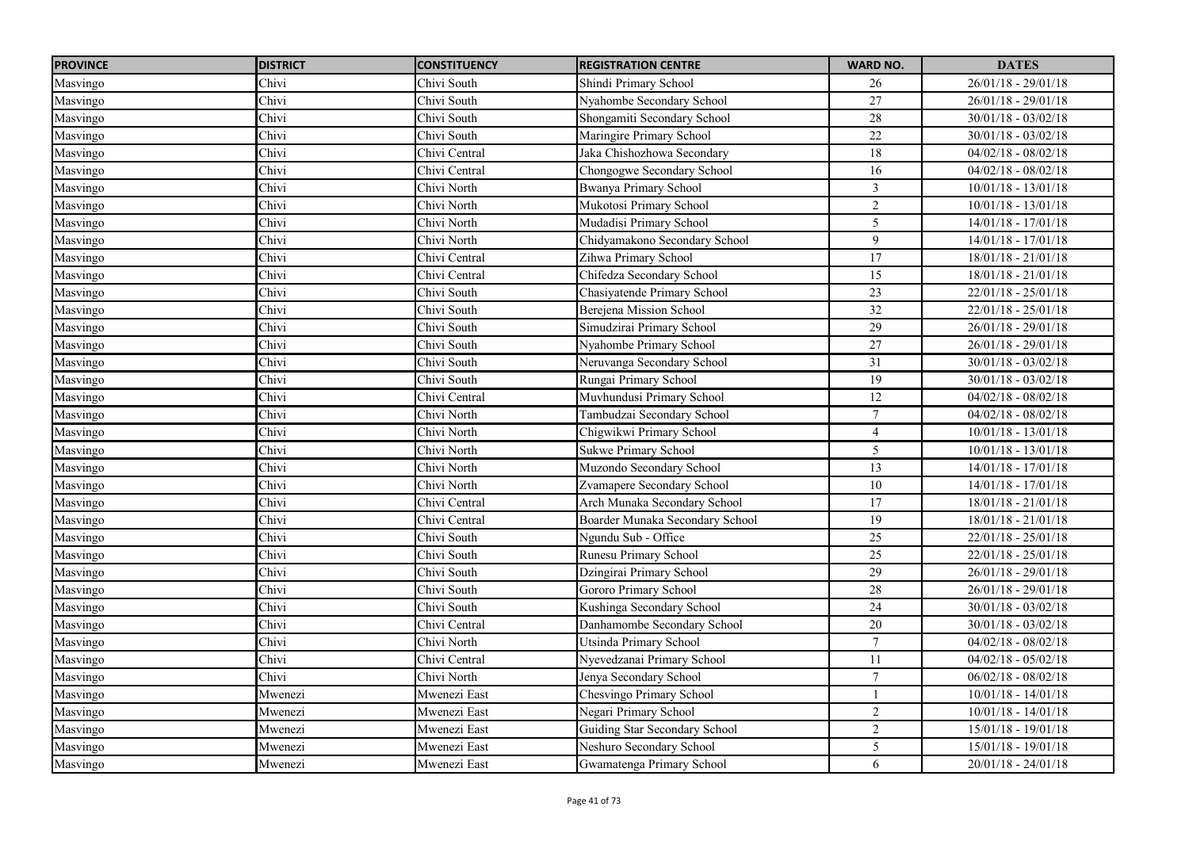| PROVINCE | DISTRICT | CONSTITUENCY | REGISTRATION CENTRE | WARD NO. | DATES |
|---|---|---|---|---|---|
| Masvingo | Chivi | Chivi South | Shindi Primary School | 26 | 26/01/18 - 29/01/18 |
| Masvingo | Chivi | Chivi South | Nyahombe Secondary School | 27 | 26/01/18 - 29/01/18 |
| Masvingo | Chivi | Chivi South | Shongamiti Secondary School | 28 | 30/01/18 - 03/02/18 |
| Masvingo | Chivi | Chivi South | Maringire Primary School | 22 | 30/01/18 - 03/02/18 |
| Masvingo | Chivi | Chivi Central | Jaka Chishozhowa Secondary | 18 | 04/02/18 - 08/02/18 |
| Masvingo | Chivi | Chivi Central | Chongogwe Secondary School | 16 | 04/02/18 - 08/02/18 |
| Masvingo | Chivi | Chivi North | Bwanya Primary School | 3 | 10/01/18 - 13/01/18 |
| Masvingo | Chivi | Chivi North | Mukotosi Primary School | 2 | 10/01/18 - 13/01/18 |
| Masvingo | Chivi | Chivi North | Mudadisi Primary School | 5 | 14/01/18 - 17/01/18 |
| Masvingo | Chivi | Chivi North | Chidyamakono Secondary School | 9 | 14/01/18 - 17/01/18 |
| Masvingo | Chivi | Chivi Central | Zihwa Primary School | 17 | 18/01/18 - 21/01/18 |
| Masvingo | Chivi | Chivi Central | Chifedza Secondary School | 15 | 18/01/18 - 21/01/18 |
| Masvingo | Chivi | Chivi South | Chasiyatende Primary School | 23 | 22/01/18 - 25/01/18 |
| Masvingo | Chivi | Chivi South | Berejena Mission School | 32 | 22/01/18 - 25/01/18 |
| Masvingo | Chivi | Chivi South | Simudzirai Primary School | 29 | 26/01/18 - 29/01/18 |
| Masvingo | Chivi | Chivi South | Nyahombe Primary School | 27 | 26/01/18 - 29/01/18 |
| Masvingo | Chivi | Chivi South | Neruvanga Secondary School | 31 | 30/01/18 - 03/02/18 |
| Masvingo | Chivi | Chivi South | Rungai Primary School | 19 | 30/01/18 - 03/02/18 |
| Masvingo | Chivi | Chivi Central | Muvhundusi Primary School | 12 | 04/02/18 - 08/02/18 |
| Masvingo | Chivi | Chivi North | Tambudzai Secondary School | 7 | 04/02/18 - 08/02/18 |
| Masvingo | Chivi | Chivi North | Chigwikwi Primary School | 4 | 10/01/18 - 13/01/18 |
| Masvingo | Chivi | Chivi North | Sukwe Primary School | 5 | 10/01/18 - 13/01/18 |
| Masvingo | Chivi | Chivi North | Muzondo Secondary School | 13 | 14/01/18 - 17/01/18 |
| Masvingo | Chivi | Chivi North | Zvamapere Secondary School | 10 | 14/01/18 - 17/01/18 |
| Masvingo | Chivi | Chivi Central | Arch Munaka Secondary School | 17 | 18/01/18 - 21/01/18 |
| Masvingo | Chivi | Chivi Central | Boarder Munaka Secondary School | 19 | 18/01/18 - 21/01/18 |
| Masvingo | Chivi | Chivi South | Ngundu Sub - Office | 25 | 22/01/18 - 25/01/18 |
| Masvingo | Chivi | Chivi South | Runesu Primary School | 25 | 22/01/18 - 25/01/18 |
| Masvingo | Chivi | Chivi South | Dzingirai Primary School | 29 | 26/01/18 - 29/01/18 |
| Masvingo | Chivi | Chivi South | Gororo Primary School | 28 | 26/01/18 - 29/01/18 |
| Masvingo | Chivi | Chivi South | Kushinga Secondary School | 24 | 30/01/18 - 03/02/18 |
| Masvingo | Chivi | Chivi Central | Danhamombe Secondary School | 20 | 30/01/18 - 03/02/18 |
| Masvingo | Chivi | Chivi North | Utsinda Primary School | 7 | 04/02/18 - 08/02/18 |
| Masvingo | Chivi | Chivi Central | Nyevedzanai Primary School | 11 | 04/02/18 - 05/02/18 |
| Masvingo | Chivi | Chivi North | Jenya Secondary School | 7 | 06/02/18 - 08/02/18 |
| Masvingo | Mwenezi | Mwenezi East | Chesvingo Primary School | 1 | 10/01/18 - 14/01/18 |
| Masvingo | Mwenezi | Mwenezi East | Negari Primary School | 2 | 10/01/18 - 14/01/18 |
| Masvingo | Mwenezi | Mwenezi East | Guiding Star Secondary School | 2 | 15/01/18 - 19/01/18 |
| Masvingo | Mwenezi | Mwenezi East | Neshuro Secondary School | 5 | 15/01/18 - 19/01/18 |
| Masvingo | Mwenezi | Mwenezi East | Gwamatenga Primary School | 6 | 20/01/18 - 24/01/18 |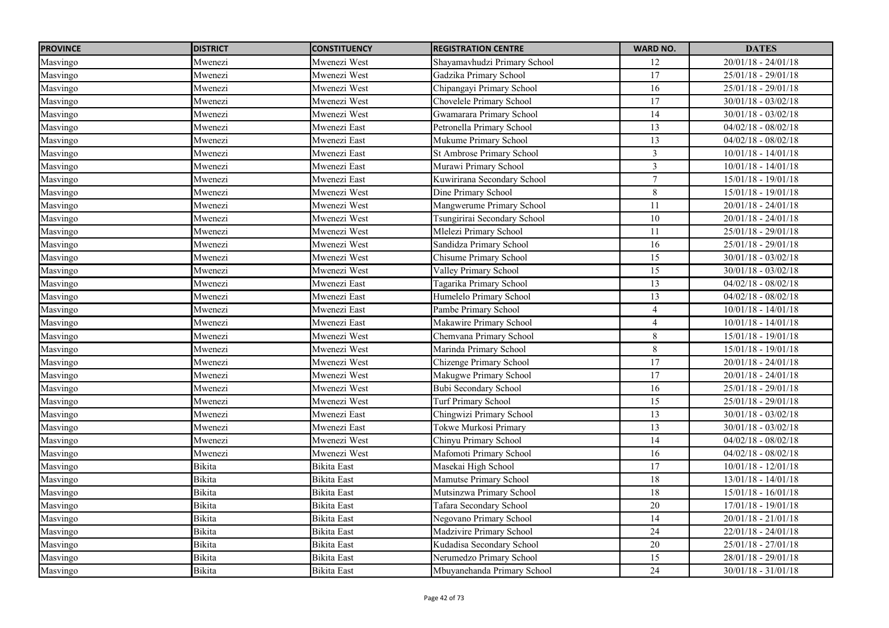| PROVINCE | DISTRICT | CONSTITUENCY | REGISTRATION CENTRE | WARD NO. | DATES |
|---|---|---|---|---|---|
| Masvingo | Mwenezi | Mwenezi West | Shayamavhudzi Primary School | 12 | 20/01/18 - 24/01/18 |
| Masvingo | Mwenezi | Mwenezi West | Gadzika Primary School | 17 | 25/01/18 - 29/01/18 |
| Masvingo | Mwenezi | Mwenezi West | Chipangayi Primary School | 16 | 25/01/18 - 29/01/18 |
| Masvingo | Mwenezi | Mwenezi West | Chovelele Primary School | 17 | 30/01/18 - 03/02/18 |
| Masvingo | Mwenezi | Mwenezi West | Gwamarara Primary School | 14 | 30/01/18 - 03/02/18 |
| Masvingo | Mwenezi | Mwenezi East | Petronella Primary School | 13 | 04/02/18 - 08/02/18 |
| Masvingo | Mwenezi | Mwenezi East | Mukume Primary School | 13 | 04/02/18 - 08/02/18 |
| Masvingo | Mwenezi | Mwenezi East | St Ambrose Primary School | 3 | 10/01/18 - 14/01/18 |
| Masvingo | Mwenezi | Mwenezi East | Murawi Primary School | 3 | 10/01/18 - 14/01/18 |
| Masvingo | Mwenezi | Mwenezi East | Kuwirirana Secondary School | 7 | 15/01/18 - 19/01/18 |
| Masvingo | Mwenezi | Mwenezi West | Dine Primary School | 8 | 15/01/18 - 19/01/18 |
| Masvingo | Mwenezi | Mwenezi West | Mangwerume Primary School | 11 | 20/01/18 - 24/01/18 |
| Masvingo | Mwenezi | Mwenezi West | Tsungirirai Secondary School | 10 | 20/01/18 - 24/01/18 |
| Masvingo | Mwenezi | Mwenezi West | Mlelezi Primary School | 11 | 25/01/18 - 29/01/18 |
| Masvingo | Mwenezi | Mwenezi West | Sandidza Primary School | 16 | 25/01/18 - 29/01/18 |
| Masvingo | Mwenezi | Mwenezi West | Chisume Primary School | 15 | 30/01/18 - 03/02/18 |
| Masvingo | Mwenezi | Mwenezi West | Valley Primary School | 15 | 30/01/18 - 03/02/18 |
| Masvingo | Mwenezi | Mwenezi East | Tagarika Primary School | 13 | 04/02/18 - 08/02/18 |
| Masvingo | Mwenezi | Mwenezi East | Humelelo Primary School | 13 | 04/02/18 - 08/02/18 |
| Masvingo | Mwenezi | Mwenezi East | Pambe Primary School | 4 | 10/01/18 - 14/01/18 |
| Masvingo | Mwenezi | Mwenezi East | Makawire Primary School | 4 | 10/01/18 - 14/01/18 |
| Masvingo | Mwenezi | Mwenezi West | Chemvana Primary School | 8 | 15/01/18 - 19/01/18 |
| Masvingo | Mwenezi | Mwenezi West | Marinda Primary School | 8 | 15/01/18 - 19/01/18 |
| Masvingo | Mwenezi | Mwenezi West | Chizenge Primary School | 17 | 20/01/18 - 24/01/18 |
| Masvingo | Mwenezi | Mwenezi West | Makugwe Primary School | 17 | 20/01/18 - 24/01/18 |
| Masvingo | Mwenezi | Mwenezi West | Bubi Secondary School | 16 | 25/01/18 - 29/01/18 |
| Masvingo | Mwenezi | Mwenezi West | Turf Primary School | 15 | 25/01/18 - 29/01/18 |
| Masvingo | Mwenezi | Mwenezi East | Chingwizi Primary School | 13 | 30/01/18 - 03/02/18 |
| Masvingo | Mwenezi | Mwenezi East | Tokwe Murkosi Primary | 13 | 30/01/18 - 03/02/18 |
| Masvingo | Mwenezi | Mwenezi West | Chinyu Primary School | 14 | 04/02/18 - 08/02/18 |
| Masvingo | Mwenezi | Mwenezi West | Mafomoti Primary School | 16 | 04/02/18 - 08/02/18 |
| Masvingo | Bikita | Bikita East | Masekai High School | 17 | 10/01/18 - 12/01/18 |
| Masvingo | Bikita | Bikita East | Mamutse Primary School | 18 | 13/01/18 - 14/01/18 |
| Masvingo | Bikita | Bikita East | Mutsinzwa Primary School | 18 | 15/01/18 - 16/01/18 |
| Masvingo | Bikita | Bikita East | Tafara Secondary School | 20 | 17/01/18 - 19/01/18 |
| Masvingo | Bikita | Bikita East | Negovano Primary School | 14 | 20/01/18 - 21/01/18 |
| Masvingo | Bikita | Bikita East | Madzivire Primary School | 24 | 22/01/18 - 24/01/18 |
| Masvingo | Bikita | Bikita East | Kudadisa Secondary School | 20 | 25/01/18 - 27/01/18 |
| Masvingo | Bikita | Bikita East | Nerumedzo Primary School | 15 | 28/01/18 - 29/01/18 |
| Masvingo | Bikita | Bikita East | Mbuyanehanda Primary School | 24 | 30/01/18 - 31/01/18 |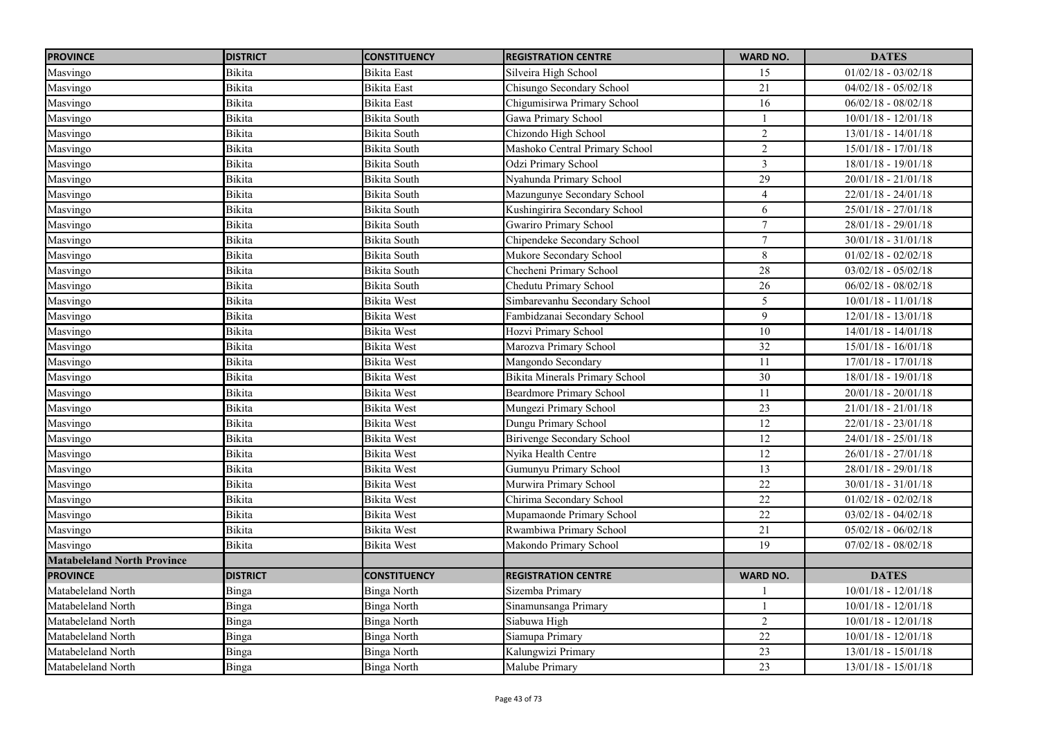| PROVINCE | DISTRICT | CONSTITUENCY | REGISTRATION CENTRE | WARD NO. | DATES |
|---|---|---|---|---|---|
| Masvingo | Bikita | Bikita East | Silveira High School | 15 | 01/02/18 - 03/02/18 |
| Masvingo | Bikita | Bikita East | Chisungo Secondary School | 21 | 04/02/18 - 05/02/18 |
| Masvingo | Bikita | Bikita East | Chigumisirwa Primary School | 16 | 06/02/18 - 08/02/18 |
| Masvingo | Bikita | Bikita South | Gawa Primary School | 1 | 10/01/18 - 12/01/18 |
| Masvingo | Bikita | Bikita South | Chizondo High School | 2 | 13/01/18 - 14/01/18 |
| Masvingo | Bikita | Bikita South | Mashoko Central Primary School | 2 | 15/01/18 - 17/01/18 |
| Masvingo | Bikita | Bikita South | Odzi Primary School | 3 | 18/01/18 - 19/01/18 |
| Masvingo | Bikita | Bikita South | Nyahunda Primary School | 29 | 20/01/18 - 21/01/18 |
| Masvingo | Bikita | Bikita South | Mazungunye Secondary School | 4 | 22/01/18 - 24/01/18 |
| Masvingo | Bikita | Bikita South | Kushingirira Secondary School | 6 | 25/01/18 - 27/01/18 |
| Masvingo | Bikita | Bikita South | Gwariro Primary School | 7 | 28/01/18 - 29/01/18 |
| Masvingo | Bikita | Bikita South | Chipendeke Secondary School | 7 | 30/01/18 - 31/01/18 |
| Masvingo | Bikita | Bikita South | Mukore Secondary School | 8 | 01/02/18 - 02/02/18 |
| Masvingo | Bikita | Bikita South | Checheni Primary School | 28 | 03/02/18 - 05/02/18 |
| Masvingo | Bikita | Bikita South | Chedutu Primary School | 26 | 06/02/18 - 08/02/18 |
| Masvingo | Bikita | Bikita West | Simbarevanhu Secondary School | 5 | 10/01/18 - 11/01/18 |
| Masvingo | Bikita | Bikita West | Fambidzanai Secondary School | 9 | 12/01/18 - 13/01/18 |
| Masvingo | Bikita | Bikita West | Hozvi Primary School | 10 | 14/01/18 - 14/01/18 |
| Masvingo | Bikita | Bikita West | Marozva Primary School | 32 | 15/01/18 - 16/01/18 |
| Masvingo | Bikita | Bikita West | Mangondo Secondary | 11 | 17/01/18 - 17/01/18 |
| Masvingo | Bikita | Bikita West | Bikita Minerals Primary School | 30 | 18/01/18 - 19/01/18 |
| Masvingo | Bikita | Bikita West | Beardmore Primary School | 11 | 20/01/18 - 20/01/18 |
| Masvingo | Bikita | Bikita West | Mungezi Primary School | 23 | 21/01/18 - 21/01/18 |
| Masvingo | Bikita | Bikita West | Dungu Primary School | 12 | 22/01/18 - 23/01/18 |
| Masvingo | Bikita | Bikita West | Birivenge Secondary School | 12 | 24/01/18 - 25/01/18 |
| Masvingo | Bikita | Bikita West | Nyika Health Centre | 12 | 26/01/18 - 27/01/18 |
| Masvingo | Bikita | Bikita West | Gumunyu Primary School | 13 | 28/01/18 - 29/01/18 |
| Masvingo | Bikita | Bikita West | Murwira Primary School | 22 | 30/01/18 - 31/01/18 |
| Masvingo | Bikita | Bikita West | Chirima Secondary School | 22 | 01/02/18 - 02/02/18 |
| Masvingo | Bikita | Bikita West | Mupamaonde Primary School | 22 | 03/02/18 - 04/02/18 |
| Masvingo | Bikita | Bikita West | Rwambiwa Primary School | 21 | 05/02/18 - 06/02/18 |
| Masvingo | Bikita | Bikita West | Makondo Primary School | 19 | 07/02/18 - 08/02/18 |
| **Matabeleland North Province** | | | | | |
| **PROVINCE** | **DISTRICT** | **CONSTITUENCY** | **REGISTRATION CENTRE** | **WARD NO.** | **DATES** |
| Matabeleland North | Binga | Binga North | Sizemba Primary | 1 | 10/01/18 - 12/01/18 |
| Matabeleland North | Binga | Binga North | Sinamunsanga Primary | 1 | 10/01/18 - 12/01/18 |
| Matabeleland North | Binga | Binga North | Siabuwa High | 2 | 10/01/18 - 12/01/18 |
| Matabeleland North | Binga | Binga North | Siamupa Primary | 22 | 10/01/18 - 12/01/18 |
| Matabeleland North | Binga | Binga North | Kalungwizi Primary | 23 | 13/01/18 - 15/01/18 |
| Matabeleland North | Binga | Binga North | Malube Primary | 23 | 13/01/18 - 15/01/18 |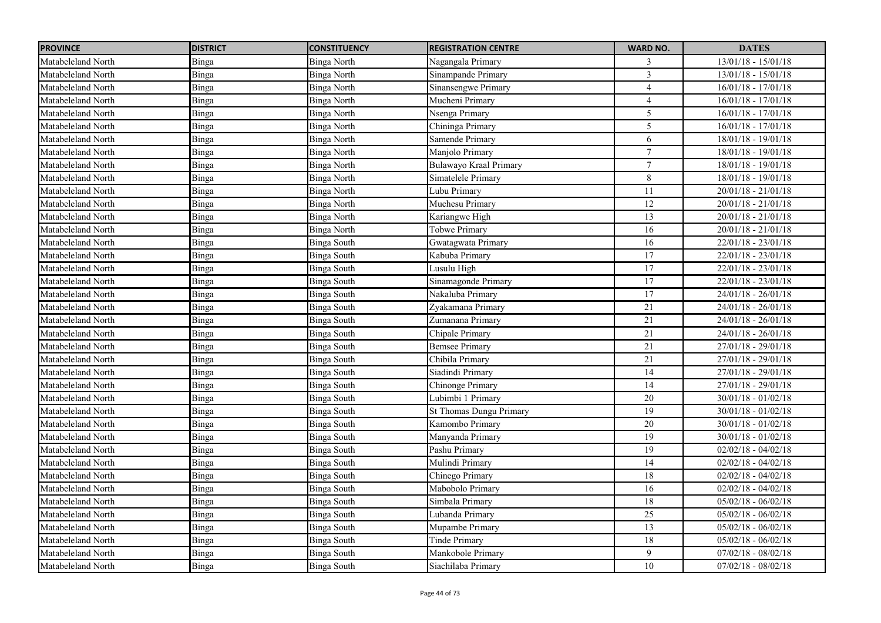| PROVINCE | DISTRICT | CONSTITUENCY | REGISTRATION CENTRE | WARD NO. | DATES |
|---|---|---|---|---|---|
| Matabeleland North | Binga | Binga North | Nagangala Primary | 3 | 13/01/18 - 15/01/18 |
| Matabeleland North | Binga | Binga North | Sinampande Primary | 3 | 13/01/18 - 15/01/18 |
| Matabeleland North | Binga | Binga North | Sinansengwe Primary | 4 | 16/01/18 - 17/01/18 |
| Matabeleland North | Binga | Binga North | Mucheni Primary | 4 | 16/01/18 - 17/01/18 |
| Matabeleland North | Binga | Binga North | Nsenga Primary | 5 | 16/01/18 - 17/01/18 |
| Matabeleland North | Binga | Binga North | Chininga Primary | 5 | 16/01/18 - 17/01/18 |
| Matabeleland North | Binga | Binga North | Samende Primary | 6 | 18/01/18 - 19/01/18 |
| Matabeleland North | Binga | Binga North | Manjolo Primary | 7 | 18/01/18 - 19/01/18 |
| Matabeleland North | Binga | Binga North | Bulawayo Kraal Primary | 7 | 18/01/18 - 19/01/18 |
| Matabeleland North | Binga | Binga North | Simatelele Primary | 8 | 18/01/18 - 19/01/18 |
| Matabeleland North | Binga | Binga North | Lubu Primary | 11 | 20/01/18 - 21/01/18 |
| Matabeleland North | Binga | Binga North | Muchesu Primary | 12 | 20/01/18 - 21/01/18 |
| Matabeleland North | Binga | Binga North | Kariangwe High | 13 | 20/01/18 - 21/01/18 |
| Matabeleland North | Binga | Binga North | Tobwe Primary | 16 | 20/01/18 - 21/01/18 |
| Matabeleland North | Binga | Binga South | Gwatagwata Primary | 16 | 22/01/18 - 23/01/18 |
| Matabeleland North | Binga | Binga South | Kabuba Primary | 17 | 22/01/18 - 23/01/18 |
| Matabeleland North | Binga | Binga South | Lusulu High | 17 | 22/01/18 - 23/01/18 |
| Matabeleland North | Binga | Binga South | Sinamagonde Primary | 17 | 22/01/18 - 23/01/18 |
| Matabeleland North | Binga | Binga South | Nakaluba Primary | 17 | 24/01/18 - 26/01/18 |
| Matabeleland North | Binga | Binga South | Zyakamana Primary | 21 | 24/01/18 - 26/01/18 |
| Matabeleland North | Binga | Binga South | Zumanana Primary | 21 | 24/01/18 - 26/01/18 |
| Matabeleland North | Binga | Binga South | Chipale Primary | 21 | 24/01/18 - 26/01/18 |
| Matabeleland North | Binga | Binga South | Bemsee Primary | 21 | 27/01/18 - 29/01/18 |
| Matabeleland North | Binga | Binga South | Chibila Primary | 21 | 27/01/18 - 29/01/18 |
| Matabeleland North | Binga | Binga South | Siadindi Primary | 14 | 27/01/18 - 29/01/18 |
| Matabeleland North | Binga | Binga South | Chinonge Primary | 14 | 27/01/18 - 29/01/18 |
| Matabeleland North | Binga | Binga South | Lubimbi 1 Primary | 20 | 30/01/18 - 01/02/18 |
| Matabeleland North | Binga | Binga South | St Thomas Dungu Primary | 19 | 30/01/18 - 01/02/18 |
| Matabeleland North | Binga | Binga South | Kamombo Primary | 20 | 30/01/18 - 01/02/18 |
| Matabeleland North | Binga | Binga South | Manyanda Primary | 19 | 30/01/18 - 01/02/18 |
| Matabeleland North | Binga | Binga South | Pashu Primary | 19 | 02/02/18 - 04/02/18 |
| Matabeleland North | Binga | Binga South | Mulindi Primary | 14 | 02/02/18 - 04/02/18 |
| Matabeleland North | Binga | Binga South | Chinego Primary | 18 | 02/02/18 - 04/02/18 |
| Matabeleland North | Binga | Binga South | Mabobolo Primary | 16 | 02/02/18 - 04/02/18 |
| Matabeleland North | Binga | Binga South | Simbala Primary | 18 | 05/02/18 - 06/02/18 |
| Matabeleland North | Binga | Binga South | Lubanda Primary | 25 | 05/02/18 - 06/02/18 |
| Matabeleland North | Binga | Binga South | Mupambe Primary | 13 | 05/02/18 - 06/02/18 |
| Matabeleland North | Binga | Binga South | Tinde Primary | 18 | 05/02/18 - 06/02/18 |
| Matabeleland North | Binga | Binga South | Mankobole Primary | 9 | 07/02/18 - 08/02/18 |
| Matabeleland North | Binga | Binga South | Siachilaba Primary | 10 | 07/02/18 - 08/02/18 |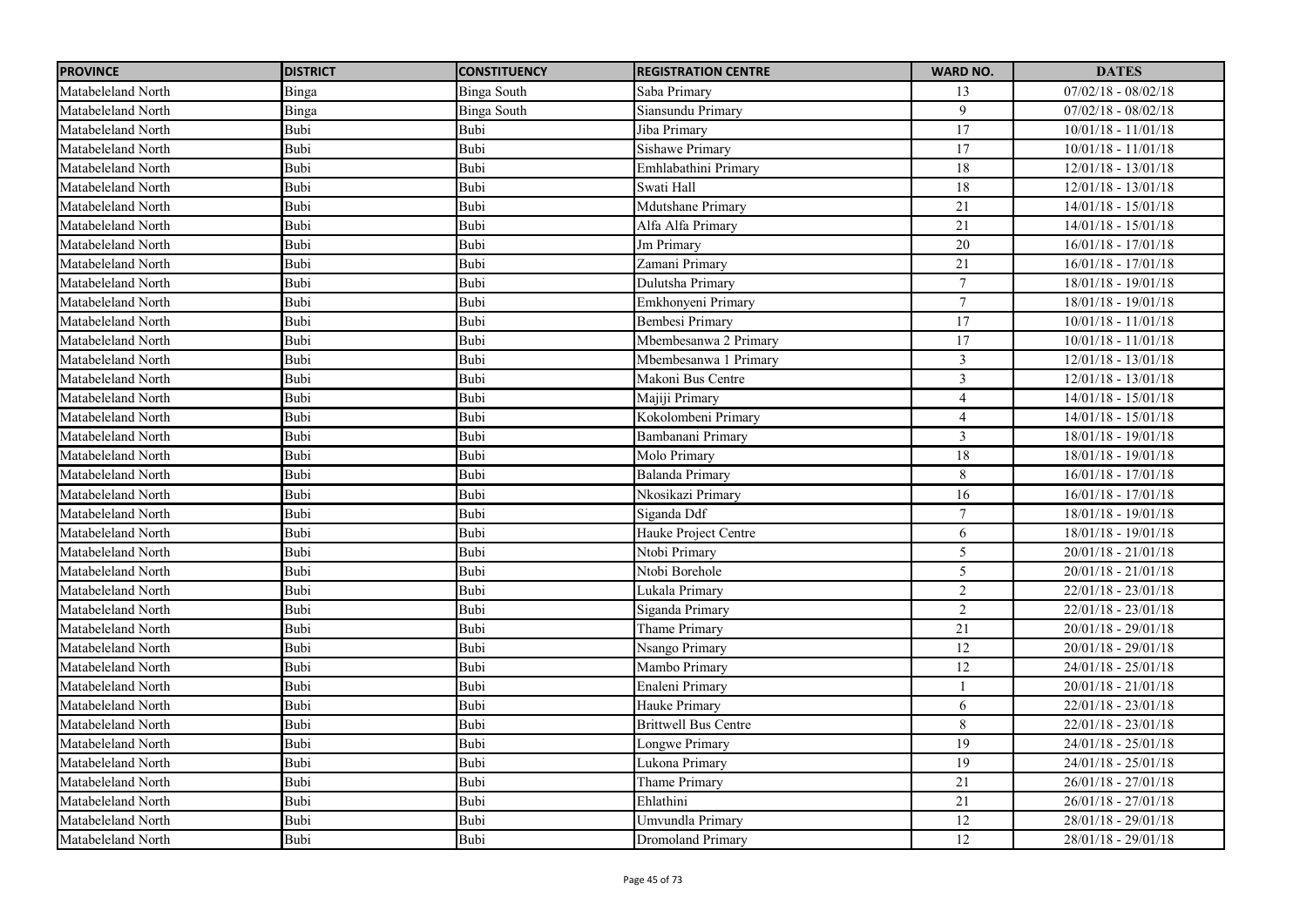| PROVINCE | DISTRICT | CONSTITUENCY | REGISTRATION CENTRE | WARD NO. | DATES |
|---|---|---|---|---|---|
| Matabeleland North | Binga | Binga South | Saba Primary | 13 | 07/02/18 - 08/02/18 |
| Matabeleland North | Binga | Binga South | Siansundu Primary | 9 | 07/02/18 - 08/02/18 |
| Matabeleland North | Bubi | Bubi | Jiba Primary | 17 | 10/01/18 - 11/01/18 |
| Matabeleland North | Bubi | Bubi | Sishawe Primary | 17 | 10/01/18 - 11/01/18 |
| Matabeleland North | Bubi | Bubi | Emhlabathini Primary | 18 | 12/01/18 - 13/01/18 |
| Matabeleland North | Bubi | Bubi | Swati Hall | 18 | 12/01/18 - 13/01/18 |
| Matabeleland North | Bubi | Bubi | Mdutshane Primary | 21 | 14/01/18 - 15/01/18 |
| Matabeleland North | Bubi | Bubi | Alfa Alfa Primary | 21 | 14/01/18 - 15/01/18 |
| Matabeleland North | Bubi | Bubi | Jm Primary | 20 | 16/01/18 - 17/01/18 |
| Matabeleland North | Bubi | Bubi | Zamani Primary | 21 | 16/01/18 - 17/01/18 |
| Matabeleland North | Bubi | Bubi | Dulutsha Primary | 7 | 18/01/18 - 19/01/18 |
| Matabeleland North | Bubi | Bubi | Emkhonyeni Primary | 7 | 18/01/18 - 19/01/18 |
| Matabeleland North | Bubi | Bubi | Bembesi Primary | 17 | 10/01/18 - 11/01/18 |
| Matabeleland North | Bubi | Bubi | Mbembesanwa 2 Primary | 17 | 10/01/18 - 11/01/18 |
| Matabeleland North | Bubi | Bubi | Mbembesanwa 1 Primary | 3 | 12/01/18 - 13/01/18 |
| Matabeleland North | Bubi | Bubi | Makoni Bus Centre | 3 | 12/01/18 - 13/01/18 |
| Matabeleland North | Bubi | Bubi | Majiji Primary | 4 | 14/01/18 - 15/01/18 |
| Matabeleland North | Bubi | Bubi | Kokolombeni Primary | 4 | 14/01/18 - 15/01/18 |
| Matabeleland North | Bubi | Bubi | Bambanani Primary | 3 | 18/01/18 - 19/01/18 |
| Matabeleland North | Bubi | Bubi | Molo Primary | 18 | 18/01/18 - 19/01/18 |
| Matabeleland North | Bubi | Bubi | Balanda Primary | 8 | 16/01/18 - 17/01/18 |
| Matabeleland North | Bubi | Bubi | Nkosikazi Primary | 16 | 16/01/18 - 17/01/18 |
| Matabeleland North | Bubi | Bubi | Siganda Ddf | 7 | 18/01/18 - 19/01/18 |
| Matabeleland North | Bubi | Bubi | Hauke Project Centre | 6 | 18/01/18 - 19/01/18 |
| Matabeleland North | Bubi | Bubi | Ntobi Primary | 5 | 20/01/18 - 21/01/18 |
| Matabeleland North | Bubi | Bubi | Ntobi Borehole | 5 | 20/01/18 - 21/01/18 |
| Matabeleland North | Bubi | Bubi | Lukala Primary | 2 | 22/01/18 - 23/01/18 |
| Matabeleland North | Bubi | Bubi | Siganda Primary | 2 | 22/01/18 - 23/01/18 |
| Matabeleland North | Bubi | Bubi | Thame Primary | 21 | 20/01/18 - 29/01/18 |
| Matabeleland North | Bubi | Bubi | Nsango Primary | 12 | 20/01/18 - 29/01/18 |
| Matabeleland North | Bubi | Bubi | Mambo Primary | 12 | 24/01/18 - 25/01/18 |
| Matabeleland North | Bubi | Bubi | Enaleni Primary | 1 | 20/01/18 - 21/01/18 |
| Matabeleland North | Bubi | Bubi | Hauke Primary | 6 | 22/01/18 - 23/01/18 |
| Matabeleland North | Bubi | Bubi | Brittwell Bus Centre | 8 | 22/01/18 - 23/01/18 |
| Matabeleland North | Bubi | Bubi | Longwe Primary | 19 | 24/01/18 - 25/01/18 |
| Matabeleland North | Bubi | Bubi | Lukona Primary | 19 | 24/01/18 - 25/01/18 |
| Matabeleland North | Bubi | Bubi | Thame Primary | 21 | 26/01/18 - 27/01/18 |
| Matabeleland North | Bubi | Bubi | Ehlathini | 21 | 26/01/18 - 27/01/18 |
| Matabeleland North | Bubi | Bubi | Umvundla Primary | 12 | 28/01/18 - 29/01/18 |
| Matabeleland North | Bubi | Bubi | Dromoland Primary | 12 | 28/01/18 - 29/01/18 |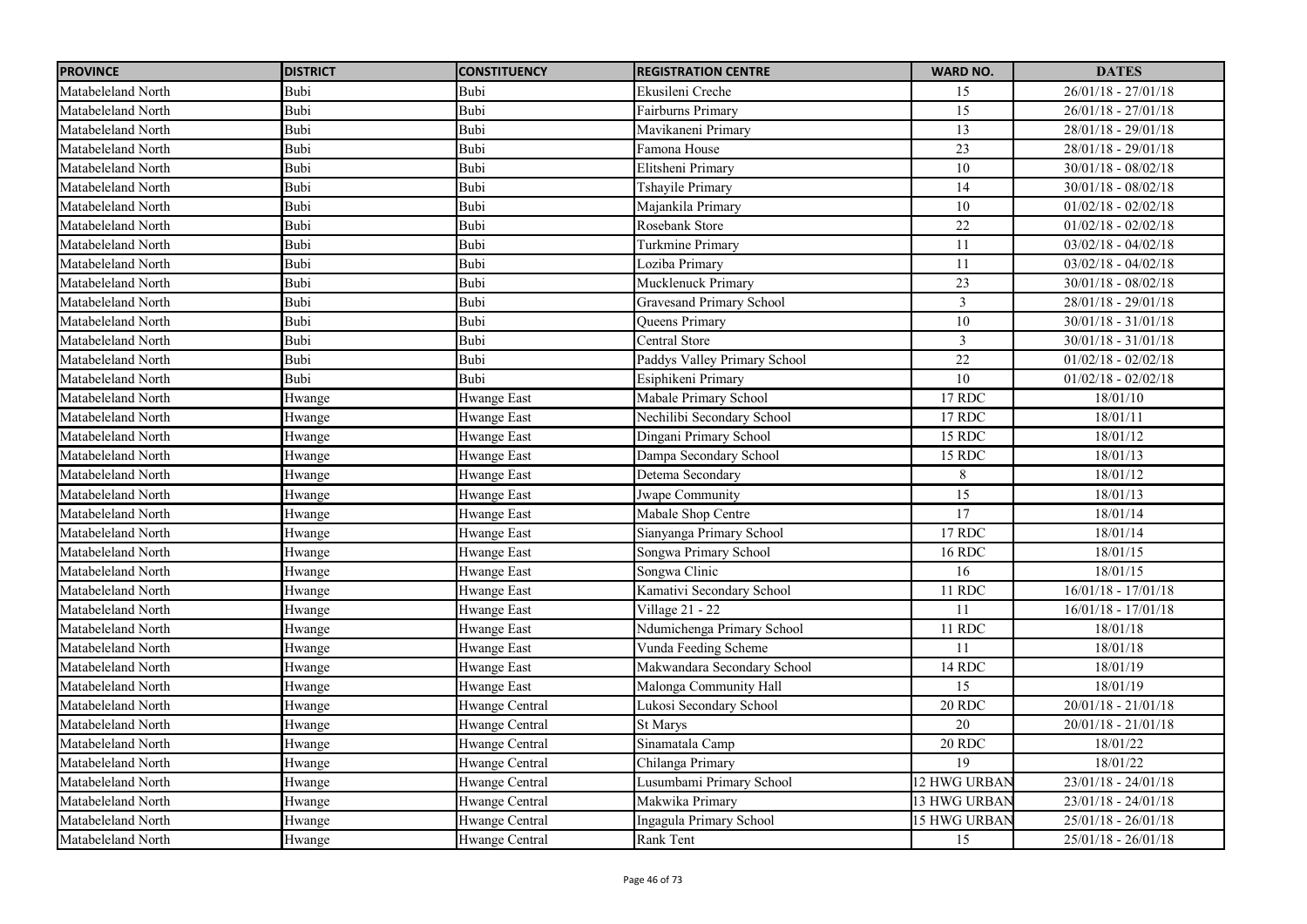| PROVINCE | DISTRICT | CONSTITUENCY | REGISTRATION CENTRE | WARD NO. | DATES |
|---|---|---|---|---|---|
| Matabeleland North | Bubi | Bubi | Ekusileni Creche | 15 | 26/01/18 - 27/01/18 |
| Matabeleland North | Bubi | Bubi | Fairburns Primary | 15 | 26/01/18 - 27/01/18 |
| Matabeleland North | Bubi | Bubi | Mavikaneni Primary | 13 | 28/01/18 - 29/01/18 |
| Matabeleland North | Bubi | Bubi | Famona House | 23 | 28/01/18 - 29/01/18 |
| Matabeleland North | Bubi | Bubi | Elitsheni Primary | 10 | 30/01/18 - 08/02/18 |
| Matabeleland North | Bubi | Bubi | Tshayile Primary | 14 | 30/01/18 - 08/02/18 |
| Matabeleland North | Bubi | Bubi | Majankila Primary | 10 | 01/02/18 - 02/02/18 |
| Matabeleland North | Bubi | Bubi | Rosebank Store | 22 | 01/02/18 - 02/02/18 |
| Matabeleland North | Bubi | Bubi | Turkmine Primary | 11 | 03/02/18 - 04/02/18 |
| Matabeleland North | Bubi | Bubi | Loziba Primary | 11 | 03/02/18 - 04/02/18 |
| Matabeleland North | Bubi | Bubi | Mucklenuck Primary | 23 | 30/01/18 - 08/02/18 |
| Matabeleland North | Bubi | Bubi | Gravesand Primary School | 3 | 28/01/18 - 29/01/18 |
| Matabeleland North | Bubi | Bubi | Queens Primary | 10 | 30/01/18 - 31/01/18 |
| Matabeleland North | Bubi | Bubi | Central Store | 3 | 30/01/18 - 31/01/18 |
| Matabeleland North | Bubi | Bubi | Paddys Valley Primary School | 22 | 01/02/18 - 02/02/18 |
| Matabeleland North | Bubi | Bubi | Esiphikeni Primary | 10 | 01/02/18 - 02/02/18 |
| Matabeleland North | Hwange | Hwange East | Mabale Primary School | 17 RDC | 18/01/10 |
| Matabeleland North | Hwange | Hwange East | Nechilibi Secondary School | 17 RDC | 18/01/11 |
| Matabeleland North | Hwange | Hwange East | Dingani Primary School | 15 RDC | 18/01/12 |
| Matabeleland North | Hwange | Hwange East | Dampa Secondary School | 15 RDC | 18/01/13 |
| Matabeleland North | Hwange | Hwange East | Detema Secondary | 8 | 18/01/12 |
| Matabeleland North | Hwange | Hwange East | Jwape Community | 15 | 18/01/13 |
| Matabeleland North | Hwange | Hwange East | Mabale Shop Centre | 17 | 18/01/14 |
| Matabeleland North | Hwange | Hwange East | Sianyanga Primary School | 17 RDC | 18/01/14 |
| Matabeleland North | Hwange | Hwange East | Songwa Primary School | 16 RDC | 18/01/15 |
| Matabeleland North | Hwange | Hwange East | Songwa Clinic | 16 | 18/01/15 |
| Matabeleland North | Hwange | Hwange East | Kamativi Secondary School | 11 RDC | 16/01/18 - 17/01/18 |
| Matabeleland North | Hwange | Hwange East | Village 21 - 22 | 11 | 16/01/18 - 17/01/18 |
| Matabeleland North | Hwange | Hwange East | Ndumichenga Primary School | 11 RDC | 18/01/18 |
| Matabeleland North | Hwange | Hwange East | Vunda Feeding Scheme | 11 | 18/01/18 |
| Matabeleland North | Hwange | Hwange East | Makwandara Secondary School | 14 RDC | 18/01/19 |
| Matabeleland North | Hwange | Hwange East | Malonga Community Hall | 15 | 18/01/19 |
| Matabeleland North | Hwange | Hwange Central | Lukosi Secondary School | 20 RDC | 20/01/18 - 21/01/18 |
| Matabeleland North | Hwange | Hwange Central | St Marys | 20 | 20/01/18 - 21/01/18 |
| Matabeleland North | Hwange | Hwange Central | Sinamatala Camp | 20 RDC | 18/01/22 |
| Matabeleland North | Hwange | Hwange Central | Chilanga Primary | 19 | 18/01/22 |
| Matabeleland North | Hwange | Hwange Central | Lusumbami Primary School | 12 HWG URBAN | 23/01/18 - 24/01/18 |
| Matabeleland North | Hwange | Hwange Central | Makwika Primary | 13 HWG URBAN | 23/01/18 - 24/01/18 |
| Matabeleland North | Hwange | Hwange Central | Ingagula Primary School | 15 HWG URBAN | 25/01/18 - 26/01/18 |
| Matabeleland North | Hwange | Hwange Central | Rank Tent | 15 | 25/01/18 - 26/01/18 |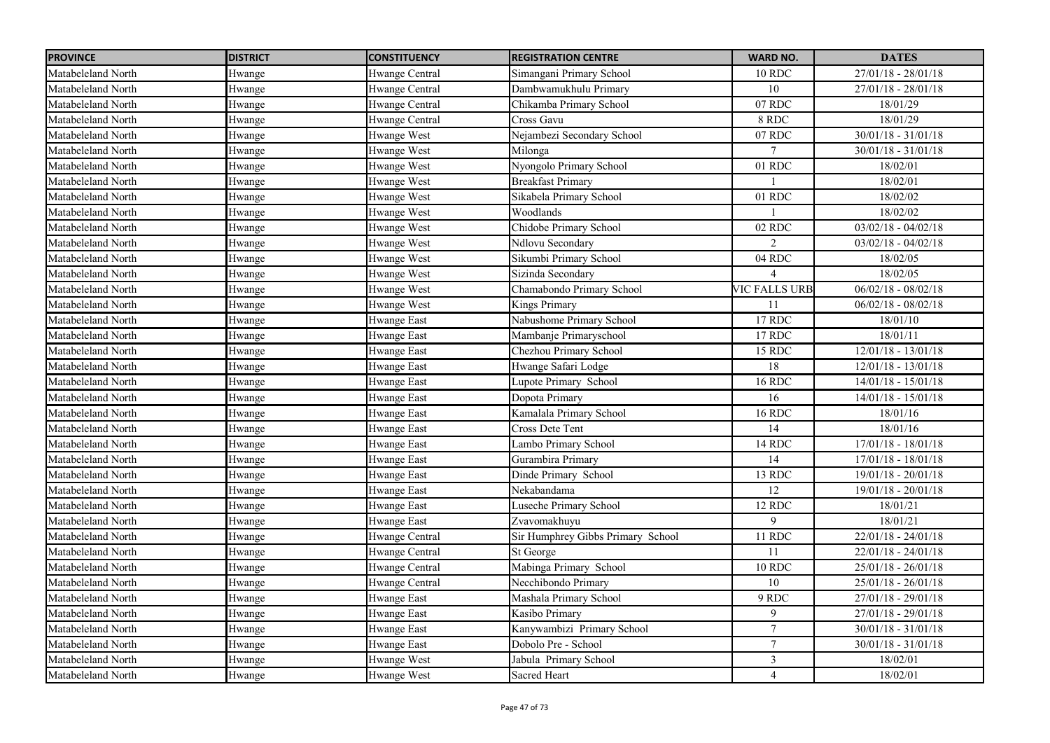| PROVINCE | DISTRICT | CONSTITUENCY | REGISTRATION CENTRE | WARD NO. | DATES |
|---|---|---|---|---|---|
| Matabeleland North | Hwange | Hwange Central | Simangani Primary School | 10 RDC | 27/01/18 - 28/01/18 |
| Matabeleland North | Hwange | Hwange Central | Dambwamukhulu Primary | 10 | 27/01/18 - 28/01/18 |
| Matabeleland North | Hwange | Hwange Central | Chikamba Primary School | 07 RDC | 18/01/29 |
| Matabeleland North | Hwange | Hwange Central | Cross Gavu | 8 RDC | 18/01/29 |
| Matabeleland North | Hwange | Hwange West | Nejambezi Secondary School | 07 RDC | 30/01/18 - 31/01/18 |
| Matabeleland North | Hwange | Hwange West | Milonga | 7 | 30/01/18 - 31/01/18 |
| Matabeleland North | Hwange | Hwange West | Nyongolo Primary School | 01 RDC | 18/02/01 |
| Matabeleland North | Hwange | Hwange West | Breakfast Primary | 1 | 18/02/01 |
| Matabeleland North | Hwange | Hwange West | Sikabela Primary School | 01 RDC | 18/02/02 |
| Matabeleland North | Hwange | Hwange West | Woodlands | 1 | 18/02/02 |
| Matabeleland North | Hwange | Hwange West | Chidobe Primary School | 02 RDC | 03/02/18 - 04/02/18 |
| Matabeleland North | Hwange | Hwange West | Ndlovu Secondary | 2 | 03/02/18 - 04/02/18 |
| Matabeleland North | Hwange | Hwange West | Sikumbi Primary School | 04 RDC | 18/02/05 |
| Matabeleland North | Hwange | Hwange West | Sizinda Secondary | 4 | 18/02/05 |
| Matabeleland North | Hwange | Hwange West | Chamabondo Primary School | VIC FALLS URB | 06/02/18 - 08/02/18 |
| Matabeleland North | Hwange | Hwange West | Kings Primary | 11 | 06/02/18 - 08/02/18 |
| Matabeleland North | Hwange | Hwange East | Nabushome Primary School | 17 RDC | 18/01/10 |
| Matabeleland North | Hwange | Hwange East | Mambanje Primaryschool | 17 RDC | 18/01/11 |
| Matabeleland North | Hwange | Hwange East | Chezhou Primary School | 15 RDC | 12/01/18 - 13/01/18 |
| Matabeleland North | Hwange | Hwange East | Hwange Safari Lodge | 18 | 12/01/18 - 13/01/18 |
| Matabeleland North | Hwange | Hwange East | Lupote Primary School | 16 RDC | 14/01/18 - 15/01/18 |
| Matabeleland North | Hwange | Hwange East | Dopota Primary | 16 | 14/01/18 - 15/01/18 |
| Matabeleland North | Hwange | Hwange East | Kamalala Primary School | 16 RDC | 18/01/16 |
| Matabeleland North | Hwange | Hwange East | Cross Dete Tent | 14 | 18/01/16 |
| Matabeleland North | Hwange | Hwange East | Lambo Primary School | 14 RDC | 17/01/18 - 18/01/18 |
| Matabeleland North | Hwange | Hwange East | Gurambira Primary | 14 | 17/01/18 - 18/01/18 |
| Matabeleland North | Hwange | Hwange East | Dinde Primary School | 13 RDC | 19/01/18 - 20/01/18 |
| Matabeleland North | Hwange | Hwange East | Nekabandama | 12 | 19/01/18 - 20/01/18 |
| Matabeleland North | Hwange | Hwange East | Luseche Primary School | 12 RDC | 18/01/21 |
| Matabeleland North | Hwange | Hwange East | Zvavomakhuyu | 9 | 18/01/21 |
| Matabeleland North | Hwange | Hwange Central | Sir Humphrey Gibbs Primary School | 11 RDC | 22/01/18 - 24/01/18 |
| Matabeleland North | Hwange | Hwange Central | St George | 11 | 22/01/18 - 24/01/18 |
| Matabeleland North | Hwange | Hwange Central | Mabinga Primary School | 10 RDC | 25/01/18 - 26/01/18 |
| Matabeleland North | Hwange | Hwange Central | Necchibondo Primary | 10 | 25/01/18 - 26/01/18 |
| Matabeleland North | Hwange | Hwange East | Mashala Primary School | 9 RDC | 27/01/18 - 29/01/18 |
| Matabeleland North | Hwange | Hwange East | Kasibo Primary | 9 | 27/01/18 - 29/01/18 |
| Matabeleland North | Hwange | Hwange East | Kanywambizi Primary School | 7 | 30/01/18 - 31/01/18 |
| Matabeleland North | Hwange | Hwange East | Dobolo Pre - School | 7 | 30/01/18 - 31/01/18 |
| Matabeleland North | Hwange | Hwange West | Jabula Primary School | 3 | 18/02/01 |
| Matabeleland North | Hwange | Hwange West | Sacred Heart | 4 | 18/02/01 |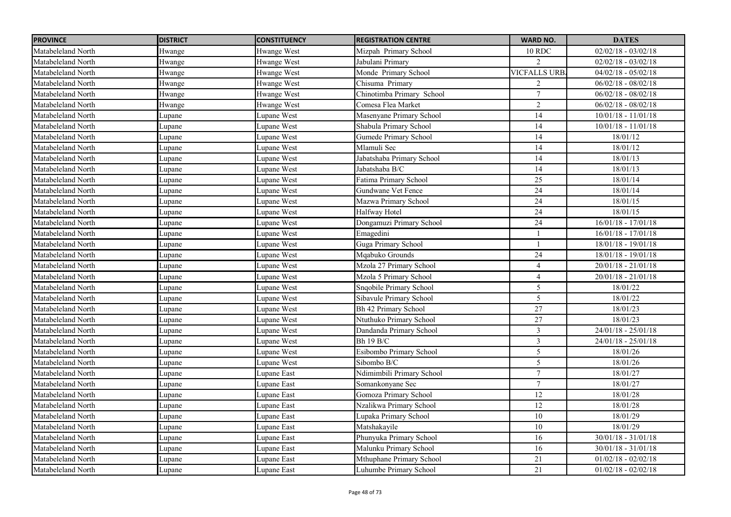| PROVINCE | DISTRICT | CONSTITUENCY | REGISTRATION CENTRE | WARD NO. | DATES |
|---|---|---|---|---|---|
| Matabeleland North | Hwange | Hwange West | Mizpah Primary School | 10 RDC | 02/02/18 - 03/02/18 |
| Matabeleland North | Hwange | Hwange West | Jabulani Primary | 2 | 02/02/18 - 03/02/18 |
| Matabeleland North | Hwange | Hwange West | Monde Primary School | VICFALLS URB. | 04/02/18 - 05/02/18 |
| Matabeleland North | Hwange | Hwange West | Chisuma Primary | 2 | 06/02/18 - 08/02/18 |
| Matabeleland North | Hwange | Hwange West | Chinotimba Primary School | 7 | 06/02/18 - 08/02/18 |
| Matabeleland North | Hwange | Hwange West | Comesa Flea Market | 2 | 06/02/18 - 08/02/18 |
| Matabeleland North | Lupane | Lupane West | Masenyane Primary School | 14 | 10/01/18 - 11/01/18 |
| Matabeleland North | Lupane | Lupane West | Shabula Primary School | 14 | 10/01/18 - 11/01/18 |
| Matabeleland North | Lupane | Lupane West | Gumede Primary School | 14 | 18/01/12 |
| Matabeleland North | Lupane | Lupane West | Mlamuli Sec | 14 | 18/01/12 |
| Matabeleland North | Lupane | Lupane West | Jabatshaba Primary School | 14 | 18/01/13 |
| Matabeleland North | Lupane | Lupane West | Jabatshaba B/C | 14 | 18/01/13 |
| Matabeleland North | Lupane | Lupane West | Fatima Primary School | 25 | 18/01/14 |
| Matabeleland North | Lupane | Lupane West | Gundwane Vet Fence | 24 | 18/01/14 |
| Matabeleland North | Lupane | Lupane West | Mazwa Primary School | 24 | 18/01/15 |
| Matabeleland North | Lupane | Lupane West | Halfway Hotel | 24 | 18/01/15 |
| Matabeleland North | Lupane | Lupane West | Dongamuzi Primary School | 24 | 16/01/18 - 17/01/18 |
| Matabeleland North | Lupane | Lupane West | Emagedini | 1 | 16/01/18 - 17/01/18 |
| Matabeleland North | Lupane | Lupane West | Guga Primary School | 1 | 18/01/18 - 19/01/18 |
| Matabeleland North | Lupane | Lupane West | Mqabuko Grounds | 24 | 18/01/18 - 19/01/18 |
| Matabeleland North | Lupane | Lupane West | Mzola 27 Primary School | 4 | 20/01/18 - 21/01/18 |
| Matabeleland North | Lupane | Lupane West | Mzola 5 Primary School | 4 | 20/01/18 - 21/01/18 |
| Matabeleland North | Lupane | Lupane West | Snqobile Primary School | 5 | 18/01/22 |
| Matabeleland North | Lupane | Lupane West | Sibavule Primary School | 5 | 18/01/22 |
| Matabeleland North | Lupane | Lupane West | Bh 42 Primary School | 27 | 18/01/23 |
| Matabeleland North | Lupane | Lupane West | Ntuthuko Primary School | 27 | 18/01/23 |
| Matabeleland North | Lupane | Lupane West | Dandanda Primary School | 3 | 24/01/18 - 25/01/18 |
| Matabeleland North | Lupane | Lupane West | Bh 19 B/C | 3 | 24/01/18 - 25/01/18 |
| Matabeleland North | Lupane | Lupane West | Esibombo Primary School | 5 | 18/01/26 |
| Matabeleland North | Lupane | Lupane West | Sibombo B/C | 5 | 18/01/26 |
| Matabeleland North | Lupane | Lupane East | Ndimimbili Primary School | 7 | 18/01/27 |
| Matabeleland North | Lupane | Lupane East | Somankonyane Sec | 7 | 18/01/27 |
| Matabeleland North | Lupane | Lupane East | Gomoza Primary School | 12 | 18/01/28 |
| Matabeleland North | Lupane | Lupane East | Nzalikwa Primary School | 12 | 18/01/28 |
| Matabeleland North | Lupane | Lupane East | Lupaka Primary School | 10 | 18/01/29 |
| Matabeleland North | Lupane | Lupane East | Matshakayile | 10 | 18/01/29 |
| Matabeleland North | Lupane | Lupane East | Phunyuka Primary School | 16 | 30/01/18 - 31/01/18 |
| Matabeleland North | Lupane | Lupane East | Malunku Primary School | 16 | 30/01/18 - 31/01/18 |
| Matabeleland North | Lupane | Lupane East | Mthuphane Primary School | 21 | 01/02/18 - 02/02/18 |
| Matabeleland North | Lupane | Lupane East | Luhumbe Primary School | 21 | 01/02/18 - 02/02/18 |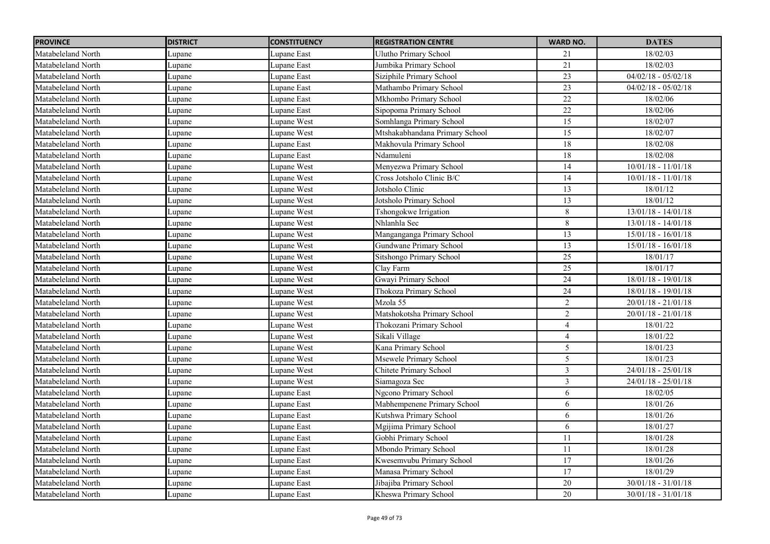| PROVINCE | DISTRICT | CONSTITUENCY | REGISTRATION CENTRE | WARD NO. | DATES |
|---|---|---|---|---|---|
| Matabeleland North | Lupane | Lupane East | Ulutho Primary School | 21 | 18/02/03 |
| Matabeleland North | Lupane | Lupane East | Jumbika Primary School | 21 | 18/02/03 |
| Matabeleland North | Lupane | Lupane East | Siziphile Primary School | 23 | 04/02/18 - 05/02/18 |
| Matabeleland North | Lupane | Lupane East | Mathambo Primary School | 23 | 04/02/18 - 05/02/18 |
| Matabeleland North | Lupane | Lupane East | Mkhombo Primary School | 22 | 18/02/06 |
| Matabeleland North | Lupane | Lupane East | Sipopoma Primary School | 22 | 18/02/06 |
| Matabeleland North | Lupane | Lupane West | Somhlanga Primary School | 15 | 18/02/07 |
| Matabeleland North | Lupane | Lupane West | Mtshakabhandana Primary School | 15 | 18/02/07 |
| Matabeleland North | Lupane | Lupane East | Makhovula Primary School | 18 | 18/02/08 |
| Matabeleland North | Lupane | Lupane East | Ndamuleni | 18 | 18/02/08 |
| Matabeleland North | Lupane | Lupane West | Menyezwa Primary School | 14 | 10/01/18 - 11/01/18 |
| Matabeleland North | Lupane | Lupane West | Cross Jotsholo Clinic B/C | 14 | 10/01/18 - 11/01/18 |
| Matabeleland North | Lupane | Lupane West | Jotsholo Clinic | 13 | 18/01/12 |
| Matabeleland North | Lupane | Lupane West | Jotsholo Primary School | 13 | 18/01/12 |
| Matabeleland North | Lupane | Lupane West | Tshongokwe Irrigation | 8 | 13/01/18 - 14/01/18 |
| Matabeleland North | Lupane | Lupane West | Nhlanhla Sec | 8 | 13/01/18 - 14/01/18 |
| Matabeleland North | Lupane | Lupane West | Manganganga Primary School | 13 | 15/01/18 - 16/01/18 |
| Matabeleland North | Lupane | Lupane West | Gundwane Primary School | 13 | 15/01/18 - 16/01/18 |
| Matabeleland North | Lupane | Lupane West | Sitshongo Primary School | 25 | 18/01/17 |
| Matabeleland North | Lupane | Lupane West | Clay Farm | 25 | 18/01/17 |
| Matabeleland North | Lupane | Lupane West | Gwayi Primary School | 24 | 18/01/18 - 19/01/18 |
| Matabeleland North | Lupane | Lupane West | Thokoza Primary School | 24 | 18/01/18 - 19/01/18 |
| Matabeleland North | Lupane | Lupane West | Mzola 55 | 2 | 20/01/18 - 21/01/18 |
| Matabeleland North | Lupane | Lupane West | Matshokotsha Primary School | 2 | 20/01/18 - 21/01/18 |
| Matabeleland North | Lupane | Lupane West | Thokozani Primary School | 4 | 18/01/22 |
| Matabeleland North | Lupane | Lupane West | Sikali Village | 4 | 18/01/22 |
| Matabeleland North | Lupane | Lupane West | Kana Primary School | 5 | 18/01/23 |
| Matabeleland North | Lupane | Lupane West | Msewele Primary School | 5 | 18/01/23 |
| Matabeleland North | Lupane | Lupane West | Chitete Primary School | 3 | 24/01/18 - 25/01/18 |
| Matabeleland North | Lupane | Lupane West | Siamagoza Sec | 3 | 24/01/18 - 25/01/18 |
| Matabeleland North | Lupane | Lupane East | Ngcono Primary School | 6 | 18/02/05 |
| Matabeleland North | Lupane | Lupane East | Mabhempenene Primary School | 6 | 18/01/26 |
| Matabeleland North | Lupane | Lupane East | Kutshwa Primary School | 6 | 18/01/26 |
| Matabeleland North | Lupane | Lupane East | Mgijima Primary School | 6 | 18/01/27 |
| Matabeleland North | Lupane | Lupane East | Gobhi Primary School | 11 | 18/01/28 |
| Matabeleland North | Lupane | Lupane East | Mbondo Primary School | 11 | 18/01/28 |
| Matabeleland North | Lupane | Lupane East | Kwesemvubu Primary School | 17 | 18/01/26 |
| Matabeleland North | Lupane | Lupane East | Manasa Primary School | 17 | 18/01/29 |
| Matabeleland North | Lupane | Lupane East | Jibajiba Primary School | 20 | 30/01/18 - 31/01/18 |
| Matabeleland North | Lupane | Lupane East | Kheswa Primary School | 20 | 30/01/18 - 31/01/18 |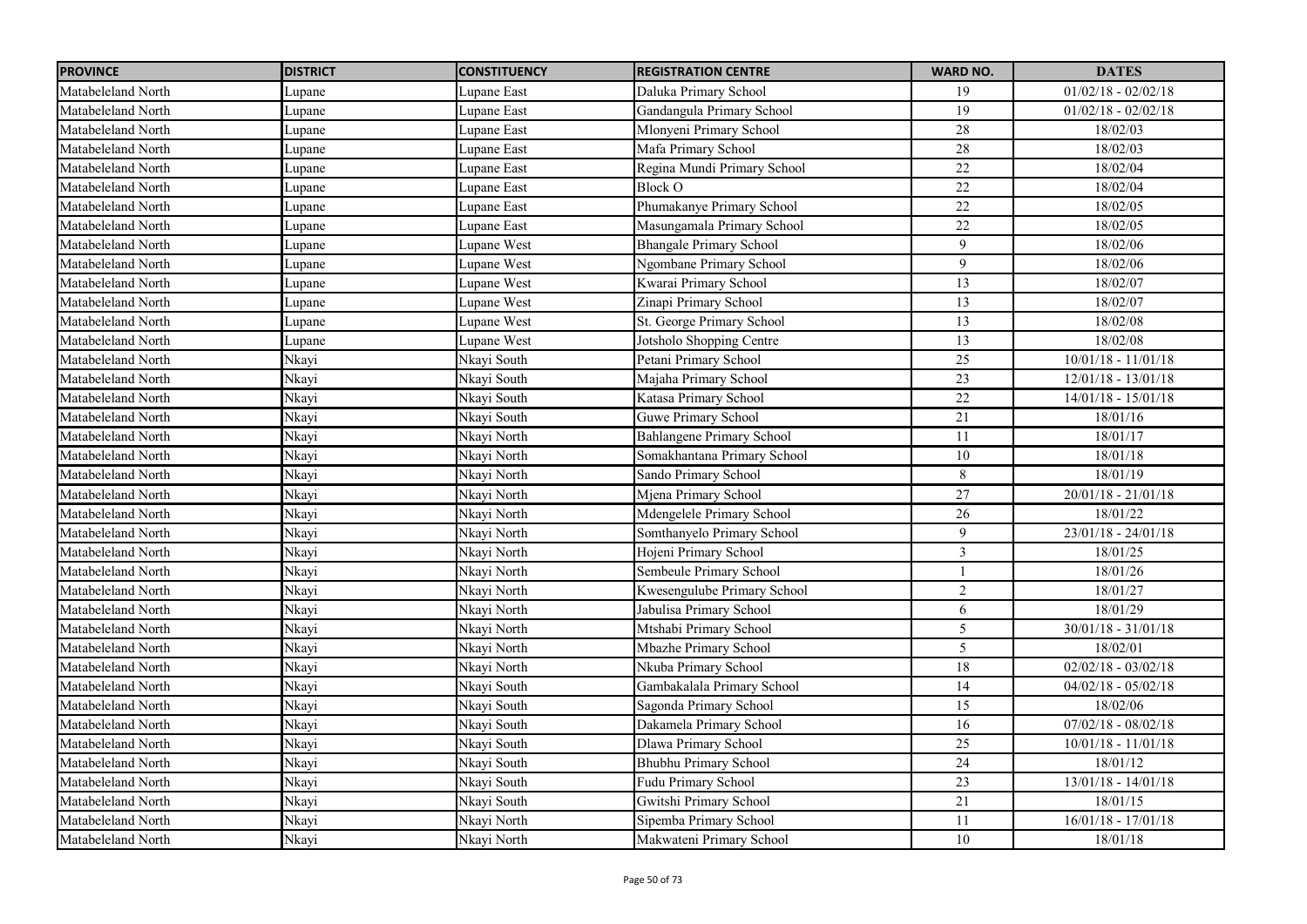| PROVINCE | DISTRICT | CONSTITUENCY | REGISTRATION CENTRE | WARD NO. | DATES |
|---|---|---|---|---|---|
| Matabeleland North | Lupane | Lupane East | Daluka Primary School | 19 | 01/02/18 - 02/02/18 |
| Matabeleland North | Lupane | Lupane East | Gandangula Primary School | 19 | 01/02/18 - 02/02/18 |
| Matabeleland North | Lupane | Lupane East | Mlonyeni Primary School | 28 | 18/02/03 |
| Matabeleland North | Lupane | Lupane East | Mafa Primary School | 28 | 18/02/03 |
| Matabeleland North | Lupane | Lupane East | Regina Mundi Primary School | 22 | 18/02/04 |
| Matabeleland North | Lupane | Lupane East | Block O | 22 | 18/02/04 |
| Matabeleland North | Lupane | Lupane East | Phumakanye Primary School | 22 | 18/02/05 |
| Matabeleland North | Lupane | Lupane East | Masungamala Primary School | 22 | 18/02/05 |
| Matabeleland North | Lupane | Lupane West | Bhangale Primary School | 9 | 18/02/06 |
| Matabeleland North | Lupane | Lupane West | Ngombane Primary School | 9 | 18/02/06 |
| Matabeleland North | Lupane | Lupane West | Kwarai Primary School | 13 | 18/02/07 |
| Matabeleland North | Lupane | Lupane West | Zinapi Primary School | 13 | 18/02/07 |
| Matabeleland North | Lupane | Lupane West | St. George Primary School | 13 | 18/02/08 |
| Matabeleland North | Lupane | Lupane West | Jotsholo Shopping Centre | 13 | 18/02/08 |
| Matabeleland North | Nkayi | Nkayi South | Petani Primary School | 25 | 10/01/18 - 11/01/18 |
| Matabeleland North | Nkayi | Nkayi South | Majaha Primary School | 23 | 12/01/18 - 13/01/18 |
| Matabeleland North | Nkayi | Nkayi South | Katasa Primary School | 22 | 14/01/18 - 15/01/18 |
| Matabeleland North | Nkayi | Nkayi South | Guwe Primary School | 21 | 18/01/16 |
| Matabeleland North | Nkayi | Nkayi North | Bahlangene Primary School | 11 | 18/01/17 |
| Matabeleland North | Nkayi | Nkayi North | Somakhantana Primary School | 10 | 18/01/18 |
| Matabeleland North | Nkayi | Nkayi North | Sando Primary School | 8 | 18/01/19 |
| Matabeleland North | Nkayi | Nkayi North | Mjena Primary School | 27 | 20/01/18 - 21/01/18 |
| Matabeleland North | Nkayi | Nkayi North | Mdengelele Primary School | 26 | 18/01/22 |
| Matabeleland North | Nkayi | Nkayi North | Somthanyelo Primary School | 9 | 23/01/18 - 24/01/18 |
| Matabeleland North | Nkayi | Nkayi North | Hojeni Primary School | 3 | 18/01/25 |
| Matabeleland North | Nkayi | Nkayi North | Sembeule Primary School | 1 | 18/01/26 |
| Matabeleland North | Nkayi | Nkayi North | Kwesengulube Primary School | 2 | 18/01/27 |
| Matabeleland North | Nkayi | Nkayi North | Jabulisa Primary School | 6 | 18/01/29 |
| Matabeleland North | Nkayi | Nkayi North | Mtshabi Primary School | 5 | 30/01/18 - 31/01/18 |
| Matabeleland North | Nkayi | Nkayi North | Mbazhe Primary School | 5 | 18/02/01 |
| Matabeleland North | Nkayi | Nkayi North | Nkuba Primary School | 18 | 02/02/18 - 03/02/18 |
| Matabeleland North | Nkayi | Nkayi South | Gambakalala Primary School | 14 | 04/02/18 - 05/02/18 |
| Matabeleland North | Nkayi | Nkayi South | Sagonda Primary School | 15 | 18/02/06 |
| Matabeleland North | Nkayi | Nkayi South | Dakamela Primary School | 16 | 07/02/18 - 08/02/18 |
| Matabeleland North | Nkayi | Nkayi South | Dlawa Primary School | 25 | 10/01/18 - 11/01/18 |
| Matabeleland North | Nkayi | Nkayi South | Bhubhu Primary School | 24 | 18/01/12 |
| Matabeleland North | Nkayi | Nkayi South | Fudu Primary School | 23 | 13/01/18 - 14/01/18 |
| Matabeleland North | Nkayi | Nkayi South | Gwitshi Primary School | 21 | 18/01/15 |
| Matabeleland North | Nkayi | Nkayi North | Sipemba Primary School | 11 | 16/01/18 - 17/01/18 |
| Matabeleland North | Nkayi | Nkayi North | Makwateni Primary School | 10 | 18/01/18 |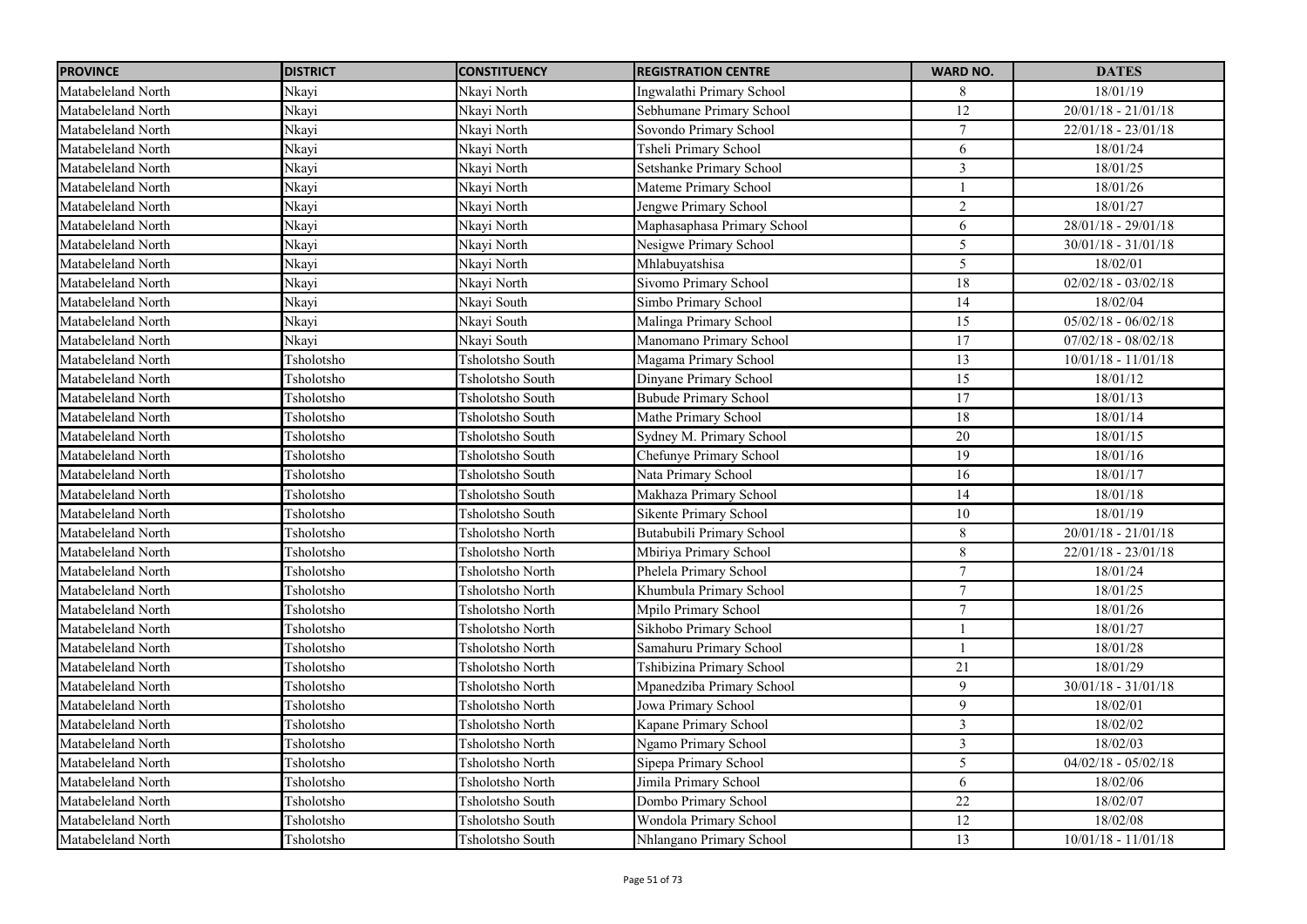| PROVINCE | DISTRICT | CONSTITUENCY | REGISTRATION CENTRE | WARD NO. | DATES |
|---|---|---|---|---|---|
| Matabeleland North | Nkayi | Nkayi North | Ingwalathi Primary School | 8 | 18/01/19 |
| Matabeleland North | Nkayi | Nkayi North | Sebhumane Primary School | 12 | 20/01/18 - 21/01/18 |
| Matabeleland North | Nkayi | Nkayi North | Sovondo Primary School | 7 | 22/01/18 - 23/01/18 |
| Matabeleland North | Nkayi | Nkayi North | Tsheli Primary School | 6 | 18/01/24 |
| Matabeleland North | Nkayi | Nkayi North | Setshanke Primary School | 3 | 18/01/25 |
| Matabeleland North | Nkayi | Nkayi North | Mateme Primary School | 1 | 18/01/26 |
| Matabeleland North | Nkayi | Nkayi North | Jengwe Primary School | 2 | 18/01/27 |
| Matabeleland North | Nkayi | Nkayi North | Maphasaphasa Primary School | 6 | 28/01/18 - 29/01/18 |
| Matabeleland North | Nkayi | Nkayi North | Nesigwe Primary School | 5 | 30/01/18 - 31/01/18 |
| Matabeleland North | Nkayi | Nkayi North | Mhlabuyatshisa | 5 | 18/02/01 |
| Matabeleland North | Nkayi | Nkayi North | Sivomo Primary School | 18 | 02/02/18 - 03/02/18 |
| Matabeleland North | Nkayi | Nkayi South | Simbo Primary School | 14 | 18/02/04 |
| Matabeleland North | Nkayi | Nkayi South | Malinga Primary School | 15 | 05/02/18 - 06/02/18 |
| Matabeleland North | Nkayi | Nkayi South | Manomano Primary School | 17 | 07/02/18 - 08/02/18 |
| Matabeleland North | Tsholotsho | Tsholotsho South | Magama Primary School | 13 | 10/01/18 - 11/01/18 |
| Matabeleland North | Tsholotsho | Tsholotsho South | Dinyane Primary School | 15 | 18/01/12 |
| Matabeleland North | Tsholotsho | Tsholotsho South | Bubude Primary School | 17 | 18/01/13 |
| Matabeleland North | Tsholotsho | Tsholotsho South | Mathe Primary School | 18 | 18/01/14 |
| Matabeleland North | Tsholotsho | Tsholotsho South | Sydney M. Primary School | 20 | 18/01/15 |
| Matabeleland North | Tsholotsho | Tsholotsho South | Chefunye Primary School | 19 | 18/01/16 |
| Matabeleland North | Tsholotsho | Tsholotsho South | Nata Primary School | 16 | 18/01/17 |
| Matabeleland North | Tsholotsho | Tsholotsho South | Makhaza Primary School | 14 | 18/01/18 |
| Matabeleland North | Tsholotsho | Tsholotsho South | Sikente Primary School | 10 | 18/01/19 |
| Matabeleland North | Tsholotsho | Tsholotsho North | Butabubili Primary School | 8 | 20/01/18 - 21/01/18 |
| Matabeleland North | Tsholotsho | Tsholotsho North | Mbiriya Primary School | 8 | 22/01/18 - 23/01/18 |
| Matabeleland North | Tsholotsho | Tsholotsho North | Phelela Primary School | 7 | 18/01/24 |
| Matabeleland North | Tsholotsho | Tsholotsho North | Khumbula Primary School | 7 | 18/01/25 |
| Matabeleland North | Tsholotsho | Tsholotsho North | Mpilo Primary School | 7 | 18/01/26 |
| Matabeleland North | Tsholotsho | Tsholotsho North | Sikhobo Primary School | 1 | 18/01/27 |
| Matabeleland North | Tsholotsho | Tsholotsho North | Samahuru Primary School | 1 | 18/01/28 |
| Matabeleland North | Tsholotsho | Tsholotsho North | Tshibizina Primary School | 21 | 18/01/29 |
| Matabeleland North | Tsholotsho | Tsholotsho North | Mpanedziba Primary School | 9 | 30/01/18 - 31/01/18 |
| Matabeleland North | Tsholotsho | Tsholotsho North | Jowa Primary School | 9 | 18/02/01 |
| Matabeleland North | Tsholotsho | Tsholotsho North | Kapane Primary School | 3 | 18/02/02 |
| Matabeleland North | Tsholotsho | Tsholotsho North | Ngamo Primary School | 3 | 18/02/03 |
| Matabeleland North | Tsholotsho | Tsholotsho North | Sipepa Primary School | 5 | 04/02/18 - 05/02/18 |
| Matabeleland North | Tsholotsho | Tsholotsho North | Jimila Primary School | 6 | 18/02/06 |
| Matabeleland North | Tsholotsho | Tsholotsho South | Dombo Primary School | 22 | 18/02/07 |
| Matabeleland North | Tsholotsho | Tsholotsho South | Wondola Primary School | 12 | 18/02/08 |
| Matabeleland North | Tsholotsho | Tsholotsho South | Nhlangano Primary School | 13 | 10/01/18 - 11/01/18 |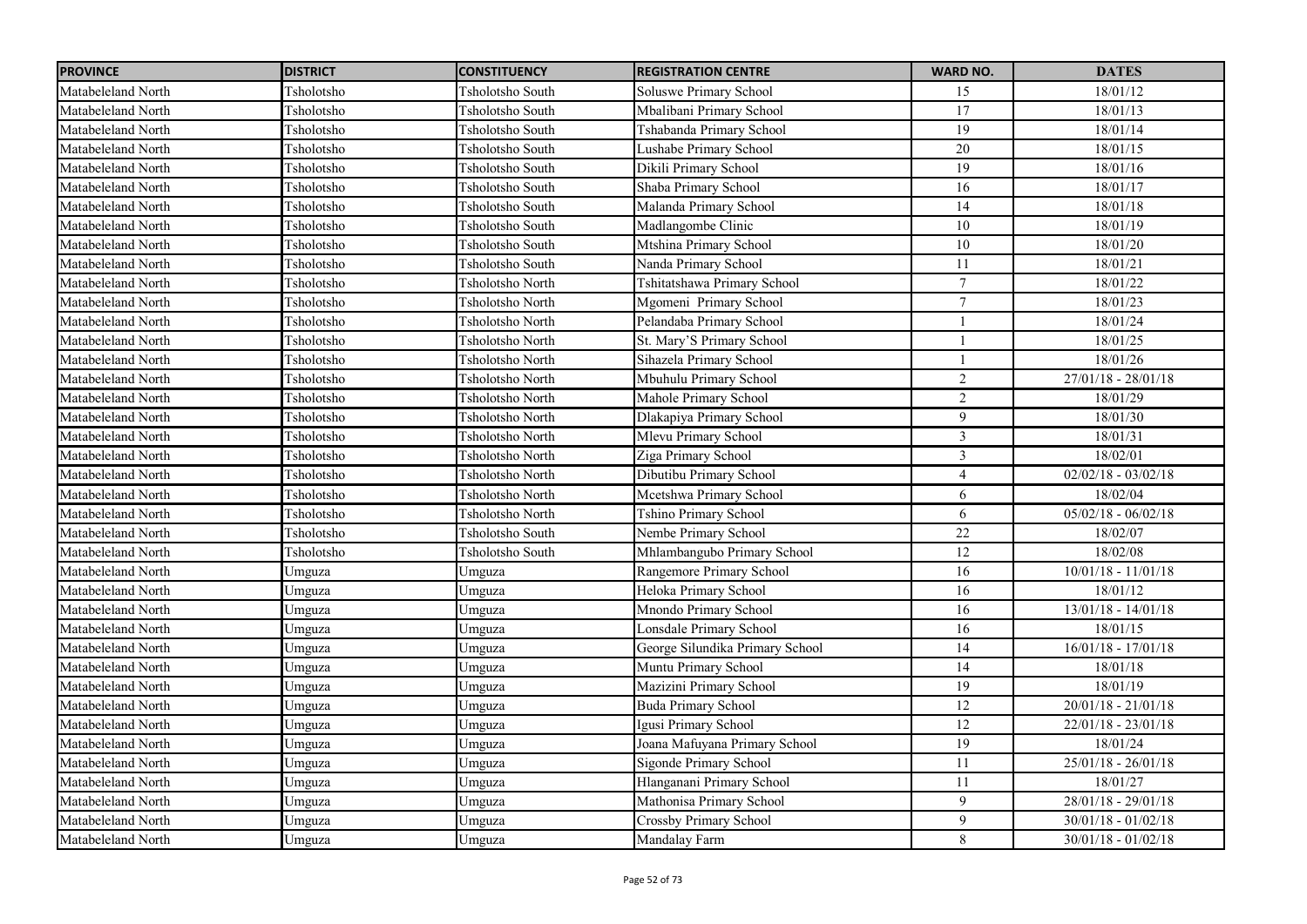| PROVINCE | DISTRICT | CONSTITUENCY | REGISTRATION CENTRE | WARD NO. | DATES |
|---|---|---|---|---|---|
| Matabeleland North | Tsholotsho | Tsholotsho South | Soluswe Primary School | 15 | 18/01/12 |
| Matabeleland North | Tsholotsho | Tsholotsho South | Mbalibani Primary School | 17 | 18/01/13 |
| Matabeleland North | Tsholotsho | Tsholotsho South | Tshabanda Primary School | 19 | 18/01/14 |
| Matabeleland North | Tsholotsho | Tsholotsho South | Lushabe Primary School | 20 | 18/01/15 |
| Matabeleland North | Tsholotsho | Tsholotsho South | Dikili Primary School | 19 | 18/01/16 |
| Matabeleland North | Tsholotsho | Tsholotsho South | Shaba Primary School | 16 | 18/01/17 |
| Matabeleland North | Tsholotsho | Tsholotsho South | Malanda Primary School | 14 | 18/01/18 |
| Matabeleland North | Tsholotsho | Tsholotsho South | Madlangombe Clinic | 10 | 18/01/19 |
| Matabeleland North | Tsholotsho | Tsholotsho South | Mtshina Primary School | 10 | 18/01/20 |
| Matabeleland North | Tsholotsho | Tsholotsho South | Nanda Primary School | 11 | 18/01/21 |
| Matabeleland North | Tsholotsho | Tsholotsho North | Tshitatshawa Primary School | 7 | 18/01/22 |
| Matabeleland North | Tsholotsho | Tsholotsho North | Mgomeni Primary School | 7 | 18/01/23 |
| Matabeleland North | Tsholotsho | Tsholotsho North | Pelandaba Primary School | 1 | 18/01/24 |
| Matabeleland North | Tsholotsho | Tsholotsho North | St. Mary'S Primary School | 1 | 18/01/25 |
| Matabeleland North | Tsholotsho | Tsholotsho North | Sihazela Primary School | 1 | 18/01/26 |
| Matabeleland North | Tsholotsho | Tsholotsho North | Mbuhulu Primary School | 2 | 27/01/18 - 28/01/18 |
| Matabeleland North | Tsholotsho | Tsholotsho North | Mahole Primary School | 2 | 18/01/29 |
| Matabeleland North | Tsholotsho | Tsholotsho North | Dlakapiya Primary School | 9 | 18/01/30 |
| Matabeleland North | Tsholotsho | Tsholotsho North | Mlevu Primary School | 3 | 18/01/31 |
| Matabeleland North | Tsholotsho | Tsholotsho North | Ziga Primary School | 3 | 18/02/01 |
| Matabeleland North | Tsholotsho | Tsholotsho North | Dibutibu Primary School | 4 | 02/02/18 - 03/02/18 |
| Matabeleland North | Tsholotsho | Tsholotsho North | Mcetshwa Primary School | 6 | 18/02/04 |
| Matabeleland North | Tsholotsho | Tsholotsho North | Tshino Primary School | 6 | 05/02/18 - 06/02/18 |
| Matabeleland North | Tsholotsho | Tsholotsho South | Nembe Primary School | 22 | 18/02/07 |
| Matabeleland North | Tsholotsho | Tsholotsho South | Mhlambangubo Primary School | 12 | 18/02/08 |
| Matabeleland North | Umguza | Umguza | Rangemore Primary School | 16 | 10/01/18 - 11/01/18 |
| Matabeleland North | Umguza | Umguza | Heloka Primary School | 16 | 18/01/12 |
| Matabeleland North | Umguza | Umguza | Mnondo Primary School | 16 | 13/01/18 - 14/01/18 |
| Matabeleland North | Umguza | Umguza | Lonsdale Primary School | 16 | 18/01/15 |
| Matabeleland North | Umguza | Umguza | George Silundika Primary School | 14 | 16/01/18 - 17/01/18 |
| Matabeleland North | Umguza | Umguza | Muntu Primary School | 14 | 18/01/18 |
| Matabeleland North | Umguza | Umguza | Mazizini Primary School | 19 | 18/01/19 |
| Matabeleland North | Umguza | Umguza | Buda Primary School | 12 | 20/01/18 - 21/01/18 |
| Matabeleland North | Umguza | Umguza | Igusi Primary School | 12 | 22/01/18 - 23/01/18 |
| Matabeleland North | Umguza | Umguza | Joana Mafuyana Primary School | 19 | 18/01/24 |
| Matabeleland North | Umguza | Umguza | Sigonde Primary School | 11 | 25/01/18 - 26/01/18 |
| Matabeleland North | Umguza | Umguza | Hlanganani Primary School | 11 | 18/01/27 |
| Matabeleland North | Umguza | Umguza | Mathonisa Primary School | 9 | 28/01/18 - 29/01/18 |
| Matabeleland North | Umguza | Umguza | Crossby Primary School | 9 | 30/01/18 - 01/02/18 |
| Matabeleland North | Umguza | Umguza | Mandalay Farm | 8 | 30/01/18 - 01/02/18 |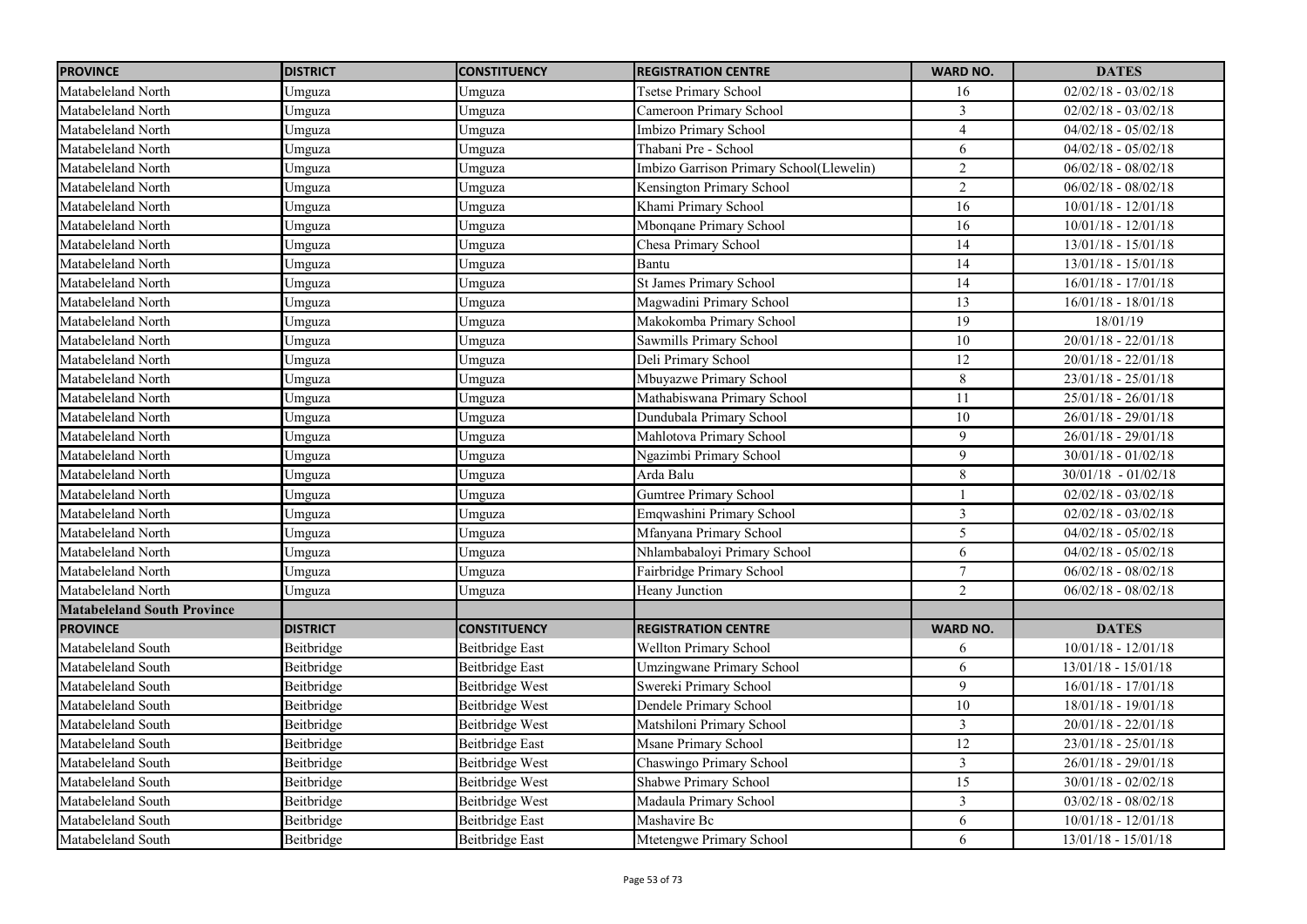| PROVINCE | DISTRICT | CONSTITUENCY | REGISTRATION CENTRE | WARD NO. | DATES |
|---|---|---|---|---|---|
| Matabeleland North | Umguza | Umguza | Tsetse Primary School | 16 | 02/02/18 - 03/02/18 |
| Matabeleland North | Umguza | Umguza | Cameroon Primary School | 3 | 02/02/18 - 03/02/18 |
| Matabeleland North | Umguza | Umguza | Imbizo Primary School | 4 | 04/02/18 - 05/02/18 |
| Matabeleland North | Umguza | Umguza | Thabani Pre - School | 6 | 04/02/18 - 05/02/18 |
| Matabeleland North | Umguza | Umguza | Imbizo Garrison Primary School(Llewelin) | 2 | 06/02/18 - 08/02/18 |
| Matabeleland North | Umguza | Umguza | Kensington Primary School | 2 | 06/02/18 - 08/02/18 |
| Matabeleland North | Umguza | Umguza | Khami Primary School | 16 | 10/01/18 - 12/01/18 |
| Matabeleland North | Umguza | Umguza | Mbonqane Primary School | 16 | 10/01/18 - 12/01/18 |
| Matabeleland North | Umguza | Umguza | Chesa Primary School | 14 | 13/01/18 - 15/01/18 |
| Matabeleland North | Umguza | Umguza | Bantu | 14 | 13/01/18 - 15/01/18 |
| Matabeleland North | Umguza | Umguza | St James Primary School | 14 | 16/01/18 - 17/01/18 |
| Matabeleland North | Umguza | Umguza | Magwadini Primary School | 13 | 16/01/18 - 18/01/18 |
| Matabeleland North | Umguza | Umguza | Makokomba Primary School | 19 | 18/01/19 |
| Matabeleland North | Umguza | Umguza | Sawmills Primary School | 10 | 20/01/18 - 22/01/18 |
| Matabeleland North | Umguza | Umguza | Deli Primary School | 12 | 20/01/18 - 22/01/18 |
| Matabeleland North | Umguza | Umguza | Mbuyazwe Primary School | 8 | 23/01/18 - 25/01/18 |
| Matabeleland North | Umguza | Umguza | Mathabiswana Primary School | 11 | 25/01/18 - 26/01/18 |
| Matabeleland North | Umguza | Umguza | Dundubala Primary School | 10 | 26/01/18 - 29/01/18 |
| Matabeleland North | Umguza | Umguza | Mahlotova Primary School | 9 | 26/01/18 - 29/01/18 |
| Matabeleland North | Umguza | Umguza | Ngazimbi Primary School | 9 | 30/01/18 - 01/02/18 |
| Matabeleland North | Umguza | Umguza | Arda Balu | 8 | 30/01/18 - 01/02/18 |
| Matabeleland North | Umguza | Umguza | Gumtree Primary School | 1 | 02/02/18 - 03/02/18 |
| Matabeleland North | Umguza | Umguza | Emqwashini Primary School | 3 | 02/02/18 - 03/02/18 |
| Matabeleland North | Umguza | Umguza | Mfanyana Primary School | 5 | 04/02/18 - 05/02/18 |
| Matabeleland North | Umguza | Umguza | Nhlambabaloyi Primary School | 6 | 04/02/18 - 05/02/18 |
| Matabeleland North | Umguza | Umguza | Fairbridge Primary School | 7 | 06/02/18 - 08/02/18 |
| Matabeleland North | Umguza | Umguza | Heany Junction | 2 | 06/02/18 - 08/02/18 |
| **Matabeleland South Province** | | | | | |
| **PROVINCE** | **DISTRICT** | **CONSTITUENCY** | **REGISTRATION CENTRE** | **WARD NO.** | **DATES** |
| Matabeleland South | Beitbridge | Beitbridge East | Wellton Primary School | 6 | 10/01/18 - 12/01/18 |
| Matabeleland South | Beitbridge | Beitbridge East | Umzingwane Primary School | 6 | 13/01/18 - 15/01/18 |
| Matabeleland South | Beitbridge | Beitbridge West | Swereki Primary School | 9 | 16/01/18 - 17/01/18 |
| Matabeleland South | Beitbridge | Beitbridge West | Dendele Primary School | 10 | 18/01/18 - 19/01/18 |
| Matabeleland South | Beitbridge | Beitbridge West | Matshiloni Primary School | 3 | 20/01/18 - 22/01/18 |
| Matabeleland South | Beitbridge | Beitbridge East | Msane Primary School | 12 | 23/01/18 - 25/01/18 |
| Matabeleland South | Beitbridge | Beitbridge West | Chaswingo Primary School | 3 | 26/01/18 - 29/01/18 |
| Matabeleland South | Beitbridge | Beitbridge West | Shabwe Primary School | 15 | 30/01/18 - 02/02/18 |
| Matabeleland South | Beitbridge | Beitbridge West | Madaula Primary School | 3 | 03/02/18 - 08/02/18 |
| Matabeleland South | Beitbridge | Beitbridge East | Mashavire Bc | 6 | 10/01/18 - 12/01/18 |
| Matabeleland South | Beitbridge | Beitbridge East | Mtetengwe Primary School | 6 | 13/01/18 - 15/01/18 |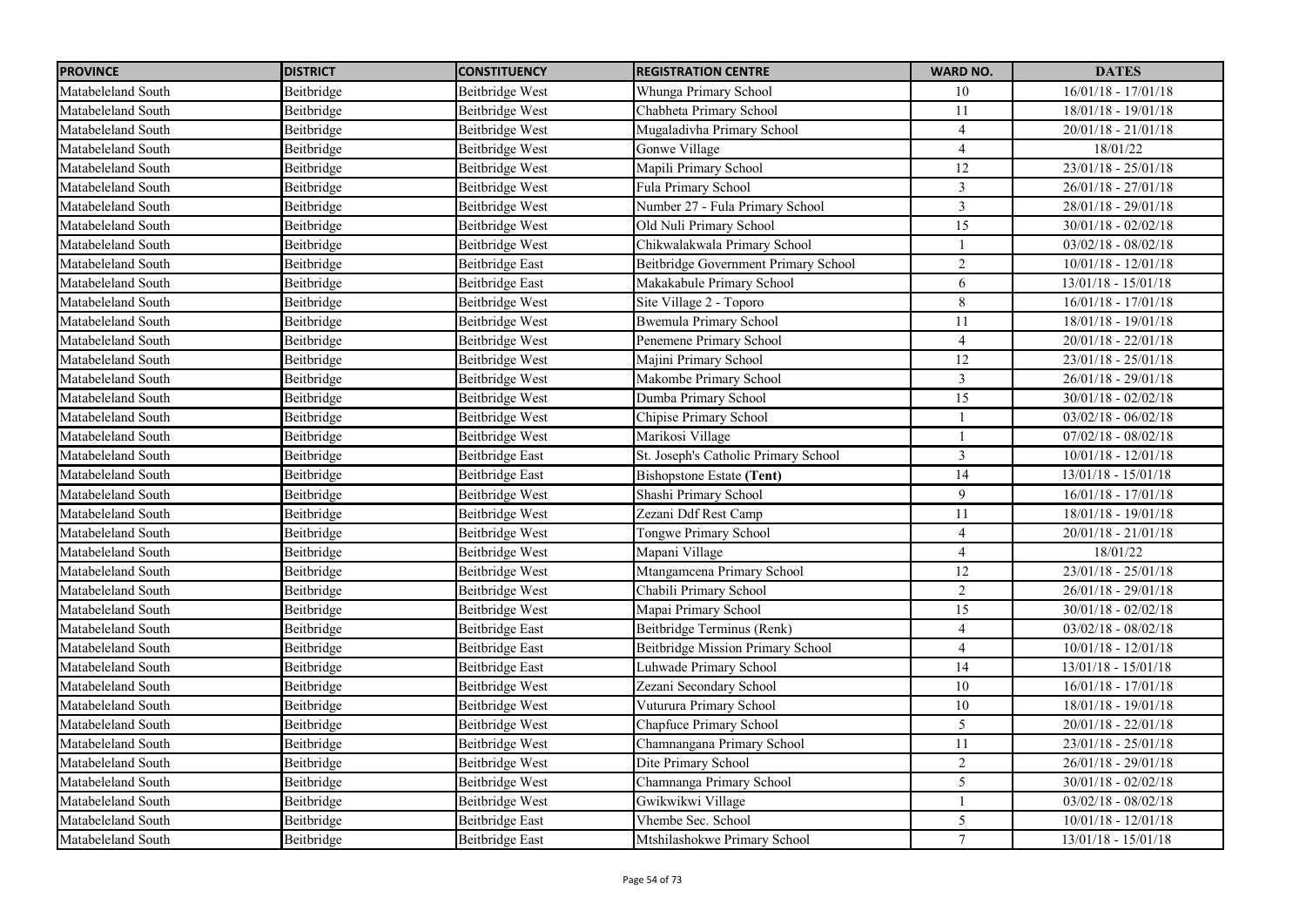| PROVINCE | DISTRICT | CONSTITUENCY | REGISTRATION CENTRE | WARD NO. | DATES |
|---|---|---|---|---|---|
| Matabeleland South | Beitbridge | Beitbridge West | Whunga Primary School | 10 | 16/01/18 - 17/01/18 |
| Matabeleland South | Beitbridge | Beitbridge West | Chabheta Primary School | 11 | 18/01/18 - 19/01/18 |
| Matabeleland South | Beitbridge | Beitbridge West | Mugaladivha Primary School | 4 | 20/01/18 - 21/01/18 |
| Matabeleland South | Beitbridge | Beitbridge West | Gonwe Village | 4 | 18/01/22 |
| Matabeleland South | Beitbridge | Beitbridge West | Mapili Primary School | 12 | 23/01/18 - 25/01/18 |
| Matabeleland South | Beitbridge | Beitbridge West | Fula Primary School | 3 | 26/01/18 - 27/01/18 |
| Matabeleland South | Beitbridge | Beitbridge West | Number 27 - Fula Primary School | 3 | 28/01/18 - 29/01/18 |
| Matabeleland South | Beitbridge | Beitbridge West | Old Nuli Primary School | 15 | 30/01/18 - 02/02/18 |
| Matabeleland South | Beitbridge | Beitbridge West | Chikwalakwala Primary School | 1 | 03/02/18 - 08/02/18 |
| Matabeleland South | Beitbridge | Beitbridge East | Beitbridge Government Primary School | 2 | 10/01/18 - 12/01/18 |
| Matabeleland South | Beitbridge | Beitbridge East | Makakabule Primary School | 6 | 13/01/18 - 15/01/18 |
| Matabeleland South | Beitbridge | Beitbridge West | Site Village 2 - Toporo | 8 | 16/01/18 - 17/01/18 |
| Matabeleland South | Beitbridge | Beitbridge West | Bwemula Primary School | 11 | 18/01/18 - 19/01/18 |
| Matabeleland South | Beitbridge | Beitbridge West | Penemene Primary School | 4 | 20/01/18 - 22/01/18 |
| Matabeleland South | Beitbridge | Beitbridge West | Majini Primary School | 12 | 23/01/18 - 25/01/18 |
| Matabeleland South | Beitbridge | Beitbridge West | Makombe Primary School | 3 | 26/01/18 - 29/01/18 |
| Matabeleland South | Beitbridge | Beitbridge West | Dumba Primary School | 15 | 30/01/18 - 02/02/18 |
| Matabeleland South | Beitbridge | Beitbridge West | Chipise Primary School | 1 | 03/02/18 - 06/02/18 |
| Matabeleland South | Beitbridge | Beitbridge West | Marikosi Village | 1 | 07/02/18 - 08/02/18 |
| Matabeleland South | Beitbridge | Beitbridge East | St. Joseph's Catholic Primary School | 3 | 10/01/18 - 12/01/18 |
| Matabeleland South | Beitbridge | Beitbridge East | Bishopstone Estate **(Tent)** | 14 | 13/01/18 - 15/01/18 |
| Matabeleland South | Beitbridge | Beitbridge West | Shashi Primary School | 9 | 16/01/18 - 17/01/18 |
| Matabeleland South | Beitbridge | Beitbridge West | Zezani Ddf Rest Camp | 11 | 18/01/18 - 19/01/18 |
| Matabeleland South | Beitbridge | Beitbridge West | Tongwe Primary School | 4 | 20/01/18 - 21/01/18 |
| Matabeleland South | Beitbridge | Beitbridge West | Mapani Village | 4 | 18/01/22 |
| Matabeleland South | Beitbridge | Beitbridge West | Mtangamcena Primary School | 12 | 23/01/18 - 25/01/18 |
| Matabeleland South | Beitbridge | Beitbridge West | Chabili Primary School | 2 | 26/01/18 - 29/01/18 |
| Matabeleland South | Beitbridge | Beitbridge West | Mapai Primary School | 15 | 30/01/18 - 02/02/18 |
| Matabeleland South | Beitbridge | Beitbridge East | Beitbridge Terminus (Renk) | 4 | 03/02/18 - 08/02/18 |
| Matabeleland South | Beitbridge | Beitbridge East | Beitbridge Mission Primary School | 4 | 10/01/18 - 12/01/18 |
| Matabeleland South | Beitbridge | Beitbridge East | Luhwade Primary School | 14 | 13/01/18 - 15/01/18 |
| Matabeleland South | Beitbridge | Beitbridge West | Zezani Secondary School | 10 | 16/01/18 - 17/01/18 |
| Matabeleland South | Beitbridge | Beitbridge West | Vuturura Primary School | 10 | 18/01/18 - 19/01/18 |
| Matabeleland South | Beitbridge | Beitbridge West | Chapfuce Primary School | 5 | 20/01/18 - 22/01/18 |
| Matabeleland South | Beitbridge | Beitbridge West | Chamnangana Primary School | 11 | 23/01/18 - 25/01/18 |
| Matabeleland South | Beitbridge | Beitbridge West | Dite Primary School | 2 | 26/01/18 - 29/01/18 |
| Matabeleland South | Beitbridge | Beitbridge West | Chamnanga Primary School | 5 | 30/01/18 - 02/02/18 |
| Matabeleland South | Beitbridge | Beitbridge West | Gwikwikwi Village | 1 | 03/02/18 - 08/02/18 |
| Matabeleland South | Beitbridge | Beitbridge East | Vhembe Sec. School | 5 | 10/01/18 - 12/01/18 |
| Matabeleland South | Beitbridge | Beitbridge East | Mtshilashokwe Primary School | 7 | 13/01/18 - 15/01/18 |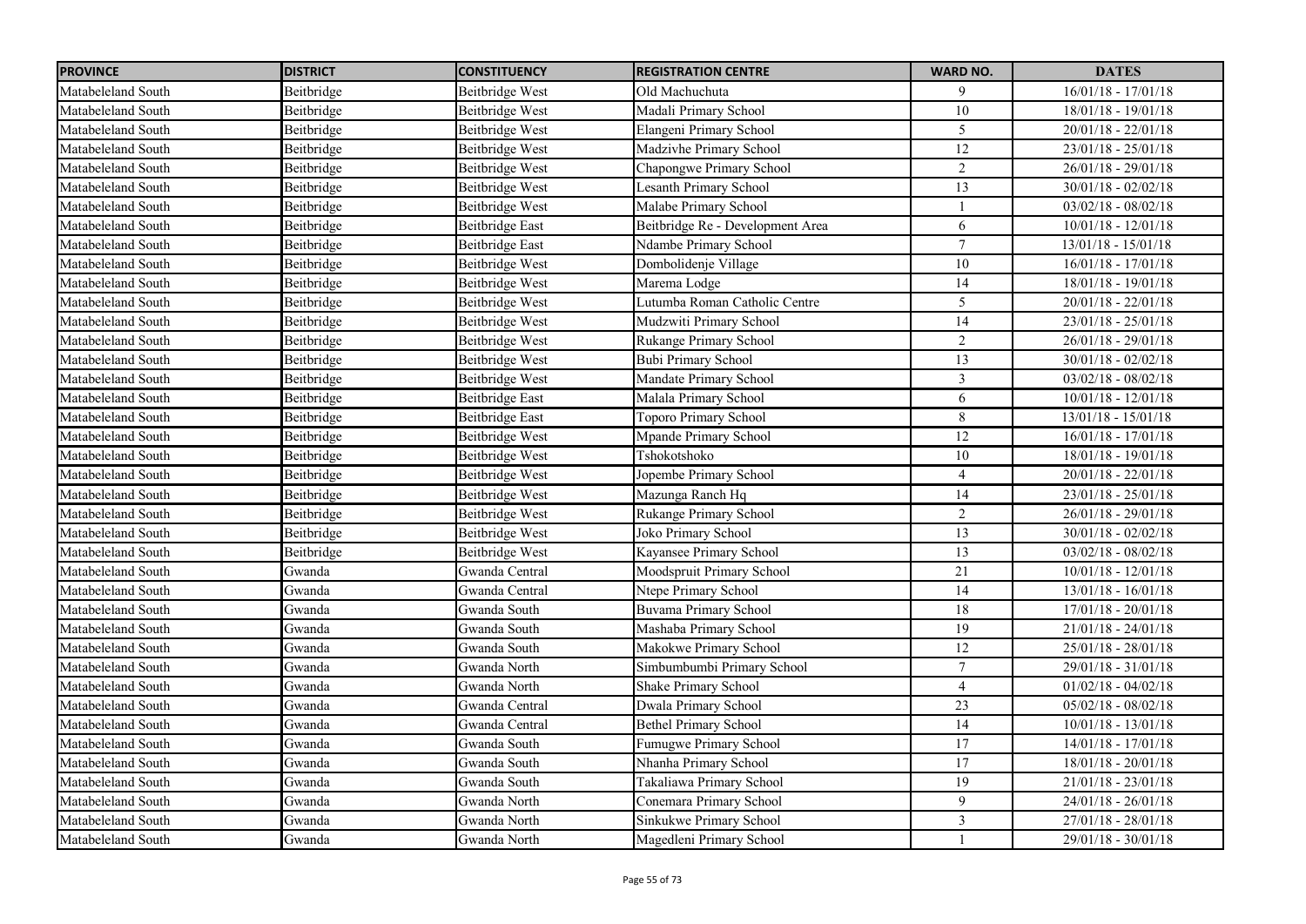| PROVINCE | DISTRICT | CONSTITUENCY | REGISTRATION CENTRE | WARD NO. | DATES |
|---|---|---|---|---|---|
| Matabeleland South | Beitbridge | Beitbridge West | Old Machuchuta | 9 | 16/01/18 - 17/01/18 |
| Matabeleland South | Beitbridge | Beitbridge West | Madali Primary School | 10 | 18/01/18 - 19/01/18 |
| Matabeleland South | Beitbridge | Beitbridge West | Elangeni Primary School | 5 | 20/01/18 - 22/01/18 |
| Matabeleland South | Beitbridge | Beitbridge West | Madzivhe Primary School | 12 | 23/01/18 - 25/01/18 |
| Matabeleland South | Beitbridge | Beitbridge West | Chapongwe Primary School | 2 | 26/01/18 - 29/01/18 |
| Matabeleland South | Beitbridge | Beitbridge West | Lesanth Primary School | 13 | 30/01/18 - 02/02/18 |
| Matabeleland South | Beitbridge | Beitbridge West | Malabe Primary School | 1 | 03/02/18 - 08/02/18 |
| Matabeleland South | Beitbridge | Beitbridge East | Beitbridge Re - Development Area | 6 | 10/01/18 - 12/01/18 |
| Matabeleland South | Beitbridge | Beitbridge East | Ndambe Primary School | 7 | 13/01/18 - 15/01/18 |
| Matabeleland South | Beitbridge | Beitbridge West | Dombolidenje Village | 10 | 16/01/18 - 17/01/18 |
| Matabeleland South | Beitbridge | Beitbridge West | Marema Lodge | 14 | 18/01/18 - 19/01/18 |
| Matabeleland South | Beitbridge | Beitbridge West | Lutumba Roman Catholic Centre | 5 | 20/01/18 - 22/01/18 |
| Matabeleland South | Beitbridge | Beitbridge West | Mudzwiti Primary School | 14 | 23/01/18 - 25/01/18 |
| Matabeleland South | Beitbridge | Beitbridge West | Rukange Primary School | 2 | 26/01/18 - 29/01/18 |
| Matabeleland South | Beitbridge | Beitbridge West | Bubi Primary School | 13 | 30/01/18 - 02/02/18 |
| Matabeleland South | Beitbridge | Beitbridge West | Mandate Primary School | 3 | 03/02/18 - 08/02/18 |
| Matabeleland South | Beitbridge | Beitbridge East | Malala Primary School | 6 | 10/01/18 - 12/01/18 |
| Matabeleland South | Beitbridge | Beitbridge East | Toporo Primary School | 8 | 13/01/18 - 15/01/18 |
| Matabeleland South | Beitbridge | Beitbridge West | Mpande Primary School | 12 | 16/01/18 - 17/01/18 |
| Matabeleland South | Beitbridge | Beitbridge West | Tshokotshoko | 10 | 18/01/18 - 19/01/18 |
| Matabeleland South | Beitbridge | Beitbridge West | Jopembe Primary School | 4 | 20/01/18 - 22/01/18 |
| Matabeleland South | Beitbridge | Beitbridge West | Mazunga Ranch Hq | 14 | 23/01/18 - 25/01/18 |
| Matabeleland South | Beitbridge | Beitbridge West | Rukange Primary School | 2 | 26/01/18 - 29/01/18 |
| Matabeleland South | Beitbridge | Beitbridge West | Joko Primary School | 13 | 30/01/18 - 02/02/18 |
| Matabeleland South | Beitbridge | Beitbridge West | Kayansee Primary School | 13 | 03/02/18 - 08/02/18 |
| Matabeleland South | Gwanda | Gwanda Central | Moodspruit Primary School | 21 | 10/01/18 - 12/01/18 |
| Matabeleland South | Gwanda | Gwanda Central | Ntepe Primary School | 14 | 13/01/18 - 16/01/18 |
| Matabeleland South | Gwanda | Gwanda South | Buvama Primary School | 18 | 17/01/18 - 20/01/18 |
| Matabeleland South | Gwanda | Gwanda South | Mashaba Primary School | 19 | 21/01/18 - 24/01/18 |
| Matabeleland South | Gwanda | Gwanda South | Makokwe Primary School | 12 | 25/01/18 - 28/01/18 |
| Matabeleland South | Gwanda | Gwanda North | Simbumbumbi Primary School | 7 | 29/01/18 - 31/01/18 |
| Matabeleland South | Gwanda | Gwanda North | Shake Primary School | 4 | 01/02/18 - 04/02/18 |
| Matabeleland South | Gwanda | Gwanda Central | Dwala Primary School | 23 | 05/02/18 - 08/02/18 |
| Matabeleland South | Gwanda | Gwanda Central | Bethel Primary School | 14 | 10/01/18 - 13/01/18 |
| Matabeleland South | Gwanda | Gwanda South | Fumugwe Primary School | 17 | 14/01/18 - 17/01/18 |
| Matabeleland South | Gwanda | Gwanda South | Nhanha Primary School | 17 | 18/01/18 - 20/01/18 |
| Matabeleland South | Gwanda | Gwanda South | Takaliawa Primary School | 19 | 21/01/18 - 23/01/18 |
| Matabeleland South | Gwanda | Gwanda North | Conemara Primary School | 9 | 24/01/18 - 26/01/18 |
| Matabeleland South | Gwanda | Gwanda North | Sinkukwe Primary School | 3 | 27/01/18 - 28/01/18 |
| Matabeleland South | Gwanda | Gwanda North | Magedleni Primary School | 1 | 29/01/18 - 30/01/18 |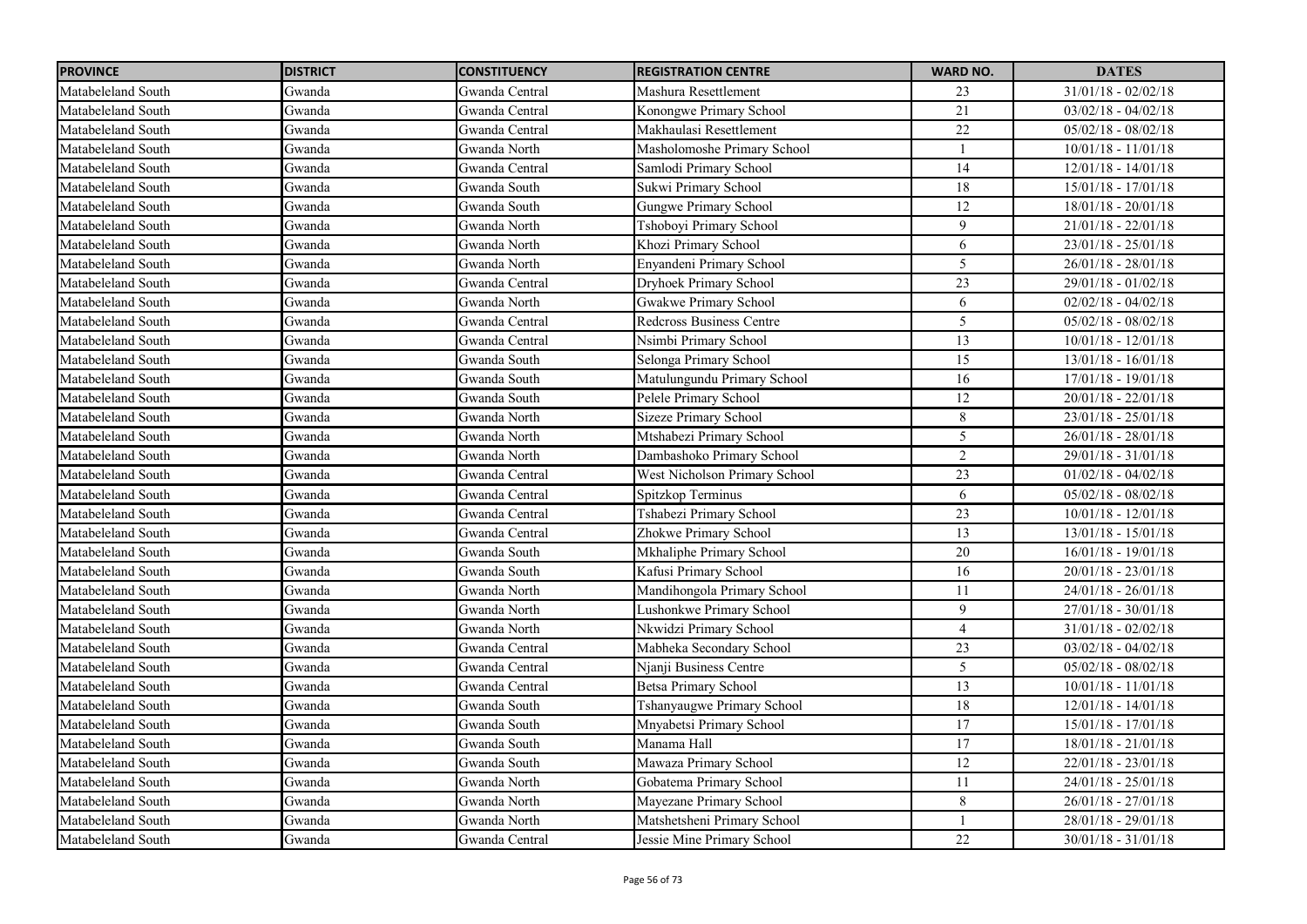| PROVINCE | DISTRICT | CONSTITUENCY | REGISTRATION CENTRE | WARD NO. | DATES |
| --- | --- | --- | --- | --- | --- |
| Matabeleland South | Gwanda | Gwanda Central | Mashura Resettlement | 23 | 31/01/18 - 02/02/18 |
| Matabeleland South | Gwanda | Gwanda Central | Konongwe Primary School | 21 | 03/02/18 - 04/02/18 |
| Matabeleland South | Gwanda | Gwanda Central | Makhaulasi Resettlement | 22 | 05/02/18 - 08/02/18 |
| Matabeleland South | Gwanda | Gwanda North | Masholomoshe Primary School | 1 | 10/01/18 - 11/01/18 |
| Matabeleland South | Gwanda | Gwanda Central | Samlodi Primary School | 14 | 12/01/18 - 14/01/18 |
| Matabeleland South | Gwanda | Gwanda South | Sukwi Primary School | 18 | 15/01/18 - 17/01/18 |
| Matabeleland South | Gwanda | Gwanda South | Gungwe Primary School | 12 | 18/01/18 - 20/01/18 |
| Matabeleland South | Gwanda | Gwanda North | Tshoboyi Primary School | 9 | 21/01/18 - 22/01/18 |
| Matabeleland South | Gwanda | Gwanda North | Khozi Primary School | 6 | 23/01/18 - 25/01/18 |
| Matabeleland South | Gwanda | Gwanda North | Enyandeni Primary School | 5 | 26/01/18 - 28/01/18 |
| Matabeleland South | Gwanda | Gwanda Central | Dryhoek Primary School | 23 | 29/01/18 - 01/02/18 |
| Matabeleland South | Gwanda | Gwanda North | Gwakwe Primary School | 6 | 02/02/18 - 04/02/18 |
| Matabeleland South | Gwanda | Gwanda Central | Redcross Business Centre | 5 | 05/02/18 - 08/02/18 |
| Matabeleland South | Gwanda | Gwanda Central | Nsimbi Primary School | 13 | 10/01/18 - 12/01/18 |
| Matabeleland South | Gwanda | Gwanda South | Selonga Primary School | 15 | 13/01/18 - 16/01/18 |
| Matabeleland South | Gwanda | Gwanda South | Matulungundu Primary School | 16 | 17/01/18 - 19/01/18 |
| Matabeleland South | Gwanda | Gwanda South | Pelele Primary School | 12 | 20/01/18 - 22/01/18 |
| Matabeleland South | Gwanda | Gwanda North | Sizeze Primary School | 8 | 23/01/18 - 25/01/18 |
| Matabeleland South | Gwanda | Gwanda North | Mtshabezi Primary School | 5 | 26/01/18 - 28/01/18 |
| Matabeleland South | Gwanda | Gwanda North | Dambashoko Primary School | 2 | 29/01/18 - 31/01/18 |
| Matabeleland South | Gwanda | Gwanda Central | West Nicholson Primary School | 23 | 01/02/18 - 04/02/18 |
| Matabeleland South | Gwanda | Gwanda Central | Spitzkop Terminus | 6 | 05/02/18 - 08/02/18 |
| Matabeleland South | Gwanda | Gwanda Central | Tshabezi Primary School | 23 | 10/01/18 - 12/01/18 |
| Matabeleland South | Gwanda | Gwanda Central | Zhokwe Primary School | 13 | 13/01/18 - 15/01/18 |
| Matabeleland South | Gwanda | Gwanda South | Mkhaliphe Primary School | 20 | 16/01/18 - 19/01/18 |
| Matabeleland South | Gwanda | Gwanda South | Kafusi Primary School | 16 | 20/01/18 - 23/01/18 |
| Matabeleland South | Gwanda | Gwanda North | Mandihongola Primary School | 11 | 24/01/18 - 26/01/18 |
| Matabeleland South | Gwanda | Gwanda North | Lushonkwe Primary School | 9 | 27/01/18 - 30/01/18 |
| Matabeleland South | Gwanda | Gwanda North | Nkwidzi Primary School | 4 | 31/01/18 - 02/02/18 |
| Matabeleland South | Gwanda | Gwanda Central | Mabheka Secondary School | 23 | 03/02/18 - 04/02/18 |
| Matabeleland South | Gwanda | Gwanda Central | Njanji Business Centre | 5 | 05/02/18 - 08/02/18 |
| Matabeleland South | Gwanda | Gwanda Central | Betsa Primary School | 13 | 10/01/18 - 11/01/18 |
| Matabeleland South | Gwanda | Gwanda South | Tshanyaugwe Primary School | 18 | 12/01/18 - 14/01/18 |
| Matabeleland South | Gwanda | Gwanda South | Mnyabetsi Primary School | 17 | 15/01/18 - 17/01/18 |
| Matabeleland South | Gwanda | Gwanda South | Manama Hall | 17 | 18/01/18 - 21/01/18 |
| Matabeleland South | Gwanda | Gwanda South | Mawaza Primary School | 12 | 22/01/18 - 23/01/18 |
| Matabeleland South | Gwanda | Gwanda North | Gobatema Primary School | 11 | 24/01/18 - 25/01/18 |
| Matabeleland South | Gwanda | Gwanda North | Mayezane Primary School | 8 | 26/01/18 - 27/01/18 |
| Matabeleland South | Gwanda | Gwanda North | Matshetsheni Primary School | 1 | 28/01/18 - 29/01/18 |
| Matabeleland South | Gwanda | Gwanda Central | Jessie Mine Primary School | 22 | 30/01/18 - 31/01/18 |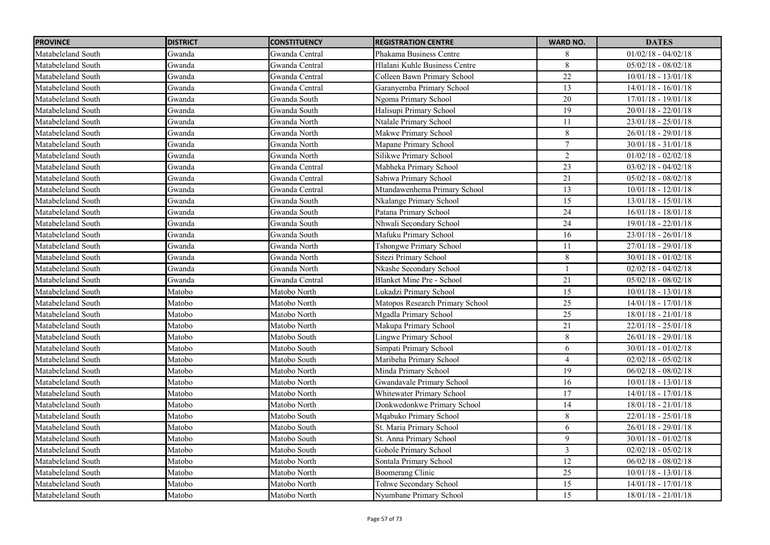| PROVINCE | DISTRICT | CONSTITUENCY | REGISTRATION CENTRE | WARD NO. | DATES |
|---|---|---|---|---|---|
| Matabeleland South | Gwanda | Gwanda Central | Phakama Business Centre | 8 | 01/02/18 - 04/02/18 |
| Matabeleland South | Gwanda | Gwanda Central | Hlalani Kuhle Business Centre | 8 | 05/02/18 - 08/02/18 |
| Matabeleland South | Gwanda | Gwanda Central | Colleen Bawn Primary School | 22 | 10/01/18 - 13/01/18 |
| Matabeleland South | Gwanda | Gwanda Central | Garanyemba Primary School | 13 | 14/01/18 - 16/01/18 |
| Matabeleland South | Gwanda | Gwanda South | Ngoma Primary School | 20 | 17/01/18 - 19/01/18 |
| Matabeleland South | Gwanda | Gwanda South | Halisupi Primary School | 19 | 20/01/18 - 22/01/18 |
| Matabeleland South | Gwanda | Gwanda North | Ntalale Primary School | 11 | 23/01/18 - 25/01/18 |
| Matabeleland South | Gwanda | Gwanda North | Makwe Primary School | 8 | 26/01/18 - 29/01/18 |
| Matabeleland South | Gwanda | Gwanda North | Mapane Primary School | 7 | 30/01/18 - 31/01/18 |
| Matabeleland South | Gwanda | Gwanda North | Silikwe Primary School | 2 | 01/02/18 - 02/02/18 |
| Matabeleland South | Gwanda | Gwanda Central | Mabheka Primary School | 23 | 03/02/18 - 04/02/18 |
| Matabeleland South | Gwanda | Gwanda Central | Sabiwa Primary School | 21 | 05/02/18 - 08/02/18 |
| Matabeleland South | Gwanda | Gwanda Central | Mtandawenhema Primary School | 13 | 10/01/18 - 12/01/18 |
| Matabeleland South | Gwanda | Gwanda South | Nkalange Primary School | 15 | 13/01/18 - 15/01/18 |
| Matabeleland South | Gwanda | Gwanda South | Patana Primary School | 24 | 16/01/18 - 18/01/18 |
| Matabeleland South | Gwanda | Gwanda South | Nhwali Secondary School | 24 | 19/01/18 - 22/01/18 |
| Matabeleland South | Gwanda | Gwanda South | Mafuku Primary School | 16 | 23/01/18 - 26/01/18 |
| Matabeleland South | Gwanda | Gwanda North | Tshongwe Primary School | 11 | 27/01/18 - 29/01/18 |
| Matabeleland South | Gwanda | Gwanda North | Sitezi Primary School | 8 | 30/01/18 - 01/02/18 |
| Matabeleland South | Gwanda | Gwanda North | Nkashe Secondary School | 1 | 02/02/18 - 04/02/18 |
| Matabeleland South | Gwanda | Gwanda Central | Blanket Mine Pre - School | 21 | 05/02/18 - 08/02/18 |
| Matabeleland South | Matobo | Matobo North | Lukadzi Primary School | 15 | 10/01/18 - 13/01/18 |
| Matabeleland South | Matobo | Matobo North | Matopos Research Primary School | 25 | 14/01/18 - 17/01/18 |
| Matabeleland South | Matobo | Matobo North | Mgadla Primary School | 25 | 18/01/18 - 21/01/18 |
| Matabeleland South | Matobo | Matobo North | Makupa Primary School | 21 | 22/01/18 - 25/01/18 |
| Matabeleland South | Matobo | Matobo South | Lingwe Primary School | 8 | 26/01/18 - 29/01/18 |
| Matabeleland South | Matobo | Matobo South | Simpati Primary School | 6 | 30/01/18 - 01/02/18 |
| Matabeleland South | Matobo | Matobo South | Maribeha Primary School | 4 | 02/02/18 - 05/02/18 |
| Matabeleland South | Matobo | Matobo North | Minda Primary School | 19 | 06/02/18 - 08/02/18 |
| Matabeleland South | Matobo | Matobo North | Gwandavale Primary School | 16 | 10/01/18 - 13/01/18 |
| Matabeleland South | Matobo | Matobo North | Whitewater Primary School | 17 | 14/01/18 - 17/01/18 |
| Matabeleland South | Matobo | Matobo North | Donkwedonkwe Primary School | 14 | 18/01/18 - 21/01/18 |
| Matabeleland South | Matobo | Matobo South | Mqabuko Primary School | 8 | 22/01/18 - 25/01/18 |
| Matabeleland South | Matobo | Matobo South | St. Maria Primary School | 6 | 26/01/18 - 29/01/18 |
| Matabeleland South | Matobo | Matobo South | St. Anna Primary School | 9 | 30/01/18 - 01/02/18 |
| Matabeleland South | Matobo | Matobo South | Gohole Primary School | 3 | 02/02/18 - 05/02/18 |
| Matabeleland South | Matobo | Matobo North | Sontala Primary School | 12 | 06/02/18 - 08/02/18 |
| Matabeleland South | Matobo | Matobo North | Boomerang Clinic | 25 | 10/01/18 - 13/01/18 |
| Matabeleland South | Matobo | Matobo North | Tohwe Secondary School | 15 | 14/01/18 - 17/01/18 |
| Matabeleland South | Matobo | Matobo North | Nyumbane Primary School | 15 | 18/01/18 - 21/01/18 |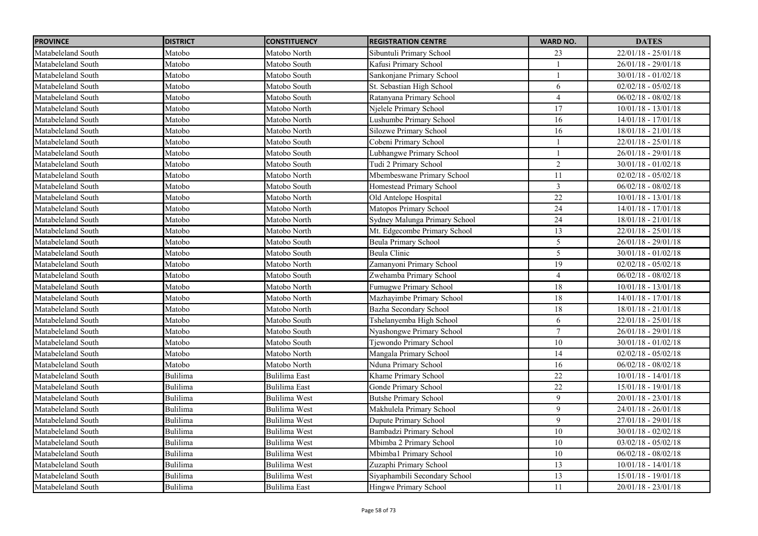| PROVINCE | DISTRICT | CONSTITUENCY | REGISTRATION CENTRE | WARD NO. | DATES |
|---|---|---|---|---|---|
| Matabeleland South | Matobo | Matobo North | Sibuntuli Primary School | 23 | 22/01/18 - 25/01/18 |
| Matabeleland South | Matobo | Matobo South | Kafusi Primary School | 1 | 26/01/18 - 29/01/18 |
| Matabeleland South | Matobo | Matobo South | Sankonjane Primary School | 1 | 30/01/18 - 01/02/18 |
| Matabeleland South | Matobo | Matobo South | St. Sebastian High School | 6 | 02/02/18 - 05/02/18 |
| Matabeleland South | Matobo | Matobo South | Ratanyana Primary School | 4 | 06/02/18 - 08/02/18 |
| Matabeleland South | Matobo | Matobo North | Njelele Primary School | 17 | 10/01/18 - 13/01/18 |
| Matabeleland South | Matobo | Matobo North | Lushumbe Primary School | 16 | 14/01/18 - 17/01/18 |
| Matabeleland South | Matobo | Matobo North | Silozwe Primary School | 16 | 18/01/18 - 21/01/18 |
| Matabeleland South | Matobo | Matobo South | Cobeni Primary School | 1 | 22/01/18 - 25/01/18 |
| Matabeleland South | Matobo | Matobo South | Lubhangwe Primary School | 1 | 26/01/18 - 29/01/18 |
| Matabeleland South | Matobo | Matobo South | Tudi 2 Primary School | 2 | 30/01/18 - 01/02/18 |
| Matabeleland South | Matobo | Matobo North | Mbembeswane Primary School | 11 | 02/02/18 - 05/02/18 |
| Matabeleland South | Matobo | Matobo South | Homestead Primary School | 3 | 06/02/18 - 08/02/18 |
| Matabeleland South | Matobo | Matobo North | Old Antelope Hospital | 22 | 10/01/18 - 13/01/18 |
| Matabeleland South | Matobo | Matobo North | Matopos Primary School | 24 | 14/01/18 - 17/01/18 |
| Matabeleland South | Matobo | Matobo North | Sydney Malunga Primary School | 24 | 18/01/18 - 21/01/18 |
| Matabeleland South | Matobo | Matobo North | Mt. Edgecombe Primary School | 13 | 22/01/18 - 25/01/18 |
| Matabeleland South | Matobo | Matobo South | Beula Primary School | 5 | 26/01/18 - 29/01/18 |
| Matabeleland South | Matobo | Matobo South | Beula Clinic | 5 | 30/01/18 - 01/02/18 |
| Matabeleland South | Matobo | Matobo North | Zamanyoni Primary School | 19 | 02/02/18 - 05/02/18 |
| Matabeleland South | Matobo | Matobo South | Zwehamba Primary School | 4 | 06/02/18 - 08/02/18 |
| Matabeleland South | Matobo | Matobo North | Fumugwe Primary School | 18 | 10/01/18 - 13/01/18 |
| Matabeleland South | Matobo | Matobo North | Mazhayimbe Primary School | 18 | 14/01/18 - 17/01/18 |
| Matabeleland South | Matobo | Matobo North | Bazha Secondary School | 18 | 18/01/18 - 21/01/18 |
| Matabeleland South | Matobo | Matobo South | Tshelanyemba High School | 6 | 22/01/18 - 25/01/18 |
| Matabeleland South | Matobo | Matobo South | Nyashongwe Primary School | 7 | 26/01/18 - 29/01/18 |
| Matabeleland South | Matobo | Matobo South | Tjewondo Primary School | 10 | 30/01/18 - 01/02/18 |
| Matabeleland South | Matobo | Matobo North | Mangala Primary School | 14 | 02/02/18 - 05/02/18 |
| Matabeleland South | Matobo | Matobo North | Nduna Primary School | 16 | 06/02/18 - 08/02/18 |
| Matabeleland South | Bulilima | Bulilima East | Khame Primary School | 22 | 10/01/18 - 14/01/18 |
| Matabeleland South | Bulilima | Bulilima East | Gonde Primary School | 22 | 15/01/18 - 19/01/18 |
| Matabeleland South | Bulilima | Bulilima West | Butshe Primary School | 9 | 20/01/18 - 23/01/18 |
| Matabeleland South | Bulilima | Bulilima West | Makhulela Primary School | 9 | 24/01/18 - 26/01/18 |
| Matabeleland South | Bulilima | Bulilima West | Dupute Primary School | 9 | 27/01/18 - 29/01/18 |
| Matabeleland South | Bulilima | Bulilima West | Bambadzi Primary School | 10 | 30/01/18 - 02/02/18 |
| Matabeleland South | Bulilima | Bulilima West | Mbimba 2 Primary School | 10 | 03/02/18 - 05/02/18 |
| Matabeleland South | Bulilima | Bulilima West | Mbimba1 Primary School | 10 | 06/02/18 - 08/02/18 |
| Matabeleland South | Bulilima | Bulilima West | Zuzaphi Primary School | 13 | 10/01/18 - 14/01/18 |
| Matabeleland South | Bulilima | Bulilima West | Siyaphambili Secondary School | 13 | 15/01/18 - 19/01/18 |
| Matabeleland South | Bulilima | Bulilima East | Hingwe Primary School | 11 | 20/01/18 - 23/01/18 |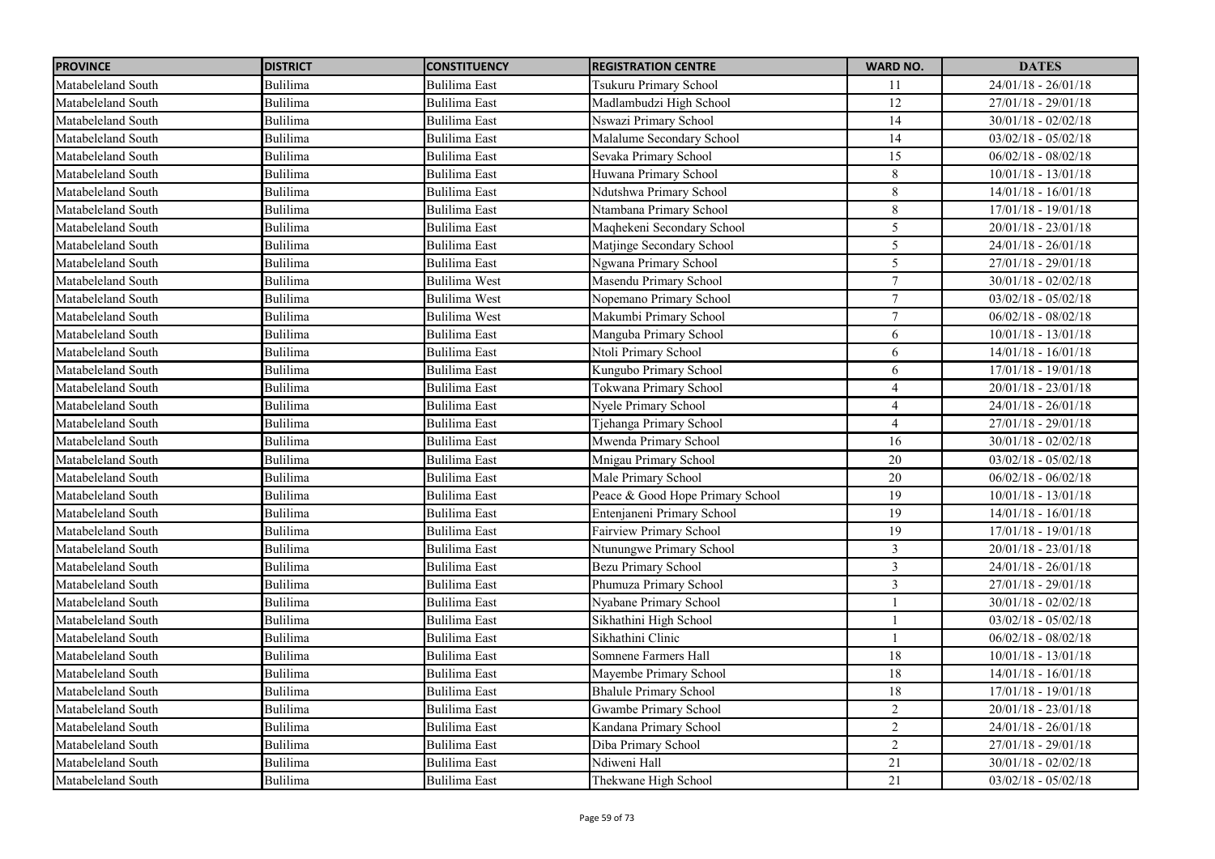| PROVINCE | DISTRICT | CONSTITUENCY | REGISTRATION CENTRE | WARD NO. | DATES |
|---|---|---|---|---|---|
| Matabeleland South | Bulilima | Bulilima East | Tsukuru Primary School | 11 | 24/01/18 - 26/01/18 |
| Matabeleland South | Bulilima | Bulilima East | Madlambudzi High School | 12 | 27/01/18 - 29/01/18 |
| Matabeleland South | Bulilima | Bulilima East | Nswazi Primary School | 14 | 30/01/18 - 02/02/18 |
| Matabeleland South | Bulilima | Bulilima East | Malalume Secondary School | 14 | 03/02/18 - 05/02/18 |
| Matabeleland South | Bulilima | Bulilima East | Sevaka Primary School | 15 | 06/02/18 - 08/02/18 |
| Matabeleland South | Bulilima | Bulilima East | Huwana Primary School | 8 | 10/01/18 - 13/01/18 |
| Matabeleland South | Bulilima | Bulilima East | Ndutshwa Primary School | 8 | 14/01/18 - 16/01/18 |
| Matabeleland South | Bulilima | Bulilima East | Ntambana Primary School | 8 | 17/01/18 - 19/01/18 |
| Matabeleland South | Bulilima | Bulilima East | Maqhekeni Secondary School | 5 | 20/01/18 - 23/01/18 |
| Matabeleland South | Bulilima | Bulilima East | Matjinge Secondary School | 5 | 24/01/18 - 26/01/18 |
| Matabeleland South | Bulilima | Bulilima East | Ngwana Primary School | 5 | 27/01/18 - 29/01/18 |
| Matabeleland South | Bulilima | Bulilima West | Masendu Primary School | 7 | 30/01/18 - 02/02/18 |
| Matabeleland South | Bulilima | Bulilima West | Nopemano Primary School | 7 | 03/02/18 - 05/02/18 |
| Matabeleland South | Bulilima | Bulilima West | Makumbi Primary School | 7 | 06/02/18 - 08/02/18 |
| Matabeleland South | Bulilima | Bulilima East | Manguba Primary School | 6 | 10/01/18 - 13/01/18 |
| Matabeleland South | Bulilima | Bulilima East | Ntoli Primary School | 6 | 14/01/18 - 16/01/18 |
| Matabeleland South | Bulilima | Bulilima East | Kungubo Primary School | 6 | 17/01/18 - 19/01/18 |
| Matabeleland South | Bulilima | Bulilima East | Tokwana Primary School | 4 | 20/01/18 - 23/01/18 |
| Matabeleland South | Bulilima | Bulilima East | Nyele Primary School | 4 | 24/01/18 - 26/01/18 |
| Matabeleland South | Bulilima | Bulilima East | Tjehanga Primary School | 4 | 27/01/18 - 29/01/18 |
| Matabeleland South | Bulilima | Bulilima East | Mwenda Primary School | 16 | 30/01/18 - 02/02/18 |
| Matabeleland South | Bulilima | Bulilima East | Mnigau Primary School | 20 | 03/02/18 - 05/02/18 |
| Matabeleland South | Bulilima | Bulilima East | Male Primary School | 20 | 06/02/18 - 06/02/18 |
| Matabeleland South | Bulilima | Bulilima East | Peace & Good Hope Primary School | 19 | 10/01/18 - 13/01/18 |
| Matabeleland South | Bulilima | Bulilima East | Entenjaneni Primary School | 19 | 14/01/18 - 16/01/18 |
| Matabeleland South | Bulilima | Bulilima East | Fairview Primary School | 19 | 17/01/18 - 19/01/18 |
| Matabeleland South | Bulilima | Bulilima East | Ntunungwe Primary School | 3 | 20/01/18 - 23/01/18 |
| Matabeleland South | Bulilima | Bulilima East | Bezu Primary School | 3 | 24/01/18 - 26/01/18 |
| Matabeleland South | Bulilima | Bulilima East | Phumuza Primary School | 3 | 27/01/18 - 29/01/18 |
| Matabeleland South | Bulilima | Bulilima East | Nyabane Primary School | 1 | 30/01/18 - 02/02/18 |
| Matabeleland South | Bulilima | Bulilima East | Sikhathini High School | 1 | 03/02/18 - 05/02/18 |
| Matabeleland South | Bulilima | Bulilima East | Sikhathini Clinic | 1 | 06/02/18 - 08/02/18 |
| Matabeleland South | Bulilima | Bulilima East | Somnene Farmers Hall | 18 | 10/01/18 - 13/01/18 |
| Matabeleland South | Bulilima | Bulilima East | Mayembe Primary School | 18 | 14/01/18 - 16/01/18 |
| Matabeleland South | Bulilima | Bulilima East | Bhalule Primary School | 18 | 17/01/18 - 19/01/18 |
| Matabeleland South | Bulilima | Bulilima East | Gwambe Primary School | 2 | 20/01/18 - 23/01/18 |
| Matabeleland South | Bulilima | Bulilima East | Kandana Primary School | 2 | 24/01/18 - 26/01/18 |
| Matabeleland South | Bulilima | Bulilima East | Diba Primary School | 2 | 27/01/18 - 29/01/18 |
| Matabeleland South | Bulilima | Bulilima East | Ndiweni Hall | 21 | 30/01/18 - 02/02/18 |
| Matabeleland South | Bulilima | Bulilima East | Thekwane High School | 21 | 03/02/18 - 05/02/18 |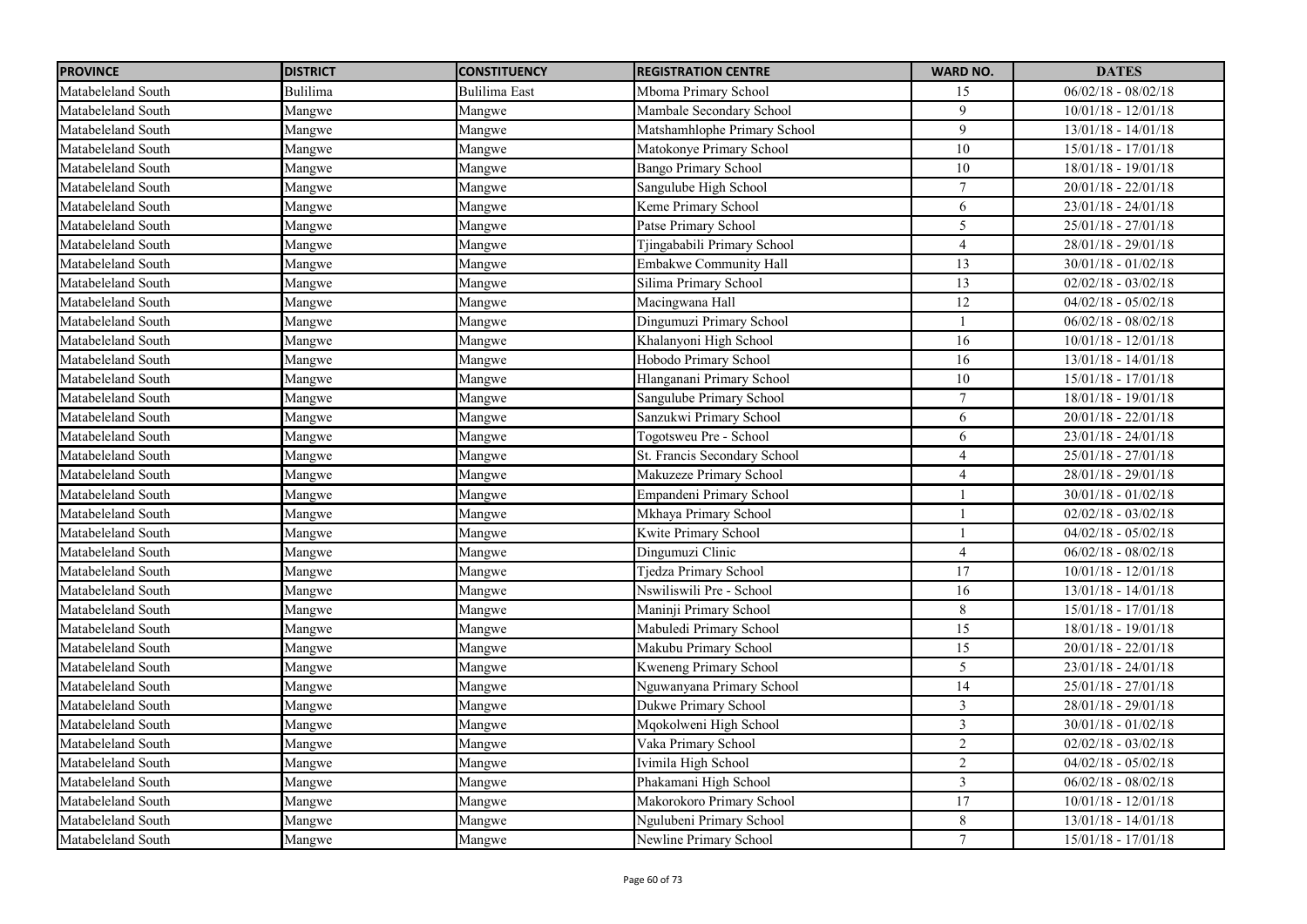| PROVINCE | DISTRICT | CONSTITUENCY | REGISTRATION CENTRE | WARD NO. | DATES |
| --- | --- | --- | --- | --- | --- |
| Matabeleland South | Bulilima | Bulilima East | Mboma Primary School | 15 | 06/02/18 - 08/02/18 |
| Matabeleland South | Mangwe | Mangwe | Mambale Secondary School | 9 | 10/01/18 - 12/01/18 |
| Matabeleland South | Mangwe | Mangwe | Matshamhlophe Primary School | 9 | 13/01/18 - 14/01/18 |
| Matabeleland South | Mangwe | Mangwe | Matokonye Primary School | 10 | 15/01/18 - 17/01/18 |
| Matabeleland South | Mangwe | Mangwe | Bango Primary School | 10 | 18/01/18 - 19/01/18 |
| Matabeleland South | Mangwe | Mangwe | Sangulube High School | 7 | 20/01/18 - 22/01/18 |
| Matabeleland South | Mangwe | Mangwe | Keme Primary School | 6 | 23/01/18 - 24/01/18 |
| Matabeleland South | Mangwe | Mangwe | Patse Primary School | 5 | 25/01/18 - 27/01/18 |
| Matabeleland South | Mangwe | Mangwe | Tjingababili Primary School | 4 | 28/01/18 - 29/01/18 |
| Matabeleland South | Mangwe | Mangwe | Embakwe Community Hall | 13 | 30/01/18 - 01/02/18 |
| Matabeleland South | Mangwe | Mangwe | Silima Primary School | 13 | 02/02/18 - 03/02/18 |
| Matabeleland South | Mangwe | Mangwe | Macingwana Hall | 12 | 04/02/18 - 05/02/18 |
| Matabeleland South | Mangwe | Mangwe | Dingumuzi Primary School | 1 | 06/02/18 - 08/02/18 |
| Matabeleland South | Mangwe | Mangwe | Khalanyoni High School | 16 | 10/01/18 - 12/01/18 |
| Matabeleland South | Mangwe | Mangwe | Hobodo Primary School | 16 | 13/01/18 - 14/01/18 |
| Matabeleland South | Mangwe | Mangwe | Hlanganani Primary School | 10 | 15/01/18 - 17/01/18 |
| Matabeleland South | Mangwe | Mangwe | Sangulube Primary School | 7 | 18/01/18 - 19/01/18 |
| Matabeleland South | Mangwe | Mangwe | Sanzukwi Primary School | 6 | 20/01/18 - 22/01/18 |
| Matabeleland South | Mangwe | Mangwe | Togotsweu Pre - School | 6 | 23/01/18 - 24/01/18 |
| Matabeleland South | Mangwe | Mangwe | St. Francis Secondary School | 4 | 25/01/18 - 27/01/18 |
| Matabeleland South | Mangwe | Mangwe | Makuzeze Primary School | 4 | 28/01/18 - 29/01/18 |
| Matabeleland South | Mangwe | Mangwe | Empandeni Primary School | 1 | 30/01/18 - 01/02/18 |
| Matabeleland South | Mangwe | Mangwe | Mkhaya Primary School | 1 | 02/02/18 - 03/02/18 |
| Matabeleland South | Mangwe | Mangwe | Kwite Primary School | 1 | 04/02/18 - 05/02/18 |
| Matabeleland South | Mangwe | Mangwe | Dingumuzi Clinic | 4 | 06/02/18 - 08/02/18 |
| Matabeleland South | Mangwe | Mangwe | Tjedza Primary School | 17 | 10/01/18 - 12/01/18 |
| Matabeleland South | Mangwe | Mangwe | Nswiliswili Pre - School | 16 | 13/01/18 - 14/01/18 |
| Matabeleland South | Mangwe | Mangwe | Maninji Primary School | 8 | 15/01/18 - 17/01/18 |
| Matabeleland South | Mangwe | Mangwe | Mabuledi Primary School | 15 | 18/01/18 - 19/01/18 |
| Matabeleland South | Mangwe | Mangwe | Makubu Primary School | 15 | 20/01/18 - 22/01/18 |
| Matabeleland South | Mangwe | Mangwe | Kweneng Primary School | 5 | 23/01/18 - 24/01/18 |
| Matabeleland South | Mangwe | Mangwe | Nguwanyana Primary School | 14 | 25/01/18 - 27/01/18 |
| Matabeleland South | Mangwe | Mangwe | Dukwe Primary School | 3 | 28/01/18 - 29/01/18 |
| Matabeleland South | Mangwe | Mangwe | Mqokolweni High School | 3 | 30/01/18 - 01/02/18 |
| Matabeleland South | Mangwe | Mangwe | Vaka Primary School | 2 | 02/02/18 - 03/02/18 |
| Matabeleland South | Mangwe | Mangwe | Ivimila High School | 2 | 04/02/18 - 05/02/18 |
| Matabeleland South | Mangwe | Mangwe | Phakamani High School | 3 | 06/02/18 - 08/02/18 |
| Matabeleland South | Mangwe | Mangwe | Makorokoro Primary School | 17 | 10/01/18 - 12/01/18 |
| Matabeleland South | Mangwe | Mangwe | Ngulubeni Primary School | 8 | 13/01/18 - 14/01/18 |
| Matabeleland South | Mangwe | Mangwe | Newline Primary School | 7 | 15/01/18 - 17/01/18 |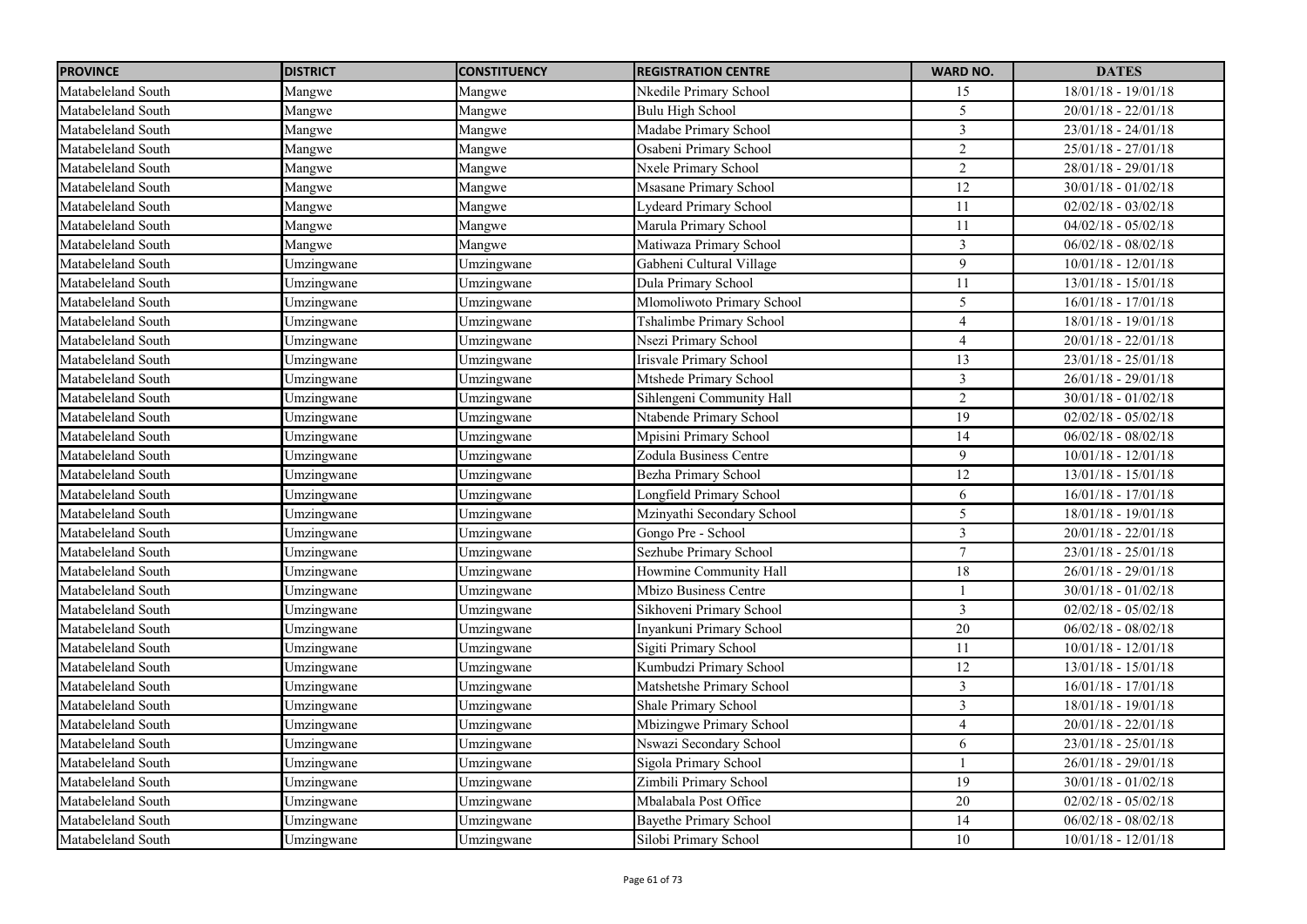| PROVINCE | DISTRICT | CONSTITUENCY | REGISTRATION CENTRE | WARD NO. | DATES |
|---|---|---|---|---|---|
| Matabeleland South | Mangwe | Mangwe | Nkedile Primary School | 15 | 18/01/18 - 19/01/18 |
| Matabeleland South | Mangwe | Mangwe | Bulu High School | 5 | 20/01/18 - 22/01/18 |
| Matabeleland South | Mangwe | Mangwe | Madabe Primary School | 3 | 23/01/18 - 24/01/18 |
| Matabeleland South | Mangwe | Mangwe | Osabeni Primary School | 2 | 25/01/18 - 27/01/18 |
| Matabeleland South | Mangwe | Mangwe | Nxele Primary School | 2 | 28/01/18 - 29/01/18 |
| Matabeleland South | Mangwe | Mangwe | Msasane Primary School | 12 | 30/01/18 - 01/02/18 |
| Matabeleland South | Mangwe | Mangwe | Lydeard Primary School | 11 | 02/02/18 - 03/02/18 |
| Matabeleland South | Mangwe | Mangwe | Marula Primary School | 11 | 04/02/18 - 05/02/18 |
| Matabeleland South | Mangwe | Mangwe | Matiwaza Primary School | 3 | 06/02/18 - 08/02/18 |
| Matabeleland South | Umzingwane | Umzingwane | Gabheni Cultural Village | 9 | 10/01/18 - 12/01/18 |
| Matabeleland South | Umzingwane | Umzingwane | Dula Primary School | 11 | 13/01/18 - 15/01/18 |
| Matabeleland South | Umzingwane | Umzingwane | Mlomoliwoto Primary School | 5 | 16/01/18 - 17/01/18 |
| Matabeleland South | Umzingwane | Umzingwane | Tshalimbe Primary School | 4 | 18/01/18 - 19/01/18 |
| Matabeleland South | Umzingwane | Umzingwane | Nsezi Primary School | 4 | 20/01/18 - 22/01/18 |
| Matabeleland South | Umzingwane | Umzingwane | Irisvale Primary School | 13 | 23/01/18 - 25/01/18 |
| Matabeleland South | Umzingwane | Umzingwane | Mtshede Primary School | 3 | 26/01/18 - 29/01/18 |
| Matabeleland South | Umzingwane | Umzingwane | Sihlengeni Community Hall | 2 | 30/01/18 - 01/02/18 |
| Matabeleland South | Umzingwane | Umzingwane | Ntabende Primary School | 19 | 02/02/18 - 05/02/18 |
| Matabeleland South | Umzingwane | Umzingwane | Mpisini Primary School | 14 | 06/02/18 - 08/02/18 |
| Matabeleland South | Umzingwane | Umzingwane | Zodula Business Centre | 9 | 10/01/18 - 12/01/18 |
| Matabeleland South | Umzingwane | Umzingwane | Bezha Primary School | 12 | 13/01/18 - 15/01/18 |
| Matabeleland South | Umzingwane | Umzingwane | Longfield Primary School | 6 | 16/01/18 - 17/01/18 |
| Matabeleland South | Umzingwane | Umzingwane | Mzinyathi Secondary School | 5 | 18/01/18 - 19/01/18 |
| Matabeleland South | Umzingwane | Umzingwane | Gongo Pre - School | 3 | 20/01/18 - 22/01/18 |
| Matabeleland South | Umzingwane | Umzingwane | Sezhube Primary School | 7 | 23/01/18 - 25/01/18 |
| Matabeleland South | Umzingwane | Umzingwane | Howmine Community Hall | 18 | 26/01/18 - 29/01/18 |
| Matabeleland South | Umzingwane | Umzingwane | Mbizo Business Centre | 1 | 30/01/18 - 01/02/18 |
| Matabeleland South | Umzingwane | Umzingwane | Sikhoveni Primary School | 3 | 02/02/18 - 05/02/18 |
| Matabeleland South | Umzingwane | Umzingwane | Inyankuni Primary School | 20 | 06/02/18 - 08/02/18 |
| Matabeleland South | Umzingwane | Umzingwane | Sigiti Primary School | 11 | 10/01/18 - 12/01/18 |
| Matabeleland South | Umzingwane | Umzingwane | Kumbudzi Primary School | 12 | 13/01/18 - 15/01/18 |
| Matabeleland South | Umzingwane | Umzingwane | Matshetshe Primary School | 3 | 16/01/18 - 17/01/18 |
| Matabeleland South | Umzingwane | Umzingwane | Shale Primary School | 3 | 18/01/18 - 19/01/18 |
| Matabeleland South | Umzingwane | Umzingwane | Mbizingwe Primary School | 4 | 20/01/18 - 22/01/18 |
| Matabeleland South | Umzingwane | Umzingwane | Nswazi Secondary School | 6 | 23/01/18 - 25/01/18 |
| Matabeleland South | Umzingwane | Umzingwane | Sigola Primary School | 1 | 26/01/18 - 29/01/18 |
| Matabeleland South | Umzingwane | Umzingwane | Zimbili Primary School | 19 | 30/01/18 - 01/02/18 |
| Matabeleland South | Umzingwane | Umzingwane | Mbalabala Post Office | 20 | 02/02/18 - 05/02/18 |
| Matabeleland South | Umzingwane | Umzingwane | Bayethe Primary School | 14 | 06/02/18 - 08/02/18 |
| Matabeleland South | Umzingwane | Umzingwane | Silobi Primary School | 10 | 10/01/18 - 12/01/18 |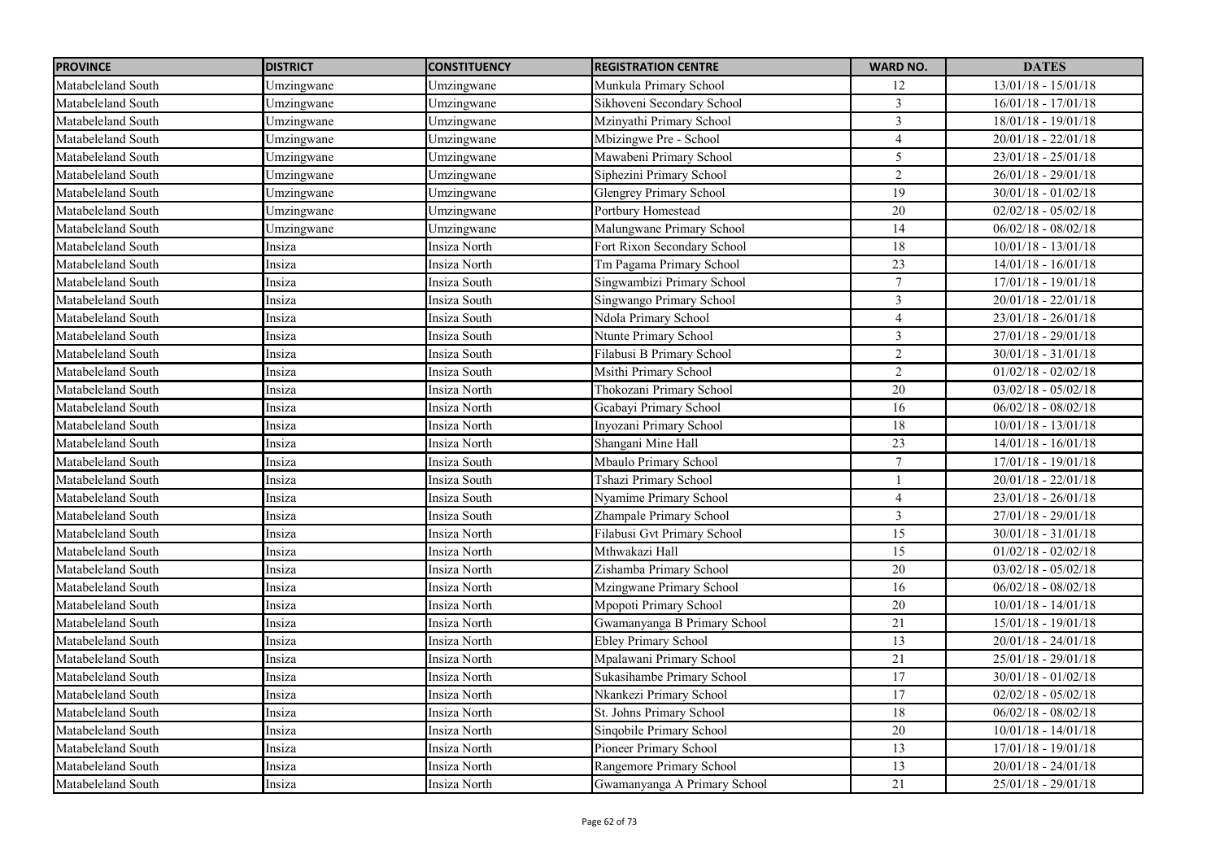| PROVINCE | DISTRICT | CONSTITUENCY | REGISTRATION CENTRE | WARD NO. | DATES |
|---|---|---|---|---|---|
| Matabeleland South | Umzingwane | Umzingwane | Munkula Primary School | 12 | 13/01/18 - 15/01/18 |
| Matabeleland South | Umzingwane | Umzingwane | Sikhoveni Secondary School | 3 | 16/01/18 - 17/01/18 |
| Matabeleland South | Umzingwane | Umzingwane | Mzinyathi Primary School | 3 | 18/01/18 - 19/01/18 |
| Matabeleland South | Umzingwane | Umzingwane | Mbizingwe Pre - School | 4 | 20/01/18 - 22/01/18 |
| Matabeleland South | Umzingwane | Umzingwane | Mawabeni Primary School | 5 | 23/01/18 - 25/01/18 |
| Matabeleland South | Umzingwane | Umzingwane | Siphezini Primary School | 2 | 26/01/18 - 29/01/18 |
| Matabeleland South | Umzingwane | Umzingwane | Glengrey Primary School | 19 | 30/01/18 - 01/02/18 |
| Matabeleland South | Umzingwane | Umzingwane | Portbury Homestead | 20 | 02/02/18 - 05/02/18 |
| Matabeleland South | Umzingwane | Umzingwane | Malungwane Primary School | 14 | 06/02/18 - 08/02/18 |
| Matabeleland South | Insiza | Insiza North | Fort Rixon Secondary School | 18 | 10/01/18 - 13/01/18 |
| Matabeleland South | Insiza | Insiza North | Tm Pagama Primary School | 23 | 14/01/18 - 16/01/18 |
| Matabeleland South | Insiza | Insiza South | Singwambizi Primary School | 7 | 17/01/18 - 19/01/18 |
| Matabeleland South | Insiza | Insiza South | Singwango Primary School | 3 | 20/01/18 - 22/01/18 |
| Matabeleland South | Insiza | Insiza South | Ndola Primary School | 4 | 23/01/18 - 26/01/18 |
| Matabeleland South | Insiza | Insiza South | Ntunte Primary School | 3 | 27/01/18 - 29/01/18 |
| Matabeleland South | Insiza | Insiza South | Filabusi B Primary School | 2 | 30/01/18 - 31/01/18 |
| Matabeleland South | Insiza | Insiza South | Msithi Primary School | 2 | 01/02/18 - 02/02/18 |
| Matabeleland South | Insiza | Insiza North | Thokozani Primary School | 20 | 03/02/18 - 05/02/18 |
| Matabeleland South | Insiza | Insiza North | Gcabayi Primary School | 16 | 06/02/18 - 08/02/18 |
| Matabeleland South | Insiza | Insiza North | Inyozani Primary School | 18 | 10/01/18 - 13/01/18 |
| Matabeleland South | Insiza | Insiza North | Shangani Mine Hall | 23 | 14/01/18 - 16/01/18 |
| Matabeleland South | Insiza | Insiza South | Mbaulo Primary School | 7 | 17/01/18 - 19/01/18 |
| Matabeleland South | Insiza | Insiza South | Tshazi Primary School | 1 | 20/01/18 - 22/01/18 |
| Matabeleland South | Insiza | Insiza South | Nyamime Primary School | 4 | 23/01/18 - 26/01/18 |
| Matabeleland South | Insiza | Insiza South | Zhampale Primary School | 3 | 27/01/18 - 29/01/18 |
| Matabeleland South | Insiza | Insiza North | Filabusi Gvt Primary School | 15 | 30/01/18 - 31/01/18 |
| Matabeleland South | Insiza | Insiza North | Mthwakazi Hall | 15 | 01/02/18 - 02/02/18 |
| Matabeleland South | Insiza | Insiza North | Zishamba Primary School | 20 | 03/02/18 - 05/02/18 |
| Matabeleland South | Insiza | Insiza North | Mzingwane Primary School | 16 | 06/02/18 - 08/02/18 |
| Matabeleland South | Insiza | Insiza North | Mpopoti Primary School | 20 | 10/01/18 - 14/01/18 |
| Matabeleland South | Insiza | Insiza North | Gwamanyanga B Primary School | 21 | 15/01/18 - 19/01/18 |
| Matabeleland South | Insiza | Insiza North | Ebley Primary School | 13 | 20/01/18 - 24/01/18 |
| Matabeleland South | Insiza | Insiza North | Mpalawani Primary School | 21 | 25/01/18 - 29/01/18 |
| Matabeleland South | Insiza | Insiza North | Sukasihambe Primary School | 17 | 30/01/18 - 01/02/18 |
| Matabeleland South | Insiza | Insiza North | Nkankezi Primary School | 17 | 02/02/18 - 05/02/18 |
| Matabeleland South | Insiza | Insiza North | St. Johns Primary School | 18 | 06/02/18 - 08/02/18 |
| Matabeleland South | Insiza | Insiza North | Sinqobile Primary School | 20 | 10/01/18 - 14/01/18 |
| Matabeleland South | Insiza | Insiza North | Pioneer Primary School | 13 | 17/01/18 - 19/01/18 |
| Matabeleland South | Insiza | Insiza North | Rangemore Primary School | 13 | 20/01/18 - 24/01/18 |
| Matabeleland South | Insiza | Insiza North | Gwamanyanga A Primary School | 21 | 25/01/18 - 29/01/18 |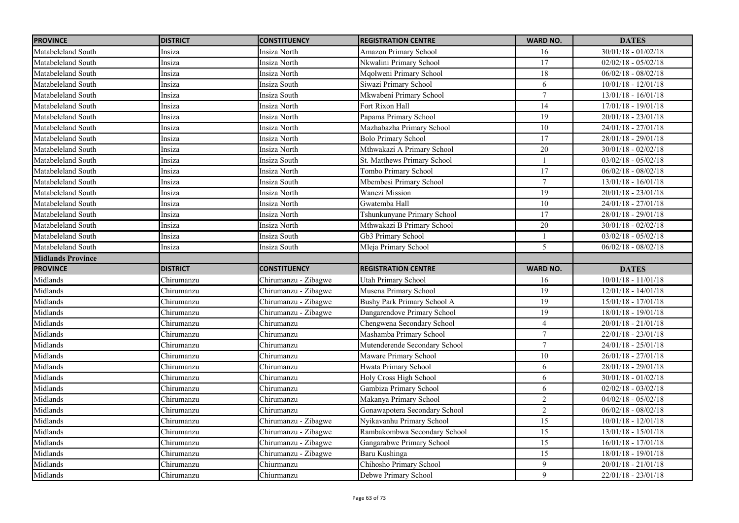| PROVINCE | DISTRICT | CONSTITUENCY | REGISTRATION CENTRE | WARD NO. | DATES |
|---|---|---|---|---|---|
| Matabeleland South | Insiza | Insiza North | Amazon Primary School | 16 | 30/01/18 - 01/02/18 |
| Matabeleland South | Insiza | Insiza North | Nkwalini Primary School | 17 | 02/02/18 - 05/02/18 |
| Matabeleland South | Insiza | Insiza North | Mqolweni Primary School | 18 | 06/02/18 - 08/02/18 |
| Matabeleland South | Insiza | Insiza South | Siwazi Primary School | 6 | 10/01/18 - 12/01/18 |
| Matabeleland South | Insiza | Insiza South | Mkwabeni Primary School | 7 | 13/01/18 - 16/01/18 |
| Matabeleland South | Insiza | Insiza North | Fort Rixon Hall | 14 | 17/01/18 - 19/01/18 |
| Matabeleland South | Insiza | Insiza North | Papama Primary School | 19 | 20/01/18 - 23/01/18 |
| Matabeleland South | Insiza | Insiza North | Mazhabazha Primary School | 10 | 24/01/18 - 27/01/18 |
| Matabeleland South | Insiza | Insiza North | Bolo Primary School | 17 | 28/01/18 - 29/01/18 |
| Matabeleland South | Insiza | Insiza North | Mthwakazi A Primary School | 20 | 30/01/18 - 02/02/18 |
| Matabeleland South | Insiza | Insiza South | St. Matthews Primary School | 1 | 03/02/18 - 05/02/18 |
| Matabeleland South | Insiza | Insiza North | Tombo Primary School | 17 | 06/02/18 - 08/02/18 |
| Matabeleland South | Insiza | Insiza South | Mbembesi Primary School | 7 | 13/01/18 - 16/01/18 |
| Matabeleland South | Insiza | Insiza North | Wanezi Mission | 19 | 20/01/18 - 23/01/18 |
| Matabeleland South | Insiza | Insiza North | Gwatemba Hall | 10 | 24/01/18 - 27/01/18 |
| Matabeleland South | Insiza | Insiza North | Tshunkunyane Primary School | 17 | 28/01/18 - 29/01/18 |
| Matabeleland South | Insiza | Insiza North | Mthwakazi B Primary School | 20 | 30/01/18 - 02/02/18 |
| Matabeleland South | Insiza | Insiza South | Gb3 Primary School | 1 | 03/02/18 - 05/02/18 |
| Matabeleland South | Insiza | Insiza South | Mleja Primary School | 5 | 06/02/18 - 08/02/18 |
| **Midlands Province** | | | | | |
| **PROVINCE** | **DISTRICT** | **CONSTITUENCY** | **REGISTRATION CENTRE** | **WARD NO.** | **DATES** |
| Midlands | Chirumanzu | Chirumanzu - Zibagwe | Utah Primary School | 16 | 10/01/18 - 11/01/18 |
| Midlands | Chirumanzu | Chirumanzu - Zibagwe | Musena Primary School | 19 | 12/01/18 - 14/01/18 |
| Midlands | Chirumanzu | Chirumanzu - Zibagwe | Bushy Park Primary School A | 19 | 15/01/18 - 17/01/18 |
| Midlands | Chirumanzu | Chirumanzu - Zibagwe | Dangarendove Primary School | 19 | 18/01/18 - 19/01/18 |
| Midlands | Chirumanzu | Chirumanzu | Chengwena Secondary School | 4 | 20/01/18 - 21/01/18 |
| Midlands | Chirumanzu | Chirumanzu | Mashamba Primary School | 7 | 22/01/18 - 23/01/18 |
| Midlands | Chirumanzu | Chirumanzu | Mutenderende Secondary School | 7 | 24/01/18 - 25/01/18 |
| Midlands | Chirumanzu | Chirumanzu | Maware Primary School | 10 | 26/01/18 - 27/01/18 |
| Midlands | Chirumanzu | Chirumanzu | Hwata Primary School | 6 | 28/01/18 - 29/01/18 |
| Midlands | Chirumanzu | Chirumanzu | Holy Cross High School | 6 | 30/01/18 - 01/02/18 |
| Midlands | Chirumanzu | Chirumanzu | Gambiza Primary School | 6 | 02/02/18 - 03/02/18 |
| Midlands | Chirumanzu | Chirumanzu | Makanya Primary School | 2 | 04/02/18 - 05/02/18 |
| Midlands | Chirumanzu | Chirumanzu | Gonawapotera Secondary School | 2 | 06/02/18 - 08/02/18 |
| Midlands | Chirumanzu | Chirumanzu - Zibagwe | Nyikavanhu Primary School | 15 | 10/01/18 - 12/01/18 |
| Midlands | Chirumanzu | Chirumanzu - Zibagwe | Rambakombwa Secondary School | 15 | 13/01/18 - 15/01/18 |
| Midlands | Chirumanzu | Chirumanzu - Zibagwe | Gangarabwe Primary School | 15 | 16/01/18 - 17/01/18 |
| Midlands | Chirumanzu | Chirumanzu - Zibagwe | Baru Kushinga | 15 | 18/01/18 - 19/01/18 |
| Midlands | Chirumanzu | Chiurmanzu | Chihosho Primary School | 9 | 20/01/18 - 21/01/18 |
| Midlands | Chirumanzu | Chiurmanzu | Debwe Primary School | 9 | 22/01/18 - 23/01/18 |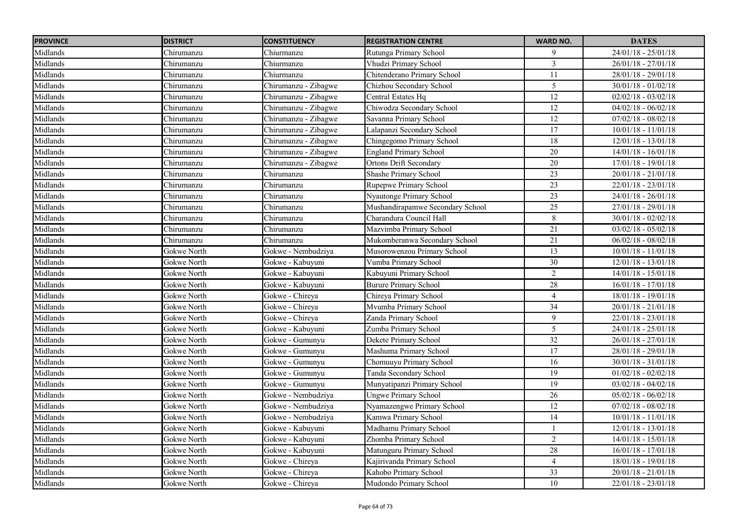| PROVINCE | DISTRICT | CONSTITUENCY | REGISTRATION CENTRE | WARD NO. | DATES |
|---|---|---|---|---|---|
| Midlands | Chirumanzu | Chiurmanzu | Rutunga Primary School | 9 | 24/01/18 - 25/01/18 |
| Midlands | Chirumanzu | Chiurmanzu | Vhudzi Primary School | 3 | 26/01/18 - 27/01/18 |
| Midlands | Chirumanzu | Chiurmanzu | Chitenderano Primary School | 11 | 28/01/18 - 29/01/18 |
| Midlands | Chirumanzu | Chirumanzu - Zibagwe | Chizhou Secondary School | 5 | 30/01/18 - 01/02/18 |
| Midlands | Chirumanzu | Chirumanzu - Zibagwe | Central Estates Hq | 12 | 02/02/18 - 03/02/18 |
| Midlands | Chirumanzu | Chirumanzu - Zibagwe | Chiwodza Secondary School | 12 | 04/02/18 - 06/02/18 |
| Midlands | Chirumanzu | Chirumanzu - Zibagwe | Savanna Primary School | 12 | 07/02/18 - 08/02/18 |
| Midlands | Chirumanzu | Chirumanzu - Zibagwe | Lalapanzi Secondary School | 17 | 10/01/18 - 11/01/18 |
| Midlands | Chirumanzu | Chirumanzu - Zibagwe | Chingegomo Primary School | 18 | 12/01/18 - 13/01/18 |
| Midlands | Chirumanzu | Chirumanzu - Zibagwe | England Primary School | 20 | 14/01/18 - 16/01/18 |
| Midlands | Chirumanzu | Chirumanzu - Zibagwe | Ortons Drift Secondary | 20 | 17/01/18 - 19/01/18 |
| Midlands | Chirumanzu | Chirumanzu | Shashe Primary School | 23 | 20/01/18 - 21/01/18 |
| Midlands | Chirumanzu | Chirumanzu | Rupepwe Primary School | 23 | 22/01/18 - 23/01/18 |
| Midlands | Chirumanzu | Chirumanzu | Nyautonge Primary School | 23 | 24/01/18 - 26/01/18 |
| Midlands | Chirumanzu | Chirumanzu | Mushandirapamwe Secondary School | 25 | 27/01/18 - 29/01/18 |
| Midlands | Chirumanzu | Chirumanzu | Charandura Council Hall | 8 | 30/01/18 - 02/02/18 |
| Midlands | Chirumanzu | Chirumanzu | Mazvimba Primary School | 21 | 03/02/18 - 05/02/18 |
| Midlands | Chirumanzu | Chirumanzu | Mukomberanwa Secondary School | 21 | 06/02/18 - 08/02/18 |
| Midlands | Gokwe North | Gokwe - Nembudziya | Musorowenzou Primary School | 13 | 10/01/18 - 11/01/18 |
| Midlands | Gokwe North | Gokwe - Kabuyuni | Vumba Primary School | 30 | 12/01/18 - 13/01/18 |
| Midlands | Gokwe North | Gokwe - Kabuyuni | Kabuyuni Primary School | 2 | 14/01/18 - 15/01/18 |
| Midlands | Gokwe North | Gokwe - Kabuyuni | Burure Primary School | 28 | 16/01/18 - 17/01/18 |
| Midlands | Gokwe North | Gokwe - Chireya | Chireya Primary School | 4 | 18/01/18 - 19/01/18 |
| Midlands | Gokwe North | Gokwe - Chireya | Mvumba Primary School | 34 | 20/01/18 - 21/01/18 |
| Midlands | Gokwe North | Gokwe - Chireya | Zanda Primary School | 9 | 22/01/18 - 23/01/18 |
| Midlands | Gokwe North | Gokwe - Kabuyuni | Zumba Primary School | 5 | 24/01/18 - 25/01/18 |
| Midlands | Gokwe North | Gokwe - Gumunyu | Dekete Primary School | 32 | 26/01/18 - 27/01/18 |
| Midlands | Gokwe North | Gokwe - Gumunyu | Mashuma Primary School | 17 | 28/01/18 - 29/01/18 |
| Midlands | Gokwe North | Gokwe - Gumunyu | Chomuuyu Primary School | 16 | 30/01/18 - 31/01/18 |
| Midlands | Gokwe North | Gokwe - Gumunyu | Tanda Secondary School | 19 | 01/02/18 - 02/02/18 |
| Midlands | Gokwe North | Gokwe - Gumunyu | Munyatipanzi Primary School | 19 | 03/02/18 - 04/02/18 |
| Midlands | Gokwe North | Gokwe - Nembudziya | Ungwe Primary School | 26 | 05/02/18 - 06/02/18 |
| Midlands | Gokwe North | Gokwe - Nembudziya | Nyamazengwe Primary School | 12 | 07/02/18 - 08/02/18 |
| Midlands | Gokwe North | Gokwe - Nembudziya | Kamwa Primary School | 14 | 10/01/18 - 11/01/18 |
| Midlands | Gokwe North | Gokwe - Kabuyuni | Madhamu Primary School | 1 | 12/01/18 - 13/01/18 |
| Midlands | Gokwe North | Gokwe - Kabuyuni | Zhomba Primary School | 2 | 14/01/18 - 15/01/18 |
| Midlands | Gokwe North | Gokwe - Kabuyuni | Matunguru Primary School | 28 | 16/01/18 - 17/01/18 |
| Midlands | Gokwe North | Gokwe - Chireya | Kajirivanda Primary School | 4 | 18/01/18 - 19/01/18 |
| Midlands | Gokwe North | Gokwe - Chireya | Kahobo Primary School | 33 | 20/01/18 - 21/01/18 |
| Midlands | Gokwe North | Gokwe - Chireya | Mudondo Primary School | 10 | 22/01/18 - 23/01/18 |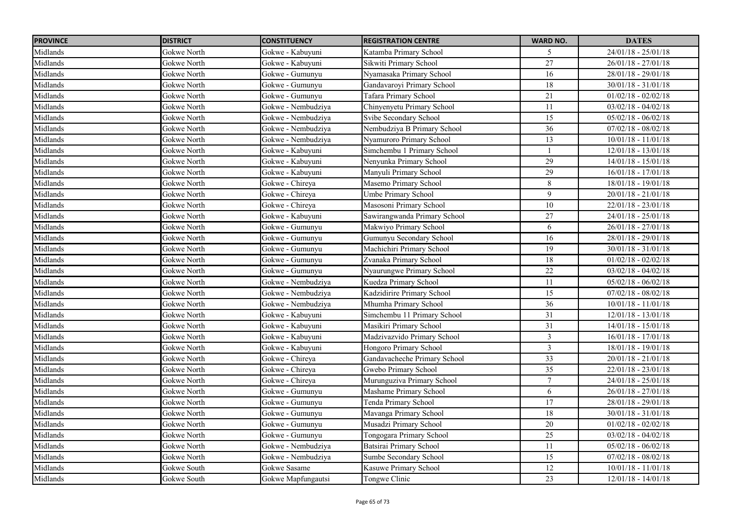| PROVINCE | DISTRICT | CONSTITUENCY | REGISTRATION CENTRE | WARD NO. | DATES |
|---|---|---|---|---|---|
| Midlands | Gokwe North | Gokwe - Kabuyuni | Katamba Primary School | 5 | 24/01/18 - 25/01/18 |
| Midlands | Gokwe North | Gokwe - Kabuyuni | Sikwiti Primary School | 27 | 26/01/18 - 27/01/18 |
| Midlands | Gokwe North | Gokwe - Gumunyu | Nyamasaka Primary School | 16 | 28/01/18 - 29/01/18 |
| Midlands | Gokwe North | Gokwe - Gumunyu | Gandavaroyi Primary School | 18 | 30/01/18 - 31/01/18 |
| Midlands | Gokwe North | Gokwe - Gumunyu | Tafara Primary School | 21 | 01/02/18 - 02/02/18 |
| Midlands | Gokwe North | Gokwe - Nembudziya | Chinyenyetu Primary School | 11 | 03/02/18 - 04/02/18 |
| Midlands | Gokwe North | Gokwe - Nembudziya | Svibe Secondary School | 15 | 05/02/18 - 06/02/18 |
| Midlands | Gokwe North | Gokwe - Nembudziya | Nembudziya B Primary School | 36 | 07/02/18 - 08/02/18 |
| Midlands | Gokwe North | Gokwe - Nembudziya | Nyamuroro Primary School | 13 | 10/01/18 - 11/01/18 |
| Midlands | Gokwe North | Gokwe - Kabuyuni | Simchembu 1 Primary School | 1 | 12/01/18 - 13/01/18 |
| Midlands | Gokwe North | Gokwe - Kabuyuni | Nenyunka Primary School | 29 | 14/01/18 - 15/01/18 |
| Midlands | Gokwe North | Gokwe - Kabuyuni | Manyuli Primary School | 29 | 16/01/18 - 17/01/18 |
| Midlands | Gokwe North | Gokwe - Chireya | Masemo Primary School | 8 | 18/01/18 - 19/01/18 |
| Midlands | Gokwe North | Gokwe - Chireya | Umbe Primary School | 9 | 20/01/18 - 21/01/18 |
| Midlands | Gokwe North | Gokwe - Chireya | Masosoni Primary School | 10 | 22/01/18 - 23/01/18 |
| Midlands | Gokwe North | Gokwe - Kabuyuni | Sawirangwanda Primary School | 27 | 24/01/18 - 25/01/18 |
| Midlands | Gokwe North | Gokwe - Gumunyu | Makwiyo Primary School | 6 | 26/01/18 - 27/01/18 |
| Midlands | Gokwe North | Gokwe - Gumunyu | Gumunyu Secondary School | 16 | 28/01/18 - 29/01/18 |
| Midlands | Gokwe North | Gokwe - Gumunyu | Machichiri Primary School | 19 | 30/01/18 - 31/01/18 |
| Midlands | Gokwe North | Gokwe - Gumunyu | Zvanaka Primary School | 18 | 01/02/18 - 02/02/18 |
| Midlands | Gokwe North | Gokwe - Gumunyu | Nyaurungwe Primary School | 22 | 03/02/18 - 04/02/18 |
| Midlands | Gokwe North | Gokwe - Nembudziya | Kuedza Primary School | 11 | 05/02/18 - 06/02/18 |
| Midlands | Gokwe North | Gokwe - Nembudziya | Kadzidirire Primary School | 15 | 07/02/18 - 08/02/18 |
| Midlands | Gokwe North | Gokwe - Nembudziya | Mhumha Primary School | 36 | 10/01/18 - 11/01/18 |
| Midlands | Gokwe North | Gokwe - Kabuyuni | Simchembu 11 Primary School | 31 | 12/01/18 - 13/01/18 |
| Midlands | Gokwe North | Gokwe - Kabuyuni | Masikiri Primary School | 31 | 14/01/18 - 15/01/18 |
| Midlands | Gokwe North | Gokwe - Kabuyuni | Madzivazvido Primary School | 3 | 16/01/18 - 17/01/18 |
| Midlands | Gokwe North | Gokwe - Kabuyuni | Hongoro Primary School | 3 | 18/01/18 - 19/01/18 |
| Midlands | Gokwe North | Gokwe - Chireya | Gandavacheche Primary School | 33 | 20/01/18 - 21/01/18 |
| Midlands | Gokwe North | Gokwe - Chireya | Gwebo Primary School | 35 | 22/01/18 - 23/01/18 |
| Midlands | Gokwe North | Gokwe - Chireya | Murunguziva Primary School | 7 | 24/01/18 - 25/01/18 |
| Midlands | Gokwe North | Gokwe - Gumunyu | Mashame Primary School | 6 | 26/01/18 - 27/01/18 |
| Midlands | Gokwe North | Gokwe - Gumunyu | Tenda Primary School | 17 | 28/01/18 - 29/01/18 |
| Midlands | Gokwe North | Gokwe - Gumunyu | Mavanga Primary School | 18 | 30/01/18 - 31/01/18 |
| Midlands | Gokwe North | Gokwe - Gumunyu | Musadzi Primary School | 20 | 01/02/18 - 02/02/18 |
| Midlands | Gokwe North | Gokwe - Gumunyu | Tongogara Primary School | 25 | 03/02/18 - 04/02/18 |
| Midlands | Gokwe North | Gokwe - Nembudziya | Batsirai Primary School | 11 | 05/02/18 - 06/02/18 |
| Midlands | Gokwe North | Gokwe - Nembudziya | Sumbe Secondary School | 15 | 07/02/18 - 08/02/18 |
| Midlands | Gokwe South | Gokwe Sasame | Kasuwe Primary School | 12 | 10/01/18 - 11/01/18 |
| Midlands | Gokwe South | Gokwe Mapfungautsi | Tongwe Clinic | 23 | 12/01/18 - 14/01/18 |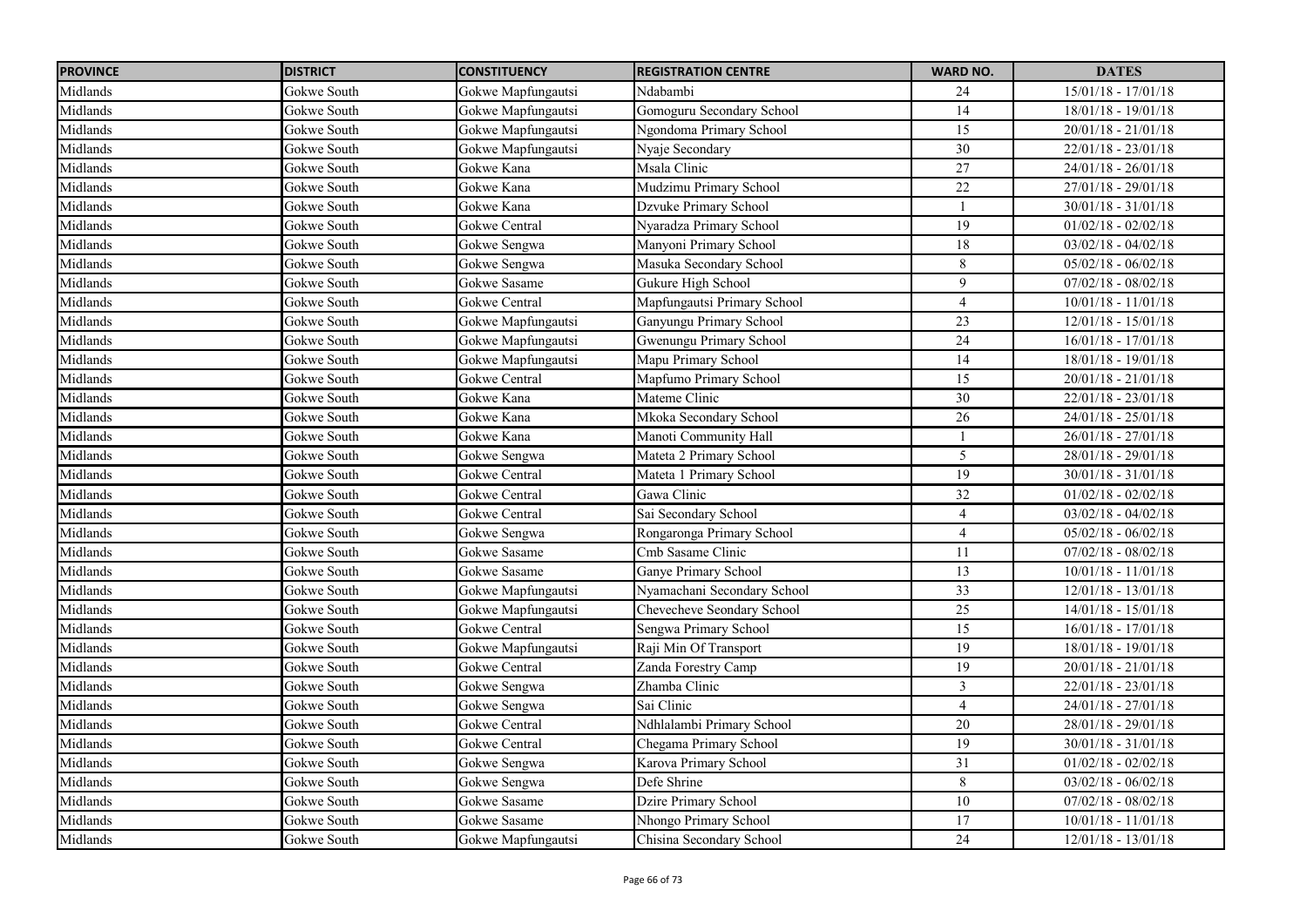| PROVINCE | DISTRICT | CONSTITUENCY | REGISTRATION CENTRE | WARD NO. | DATES |
|---|---|---|---|---|---|
| Midlands | Gokwe South | Gokwe Mapfungautsi | Ndabambi | 24 | 15/01/18 - 17/01/18 |
| Midlands | Gokwe South | Gokwe Mapfungautsi | Gomoguru Secondary School | 14 | 18/01/18 - 19/01/18 |
| Midlands | Gokwe South | Gokwe Mapfungautsi | Ngondoma Primary School | 15 | 20/01/18 - 21/01/18 |
| Midlands | Gokwe South | Gokwe Mapfungautsi | Nyaje Secondary | 30 | 22/01/18 - 23/01/18 |
| Midlands | Gokwe South | Gokwe Kana | Msala Clinic | 27 | 24/01/18 - 26/01/18 |
| Midlands | Gokwe South | Gokwe Kana | Mudzimu Primary School | 22 | 27/01/18 - 29/01/18 |
| Midlands | Gokwe South | Gokwe Kana | Dzvuke Primary School | 1 | 30/01/18 - 31/01/18 |
| Midlands | Gokwe South | Gokwe Central | Nyaradza Primary School | 19 | 01/02/18 - 02/02/18 |
| Midlands | Gokwe South | Gokwe Sengwa | Manyoni Primary School | 18 | 03/02/18 - 04/02/18 |
| Midlands | Gokwe South | Gokwe Sengwa | Masuka Secondary School | 8 | 05/02/18 - 06/02/18 |
| Midlands | Gokwe South | Gokwe Sasame | Gukure High School | 9 | 07/02/18 - 08/02/18 |
| Midlands | Gokwe South | Gokwe Central | Mapfungautsi Primary School | 4 | 10/01/18 - 11/01/18 |
| Midlands | Gokwe South | Gokwe Mapfungautsi | Ganyungu Primary School | 23 | 12/01/18 - 15/01/18 |
| Midlands | Gokwe South | Gokwe Mapfungautsi | Gwenungu Primary School | 24 | 16/01/18 - 17/01/18 |
| Midlands | Gokwe South | Gokwe Mapfungautsi | Mapu Primary School | 14 | 18/01/18 - 19/01/18 |
| Midlands | Gokwe South | Gokwe Central | Mapfumo Primary School | 15 | 20/01/18 - 21/01/18 |
| Midlands | Gokwe South | Gokwe Kana | Mateme Clinic | 30 | 22/01/18 - 23/01/18 |
| Midlands | Gokwe South | Gokwe Kana | Mkoka Secondary School | 26 | 24/01/18 - 25/01/18 |
| Midlands | Gokwe South | Gokwe Kana | Manoti Community Hall | 1 | 26/01/18 - 27/01/18 |
| Midlands | Gokwe South | Gokwe Sengwa | Mateta 2 Primary School | 5 | 28/01/18 - 29/01/18 |
| Midlands | Gokwe South | Gokwe Central | Mateta 1 Primary School | 19 | 30/01/18 - 31/01/18 |
| Midlands | Gokwe South | Gokwe Central | Gawa Clinic | 32 | 01/02/18 - 02/02/18 |
| Midlands | Gokwe South | Gokwe Central | Sai Secondary School | 4 | 03/02/18 - 04/02/18 |
| Midlands | Gokwe South | Gokwe Sengwa | Rongaronga Primary School | 4 | 05/02/18 - 06/02/18 |
| Midlands | Gokwe South | Gokwe Sasame | Cmb Sasame Clinic | 11 | 07/02/18 - 08/02/18 |
| Midlands | Gokwe South | Gokwe Sasame | Ganye Primary School | 13 | 10/01/18 - 11/01/18 |
| Midlands | Gokwe South | Gokwe Mapfungautsi | Nyamachani Secondary School | 33 | 12/01/18 - 13/01/18 |
| Midlands | Gokwe South | Gokwe Mapfungautsi | Chevecheve Seondary School | 25 | 14/01/18 - 15/01/18 |
| Midlands | Gokwe South | Gokwe Central | Sengwa Primary School | 15 | 16/01/18 - 17/01/18 |
| Midlands | Gokwe South | Gokwe Mapfungautsi | Raji Min Of Transport | 19 | 18/01/18 - 19/01/18 |
| Midlands | Gokwe South | Gokwe Central | Zanda Forestry Camp | 19 | 20/01/18 - 21/01/18 |
| Midlands | Gokwe South | Gokwe Sengwa | Zhamba Clinic | 3 | 22/01/18 - 23/01/18 |
| Midlands | Gokwe South | Gokwe Sengwa | Sai Clinic | 4 | 24/01/18 - 27/01/18 |
| Midlands | Gokwe South | Gokwe Central | Ndhlalambi Primary School | 20 | 28/01/18 - 29/01/18 |
| Midlands | Gokwe South | Gokwe Central | Chegama Primary School | 19 | 30/01/18 - 31/01/18 |
| Midlands | Gokwe South | Gokwe Sengwa | Karova Primary School | 31 | 01/02/18 - 02/02/18 |
| Midlands | Gokwe South | Gokwe Sengwa | Defe Shrine | 8 | 03/02/18 - 06/02/18 |
| Midlands | Gokwe South | Gokwe Sasame | Dzire Primary School | 10 | 07/02/18 - 08/02/18 |
| Midlands | Gokwe South | Gokwe Sasame | Nhongo Primary School | 17 | 10/01/18 - 11/01/18 |
| Midlands | Gokwe South | Gokwe Mapfungautsi | Chisina Secondary School | 24 | 12/01/18 - 13/01/18 |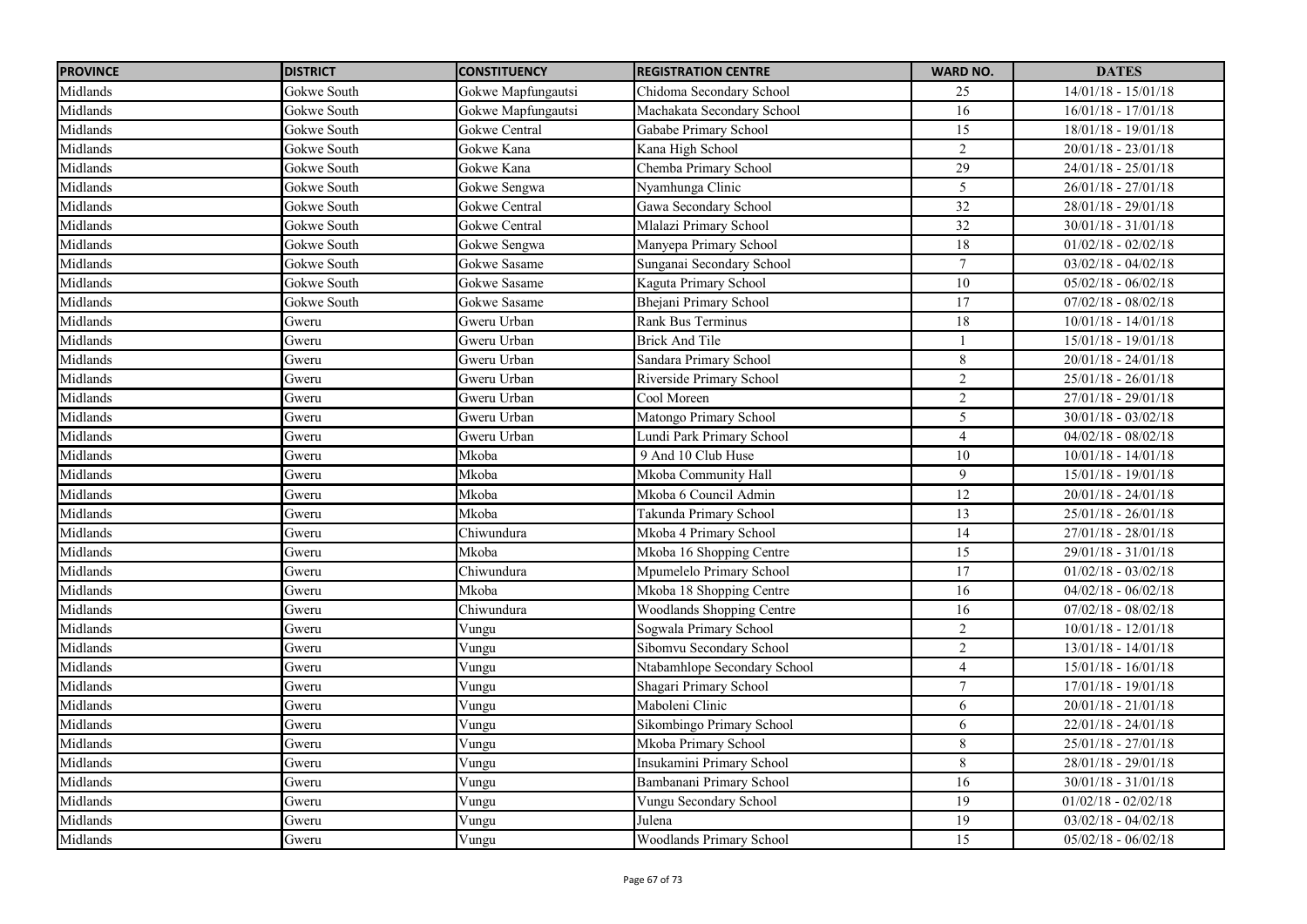| PROVINCE | DISTRICT | CONSTITUENCY | REGISTRATION CENTRE | WARD NO. | DATES |
|---|---|---|---|---|---|
| Midlands | Gokwe South | Gokwe Mapfungautsi | Chidoma Secondary School | 25 | 14/01/18 - 15/01/18 |
| Midlands | Gokwe South | Gokwe Mapfungautsi | Machakata Secondary School | 16 | 16/01/18 - 17/01/18 |
| Midlands | Gokwe South | Gokwe Central | Gababe Primary School | 15 | 18/01/18 - 19/01/18 |
| Midlands | Gokwe South | Gokwe Kana | Kana High School | 2 | 20/01/18 - 23/01/18 |
| Midlands | Gokwe South | Gokwe Kana | Chemba Primary School | 29 | 24/01/18 - 25/01/18 |
| Midlands | Gokwe South | Gokwe Sengwa | Nyamhunga Clinic | 5 | 26/01/18 - 27/01/18 |
| Midlands | Gokwe South | Gokwe Central | Gawa Secondary School | 32 | 28/01/18 - 29/01/18 |
| Midlands | Gokwe South | Gokwe Central | Mlalazi Primary School | 32 | 30/01/18 - 31/01/18 |
| Midlands | Gokwe South | Gokwe Sengwa | Manyepa Primary School | 18 | 01/02/18 - 02/02/18 |
| Midlands | Gokwe South | Gokwe Sasame | Sunganai Secondary School | 7 | 03/02/18 - 04/02/18 |
| Midlands | Gokwe South | Gokwe Sasame | Kaguta Primary School | 10 | 05/02/18 - 06/02/18 |
| Midlands | Gokwe South | Gokwe Sasame | Bhejani Primary School | 17 | 07/02/18 - 08/02/18 |
| Midlands | Gweru | Gweru Urban | Rank Bus Terminus | 18 | 10/01/18 - 14/01/18 |
| Midlands | Gweru | Gweru Urban | Brick And Tile | 1 | 15/01/18 - 19/01/18 |
| Midlands | Gweru | Gweru Urban | Sandara Primary School | 8 | 20/01/18 - 24/01/18 |
| Midlands | Gweru | Gweru Urban | Riverside Primary School | 2 | 25/01/18 - 26/01/18 |
| Midlands | Gweru | Gweru Urban | Cool Moreen | 2 | 27/01/18 - 29/01/18 |
| Midlands | Gweru | Gweru Urban | Matongo Primary School | 5 | 30/01/18 - 03/02/18 |
| Midlands | Gweru | Gweru Urban | Lundi Park Primary School | 4 | 04/02/18 - 08/02/18 |
| Midlands | Gweru | Mkoba | 9 And 10 Club Huse | 10 | 10/01/18 - 14/01/18 |
| Midlands | Gweru | Mkoba | Mkoba Community Hall | 9 | 15/01/18 - 19/01/18 |
| Midlands | Gweru | Mkoba | Mkoba 6 Council Admin | 12 | 20/01/18 - 24/01/18 |
| Midlands | Gweru | Mkoba | Takunda Primary School | 13 | 25/01/18 - 26/01/18 |
| Midlands | Gweru | Chiwundura | Mkoba 4 Primary School | 14 | 27/01/18 - 28/01/18 |
| Midlands | Gweru | Mkoba | Mkoba 16 Shopping Centre | 15 | 29/01/18 - 31/01/18 |
| Midlands | Gweru | Chiwundura | Mpumelelo Primary School | 17 | 01/02/18 - 03/02/18 |
| Midlands | Gweru | Mkoba | Mkoba 18 Shopping Centre | 16 | 04/02/18 - 06/02/18 |
| Midlands | Gweru | Chiwundura | Woodlands Shopping Centre | 16 | 07/02/18 - 08/02/18 |
| Midlands | Gweru | Vungu | Sogwala Primary School | 2 | 10/01/18 - 12/01/18 |
| Midlands | Gweru | Vungu | Sibomvu Secondary School | 2 | 13/01/18 - 14/01/18 |
| Midlands | Gweru | Vungu | Ntabamhlope Secondary School | 4 | 15/01/18 - 16/01/18 |
| Midlands | Gweru | Vungu | Shagari Primary School | 7 | 17/01/18 - 19/01/18 |
| Midlands | Gweru | Vungu | Maboleni Clinic | 6 | 20/01/18 - 21/01/18 |
| Midlands | Gweru | Vungu | Sikombingo Primary School | 6 | 22/01/18 - 24/01/18 |
| Midlands | Gweru | Vungu | Mkoba Primary School | 8 | 25/01/18 - 27/01/18 |
| Midlands | Gweru | Vungu | Insukamini Primary School | 8 | 28/01/18 - 29/01/18 |
| Midlands | Gweru | Vungu | Bambanani Primary School | 16 | 30/01/18 - 31/01/18 |
| Midlands | Gweru | Vungu | Vungu Secondary School | 19 | 01/02/18 - 02/02/18 |
| Midlands | Gweru | Vungu | Julena | 19 | 03/02/18 - 04/02/18 |
| Midlands | Gweru | Vungu | Woodlands Primary School | 15 | 05/02/18 - 06/02/18 |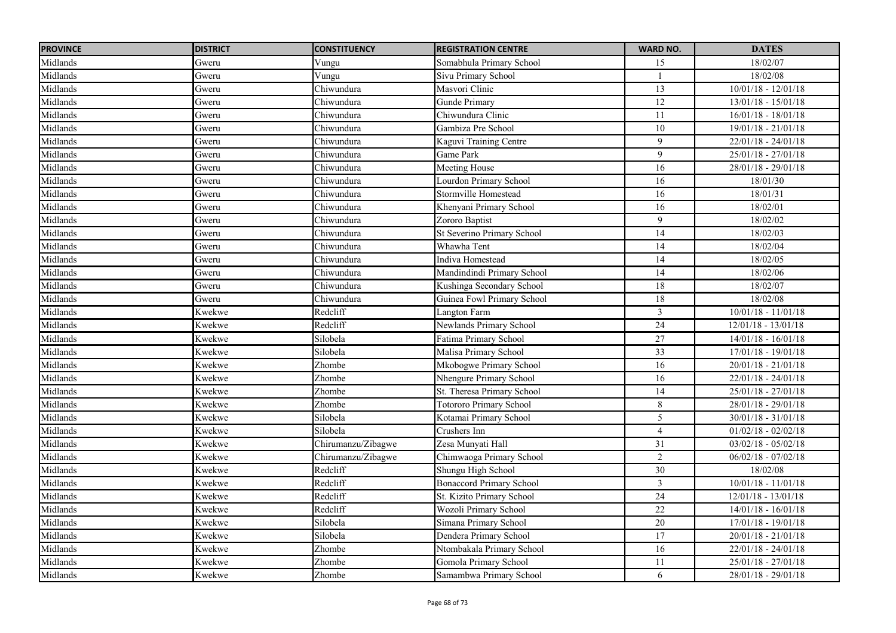| PROVINCE | DISTRICT | CONSTITUENCY | REGISTRATION CENTRE | WARD NO. | DATES |
|---|---|---|---|---|---|
| Midlands | Gweru | Vungu | Somabhula Primary School | 15 | 18/02/07 |
| Midlands | Gweru | Vungu | Sivu Primary School | 1 | 18/02/08 |
| Midlands | Gweru | Chiwundura | Masvori Clinic | 13 | 10/01/18 - 12/01/18 |
| Midlands | Gweru | Chiwundura | Gunde Primary | 12 | 13/01/18 - 15/01/18 |
| Midlands | Gweru | Chiwundura | Chiwundura Clinic | 11 | 16/01/18 - 18/01/18 |
| Midlands | Gweru | Chiwundura | Gambiza Pre School | 10 | 19/01/18 - 21/01/18 |
| Midlands | Gweru | Chiwundura | Kaguvi Training Centre | 9 | 22/01/18 - 24/01/18 |
| Midlands | Gweru | Chiwundura | Game Park | 9 | 25/01/18 - 27/01/18 |
| Midlands | Gweru | Chiwundura | Meeting House | 16 | 28/01/18 - 29/01/18 |
| Midlands | Gweru | Chiwundura | Lourdon Primary School | 16 | 18/01/30 |
| Midlands | Gweru | Chiwundura | Stormville Homestead | 16 | 18/01/31 |
| Midlands | Gweru | Chiwundura | Khenyani Primary School | 16 | 18/02/01 |
| Midlands | Gweru | Chiwundura | Zororo Baptist | 9 | 18/02/02 |
| Midlands | Gweru | Chiwundura | St Severino Primary School | 14 | 18/02/03 |
| Midlands | Gweru | Chiwundura | Whawha Tent | 14 | 18/02/04 |
| Midlands | Gweru | Chiwundura | Indiva Homestead | 14 | 18/02/05 |
| Midlands | Gweru | Chiwundura | Mandindindi Primary School | 14 | 18/02/06 |
| Midlands | Gweru | Chiwundura | Kushinga Secondary School | 18 | 18/02/07 |
| Midlands | Gweru | Chiwundura | Guinea Fowl Primary School | 18 | 18/02/08 |
| Midlands | Kwekwe | Redcliff | Langton Farm | 3 | 10/01/18 - 11/01/18 |
| Midlands | Kwekwe | Redcliff | Newlands Primary School | 24 | 12/01/18 - 13/01/18 |
| Midlands | Kwekwe | Silobela | Fatima Primary School | 27 | 14/01/18 - 16/01/18 |
| Midlands | Kwekwe | Silobela | Malisa Primary School | 33 | 17/01/18 - 19/01/18 |
| Midlands | Kwekwe | Zhombe | Mkobogwe Primary School | 16 | 20/01/18 - 21/01/18 |
| Midlands | Kwekwe | Zhombe | Nhengure Primary School | 16 | 22/01/18 - 24/01/18 |
| Midlands | Kwekwe | Zhombe | St. Theresa Primary School | 14 | 25/01/18 - 27/01/18 |
| Midlands | Kwekwe | Zhombe | Totororo Primary School | 8 | 28/01/18 - 29/01/18 |
| Midlands | Kwekwe | Silobela | Kotamai Primary School | 5 | 30/01/18 - 31/01/18 |
| Midlands | Kwekwe | Silobela | Crushers Inn | 4 | 01/02/18 - 02/02/18 |
| Midlands | Kwekwe | Chirumanzu/Zibagwe | Zesa Munyati Hall | 31 | 03/02/18 - 05/02/18 |
| Midlands | Kwekwe | Chirumanzu/Zibagwe | Chimwaoga Primary School | 2 | 06/02/18 - 07/02/18 |
| Midlands | Kwekwe | Redcliff | Shungu High School | 30 | 18/02/08 |
| Midlands | Kwekwe | Redcliff | Bonaccord Primary School | 3 | 10/01/18 - 11/01/18 |
| Midlands | Kwekwe | Redcliff | St. Kizito Primary School | 24 | 12/01/18 - 13/01/18 |
| Midlands | Kwekwe | Redcliff | Wozoli Primary School | 22 | 14/01/18 - 16/01/18 |
| Midlands | Kwekwe | Silobela | Simana Primary School | 20 | 17/01/18 - 19/01/18 |
| Midlands | Kwekwe | Silobela | Dendera Primary School | 17 | 20/01/18 - 21/01/18 |
| Midlands | Kwekwe | Zhombe | Ntombakala Primary School | 16 | 22/01/18 - 24/01/18 |
| Midlands | Kwekwe | Zhombe | Gomola Primary School | 11 | 25/01/18 - 27/01/18 |
| Midlands | Kwekwe | Zhombe | Samambwa Primary School | 6 | 28/01/18 - 29/01/18 |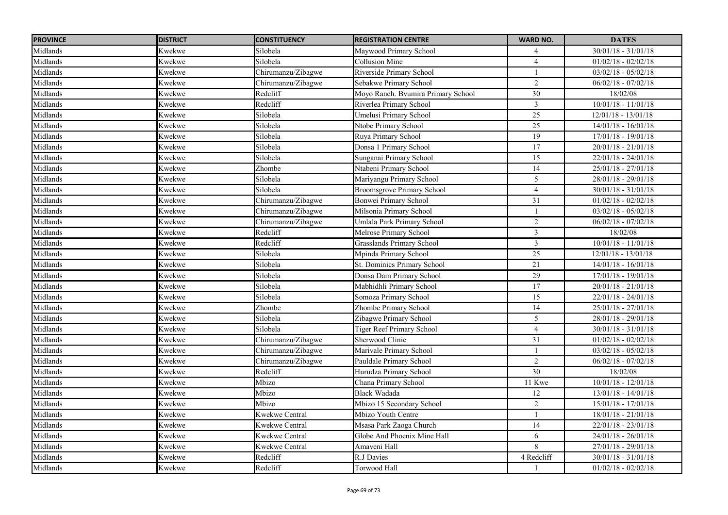| PROVINCE | DISTRICT | CONSTITUENCY | REGISTRATION CENTRE | WARD NO. | DATES |
|---|---|---|---|---|---|
| Midlands | Kwekwe | Silobela | Maywood Primary School | 4 | 30/01/18 - 31/01/18 |
| Midlands | Kwekwe | Silobela | Collusion Mine | 4 | 01/02/18 - 02/02/18 |
| Midlands | Kwekwe | Chirumanzu/Zibagwe | Riverside Primary School | 1 | 03/02/18 - 05/02/18 |
| Midlands | Kwekwe | Chirumanzu/Zibagwe | Sebakwe Primary School | 2 | 06/02/18 - 07/02/18 |
| Midlands | Kwekwe | Redcliff | Moyo Ranch. Bvumira Primary School | 30 | 18/02/08 |
| Midlands | Kwekwe | Redcliff | Riverlea Primary School | 3 | 10/01/18 - 11/01/18 |
| Midlands | Kwekwe | Silobela | Umelusi Primary School | 25 | 12/01/18 - 13/01/18 |
| Midlands | Kwekwe | Silobela | Ntobe Primary School | 25 | 14/01/18 - 16/01/18 |
| Midlands | Kwekwe | Silobela | Ruya Primary School | 19 | 17/01/18 - 19/01/18 |
| Midlands | Kwekwe | Silobela | Donsa 1 Primary School | 17 | 20/01/18 - 21/01/18 |
| Midlands | Kwekwe | Silobela | Sunganai Primary School | 15 | 22/01/18 - 24/01/18 |
| Midlands | Kwekwe | Zhombe | Ntabeni Primary School | 14 | 25/01/18 - 27/01/18 |
| Midlands | Kwekwe | Silobela | Mariyangu Primary School | 5 | 28/01/18 - 29/01/18 |
| Midlands | Kwekwe | Silobela | Broomsgrove Primary School | 4 | 30/01/18 - 31/01/18 |
| Midlands | Kwekwe | Chirumanzu/Zibagwe | Bonwei Primary School | 31 | 01/02/18 - 02/02/18 |
| Midlands | Kwekwe | Chirumanzu/Zibagwe | Milsonia Primary School | 1 | 03/02/18 - 05/02/18 |
| Midlands | Kwekwe | Chirumanzu/Zibagwe | Umlala Park Primary School | 2 | 06/02/18 - 07/02/18 |
| Midlands | Kwekwe | Redcliff | Melrose Primary School | 3 | 18/02/08 |
| Midlands | Kwekwe | Redcliff | Grasslands Primary School | 3 | 10/01/18 - 11/01/18 |
| Midlands | Kwekwe | Silobela | Mpinda Primary School | 25 | 12/01/18 - 13/01/18 |
| Midlands | Kwekwe | Silobela | St. Dominics Primary School | 21 | 14/01/18 - 16/01/18 |
| Midlands | Kwekwe | Silobela | Donsa Dam Primary School | 29 | 17/01/18 - 19/01/18 |
| Midlands | Kwekwe | Silobela | Mabhidhli Primary School | 17 | 20/01/18 - 21/01/18 |
| Midlands | Kwekwe | Silobela | Somoza Primary School | 15 | 22/01/18 - 24/01/18 |
| Midlands | Kwekwe | Zhombe | Zhombe Primary School | 14 | 25/01/18 - 27/01/18 |
| Midlands | Kwekwe | Silobela | Zibagwe Primary School | 5 | 28/01/18 - 29/01/18 |
| Midlands | Kwekwe | Silobela | Tiger Reef Primary School | 4 | 30/01/18 - 31/01/18 |
| Midlands | Kwekwe | Chirumanzu/Zibagwe | Sherwood Clinic | 31 | 01/02/18 - 02/02/18 |
| Midlands | Kwekwe | Chirumanzu/Zibagwe | Marivale Primary School | 1 | 03/02/18 - 05/02/18 |
| Midlands | Kwekwe | Chirumanzu/Zibagwe | Pauldale Primary School | 2 | 06/02/18 - 07/02/18 |
| Midlands | Kwekwe | Redcliff | Hurudza Primary School | 30 | 18/02/08 |
| Midlands | Kwekwe | Mbizo | Chana Primary School | 11 Kwe | 10/01/18 - 12/01/18 |
| Midlands | Kwekwe | Mbizo | Black Wadada | 12 | 13/01/18 - 14/01/18 |
| Midlands | Kwekwe | Mbizo | Mbizo 15 Secondary School | 2 | 15/01/18 - 17/01/18 |
| Midlands | Kwekwe | Kwekwe Central | Mbizo Youth Centre | 1 | 18/01/18 - 21/01/18 |
| Midlands | Kwekwe | Kwekwe Central | Msasa Park Zaoga Church | 14 | 22/01/18 - 23/01/18 |
| Midlands | Kwekwe | Kwekwe Central | Globe And Phoenix Mine Hall | 6 | 24/01/18 - 26/01/18 |
| Midlands | Kwekwe | Kwekwe Central | Amaveni Hall | 8 | 27/01/18 - 29/01/18 |
| Midlands | Kwekwe | Redcliff | R.J Davies | 4 Redcliff | 30/01/18 - 31/01/18 |
| Midlands | Kwekwe | Redcliff | Torwood Hall | 1 | 01/02/18 - 02/02/18 |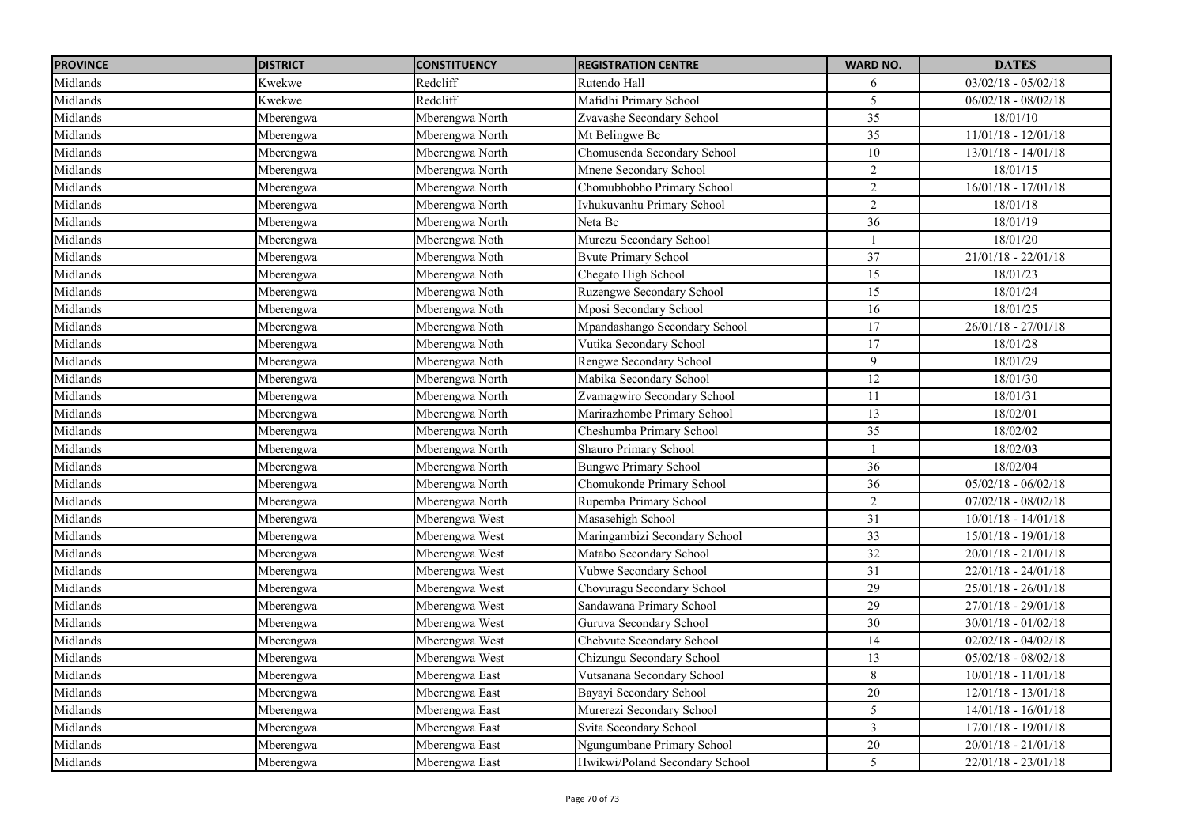| PROVINCE | DISTRICT | CONSTITUENCY | REGISTRATION CENTRE | WARD NO. | DATES |
|---|---|---|---|---|---|
| Midlands | Kwekwe | Redcliff | Rutendo Hall | 6 | 03/02/18 - 05/02/18 |
| Midlands | Kwekwe | Redcliff | Mafidhi Primary School | 5 | 06/02/18 - 08/02/18 |
| Midlands | Mberengwa | Mberengwa North | Zvavashe Secondary School | 35 | 18/01/10 |
| Midlands | Mberengwa | Mberengwa North | Mt Belingwe Bc | 35 | 11/01/18 - 12/01/18 |
| Midlands | Mberengwa | Mberengwa North | Chomusenda Secondary School | 10 | 13/01/18 - 14/01/18 |
| Midlands | Mberengwa | Mberengwa North | Mnene Secondary School | 2 | 18/01/15 |
| Midlands | Mberengwa | Mberengwa North | Chomubhobho Primary School | 2 | 16/01/18 - 17/01/18 |
| Midlands | Mberengwa | Mberengwa North | Ivhukuvanhu Primary School | 2 | 18/01/18 |
| Midlands | Mberengwa | Mberengwa North | Neta Bc | 36 | 18/01/19 |
| Midlands | Mberengwa | Mberengwa Noth | Murezu Secondary School | 1 | 18/01/20 |
| Midlands | Mberengwa | Mberengwa Noth | Bvute Primary School | 37 | 21/01/18 - 22/01/18 |
| Midlands | Mberengwa | Mberengwa Noth | Chegato High School | 15 | 18/01/23 |
| Midlands | Mberengwa | Mberengwa Noth | Ruzengwe Secondary School | 15 | 18/01/24 |
| Midlands | Mberengwa | Mberengwa Noth | Mposi Secondary School | 16 | 18/01/25 |
| Midlands | Mberengwa | Mberengwa Noth | Mpandashango Secondary School | 17 | 26/01/18 - 27/01/18 |
| Midlands | Mberengwa | Mberengwa Noth | Vutika Secondary School | 17 | 18/01/28 |
| Midlands | Mberengwa | Mberengwa Noth | Rengwe Secondary School | 9 | 18/01/29 |
| Midlands | Mberengwa | Mberengwa North | Mabika Secondary School | 12 | 18/01/30 |
| Midlands | Mberengwa | Mberengwa North | Zvamagwiro Secondary School | 11 | 18/01/31 |
| Midlands | Mberengwa | Mberengwa North | Marirazhombe Primary School | 13 | 18/02/01 |
| Midlands | Mberengwa | Mberengwa North | Cheshumba Primary School | 35 | 18/02/02 |
| Midlands | Mberengwa | Mberengwa North | Shauro Primary School | 1 | 18/02/03 |
| Midlands | Mberengwa | Mberengwa North | Bungwe Primary School | 36 | 18/02/04 |
| Midlands | Mberengwa | Mberengwa North | Chomukonde Primary School | 36 | 05/02/18 - 06/02/18 |
| Midlands | Mberengwa | Mberengwa North | Rupemba Primary School | 2 | 07/02/18 - 08/02/18 |
| Midlands | Mberengwa | Mberengwa West | Masasehigh School | 31 | 10/01/18 - 14/01/18 |
| Midlands | Mberengwa | Mberengwa West | Maringambizi Secondary School | 33 | 15/01/18 - 19/01/18 |
| Midlands | Mberengwa | Mberengwa West | Matabo Secondary School | 32 | 20/01/18 - 21/01/18 |
| Midlands | Mberengwa | Mberengwa West | Vubwe Secondary School | 31 | 22/01/18 - 24/01/18 |
| Midlands | Mberengwa | Mberengwa West | Chovuragu Secondary School | 29 | 25/01/18 - 26/01/18 |
| Midlands | Mberengwa | Mberengwa West | Sandawana Primary School | 29 | 27/01/18 - 29/01/18 |
| Midlands | Mberengwa | Mberengwa West | Guruva Secondary School | 30 | 30/01/18 - 01/02/18 |
| Midlands | Mberengwa | Mberengwa West | Chebvute Secondary School | 14 | 02/02/18 - 04/02/18 |
| Midlands | Mberengwa | Mberengwa West | Chizungu Secondary School | 13 | 05/02/18 - 08/02/18 |
| Midlands | Mberengwa | Mberengwa East | Vutsanana Secondary School | 8 | 10/01/18 - 11/01/18 |
| Midlands | Mberengwa | Mberengwa East | Bayayi Secondary School | 20 | 12/01/18 - 13/01/18 |
| Midlands | Mberengwa | Mberengwa East | Murerezi Secondary School | 5 | 14/01/18 - 16/01/18 |
| Midlands | Mberengwa | Mberengwa East | Svita Secondary School | 3 | 17/01/18 - 19/01/18 |
| Midlands | Mberengwa | Mberengwa East | Ngungumbane Primary School | 20 | 20/01/18 - 21/01/18 |
| Midlands | Mberengwa | Mberengwa East | Hwikwi/Poland Secondary School | 5 | 22/01/18 - 23/01/18 |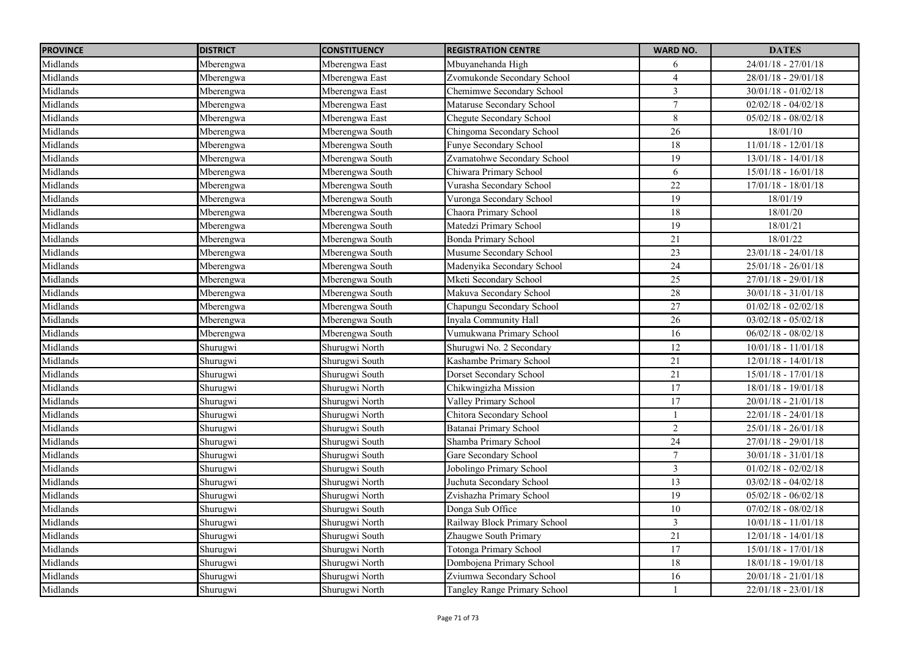| PROVINCE | DISTRICT | CONSTITUENCY | REGISTRATION CENTRE | WARD NO. | DATES |
|---|---|---|---|---|---|
| Midlands | Mberengwa | Mberengwa East | Mbuyanehanda High | 6 | 24/01/18 - 27/01/18 |
| Midlands | Mberengwa | Mberengwa East | Zvomukonde Secondary School | 4 | 28/01/18 - 29/01/18 |
| Midlands | Mberengwa | Mberengwa East | Chemimwe Secondary School | 3 | 30/01/18 - 01/02/18 |
| Midlands | Mberengwa | Mberengwa East | Mataruse Secondary School | 7 | 02/02/18 - 04/02/18 |
| Midlands | Mberengwa | Mberengwa East | Chegute Secondary School | 8 | 05/02/18 - 08/02/18 |
| Midlands | Mberengwa | Mberengwa South | Chingoma Secondary School | 26 | 18/01/10 |
| Midlands | Mberengwa | Mberengwa South | Funye Secondary School | 18 | 11/01/18 - 12/01/18 |
| Midlands | Mberengwa | Mberengwa South | Zvamatohwe Secondary School | 19 | 13/01/18 - 14/01/18 |
| Midlands | Mberengwa | Mberengwa South | Chiwara Primary School | 6 | 15/01/18 - 16/01/18 |
| Midlands | Mberengwa | Mberengwa South | Vurasha Secondary School | 22 | 17/01/18 - 18/01/18 |
| Midlands | Mberengwa | Mberengwa South | Vuronga Secondary School | 19 | 18/01/19 |
| Midlands | Mberengwa | Mberengwa South | Chaora Primary School | 18 | 18/01/20 |
| Midlands | Mberengwa | Mberengwa South | Matedzi Primary School | 19 | 18/01/21 |
| Midlands | Mberengwa | Mberengwa South | Bonda Primary School | 21 | 18/01/22 |
| Midlands | Mberengwa | Mberengwa South | Musume Secondary School | 23 | 23/01/18 - 24/01/18 |
| Midlands | Mberengwa | Mberengwa South | Madenyika Secondary School | 24 | 25/01/18 - 26/01/18 |
| Midlands | Mberengwa | Mberengwa South | Mketi Secondary School | 25 | 27/01/18 - 29/01/18 |
| Midlands | Mberengwa | Mberengwa South | Makuva Secondary School | 28 | 30/01/18 - 31/01/18 |
| Midlands | Mberengwa | Mberengwa South | Chapungu Secondary School | 27 | 01/02/18 - 02/02/18 |
| Midlands | Mberengwa | Mberengwa South | Inyala Community Hall | 26 | 03/02/18 - 05/02/18 |
| Midlands | Mberengwa | Mberengwa South | Vumukwana Primary School | 16 | 06/02/18 - 08/02/18 |
| Midlands | Shurugwi | Shurugwi North | Shurugwi No. 2 Secondary | 12 | 10/01/18 - 11/01/18 |
| Midlands | Shurugwi | Shurugwi South | Kashambe Primary School | 21 | 12/01/18 - 14/01/18 |
| Midlands | Shurugwi | Shurugwi South | Dorset Secondary School | 21 | 15/01/18 - 17/01/18 |
| Midlands | Shurugwi | Shurugwi North | Chikwingizha Mission | 17 | 18/01/18 - 19/01/18 |
| Midlands | Shurugwi | Shurugwi North | Valley Primary School | 17 | 20/01/18 - 21/01/18 |
| Midlands | Shurugwi | Shurugwi North | Chitora Secondary School | 1 | 22/01/18 - 24/01/18 |
| Midlands | Shurugwi | Shurugwi South | Batanai Primary School | 2 | 25/01/18 - 26/01/18 |
| Midlands | Shurugwi | Shurugwi South | Shamba Primary School | 24 | 27/01/18 - 29/01/18 |
| Midlands | Shurugwi | Shurugwi South | Gare Secondary School | 7 | 30/01/18 - 31/01/18 |
| Midlands | Shurugwi | Shurugwi South | Jobolingo Primary School | 3 | 01/02/18 - 02/02/18 |
| Midlands | Shurugwi | Shurugwi North | Juchuta Secondary School | 13 | 03/02/18 - 04/02/18 |
| Midlands | Shurugwi | Shurugwi North | Zvishazha Primary School | 19 | 05/02/18 - 06/02/18 |
| Midlands | Shurugwi | Shurugwi South | Donga Sub Office | 10 | 07/02/18 - 08/02/18 |
| Midlands | Shurugwi | Shurugwi North | Railway Block Primary School | 3 | 10/01/18 - 11/01/18 |
| Midlands | Shurugwi | Shurugwi South | Zhaugwe South Primary | 21 | 12/01/18 - 14/01/18 |
| Midlands | Shurugwi | Shurugwi North | Totonga Primary School | 17 | 15/01/18 - 17/01/18 |
| Midlands | Shurugwi | Shurugwi North | Dombojena Primary School | 18 | 18/01/18 - 19/01/18 |
| Midlands | Shurugwi | Shurugwi North | Zviumwa Secondary School | 16 | 20/01/18 - 21/01/18 |
| Midlands | Shurugwi | Shurugwi North | Tangley Range Primary School | 1 | 22/01/18 - 23/01/18 |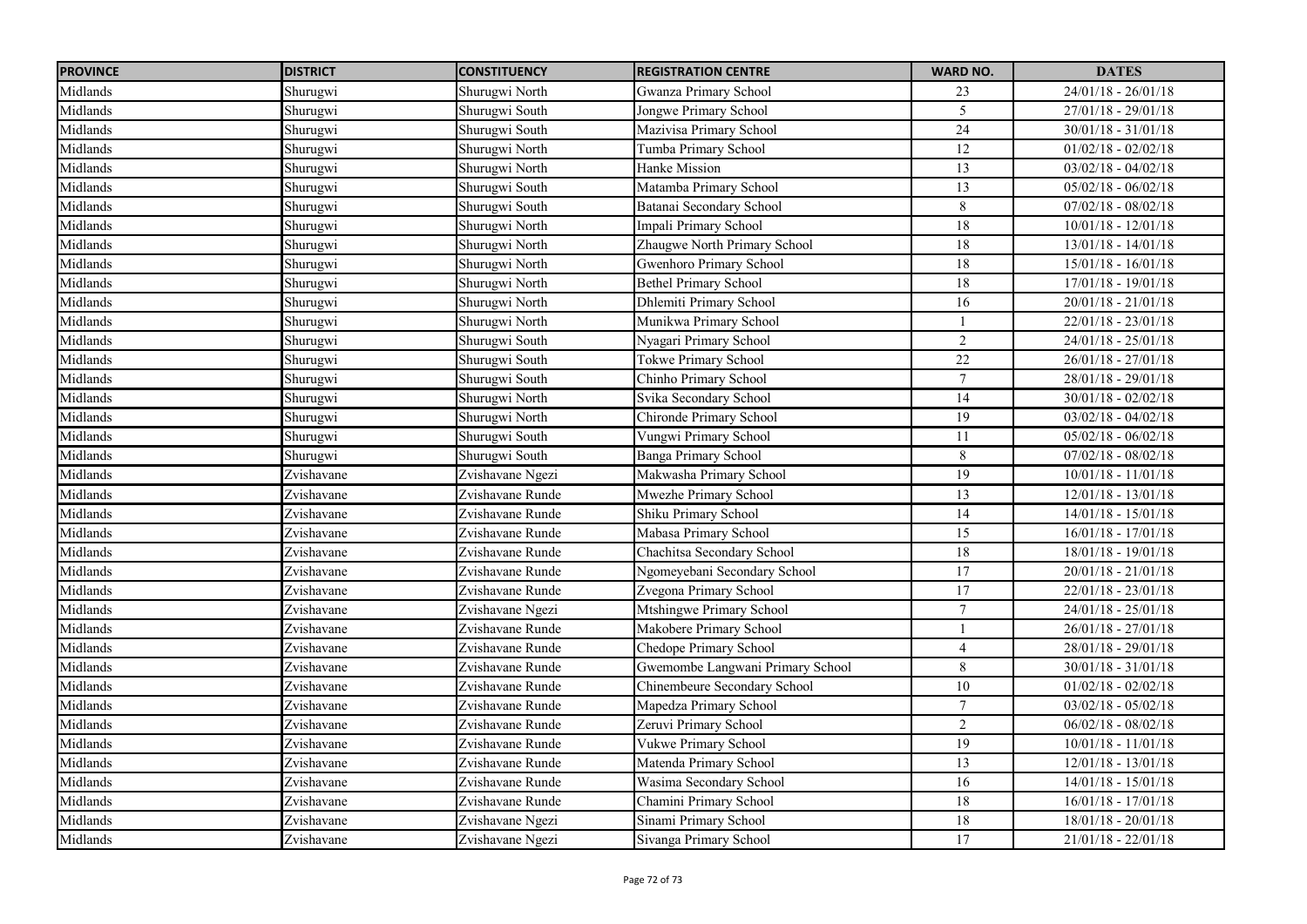| PROVINCE | DISTRICT | CONSTITUENCY | REGISTRATION CENTRE | WARD NO. | DATES |
|---|---|---|---|---|---|
| Midlands | Shurugwi | Shurugwi North | Gwanza Primary School | 23 | 24/01/18 - 26/01/18 |
| Midlands | Shurugwi | Shurugwi South | Jongwe Primary School | 5 | 27/01/18 - 29/01/18 |
| Midlands | Shurugwi | Shurugwi South | Mazivisa Primary School | 24 | 30/01/18 - 31/01/18 |
| Midlands | Shurugwi | Shurugwi North | Tumba Primary School | 12 | 01/02/18 - 02/02/18 |
| Midlands | Shurugwi | Shurugwi North | Hanke Mission | 13 | 03/02/18 - 04/02/18 |
| Midlands | Shurugwi | Shurugwi South | Matamba Primary School | 13 | 05/02/18 - 06/02/18 |
| Midlands | Shurugwi | Shurugwi South | Batanai Secondary School | 8 | 07/02/18 - 08/02/18 |
| Midlands | Shurugwi | Shurugwi North | Impali Primary School | 18 | 10/01/18 - 12/01/18 |
| Midlands | Shurugwi | Shurugwi North | Zhaugwe North Primary School | 18 | 13/01/18 - 14/01/18 |
| Midlands | Shurugwi | Shurugwi North | Gwenhoro Primary School | 18 | 15/01/18 - 16/01/18 |
| Midlands | Shurugwi | Shurugwi North | Bethel Primary School | 18 | 17/01/18 - 19/01/18 |
| Midlands | Shurugwi | Shurugwi North | Dhlemiti Primary School | 16 | 20/01/18 - 21/01/18 |
| Midlands | Shurugwi | Shurugwi North | Munikwa Primary School | 1 | 22/01/18 - 23/01/18 |
| Midlands | Shurugwi | Shurugwi South | Nyagari Primary School | 2 | 24/01/18 - 25/01/18 |
| Midlands | Shurugwi | Shurugwi South | Tokwe Primary School | 22 | 26/01/18 - 27/01/18 |
| Midlands | Shurugwi | Shurugwi South | Chinho Primary School | 7 | 28/01/18 - 29/01/18 |
| Midlands | Shurugwi | Shurugwi North | Svika Secondary School | 14 | 30/01/18 - 02/02/18 |
| Midlands | Shurugwi | Shurugwi North | Chironde Primary School | 19 | 03/02/18 - 04/02/18 |
| Midlands | Shurugwi | Shurugwi South | Vungwi Primary School | 11 | 05/02/18 - 06/02/18 |
| Midlands | Shurugwi | Shurugwi South | Banga Primary School | 8 | 07/02/18 - 08/02/18 |
| Midlands | Zvishavane | Zvishavane Ngezi | Makwasha Primary School | 19 | 10/01/18 - 11/01/18 |
| Midlands | Zvishavane | Zvishavane Runde | Mwezhe Primary School | 13 | 12/01/18 - 13/01/18 |
| Midlands | Zvishavane | Zvishavane Runde | Shiku Primary School | 14 | 14/01/18 - 15/01/18 |
| Midlands | Zvishavane | Zvishavane Runde | Mabasa Primary School | 15 | 16/01/18 - 17/01/18 |
| Midlands | Zvishavane | Zvishavane Runde | Chachitsa Secondary School | 18 | 18/01/18 - 19/01/18 |
| Midlands | Zvishavane | Zvishavane Runde | Ngomeyebani Secondary School | 17 | 20/01/18 - 21/01/18 |
| Midlands | Zvishavane | Zvishavane Runde | Zvegona Primary School | 17 | 22/01/18 - 23/01/18 |
| Midlands | Zvishavane | Zvishavane Ngezi | Mtshingwe Primary School | 7 | 24/01/18 - 25/01/18 |
| Midlands | Zvishavane | Zvishavane Runde | Makobere Primary School | 1 | 26/01/18 - 27/01/18 |
| Midlands | Zvishavane | Zvishavane Runde | Chedope Primary School | 4 | 28/01/18 - 29/01/18 |
| Midlands | Zvishavane | Zvishavane Runde | Gwemombe Langwani Primary School | 8 | 30/01/18 - 31/01/18 |
| Midlands | Zvishavane | Zvishavane Runde | Chinembeure Secondary School | 10 | 01/02/18 - 02/02/18 |
| Midlands | Zvishavane | Zvishavane Runde | Mapedza Primary School | 7 | 03/02/18 - 05/02/18 |
| Midlands | Zvishavane | Zvishavane Runde | Zeruvi Primary School | 2 | 06/02/18 - 08/02/18 |
| Midlands | Zvishavane | Zvishavane Runde | Vukwe Primary School | 19 | 10/01/18 - 11/01/18 |
| Midlands | Zvishavane | Zvishavane Runde | Matenda Primary School | 13 | 12/01/18 - 13/01/18 |
| Midlands | Zvishavane | Zvishavane Runde | Wasima Secondary School | 16 | 14/01/18 - 15/01/18 |
| Midlands | Zvishavane | Zvishavane Runde | Chamini Primary School | 18 | 16/01/18 - 17/01/18 |
| Midlands | Zvishavane | Zvishavane Ngezi | Sinami Primary School | 18 | 18/01/18 - 20/01/18 |
| Midlands | Zvishavane | Zvishavane Ngezi | Sivanga Primary School | 17 | 21/01/18 - 22/01/18 |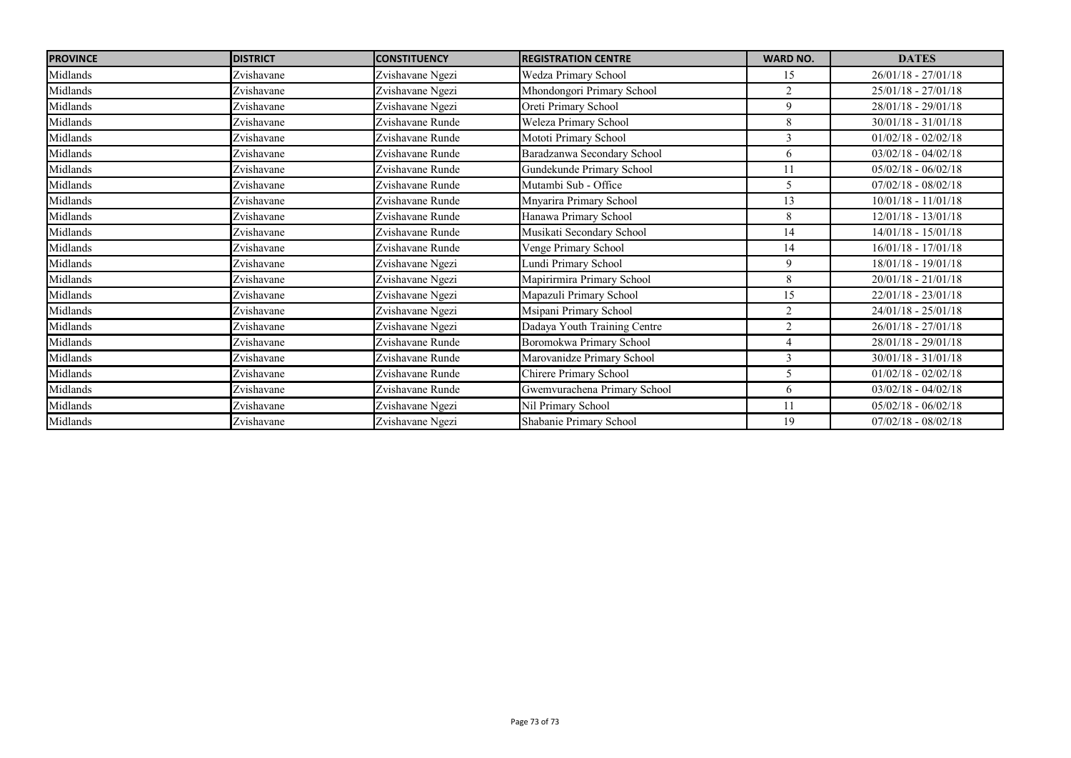| PROVINCE | DISTRICT | CONSTITUENCY | REGISTRATION CENTRE | WARD NO. | DATES |
|---|---|---|---|---|---|
| Midlands | Zvishavane | Zvishavane Ngezi | Wedza Primary School | 15 | 26/01/18 - 27/01/18 |
| Midlands | Zvishavane | Zvishavane Ngezi | Mhondongori Primary School | 2 | 25/01/18 - 27/01/18 |
| Midlands | Zvishavane | Zvishavane Ngezi | Oreti Primary School | 9 | 28/01/18 - 29/01/18 |
| Midlands | Zvishavane | Zvishavane Runde | Weleza Primary School | 8 | 30/01/18 - 31/01/18 |
| Midlands | Zvishavane | Zvishavane Runde | Mototi Primary School | 3 | 01/02/18 - 02/02/18 |
| Midlands | Zvishavane | Zvishavane Runde | Baradzanwa Secondary School | 6 | 03/02/18 - 04/02/18 |
| Midlands | Zvishavane | Zvishavane Runde | Gundekunde Primary School | 11 | 05/02/18 - 06/02/18 |
| Midlands | Zvishavane | Zvishavane Runde | Mutambi Sub - Office | 5 | 07/02/18 - 08/02/18 |
| Midlands | Zvishavane | Zvishavane Runde | Mnyarira Primary School | 13 | 10/01/18 - 11/01/18 |
| Midlands | Zvishavane | Zvishavane Runde | Hanawa Primary School | 8 | 12/01/18 - 13/01/18 |
| Midlands | Zvishavane | Zvishavane Runde | Musikati Secondary School | 14 | 14/01/18 - 15/01/18 |
| Midlands | Zvishavane | Zvishavane Runde | Venge Primary School | 14 | 16/01/18 - 17/01/18 |
| Midlands | Zvishavane | Zvishavane Ngezi | Lundi Primary School | 9 | 18/01/18 - 19/01/18 |
| Midlands | Zvishavane | Zvishavane Ngezi | Mapirirmira Primary School | 8 | 20/01/18 - 21/01/18 |
| Midlands | Zvishavane | Zvishavane Ngezi | Mapazuli Primary School | 15 | 22/01/18 - 23/01/18 |
| Midlands | Zvishavane | Zvishavane Ngezi | Msipani Primary School | 2 | 24/01/18 - 25/01/18 |
| Midlands | Zvishavane | Zvishavane Ngezi | Dadaya Youth Training Centre | 2 | 26/01/18 - 27/01/18 |
| Midlands | Zvishavane | Zvishavane Runde | Boromokwa Primary School | 4 | 28/01/18 - 29/01/18 |
| Midlands | Zvishavane | Zvishavane Runde | Marovanidze Primary School | 3 | 30/01/18 - 31/01/18 |
| Midlands | Zvishavane | Zvishavane Runde | Chirere Primary School | 5 | 01/02/18 - 02/02/18 |
| Midlands | Zvishavane | Zvishavane Runde | Gwemvurachena Primary School | 6 | 03/02/18 - 04/02/18 |
| Midlands | Zvishavane | Zvishavane Ngezi | Nil Primary School | 11 | 05/02/18 - 06/02/18 |
| Midlands | Zvishavane | Zvishavane Ngezi | Shabanie Primary School | 19 | 07/02/18 - 08/02/18 |